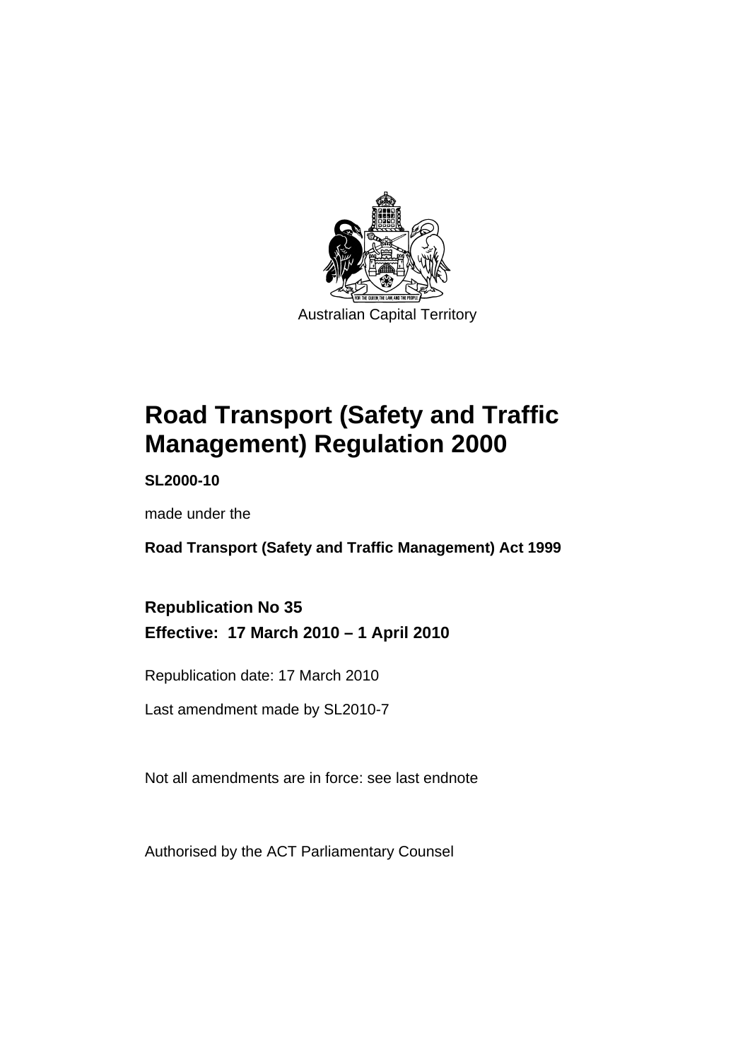Australian Capital Territory

# Road Transport (Safety and Traffic Management) Regulation 2000

**SL2000-10**

made under the

**Road Transport (Safety and Traffic Management) Act 1999**

## Republication No 35
## Effective: 17 March 2010 – 1 April 2010

Republication date: 17 March 2010

Last amendment made by SL2010-7

Not all amendments are in force: see last endnote

Authorised by the ACT Parliamentary Counsel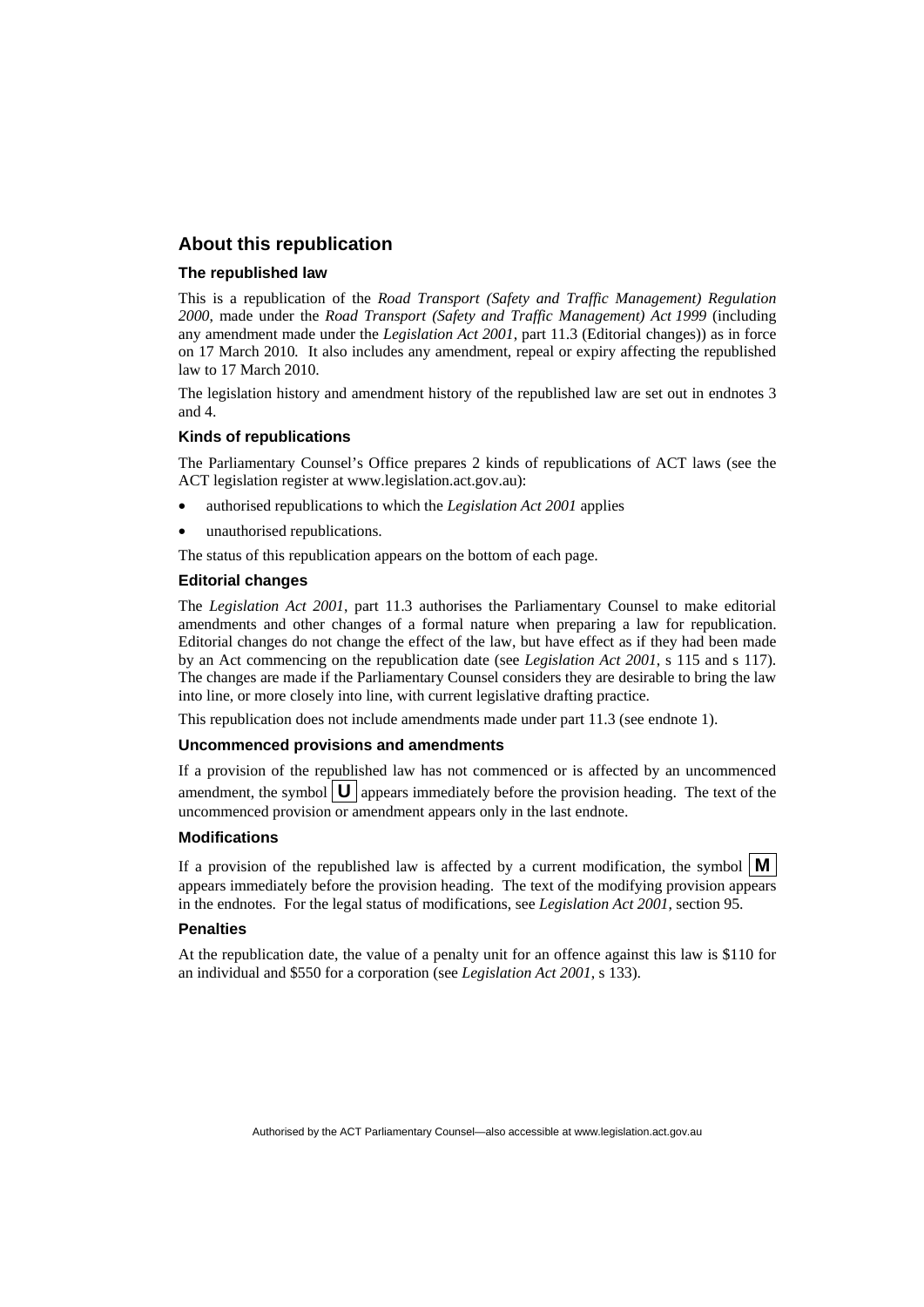## About this republication

### The republished law

This is a republication of the *Road Transport (Safety and Traffic Management) Regulation 2000*, made under the *Road Transport (Safety and Traffic Management) Act 1999* (including any amendment made under the *Legislation Act 2001*, part 11.3 (Editorial changes)) as in force on 17 March 2010*.* It also includes any amendment, repeal or expiry affecting the republished law to 17 March 2010.

The legislation history and amendment history of the republished law are set out in endnotes 3 and 4.

### Kinds of republications

The Parliamentary Counsel's Office prepares 2 kinds of republications of ACT laws (see the ACT legislation register at www.legislation.act.gov.au):

- authorised republications to which the *Legislation Act 2001* applies
- unauthorised republications.

The status of this republication appears on the bottom of each page.

### Editorial changes

The *Legislation Act 2001*, part 11.3 authorises the Parliamentary Counsel to make editorial amendments and other changes of a formal nature when preparing a law for republication. Editorial changes do not change the effect of the law, but have effect as if they had been made by an Act commencing on the republication date (see *Legislation Act 2001*, s 115 and s 117). The changes are made if the Parliamentary Counsel considers they are desirable to bring the law into line, or more closely into line, with current legislative drafting practice.

This republication does not include amendments made under part 11.3 (see endnote 1).

### Uncommenced provisions and amendments

If a provision of the republished law has not commenced or is affected by an uncommenced amendment, the symbol **U** appears immediately before the provision heading. The text of the uncommenced provision or amendment appears only in the last endnote.

### Modifications

If a provision of the republished law is affected by a current modification, the symbol **M** appears immediately before the provision heading. The text of the modifying provision appears in the endnotes. For the legal status of modifications, see *Legislation Act 2001*, section 95.

### Penalties

At the republication date, the value of a penalty unit for an offence against this law is $110 for an individual and $550 for a corporation (see *Legislation Act 2001*, s 133).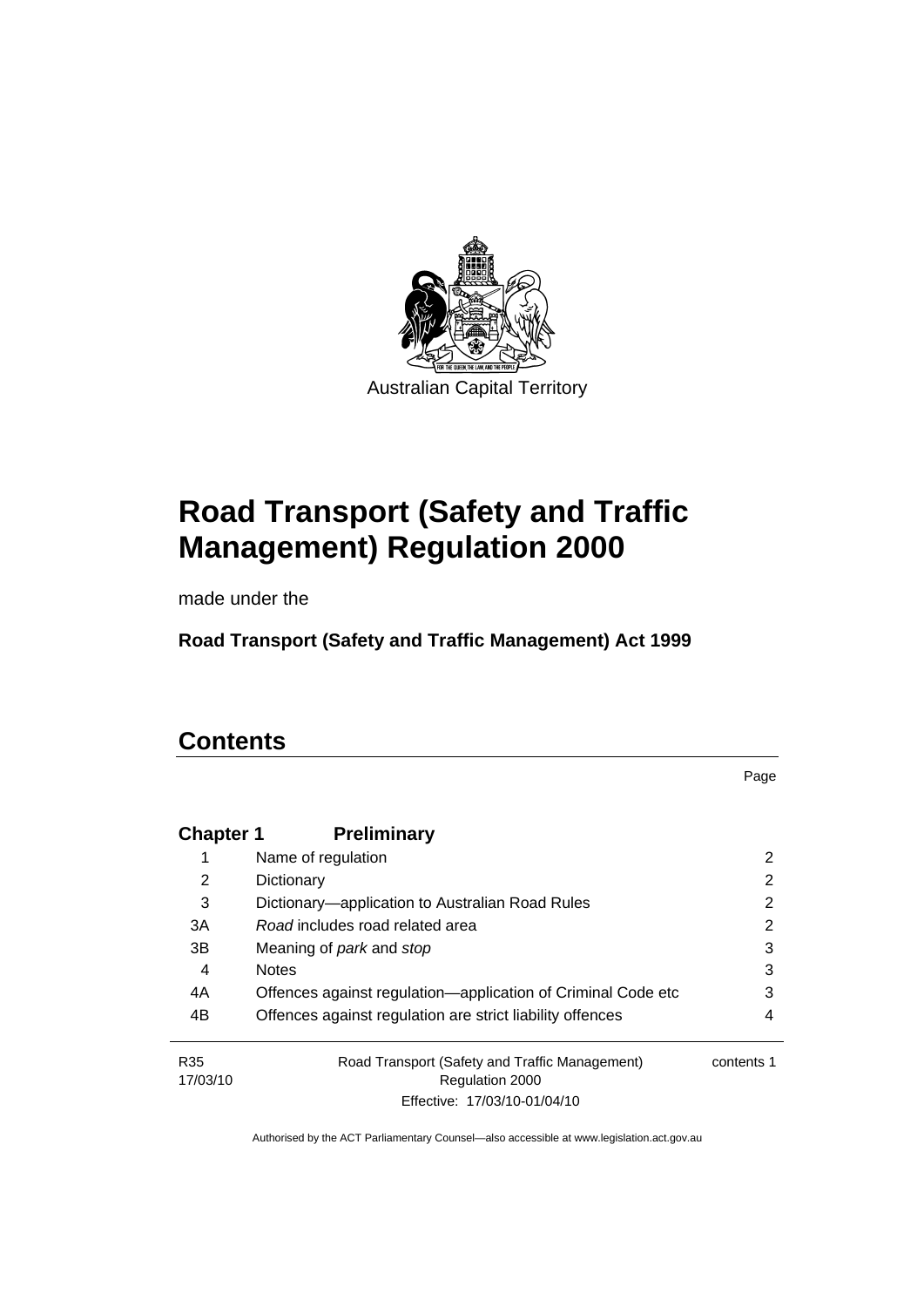Australian Capital Territory

# Road Transport (Safety and Traffic Management) Regulation 2000

made under the

**Road Transport (Safety and Traffic Management) Act 1999**

# Contents

Page

| | | |
|---|---|---|
| **Chapter 1** | **Preliminary** | |
| 1 | Name of regulation | 2 |
| 2 | Dictionary | 2 |
| 3 | Dictionary—application to Australian Road Rules | 2 |
| 3A | *Road* includes road related area | 2 |
| 3B | Meaning of *park* and *stop* | 3 |
| 4 | Notes | 3 |
| 4A | Offences against regulation—application of Criminal Code etc | 3 |
| 4B | Offences against regulation are strict liability offences | 4 |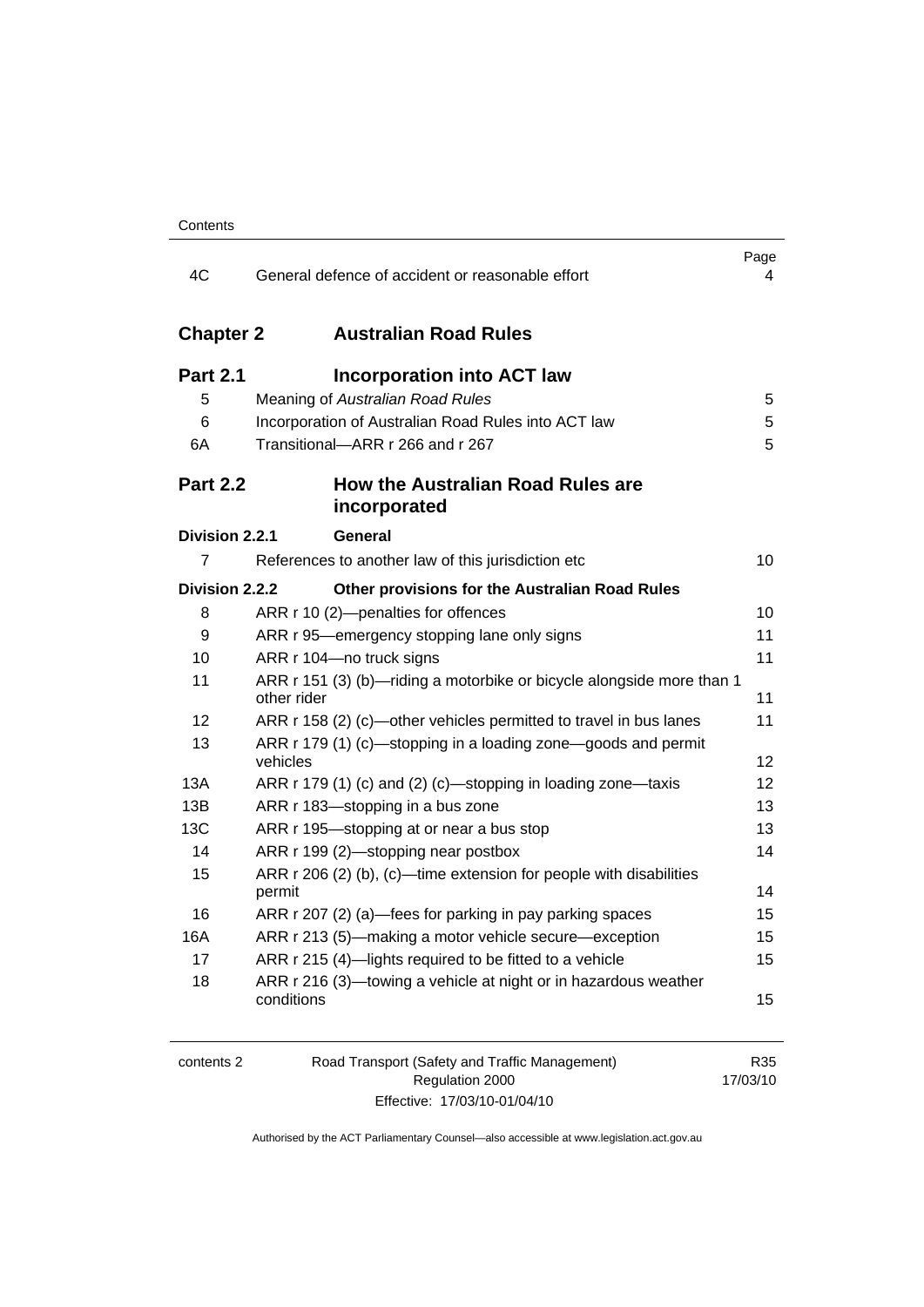| | | Page |
|---|---|---|
| 4C | General defence of accident or reasonable effort | 4 |

## Chapter 2 Australian Road Rules

### Part 2.1 Incorporation into ACT law

| | | |
|---|---|---|
| 5 | Meaning of *Australian Road Rules* | 5 |
| 6 | Incorporation of Australian Road Rules into ACT law | 5 |
| 6A | Transitional—ARR r 266 and r 267 | 5 |

### Part 2.2 How the Australian Road Rules are incorporated

#### Division 2.2.1 General

| | | |
|---|---|---|
| 7 | References to another law of this jurisdiction etc | 10 |

#### Division 2.2.2 Other provisions for the Australian Road Rules

| | | |
|---|---|---|
| 8 | ARR r 10 (2)—penalties for offences | 10 |
| 9 | ARR r 95—emergency stopping lane only signs | 11 |
| 10 | ARR r 104—no truck signs | 11 |
| 11 | ARR r 151 (3) (b)—riding a motorbike or bicycle alongside more than 1 other rider | 11 |
| 12 | ARR r 158 (2) (c)—other vehicles permitted to travel in bus lanes | 11 |
| 13 | ARR r 179 (1) (c)—stopping in a loading zone—goods and permit vehicles | 12 |
| 13A | ARR r 179 (1) (c) and (2) (c)—stopping in loading zone—taxis | 12 |
| 13B | ARR r 183—stopping in a bus zone | 13 |
| 13C | ARR r 195—stopping at or near a bus stop | 13 |
| 14 | ARR r 199 (2)—stopping near postbox | 14 |
| 15 | ARR r 206 (2) (b), (c)—time extension for people with disabilities permit | 14 |
| 16 | ARR r 207 (2) (a)—fees for parking in pay parking spaces | 15 |
| 16A | ARR r 213 (5)—making a motor vehicle secure—exception | 15 |
| 17 | ARR r 215 (4)—lights required to be fitted to a vehicle | 15 |
| 18 | ARR r 216 (3)—towing a vehicle at night or in hazardous weather conditions | 15 |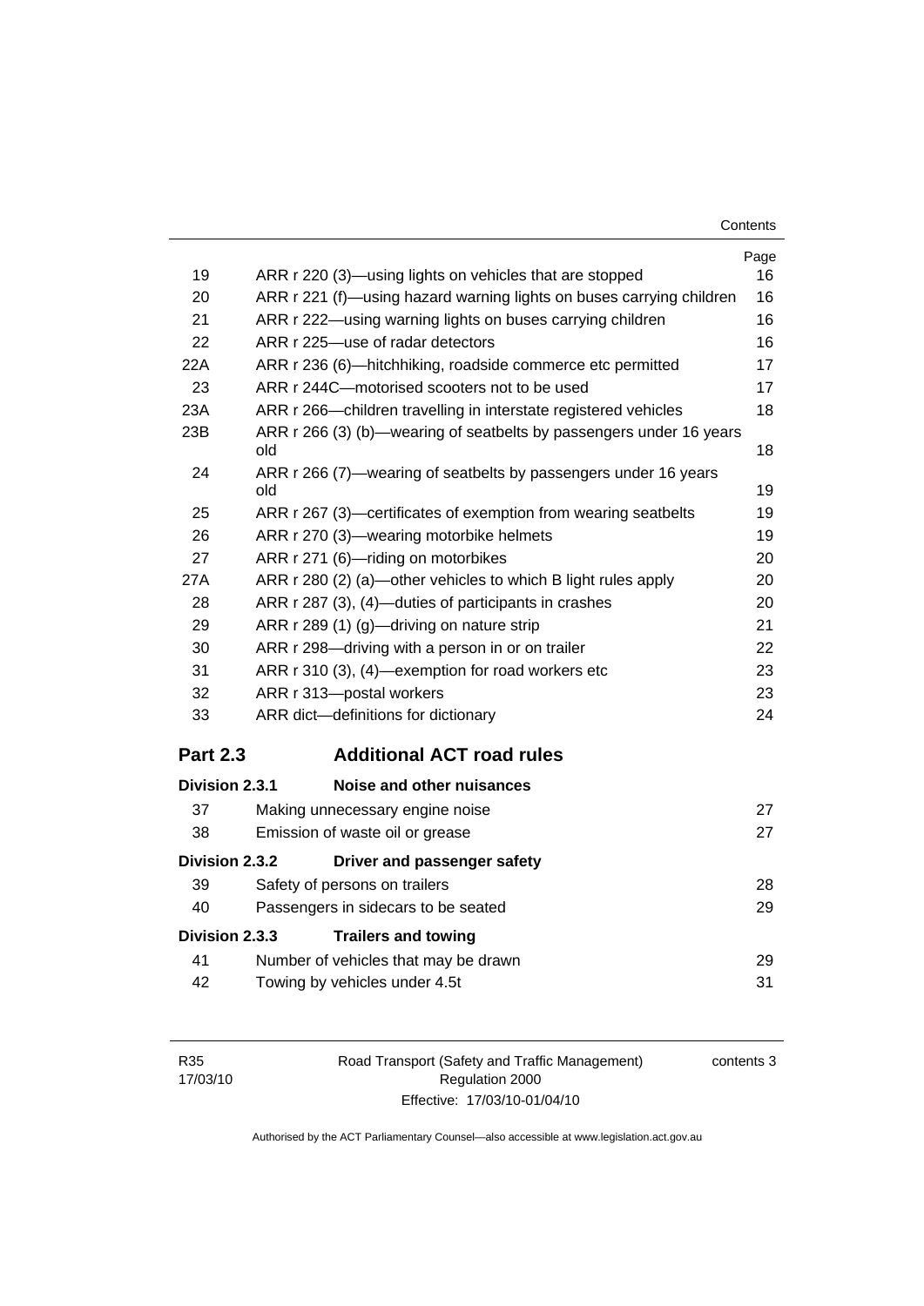| | | Page |
|---|---|---|
| 19 | ARR r 220 (3)—using lights on vehicles that are stopped | 16 |
| 20 | ARR r 221 (f)—using hazard warning lights on buses carrying children | 16 |
| 21 | ARR r 222—using warning lights on buses carrying children | 16 |
| 22 | ARR r 225—use of radar detectors | 16 |
| 22A | ARR r 236 (6)—hitchhiking, roadside commerce etc permitted | 17 |
| 23 | ARR r 244C—motorised scooters not to be used | 17 |
| 23A | ARR r 266—children travelling in interstate registered vehicles | 18 |
| 23B | ARR r 266 (3) (b)—wearing of seatbelts by passengers under 16 years old | 18 |
| 24 | ARR r 266 (7)—wearing of seatbelts by passengers under 16 years old | 19 |
| 25 | ARR r 267 (3)—certificates of exemption from wearing seatbelts | 19 |
| 26 | ARR r 270 (3)—wearing motorbike helmets | 19 |
| 27 | ARR r 271 (6)—riding on motorbikes | 20 |
| 27A | ARR r 280 (2) (a)—other vehicles to which B light rules apply | 20 |
| 28 | ARR r 287 (3), (4)—duties of participants in crashes | 20 |
| 29 | ARR r 289 (1) (g)—driving on nature strip | 21 |
| 30 | ARR r 298—driving with a person in or on trailer | 22 |
| 31 | ARR r 310 (3), (4)—exemption for road workers etc | 23 |
| 32 | ARR r 313—postal workers | 23 |
| 33 | ARR dict—definitions for dictionary | 24 |

## Part 2.3 Additional ACT road rules

**Division 2.3.1 Noise and other nuisances**

| | | |
|---|---|---|
| 37 | Making unnecessary engine noise | 27 |
| 38 | Emission of waste oil or grease | 27 |

**Division 2.3.2 Driver and passenger safety**

| | | |
|---|---|---|
| 39 | Safety of persons on trailers | 28 |
| 40 | Passengers in sidecars to be seated | 29 |

**Division 2.3.3 Trailers and towing**

| | | |
|---|---|---|
| 41 | Number of vehicles that may be drawn | 29 |
| 42 | Towing by vehicles under 4.5t | 31 |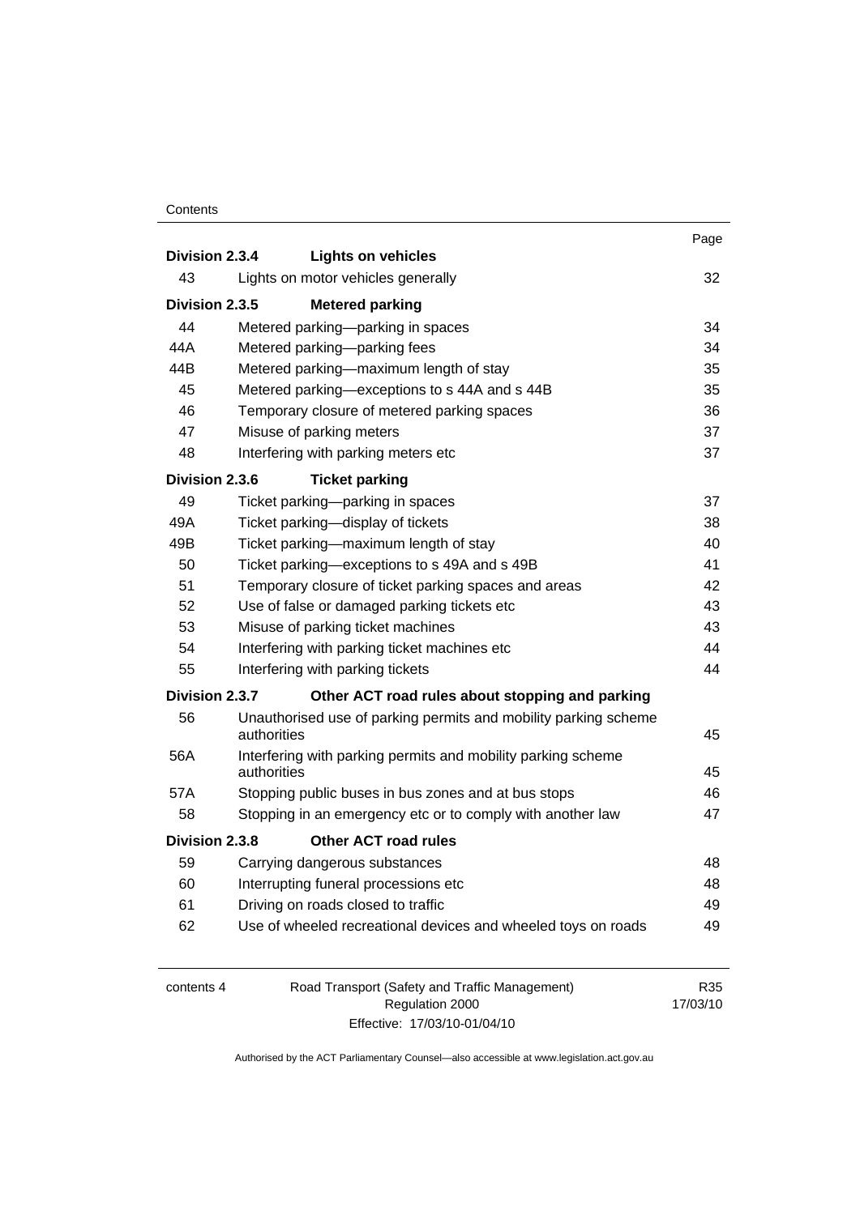| | | Page |
|---|---|---|
| **Division 2.3.4** | **Lights on vehicles** | |
| 43 | Lights on motor vehicles generally | 32 |
| **Division 2.3.5** | **Metered parking** | |
| 44 | Metered parking—parking in spaces | 34 |
| 44A | Metered parking—parking fees | 34 |
| 44B | Metered parking—maximum length of stay | 35 |
| 45 | Metered parking—exceptions to s 44A and s 44B | 35 |
| 46 | Temporary closure of metered parking spaces | 36 |
| 47 | Misuse of parking meters | 37 |
| 48 | Interfering with parking meters etc | 37 |
| **Division 2.3.6** | **Ticket parking** | |
| 49 | Ticket parking—parking in spaces | 37 |
| 49A | Ticket parking—display of tickets | 38 |
| 49B | Ticket parking—maximum length of stay | 40 |
| 50 | Ticket parking—exceptions to s 49A and s 49B | 41 |
| 51 | Temporary closure of ticket parking spaces and areas | 42 |
| 52 | Use of false or damaged parking tickets etc | 43 |
| 53 | Misuse of parking ticket machines | 43 |
| 54 | Interfering with parking ticket machines etc | 44 |
| 55 | Interfering with parking tickets | 44 |
| **Division 2.3.7** | **Other ACT road rules about stopping and parking** | |
| 56 | Unauthorised use of parking permits and mobility parking scheme authorities | 45 |
| 56A | Interfering with parking permits and mobility parking scheme authorities | 45 |
| 57A | Stopping public buses in bus zones and at bus stops | 46 |
| 58 | Stopping in an emergency etc or to comply with another law | 47 |
| **Division 2.3.8** | **Other ACT road rules** | |
| 59 | Carrying dangerous substances | 48 |
| 60 | Interrupting funeral processions etc | 48 |
| 61 | Driving on roads closed to traffic | 49 |
| 62 | Use of wheeled recreational devices and wheeled toys on roads | 49 |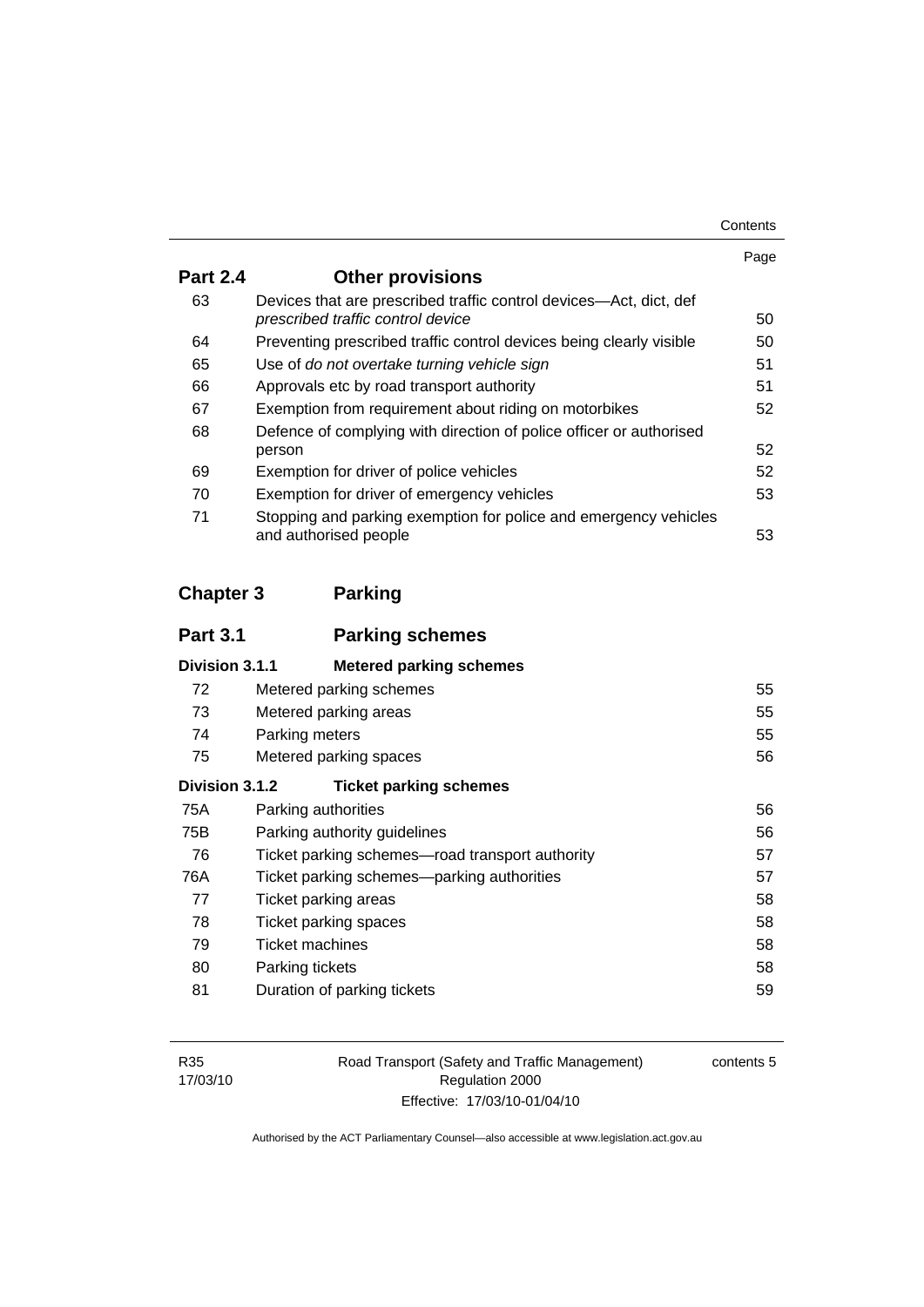| | | Page |
|---|---|---|
| **Part 2.4** | **Other provisions** | |
| 63 | Devices that are prescribed traffic control devices—Act, dict, def *prescribed traffic control device* | 50 |
| 64 | Preventing prescribed traffic control devices being clearly visible | 50 |
| 65 | Use of *do not overtake turning vehicle sign* | 51 |
| 66 | Approvals etc by road transport authority | 51 |
| 67 | Exemption from requirement about riding on motorbikes | 52 |
| 68 | Defence of complying with direction of police officer or authorised person | 52 |
| 69 | Exemption for driver of police vehicles | 52 |
| 70 | Exemption for driver of emergency vehicles | 53 |
| 71 | Stopping and parking exemption for police and emergency vehicles and authorised people | 53 |
| **Chapter 3** | **Parking** | |
| **Part 3.1** | **Parking schemes** | |
| **Division 3.1.1** | **Metered parking schemes** | |
| 72 | Metered parking schemes | 55 |
| 73 | Metered parking areas | 55 |
| 74 | Parking meters | 55 |
| 75 | Metered parking spaces | 56 |
| **Division 3.1.2** | **Ticket parking schemes** | |
| 75A | Parking authorities | 56 |
| 75B | Parking authority guidelines | 56 |
| 76 | Ticket parking schemes—road transport authority | 57 |
| 76A | Ticket parking schemes—parking authorities | 57 |
| 77 | Ticket parking areas | 58 |
| 78 | Ticket parking spaces | 58 |
| 79 | Ticket machines | 58 |
| 80 | Parking tickets | 58 |
| 81 | Duration of parking tickets | 59 |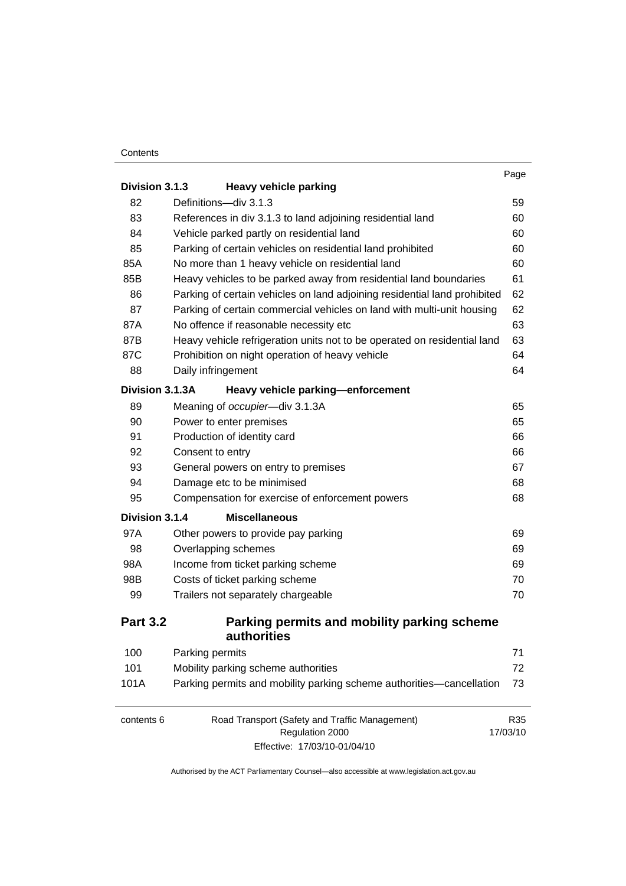| | | Page |
|---|---|---|
| **Division 3.1.3** | **Heavy vehicle parking** | |
| 82 | Definitions—div 3.1.3 | 59 |
| 83 | References in div 3.1.3 to land adjoining residential land | 60 |
| 84 | Vehicle parked partly on residential land | 60 |
| 85 | Parking of certain vehicles on residential land prohibited | 60 |
| 85A | No more than 1 heavy vehicle on residential land | 60 |
| 85B | Heavy vehicles to be parked away from residential land boundaries | 61 |
| 86 | Parking of certain vehicles on land adjoining residential land prohibited | 62 |
| 87 | Parking of certain commercial vehicles on land with multi-unit housing | 62 |
| 87A | No offence if reasonable necessity etc | 63 |
| 87B | Heavy vehicle refrigeration units not to be operated on residential land | 63 |
| 87C | Prohibition on night operation of heavy vehicle | 64 |
| 88 | Daily infringement | 64 |
| **Division 3.1.3A** | **Heavy vehicle parking—enforcement** | |
| 89 | Meaning of *occupier*—div 3.1.3A | 65 |
| 90 | Power to enter premises | 65 |
| 91 | Production of identity card | 66 |
| 92 | Consent to entry | 66 |
| 93 | General powers on entry to premises | 67 |
| 94 | Damage etc to be minimised | 68 |
| 95 | Compensation for exercise of enforcement powers | 68 |
| **Division 3.1.4** | **Miscellaneous** | |
| 97A | Other powers to provide pay parking | 69 |
| 98 | Overlapping schemes | 69 |
| 98A | Income from ticket parking scheme | 69 |
| 98B | Costs of ticket parking scheme | 70 |
| 99 | Trailers not separately chargeable | 70 |
| **Part 3.2** | **Parking permits and mobility parking scheme authorities** | |
| 100 | Parking permits | 71 |
| 101 | Mobility parking scheme authorities | 72 |
| 101A | Parking permits and mobility parking scheme authorities—cancellation | 73 |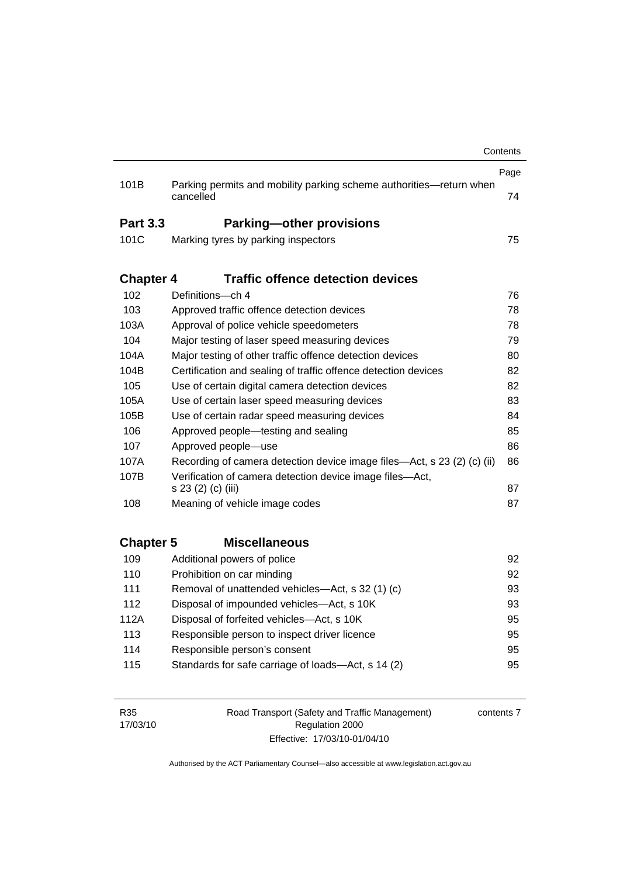| | | Page |
|---|---|---|
| 101B | Parking permits and mobility parking scheme authorities—return when cancelled | 74 |
| **Part 3.3** | **Parking—other provisions** | |
| 101C | Marking tyres by parking inspectors | 75 |
| **Chapter 4** | **Traffic offence detection devices** | |
| 102 | Definitions—ch 4 | 76 |
| 103 | Approved traffic offence detection devices | 78 |
| 103A | Approval of police vehicle speedometers | 78 |
| 104 | Major testing of laser speed measuring devices | 79 |
| 104A | Major testing of other traffic offence detection devices | 80 |
| 104B | Certification and sealing of traffic offence detection devices | 82 |
| 105 | Use of certain digital camera detection devices | 82 |
| 105A | Use of certain laser speed measuring devices | 83 |
| 105B | Use of certain radar speed measuring devices | 84 |
| 106 | Approved people—testing and sealing | 85 |
| 107 | Approved people—use | 86 |
| 107A | Recording of camera detection device image files—Act, s 23 (2) (c) (ii) | 86 |
| 107B | Verification of camera detection device image files—Act, s 23 (2) (c) (iii) | 87 |
| 108 | Meaning of vehicle image codes | 87 |
| **Chapter 5** | **Miscellaneous** | |
| 109 | Additional powers of police | 92 |
| 110 | Prohibition on car minding | 92 |
| 111 | Removal of unattended vehicles—Act, s 32 (1) (c) | 93 |
| 112 | Disposal of impounded vehicles—Act, s 10K | 93 |
| 112A | Disposal of forfeited vehicles—Act, s 10K | 95 |
| 113 | Responsible person to inspect driver licence | 95 |
| 114 | Responsible person's consent | 95 |
| 115 | Standards for safe carriage of loads—Act, s 14 (2) | 95 |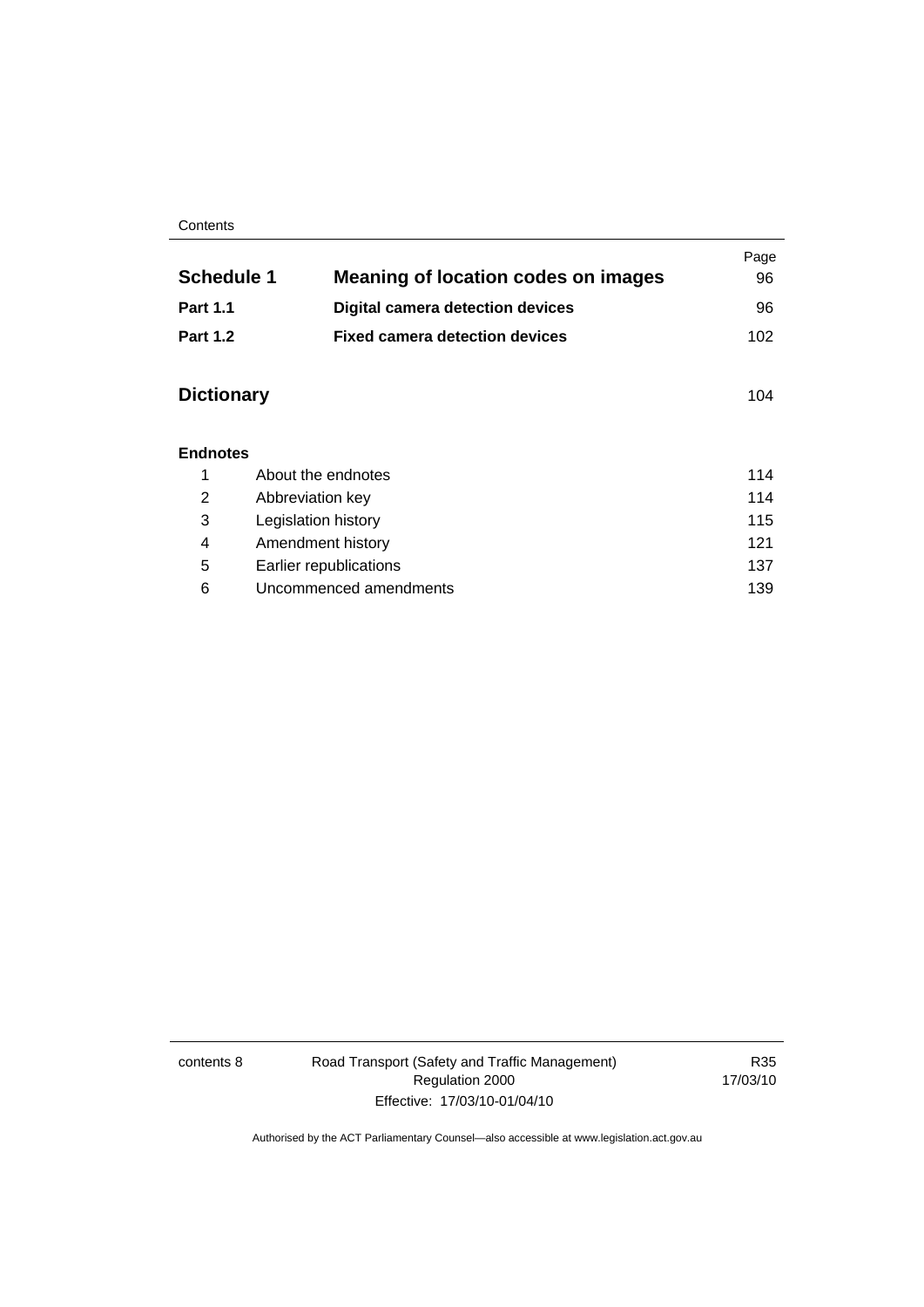| | | Page |
|---|---|---|
| **Schedule 1** | **Meaning of location codes on images** | 96 |
| **Part 1.1** | **Digital camera detection devices** | 96 |
| **Part 1.2** | **Fixed camera detection devices** | 102 |
| **Dictionary** | | 104 |

**Endnotes**

| | | |
|---|---|---|
| 1 | About the endnotes | 114 |
| 2 | Abbreviation key | 114 |
| 3 | Legislation history | 115 |
| 4 | Amendment history | 121 |
| 5 | Earlier republications | 137 |
| 6 | Uncommenced amendments | 139 |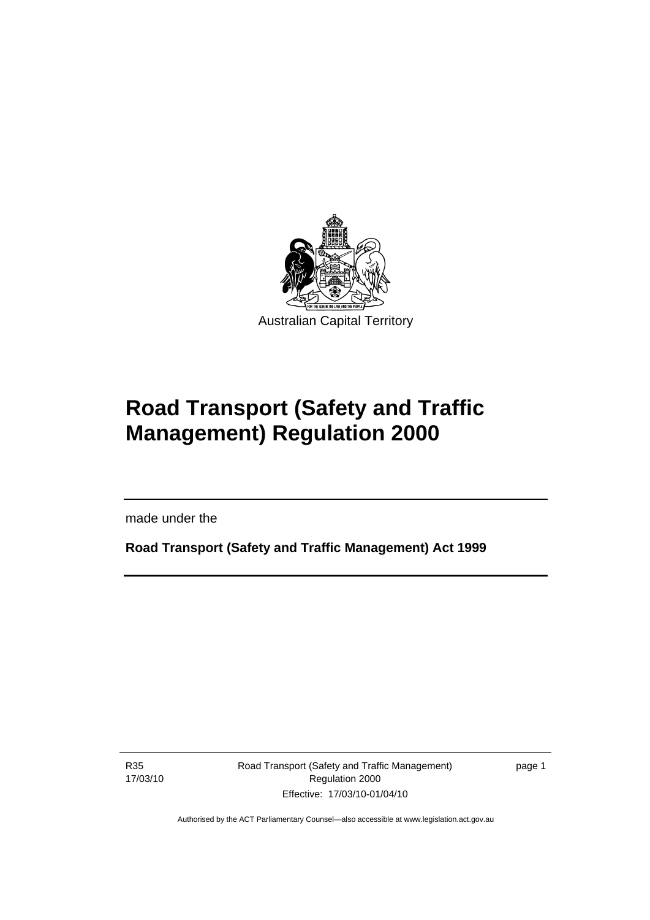Australian Capital Territory

# Road Transport (Safety and Traffic Management) Regulation 2000

made under the

**Road Transport (Safety and Traffic Management) Act 1999**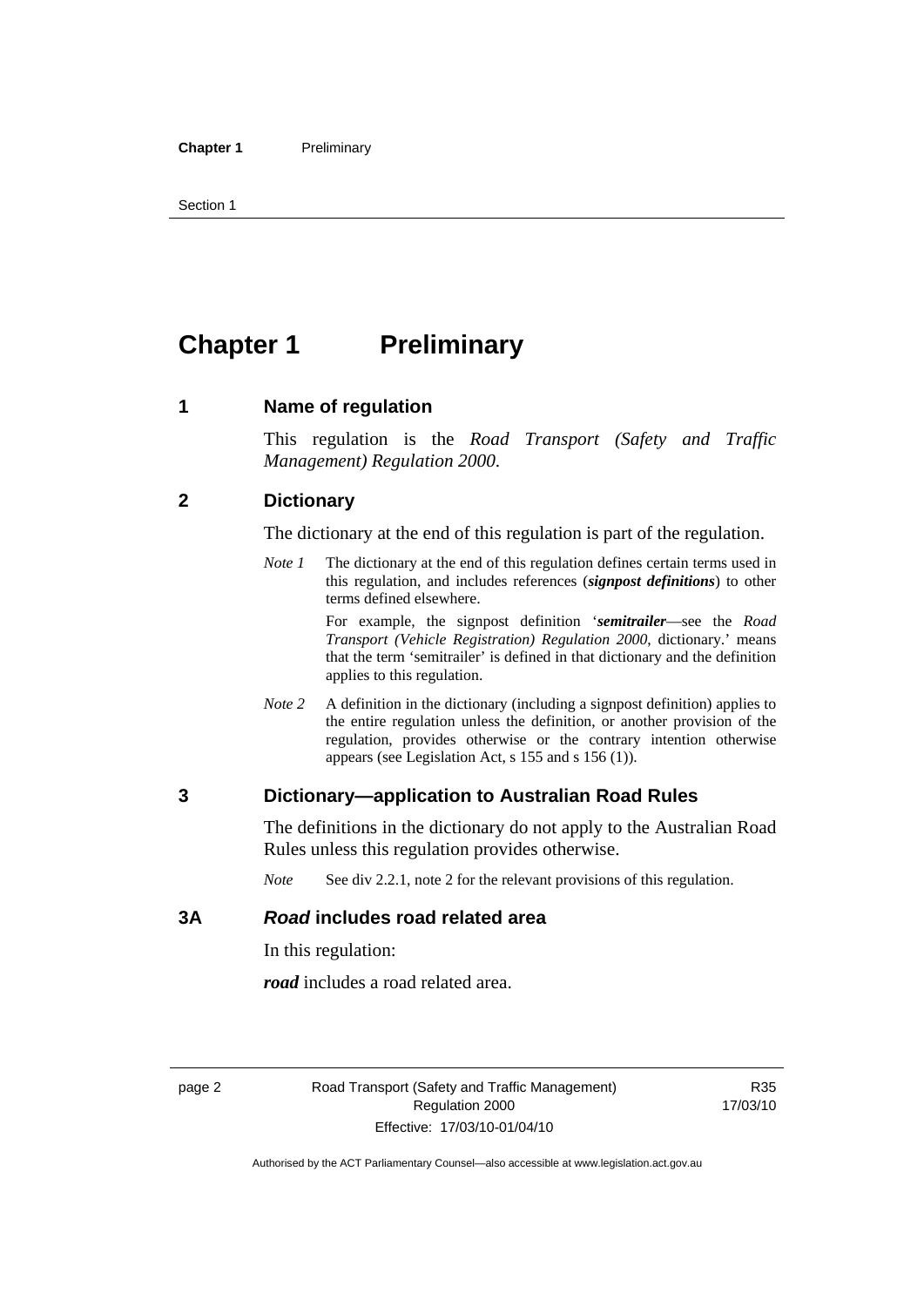# Chapter 1 Preliminary

## 1 Name of regulation

This regulation is the *Road Transport (Safety and Traffic Management) Regulation 2000*.

## 2 Dictionary

The dictionary at the end of this regulation is part of the regulation.

*Note 1* The dictionary at the end of this regulation defines certain terms used in this regulation, and includes references (***signpost definitions***) to other terms defined elsewhere.

For example, the signpost definition '***semitrailer***—see the *Road Transport (Vehicle Registration) Regulation 2000*, dictionary.' means that the term 'semitrailer' is defined in that dictionary and the definition applies to this regulation.

*Note 2* A definition in the dictionary (including a signpost definition) applies to the entire regulation unless the definition, or another provision of the regulation, provides otherwise or the contrary intention otherwise appears (see Legislation Act, s 155 and s 156 (1)).

## 3 Dictionary—application to Australian Road Rules

The definitions in the dictionary do not apply to the Australian Road Rules unless this regulation provides otherwise.

*Note* See div 2.2.1, note 2 for the relevant provisions of this regulation.

## 3A *Road* includes road related area

In this regulation:

***road*** includes a road related area.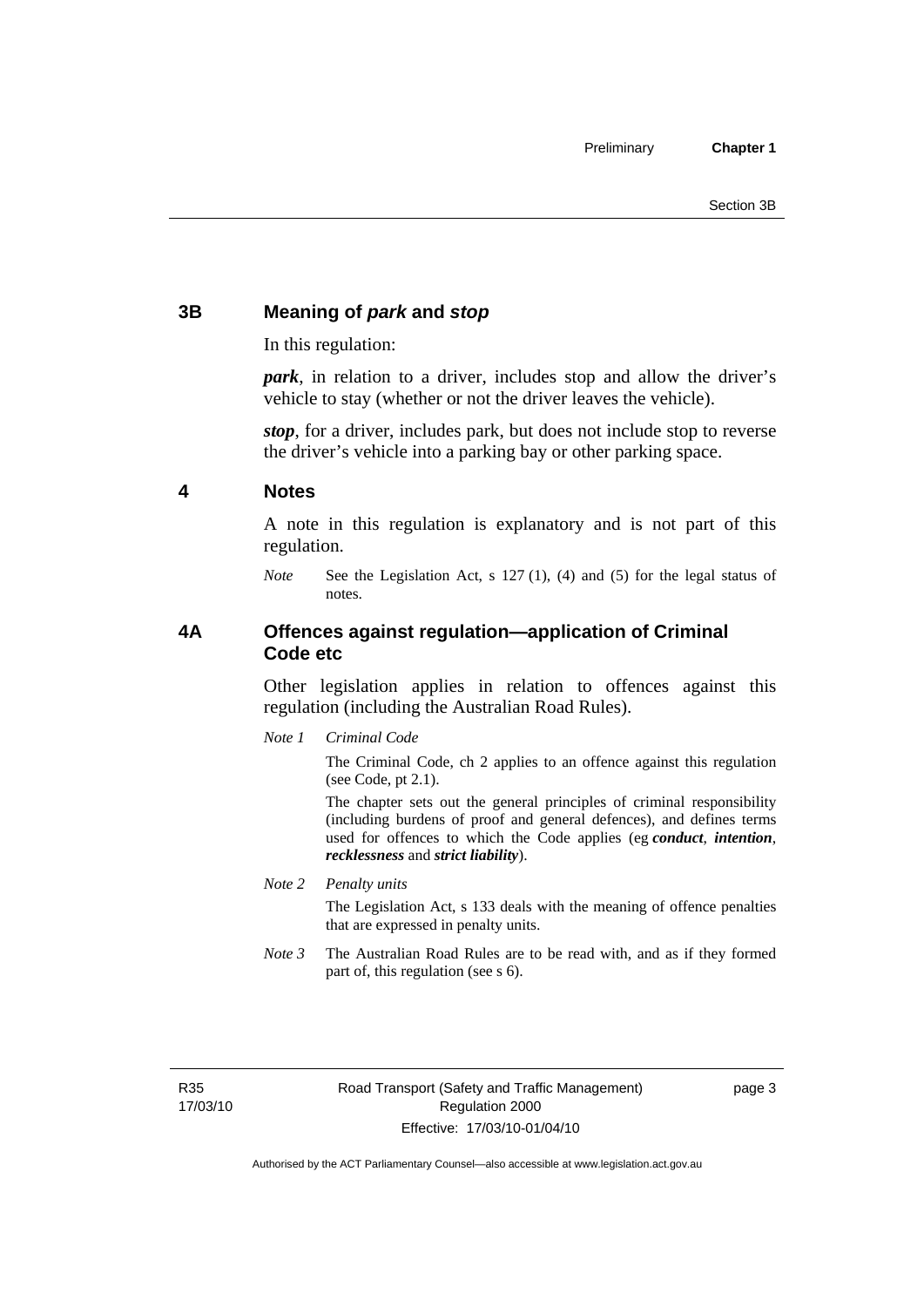## 3B Meaning of *park* and *stop*

In this regulation:

***park***, in relation to a driver, includes stop and allow the driver's vehicle to stay (whether or not the driver leaves the vehicle).

***stop***, for a driver, includes park, but does not include stop to reverse the driver's vehicle into a parking bay or other parking space.

## 4 Notes

A note in this regulation is explanatory and is not part of this regulation.

*Note* See the Legislation Act, s 127 (1), (4) and (5) for the legal status of notes.

## 4A Offences against regulation—application of Criminal Code etc

Other legislation applies in relation to offences against this regulation (including the Australian Road Rules).

*Note 1* *Criminal Code*

The Criminal Code, ch 2 applies to an offence against this regulation (see Code, pt 2.1).

The chapter sets out the general principles of criminal responsibility (including burdens of proof and general defences), and defines terms used for offences to which the Code applies (eg ***conduct***, ***intention***, ***recklessness*** and ***strict liability***).

*Note 2* *Penalty units*

The Legislation Act, s 133 deals with the meaning of offence penalties that are expressed in penalty units.

*Note 3* The Australian Road Rules are to be read with, and as if they formed part of, this regulation (see s 6).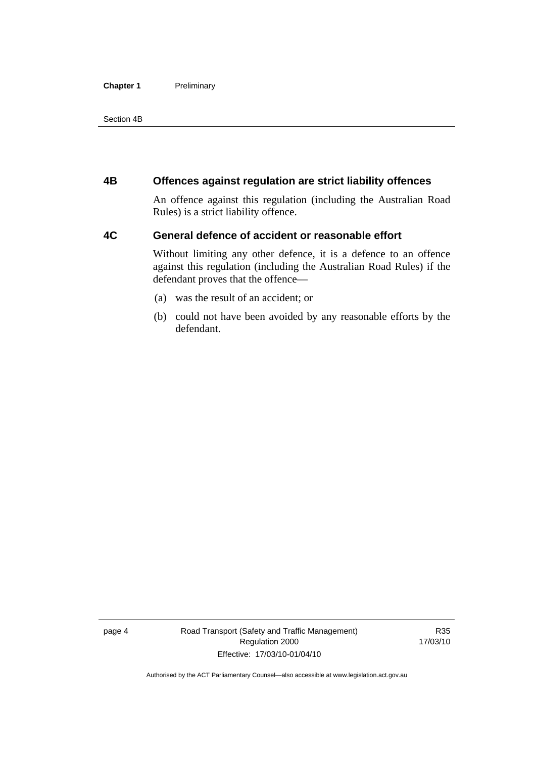## 4B Offences against regulation are strict liability offences

An offence against this regulation (including the Australian Road Rules) is a strict liability offence.

## 4C General defence of accident or reasonable effort

Without limiting any other defence, it is a defence to an offence against this regulation (including the Australian Road Rules) if the defendant proves that the offence—

(a) was the result of an accident; or

(b) could not have been avoided by any reasonable efforts by the defendant.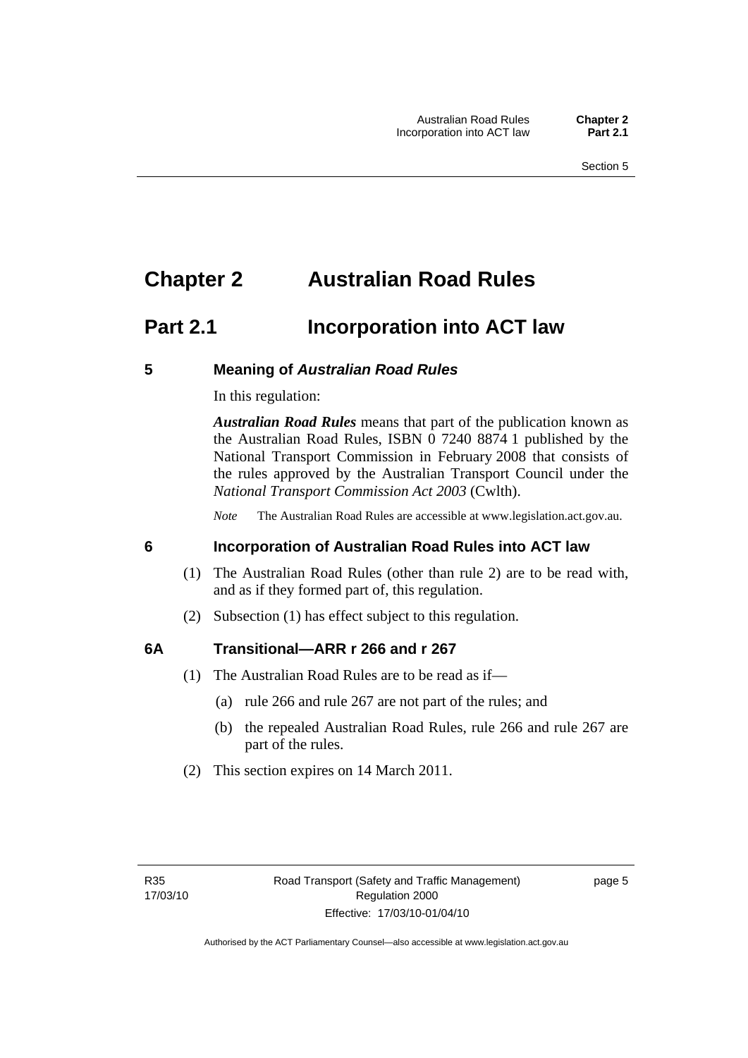# Chapter 2 Australian Road Rules

## Part 2.1 Incorporation into ACT law

### 5 Meaning of *Australian Road Rules*

In this regulation:

***Australian Road Rules*** means that part of the publication known as the Australian Road Rules, ISBN 0 7240 8874 1 published by the National Transport Commission in February 2008 that consists of the rules approved by the Australian Transport Council under the *National Transport Commission Act 2003* (Cwlth).

*Note* The Australian Road Rules are accessible at www.legislation.act.gov.au.

### 6 Incorporation of Australian Road Rules into ACT law

(1) The Australian Road Rules (other than rule 2) are to be read with, and as if they formed part of, this regulation.

(2) Subsection (1) has effect subject to this regulation.

### 6A Transitional—ARR r 266 and r 267

(1) The Australian Road Rules are to be read as if—

(a) rule 266 and rule 267 are not part of the rules; and

(b) the repealed Australian Road Rules, rule 266 and rule 267 are part of the rules.

(2) This section expires on 14 March 2011.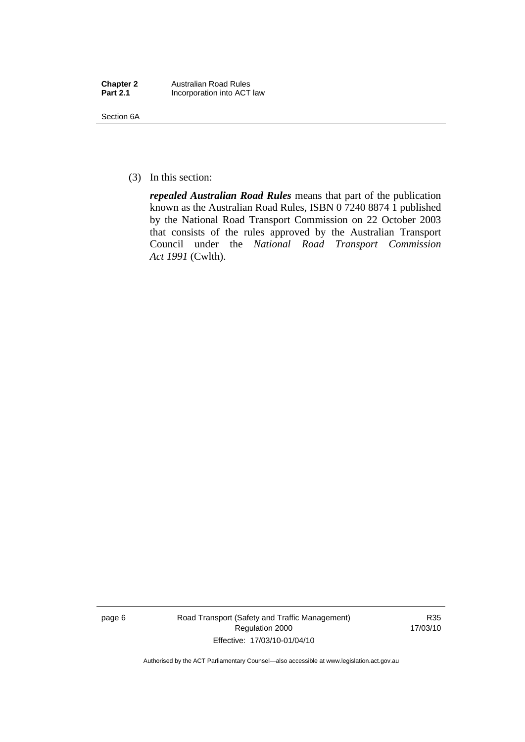(3) In this section:

***repealed Australian Road Rules*** means that part of the publication known as the Australian Road Rules, ISBN 0 7240 8874 1 published by the National Road Transport Commission on 22 October 2003 that consists of the rules approved by the Australian Transport Council under the *National Road Transport Commission Act 1991* (Cwlth).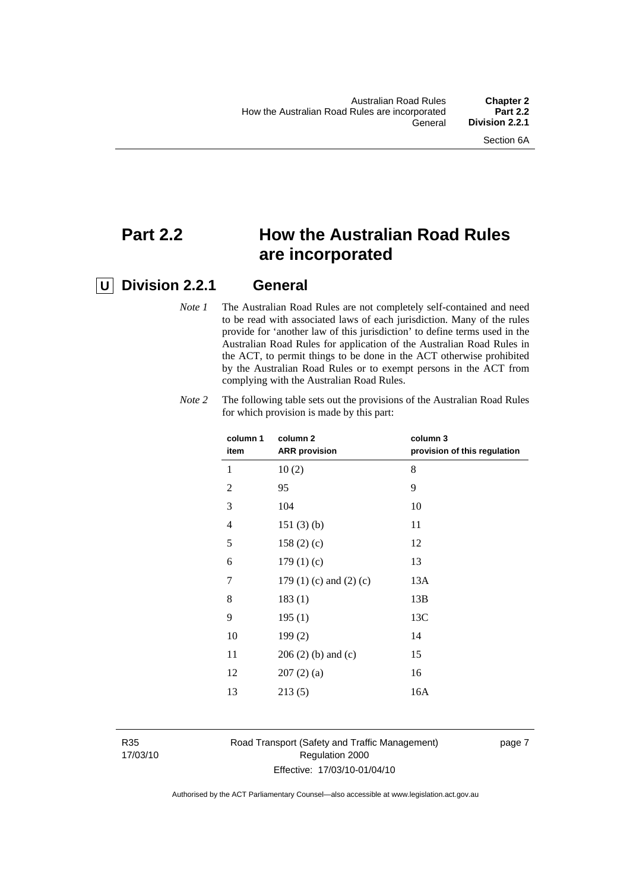# Part 2.2 How the Australian Road Rules are incorporated

## U Division 2.2.1 General

*Note 1* The Australian Road Rules are not completely self-contained and need to be read with associated laws of each jurisdiction. Many of the rules provide for 'another law of this jurisdiction' to define terms used in the Australian Road Rules for application of the Australian Road Rules in the ACT, to permit things to be done in the ACT otherwise prohibited by the Australian Road Rules or to exempt persons in the ACT from complying with the Australian Road Rules.

*Note 2* The following table sets out the provisions of the Australian Road Rules for which provision is made by this part:

| column 1 item | column 2 ARR provision | column 3 provision of this regulation |
|---|---|---|
| 1 | 10 (2) | 8 |
| 2 | 95 | 9 |
| 3 | 104 | 10 |
| 4 | 151 (3) (b) | 11 |
| 5 | 158 (2) (c) | 12 |
| 6 | 179 (1) (c) | 13 |
| 7 | 179 (1) (c) and (2) (c) | 13A |
| 8 | 183 (1) | 13B |
| 9 | 195 (1) | 13C |
| 10 | 199 (2) | 14 |
| 11 | 206 (2) (b) and (c) | 15 |
| 12 | 207 (2) (a) | 16 |
| 13 | 213 (5) | 16A |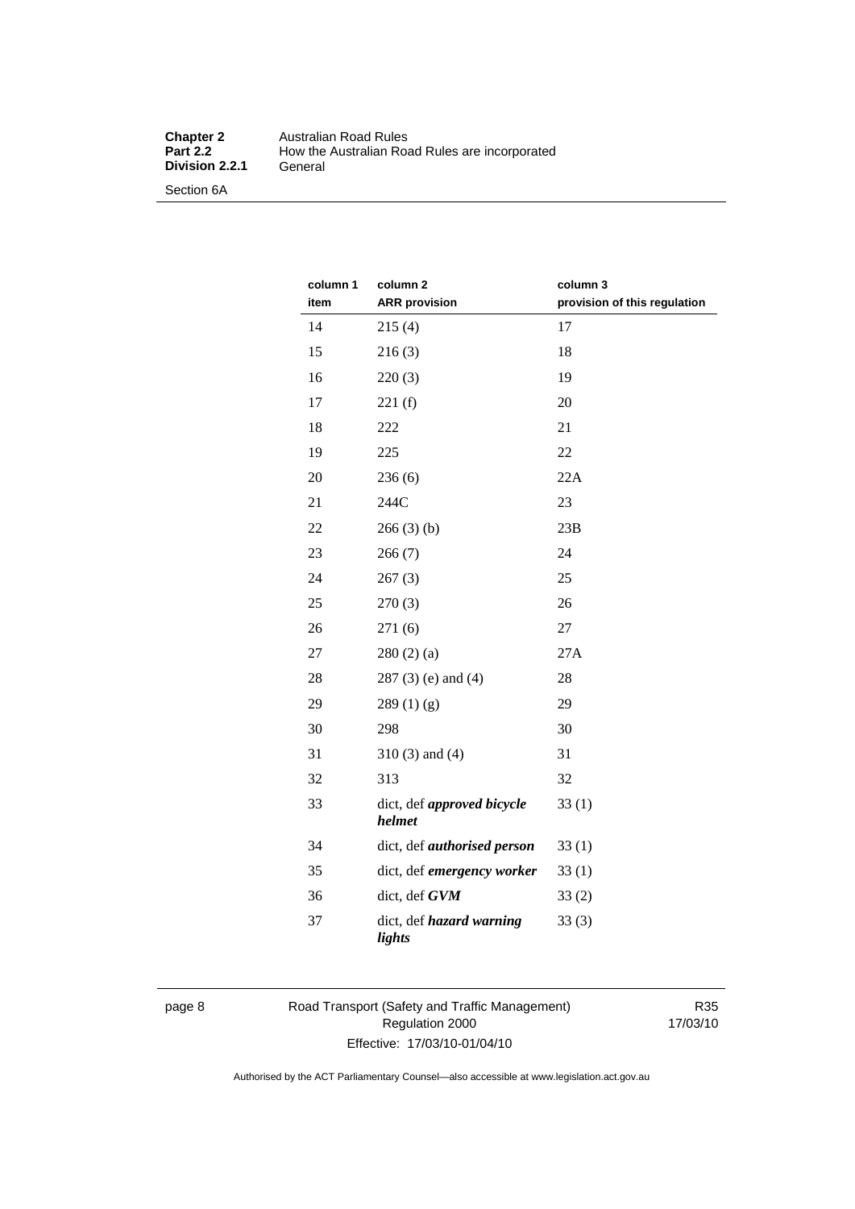| column 1 item | column 2 ARR provision | column 3 provision of this regulation |
|---|---|---|
| 14 | 215 (4) | 17 |
| 15 | 216 (3) | 18 |
| 16 | 220 (3) | 19 |
| 17 | 221 (f) | 20 |
| 18 | 222 | 21 |
| 19 | 225 | 22 |
| 20 | 236 (6) | 22A |
| 21 | 244C | 23 |
| 22 | 266 (3) (b) | 23B |
| 23 | 266 (7) | 24 |
| 24 | 267 (3) | 25 |
| 25 | 270 (3) | 26 |
| 26 | 271 (6) | 27 |
| 27 | 280 (2) (a) | 27A |
| 28 | 287 (3) (e) and (4) | 28 |
| 29 | 289 (1) (g) | 29 |
| 30 | 298 | 30 |
| 31 | 310 (3) and (4) | 31 |
| 32 | 313 | 32 |
| 33 | dict, def ***approved bicycle helmet*** | 33 (1) |
| 34 | dict, def ***authorised person*** | 33 (1) |
| 35 | dict, def ***emergency worker*** | 33 (1) |
| 36 | dict, def ***GVM*** | 33 (2) |
| 37 | dict, def ***hazard warning lights*** | 33 (3) |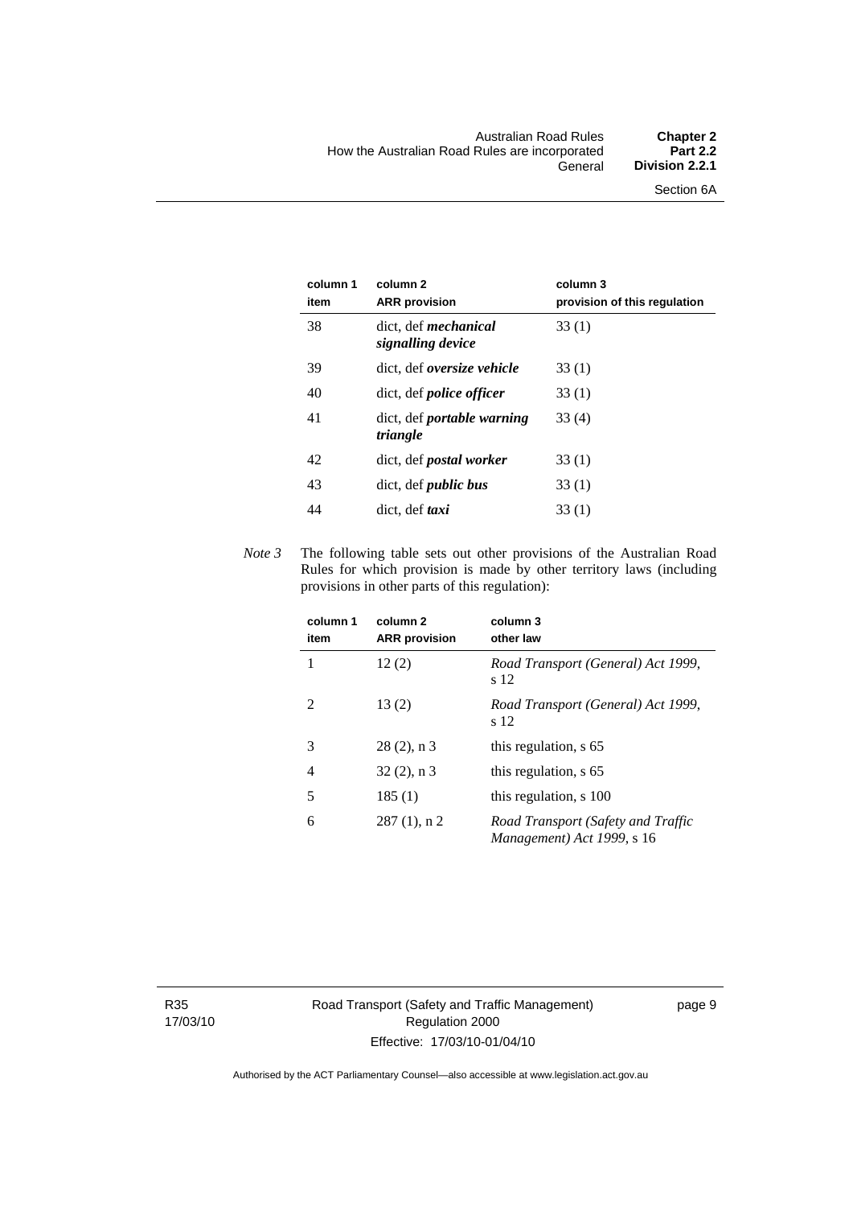| column 1 item | column 2 ARR provision | column 3 provision of this regulation |
|---|---|---|
| 38 | dict, def ***mechanical signalling device*** | 33 (1) |
| 39 | dict, def ***oversize vehicle*** | 33 (1) |
| 40 | dict, def ***police officer*** | 33 (1) |
| 41 | dict, def ***portable warning triangle*** | 33 (4) |
| 42 | dict, def ***postal worker*** | 33 (1) |
| 43 | dict, def ***public bus*** | 33 (1) |
| 44 | dict, def ***taxi*** | 33 (1) |

*Note 3* The following table sets out other provisions of the Australian Road Rules for which provision is made by other territory laws (including provisions in other parts of this regulation):

| column 1 item | column 2 ARR provision | column 3 other law |
|---|---|---|
| 1 | 12 (2) | *Road Transport (General) Act 1999*, s 12 |
| 2 | 13 (2) | *Road Transport (General) Act 1999*, s 12 |
| 3 | 28 (2), n 3 | this regulation, s 65 |
| 4 | 32 (2), n 3 | this regulation, s 65 |
| 5 | 185 (1) | this regulation, s 100 |
| 6 | 287 (1), n 2 | *Road Transport (Safety and Traffic Management) Act 1999*, s 16 |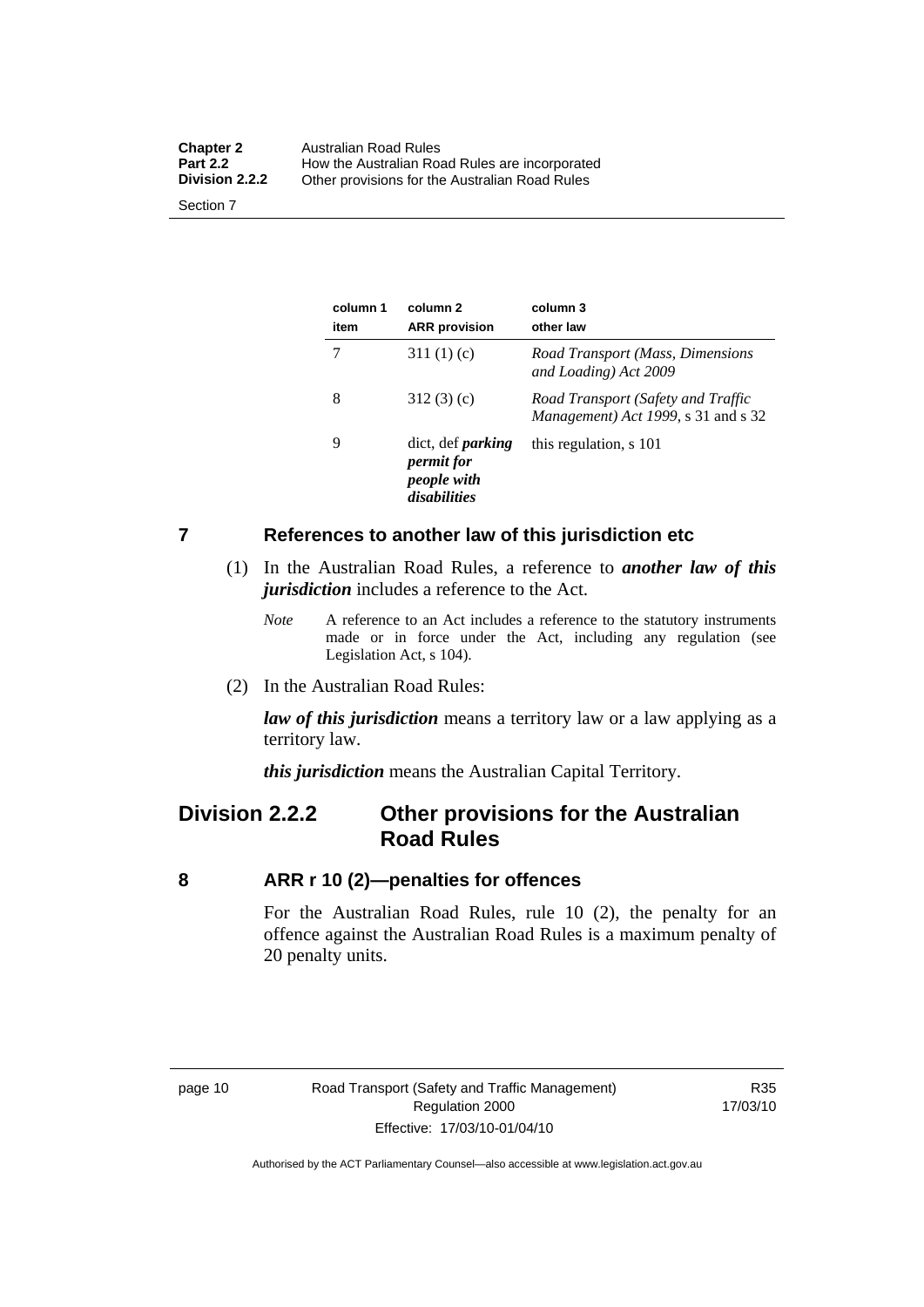| column 1 item | column 2 ARR provision | column 3 other law |
|---|---|---|
| 7 | 311 (1) (c) | *Road Transport (Mass, Dimensions and Loading) Act 2009* |
| 8 | 312 (3) (c) | *Road Transport (Safety and Traffic Management) Act 1999*, s 31 and s 32 |
| 9 | dict, def ***parking permit for people with disabilities*** | this regulation, s 101 |

## 7 References to another law of this jurisdiction etc

(1) In the Australian Road Rules, a reference to ***another law of this jurisdiction*** includes a reference to the Act.

*Note* A reference to an Act includes a reference to the statutory instruments made or in force under the Act, including any regulation (see Legislation Act, s 104).

(2) In the Australian Road Rules:

***law of this jurisdiction*** means a territory law or a law applying as a territory law.

***this jurisdiction*** means the Australian Capital Territory.

# Division 2.2.2 Other provisions for the Australian Road Rules

## 8 ARR r 10 (2)—penalties for offences

For the Australian Road Rules, rule 10 (2), the penalty for an offence against the Australian Road Rules is a maximum penalty of 20 penalty units.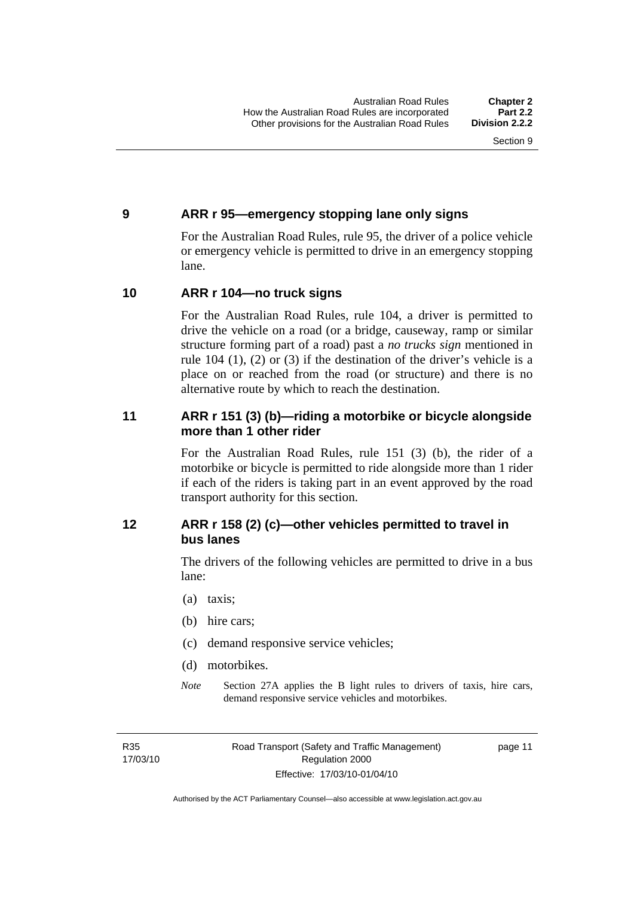## 9 ARR r 95—emergency stopping lane only signs

For the Australian Road Rules, rule 95, the driver of a police vehicle or emergency vehicle is permitted to drive in an emergency stopping lane.

## 10 ARR r 104—no truck signs

For the Australian Road Rules, rule 104, a driver is permitted to drive the vehicle on a road (or a bridge, causeway, ramp or similar structure forming part of a road) past a *no trucks sign* mentioned in rule 104 (1), (2) or (3) if the destination of the driver's vehicle is a place on or reached from the road (or structure) and there is no alternative route by which to reach the destination.

## 11 ARR r 151 (3) (b)—riding a motorbike or bicycle alongside more than 1 other rider

For the Australian Road Rules, rule 151 (3) (b), the rider of a motorbike or bicycle is permitted to ride alongside more than 1 rider if each of the riders is taking part in an event approved by the road transport authority for this section.

## 12 ARR r 158 (2) (c)—other vehicles permitted to travel in bus lanes

The drivers of the following vehicles are permitted to drive in a bus lane:

(a) taxis;

(b) hire cars;

(c) demand responsive service vehicles;

(d) motorbikes.

*Note* Section 27A applies the B light rules to drivers of taxis, hire cars, demand responsive service vehicles and motorbikes.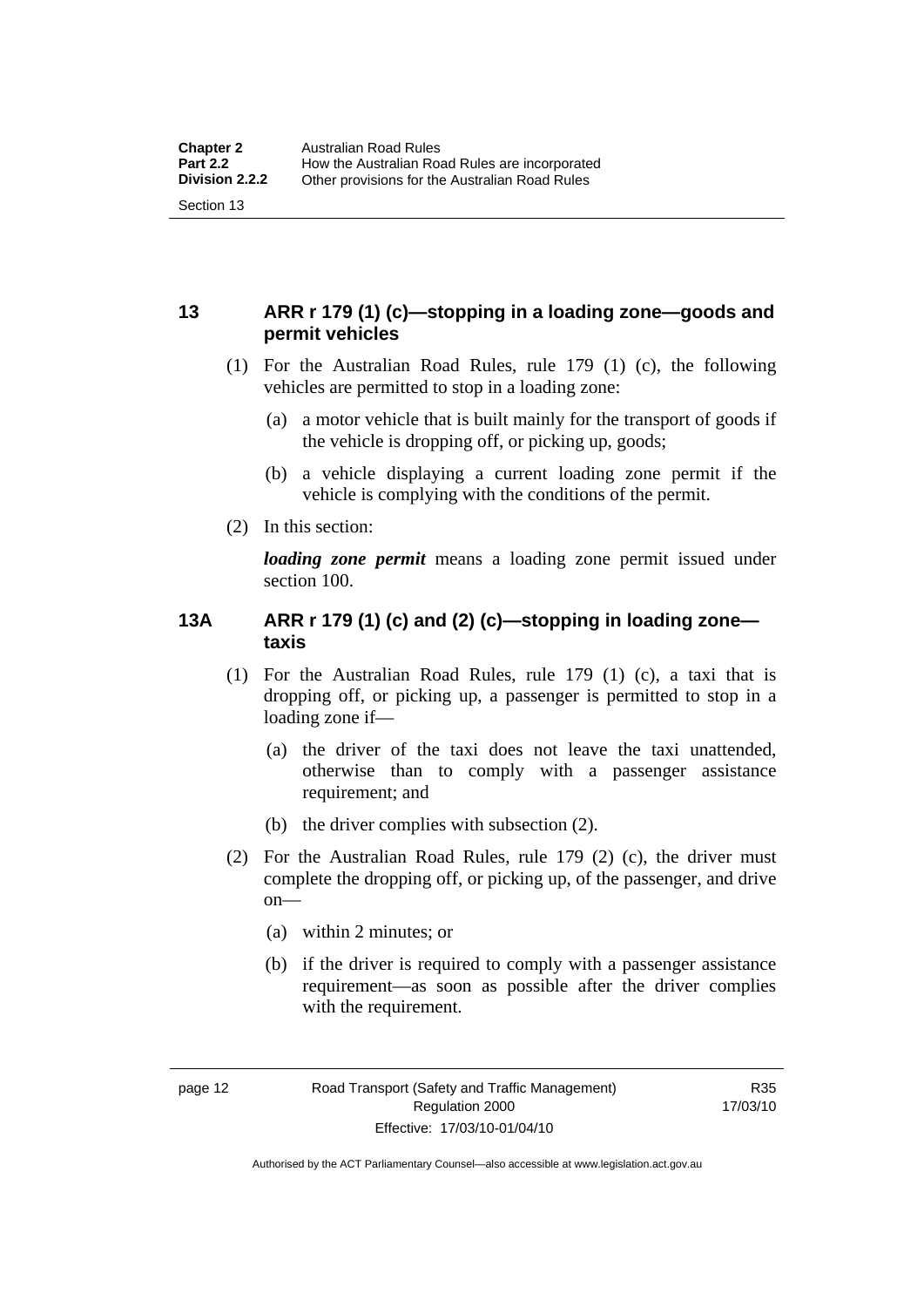## 13 ARR r 179 (1) (c)—stopping in a loading zone—goods and permit vehicles

(1) For the Australian Road Rules, rule 179 (1) (c), the following vehicles are permitted to stop in a loading zone:

(a) a motor vehicle that is built mainly for the transport of goods if the vehicle is dropping off, or picking up, goods;

(b) a vehicle displaying a current loading zone permit if the vehicle is complying with the conditions of the permit.

(2) In this section:

***loading zone permit*** means a loading zone permit issued under section 100.

## 13A ARR r 179 (1) (c) and (2) (c)—stopping in loading zone—taxis

(1) For the Australian Road Rules, rule 179 (1) (c), a taxi that is dropping off, or picking up, a passenger is permitted to stop in a loading zone if—

(a) the driver of the taxi does not leave the taxi unattended, otherwise than to comply with a passenger assistance requirement; and

(b) the driver complies with subsection (2).

(2) For the Australian Road Rules, rule 179 (2) (c), the driver must complete the dropping off, or picking up, of the passenger, and drive on—

(a) within 2 minutes; or

(b) if the driver is required to comply with a passenger assistance requirement—as soon as possible after the driver complies with the requirement.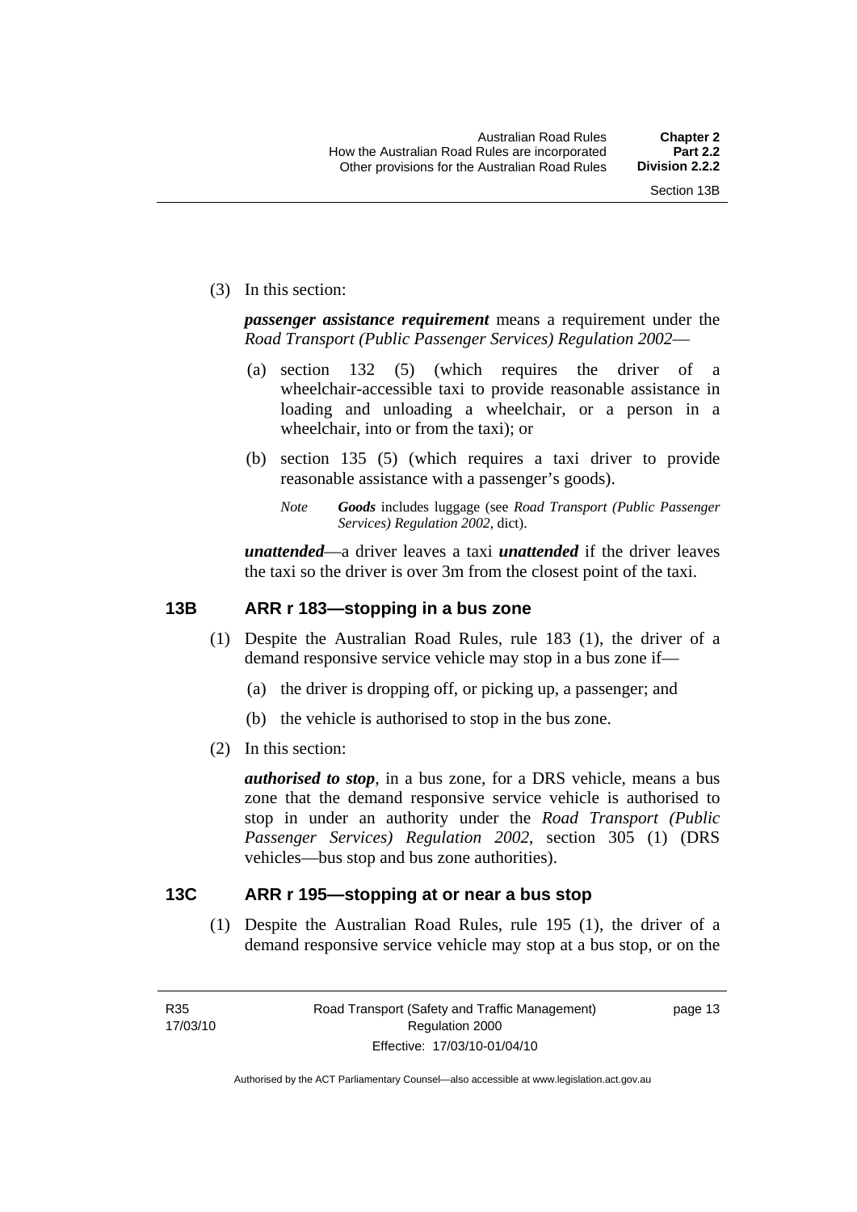(3) In this section:

***passenger assistance requirement*** means a requirement under the *Road Transport (Public Passenger Services) Regulation 2002*—

(a) section 132 (5) (which requires the driver of a wheelchair-accessible taxi to provide reasonable assistance in loading and unloading a wheelchair, or a person in a wheelchair, into or from the taxi); or

(b) section 135 (5) (which requires a taxi driver to provide reasonable assistance with a passenger's goods).

*Note* ***Goods*** includes luggage (see *Road Transport (Public Passenger Services) Regulation 2002*, dict).

***unattended***—a driver leaves a taxi ***unattended*** if the driver leaves the taxi so the driver is over 3m from the closest point of the taxi.

### 13B ARR r 183—stopping in a bus zone

(1) Despite the Australian Road Rules, rule 183 (1), the driver of a demand responsive service vehicle may stop in a bus zone if—

(a) the driver is dropping off, or picking up, a passenger; and

(b) the vehicle is authorised to stop in the bus zone.

(2) In this section:

***authorised to stop***, in a bus zone, for a DRS vehicle, means a bus zone that the demand responsive service vehicle is authorised to stop in under an authority under the *Road Transport (Public Passenger Services) Regulation 2002*, section 305 (1) (DRS vehicles—bus stop and bus zone authorities).

### 13C ARR r 195—stopping at or near a bus stop

(1) Despite the Australian Road Rules, rule 195 (1), the driver of a demand responsive service vehicle may stop at a bus stop, or on the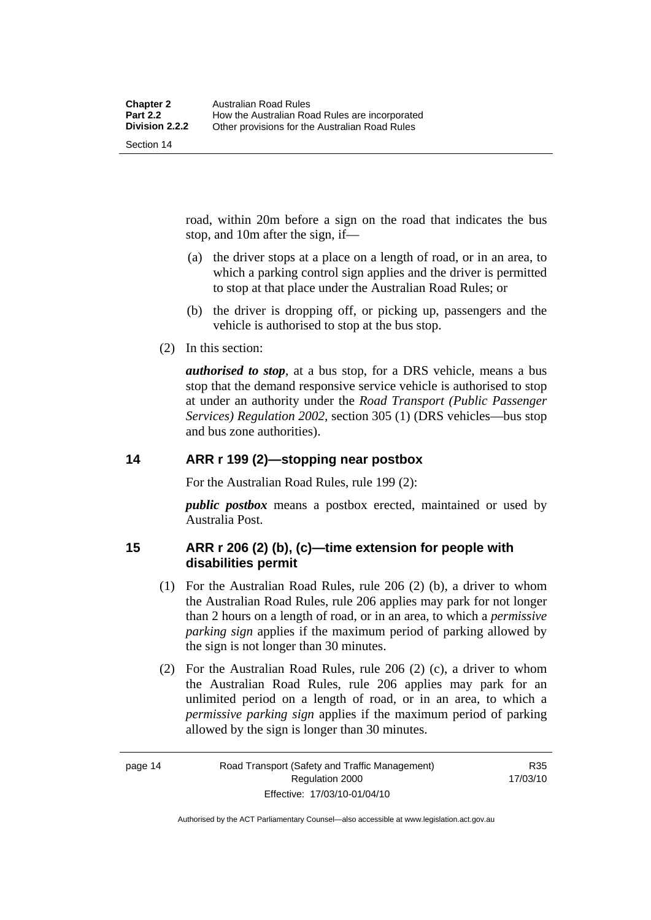road, within 20m before a sign on the road that indicates the bus stop, and 10m after the sign, if—

(a) the driver stops at a place on a length of road, or in an area, to which a parking control sign applies and the driver is permitted to stop at that place under the Australian Road Rules; or

(b) the driver is dropping off, or picking up, passengers and the vehicle is authorised to stop at the bus stop.

(2) In this section:

***authorised to stop***, at a bus stop, for a DRS vehicle, means a bus stop that the demand responsive service vehicle is authorised to stop at under an authority under the *Road Transport (Public Passenger Services) Regulation 2002*, section 305 (1) (DRS vehicles—bus stop and bus zone authorities).

## 14 ARR r 199 (2)—stopping near postbox

For the Australian Road Rules, rule 199 (2):

***public postbox*** means a postbox erected, maintained or used by Australia Post.

## 15 ARR r 206 (2) (b), (c)—time extension for people with disabilities permit

(1) For the Australian Road Rules, rule 206 (2) (b), a driver to whom the Australian Road Rules, rule 206 applies may park for not longer than 2 hours on a length of road, or in an area, to which a *permissive parking sign* applies if the maximum period of parking allowed by the sign is not longer than 30 minutes.

(2) For the Australian Road Rules, rule 206 (2) (c), a driver to whom the Australian Road Rules, rule 206 applies may park for an unlimited period on a length of road, or in an area, to which a *permissive parking sign* applies if the maximum period of parking allowed by the sign is longer than 30 minutes.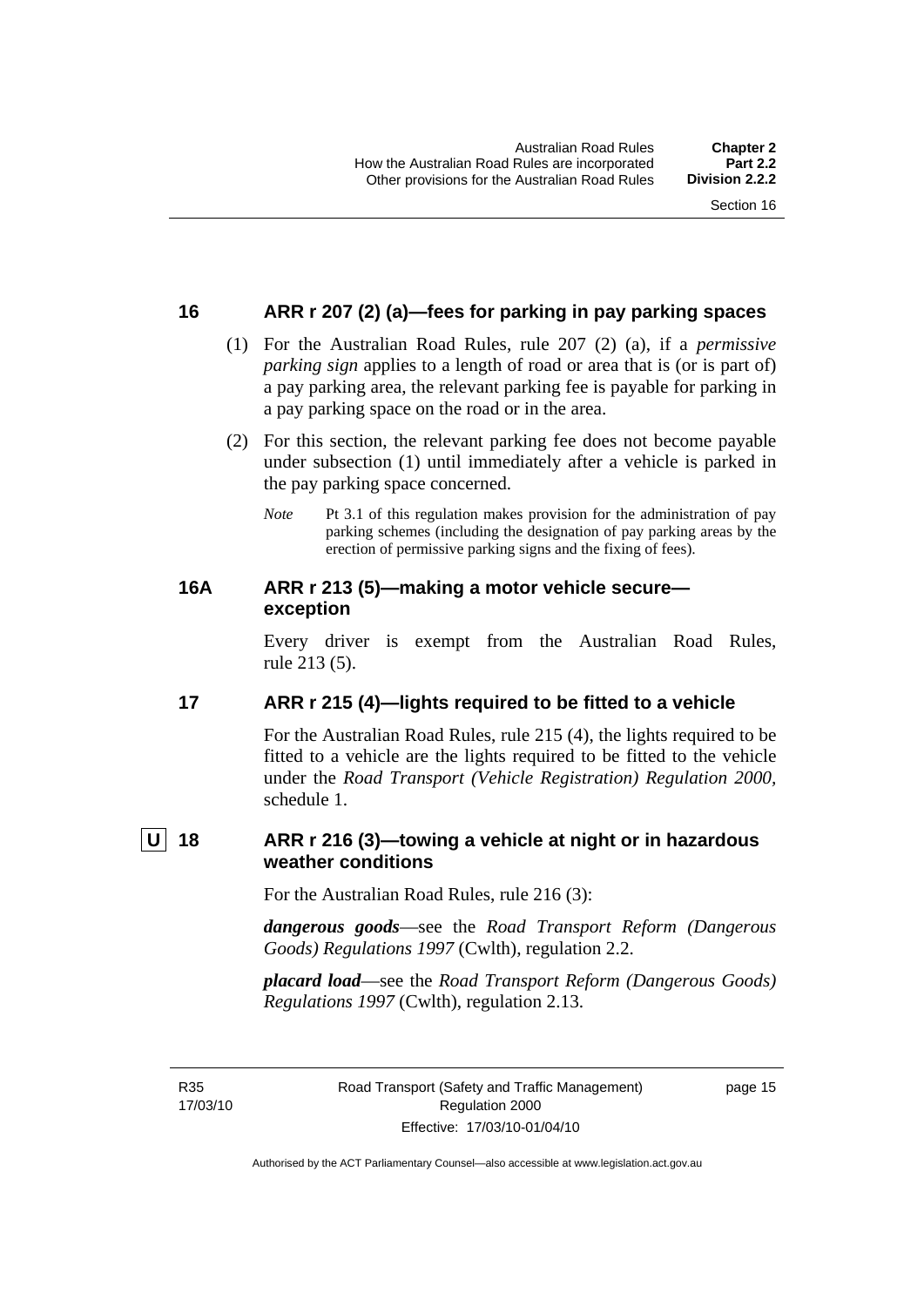## 16 ARR r 207 (2) (a)—fees for parking in pay parking spaces

(1) For the Australian Road Rules, rule 207 (2) (a), if a *permissive parking sign* applies to a length of road or area that is (or is part of) a pay parking area, the relevant parking fee is payable for parking in a pay parking space on the road or in the area.

(2) For this section, the relevant parking fee does not become payable under subsection (1) until immediately after a vehicle is parked in the pay parking space concerned.

*Note* Pt 3.1 of this regulation makes provision for the administration of pay parking schemes (including the designation of pay parking areas by the erection of permissive parking signs and the fixing of fees).

## 16A ARR r 213 (5)—making a motor vehicle secure—exception

Every driver is exempt from the Australian Road Rules, rule 213 (5).

## 17 ARR r 215 (4)—lights required to be fitted to a vehicle

For the Australian Road Rules, rule 215 (4), the lights required to be fitted to a vehicle are the lights required to be fitted to the vehicle under the *Road Transport (Vehicle Registration) Regulation 2000*, schedule 1.

## U 18 ARR r 216 (3)—towing a vehicle at night or in hazardous weather conditions

For the Australian Road Rules, rule 216 (3):

***dangerous goods***—see the *Road Transport Reform (Dangerous Goods) Regulations 1997* (Cwlth), regulation 2.2.

***placard load***—see the *Road Transport Reform (Dangerous Goods) Regulations 1997* (Cwlth), regulation 2.13.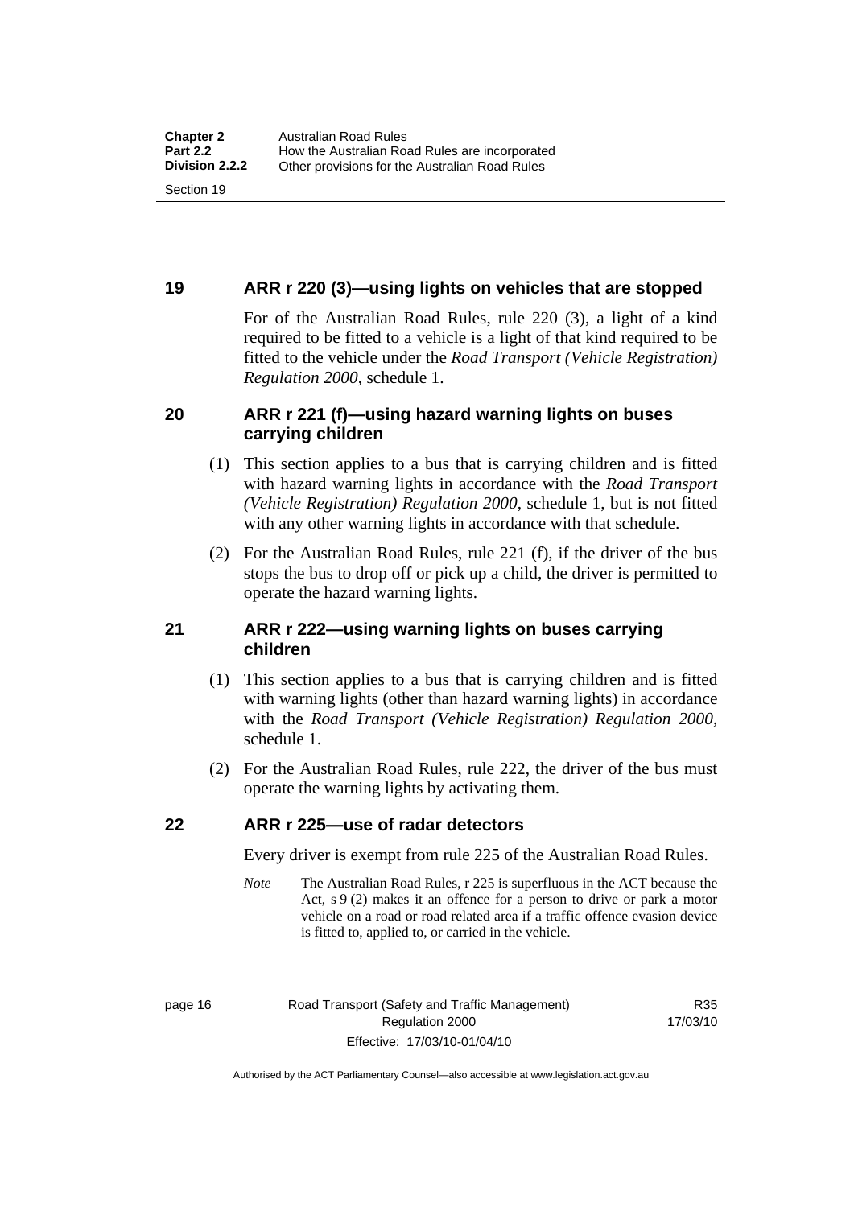## 19 ARR r 220 (3)—using lights on vehicles that are stopped

For of the Australian Road Rules, rule 220 (3), a light of a kind required to be fitted to a vehicle is a light of that kind required to be fitted to the vehicle under the *Road Transport (Vehicle Registration) Regulation 2000*, schedule 1.

## 20 ARR r 221 (f)—using hazard warning lights on buses carrying children

(1) This section applies to a bus that is carrying children and is fitted with hazard warning lights in accordance with the *Road Transport (Vehicle Registration) Regulation 2000*, schedule 1, but is not fitted with any other warning lights in accordance with that schedule.

(2) For the Australian Road Rules, rule 221 (f), if the driver of the bus stops the bus to drop off or pick up a child, the driver is permitted to operate the hazard warning lights.

## 21 ARR r 222—using warning lights on buses carrying children

(1) This section applies to a bus that is carrying children and is fitted with warning lights (other than hazard warning lights) in accordance with the *Road Transport (Vehicle Registration) Regulation 2000*, schedule 1.

(2) For the Australian Road Rules, rule 222, the driver of the bus must operate the warning lights by activating them.

## 22 ARR r 225—use of radar detectors

Every driver is exempt from rule 225 of the Australian Road Rules.

*Note* The Australian Road Rules, r 225 is superfluous in the ACT because the Act, s 9 (2) makes it an offence for a person to drive or park a motor vehicle on a road or road related area if a traffic offence evasion device is fitted to, applied to, or carried in the vehicle.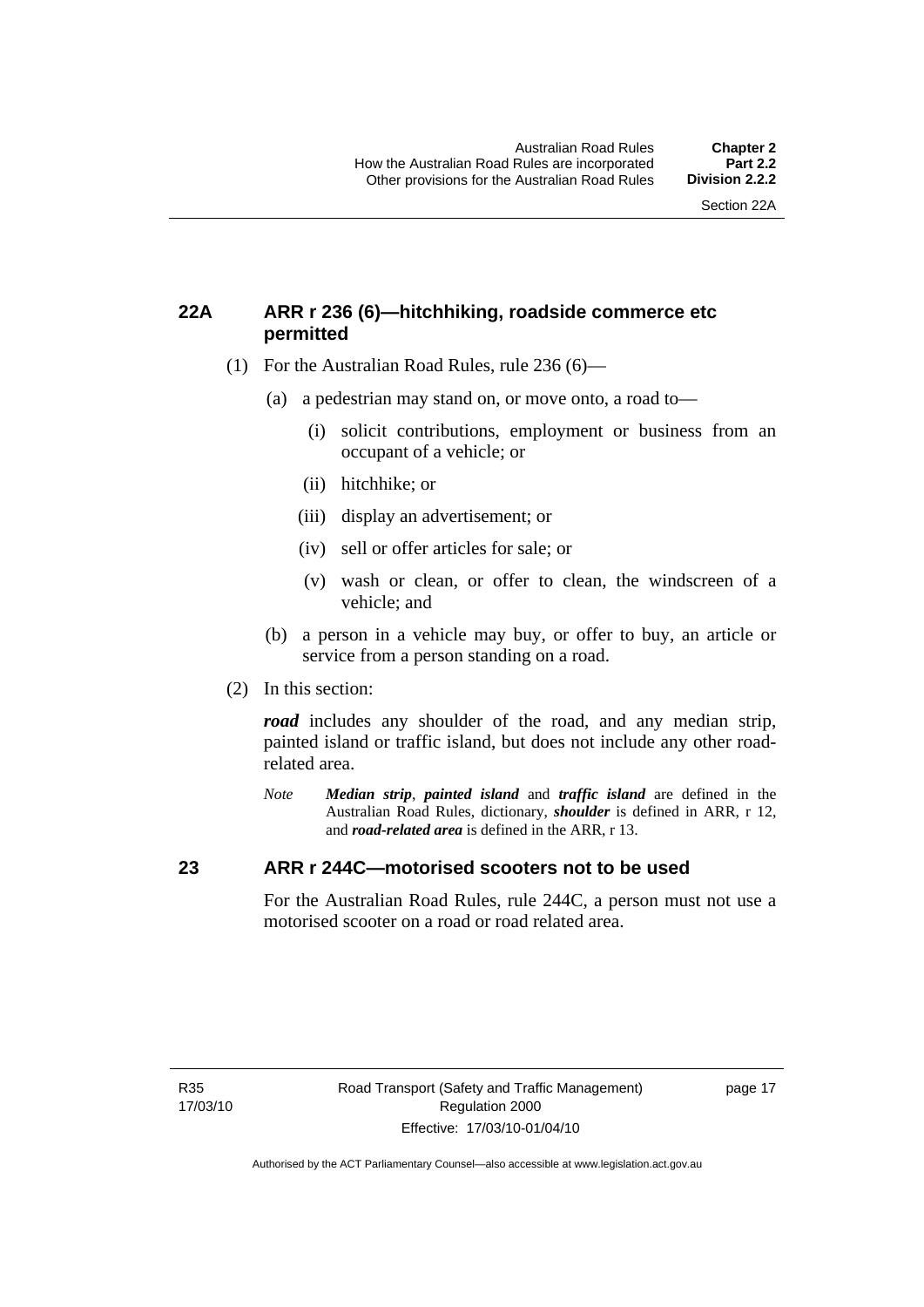## 22A ARR r 236 (6)—hitchhiking, roadside commerce etc permitted

(1) For the Australian Road Rules, rule 236 (6)—

(a) a pedestrian may stand on, or move onto, a road to—

(i) solicit contributions, employment or business from an occupant of a vehicle; or

(ii) hitchhike; or

(iii) display an advertisement; or

(iv) sell or offer articles for sale; or

(v) wash or clean, or offer to clean, the windscreen of a vehicle; and

(b) a person in a vehicle may buy, or offer to buy, an article or service from a person standing on a road.

(2) In this section:

***road*** includes any shoulder of the road, and any median strip, painted island or traffic island, but does not include any other road-related area.

*Note* ***Median strip***, ***painted island*** and ***traffic island*** are defined in the Australian Road Rules, dictionary, ***shoulder*** is defined in ARR, r 12, and ***road-related area*** is defined in the ARR, r 13.

## 23 ARR r 244C—motorised scooters not to be used

For the Australian Road Rules, rule 244C, a person must not use a motorised scooter on a road or road related area.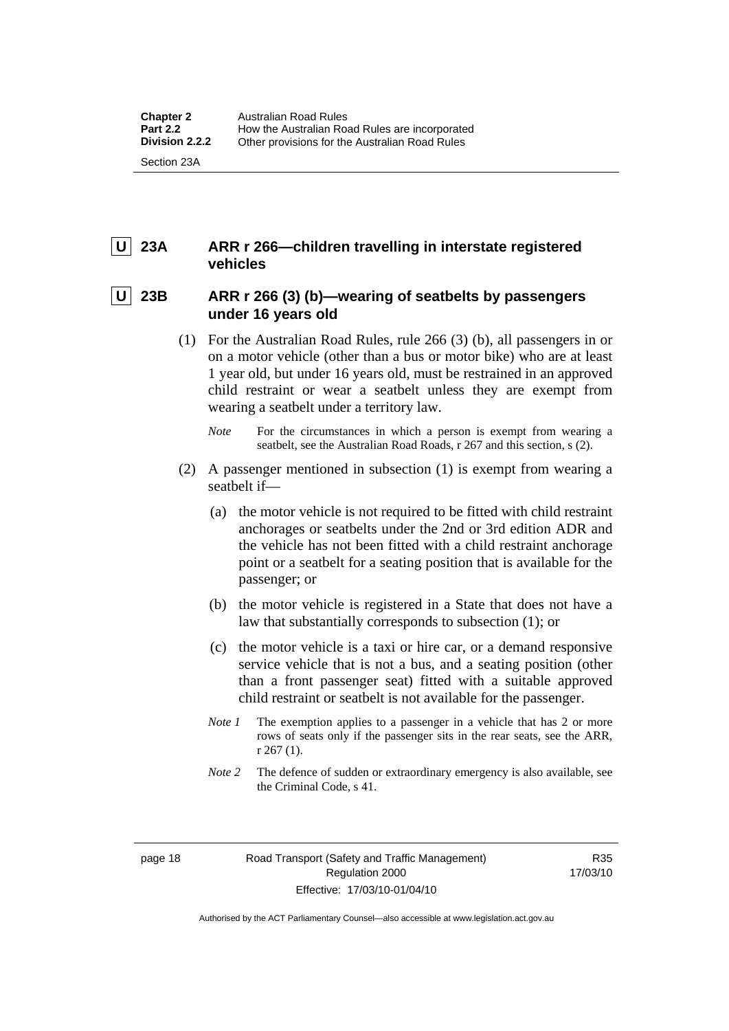**U** **23A ARR r 266—children travelling in interstate registered vehicles**

**U** **23B ARR r 266 (3) (b)—wearing of seatbelts by passengers under 16 years old**

(1) For the Australian Road Rules, rule 266 (3) (b), all passengers in or on a motor vehicle (other than a bus or motor bike) who are at least 1 year old, but under 16 years old, must be restrained in an approved child restraint or wear a seatbelt unless they are exempt from wearing a seatbelt under a territory law.

*Note* For the circumstances in which a person is exempt from wearing a seatbelt, see the Australian Road Roads, r 267 and this section, s (2).

(2) A passenger mentioned in subsection (1) is exempt from wearing a seatbelt if—

(a) the motor vehicle is not required to be fitted with child restraint anchorages or seatbelts under the 2nd or 3rd edition ADR and the vehicle has not been fitted with a child restraint anchorage point or a seatbelt for a seating position that is available for the passenger; or

(b) the motor vehicle is registered in a State that does not have a law that substantially corresponds to subsection (1); or

(c) the motor vehicle is a taxi or hire car, or a demand responsive service vehicle that is not a bus, and a seating position (other than a front passenger seat) fitted with a suitable approved child restraint or seatbelt is not available for the passenger.

*Note 1* The exemption applies to a passenger in a vehicle that has 2 or more rows of seats only if the passenger sits in the rear seats, see the ARR, r 267 (1).

*Note 2* The defence of sudden or extraordinary emergency is also available, see the Criminal Code, s 41.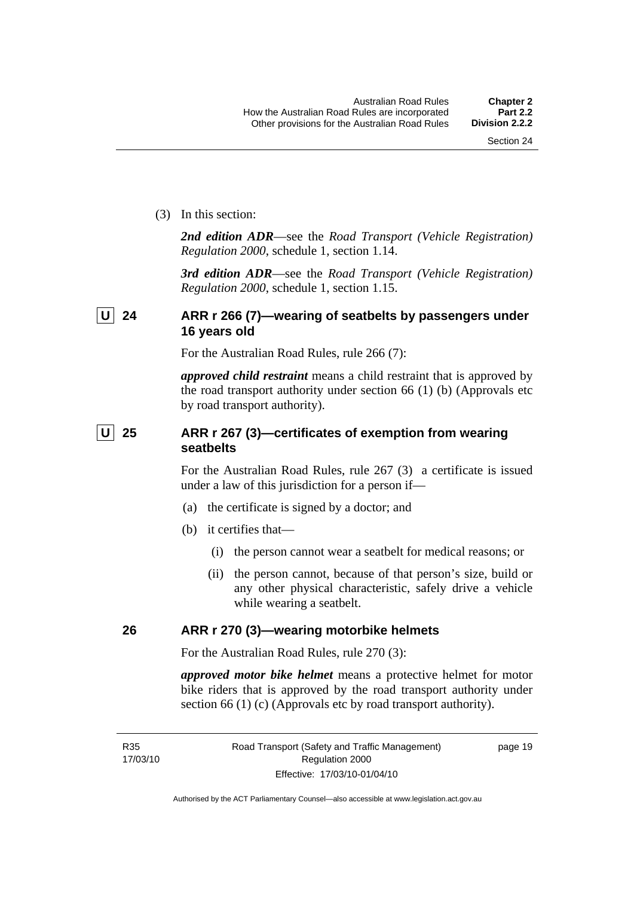(3) In this section:

***2nd edition ADR***—see the *Road Transport (Vehicle Registration) Regulation 2000*, schedule 1, section 1.14.

***3rd edition ADR***—see the *Road Transport (Vehicle Registration) Regulation 2000*, schedule 1, section 1.15.

### U 24 ARR r 266 (7)—wearing of seatbelts by passengers under 16 years old

For the Australian Road Rules, rule 266 (7):

***approved child restraint*** means a child restraint that is approved by the road transport authority under section 66 (1) (b) (Approvals etc by road transport authority).

### U 25 ARR r 267 (3)—certificates of exemption from wearing seatbelts

For the Australian Road Rules, rule 267 (3) a certificate is issued under a law of this jurisdiction for a person if—

(a) the certificate is signed by a doctor; and

(b) it certifies that—

(i) the person cannot wear a seatbelt for medical reasons; or

(ii) the person cannot, because of that person's size, build or any other physical characteristic, safely drive a vehicle while wearing a seatbelt.

### 26 ARR r 270 (3)—wearing motorbike helmets

For the Australian Road Rules, rule 270 (3):

***approved motor bike helmet*** means a protective helmet for motor bike riders that is approved by the road transport authority under section 66 (1) (c) (Approvals etc by road transport authority).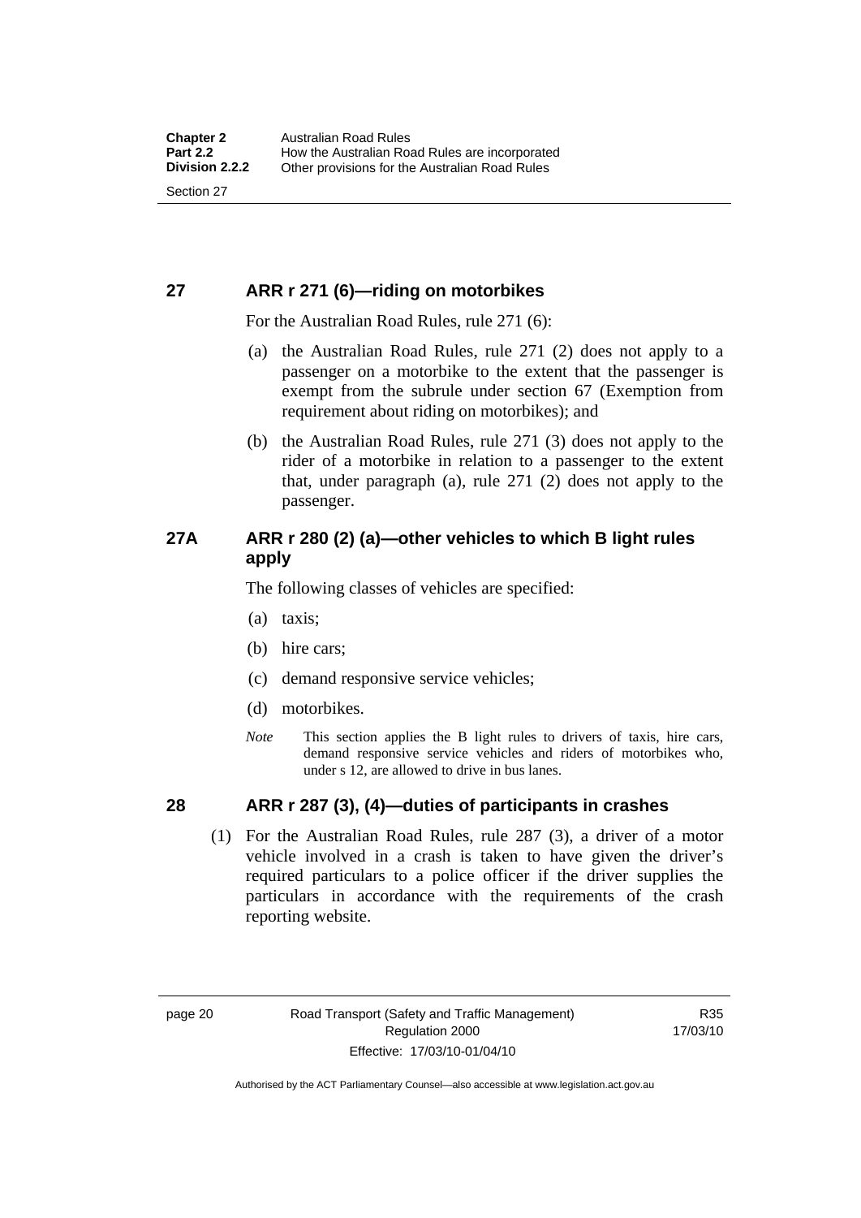## 27 ARR r 271 (6)—riding on motorbikes

For the Australian Road Rules, rule 271 (6):

(a) the Australian Road Rules, rule 271 (2) does not apply to a passenger on a motorbike to the extent that the passenger is exempt from the subrule under section 67 (Exemption from requirement about riding on motorbikes); and

(b) the Australian Road Rules, rule 271 (3) does not apply to the rider of a motorbike in relation to a passenger to the extent that, under paragraph (a), rule 271 (2) does not apply to the passenger.

## 27A ARR r 280 (2) (a)—other vehicles to which B light rules apply

The following classes of vehicles are specified:

(a) taxis;

(b) hire cars;

(c) demand responsive service vehicles;

(d) motorbikes.

*Note* This section applies the B light rules to drivers of taxis, hire cars, demand responsive service vehicles and riders of motorbikes who, under s 12, are allowed to drive in bus lanes.

## 28 ARR r 287 (3), (4)—duties of participants in crashes

(1) For the Australian Road Rules, rule 287 (3), a driver of a motor vehicle involved in a crash is taken to have given the driver's required particulars to a police officer if the driver supplies the particulars in accordance with the requirements of the crash reporting website.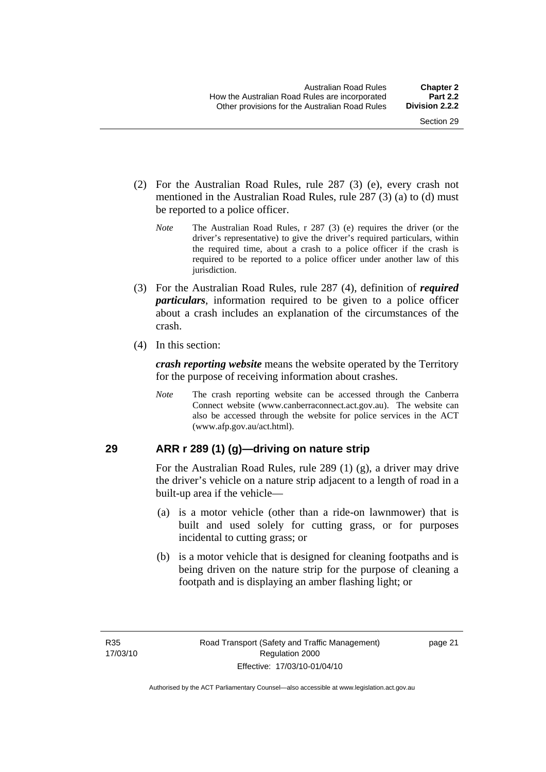(2) For the Australian Road Rules, rule 287 (3) (e), every crash not mentioned in the Australian Road Rules, rule 287 (3) (a) to (d) must be reported to a police officer.

*Note* The Australian Road Rules, r 287 (3) (e) requires the driver (or the driver's representative) to give the driver's required particulars, within the required time, about a crash to a police officer if the crash is required to be reported to a police officer under another law of this jurisdiction.

(3) For the Australian Road Rules, rule 287 (4), definition of ***required particulars***, information required to be given to a police officer about a crash includes an explanation of the circumstances of the crash.

(4) In this section:

***crash reporting website*** means the website operated by the Territory for the purpose of receiving information about crashes.

*Note* The crash reporting website can be accessed through the Canberra Connect website (www.canberraconnect.act.gov.au). The website can also be accessed through the website for police services in the ACT (www.afp.gov.au/act.html).

## 29 ARR r 289 (1) (g)—driving on nature strip

For the Australian Road Rules, rule 289 (1) (g), a driver may drive the driver's vehicle on a nature strip adjacent to a length of road in a built-up area if the vehicle—

(a) is a motor vehicle (other than a ride-on lawnmower) that is built and used solely for cutting grass, or for purposes incidental to cutting grass; or

(b) is a motor vehicle that is designed for cleaning footpaths and is being driven on the nature strip for the purpose of cleaning a footpath and is displaying an amber flashing light; or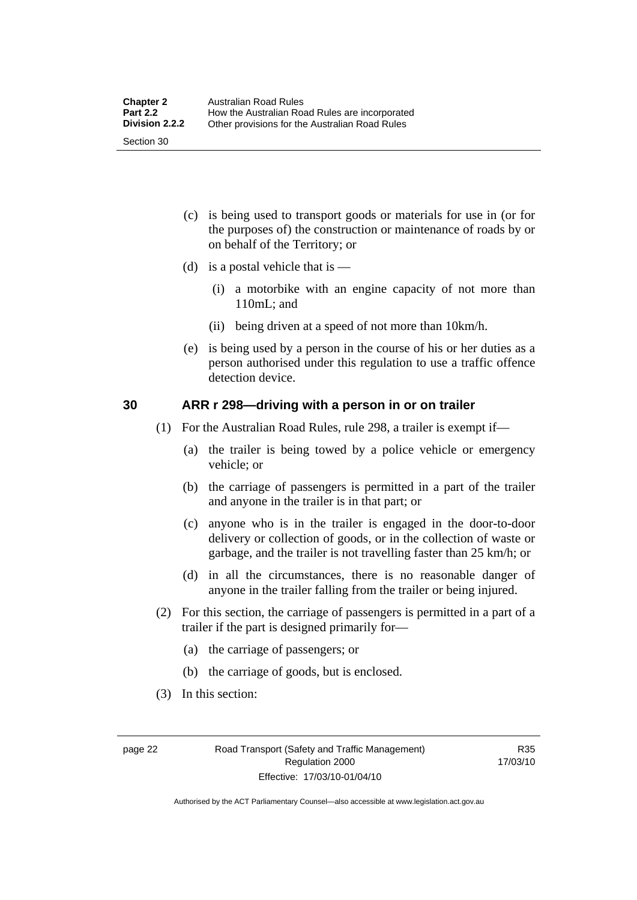(c) is being used to transport goods or materials for use in (or for the purposes of) the construction or maintenance of roads by or on behalf of the Territory; or

(d) is a postal vehicle that is —

  (i) a motorbike with an engine capacity of not more than 110mL; and

  (ii) being driven at a speed of not more than 10km/h.

(e) is being used by a person in the course of his or her duties as a person authorised under this regulation to use a traffic offence detection device.

## 30 ARR r 298—driving with a person in or on trailer

(1) For the Australian Road Rules, rule 298, a trailer is exempt if—

  (a) the trailer is being towed by a police vehicle or emergency vehicle; or

  (b) the carriage of passengers is permitted in a part of the trailer and anyone in the trailer is in that part; or

  (c) anyone who is in the trailer is engaged in the door-to-door delivery or collection of goods, or in the collection of waste or garbage, and the trailer is not travelling faster than 25 km/h; or

  (d) in all the circumstances, there is no reasonable danger of anyone in the trailer falling from the trailer or being injured.

(2) For this section, the carriage of passengers is permitted in a part of a trailer if the part is designed primarily for—

  (a) the carriage of passengers; or

  (b) the carriage of goods, but is enclosed.

(3) In this section: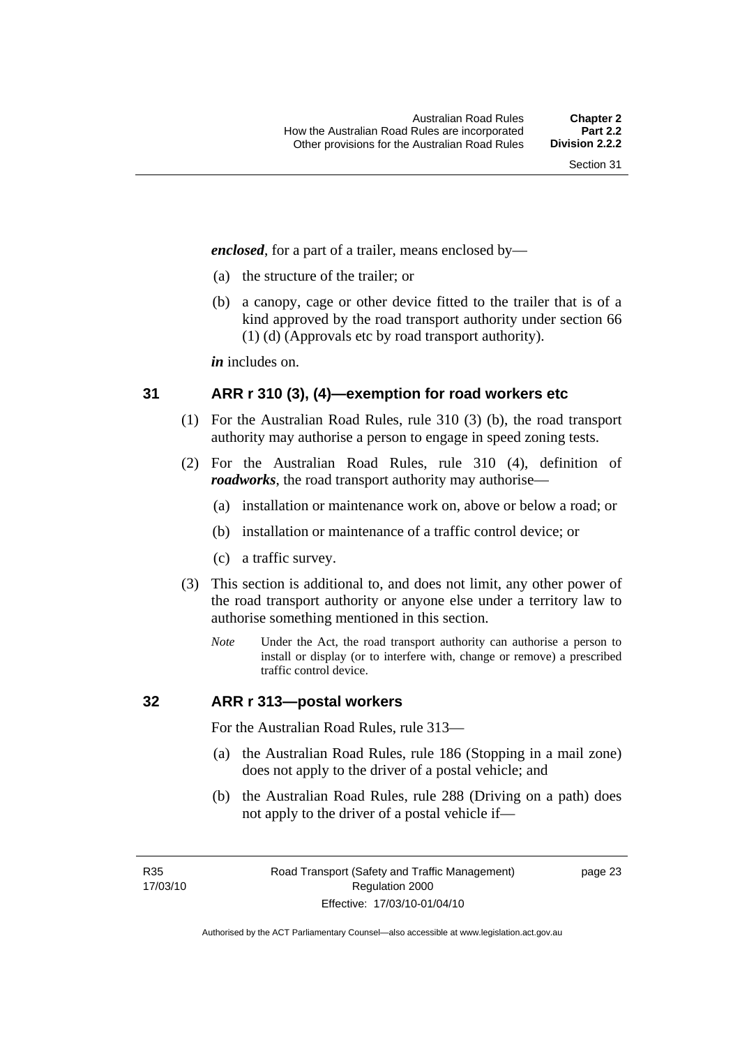***enclosed***, for a part of a trailer, means enclosed by—

(a) the structure of the trailer; or

(b) a canopy, cage or other device fitted to the trailer that is of a kind approved by the road transport authority under section 66 (1) (d) (Approvals etc by road transport authority).

***in*** includes on.

## 31 ARR r 310 (3), (4)—exemption for road workers etc

(1) For the Australian Road Rules, rule 310 (3) (b), the road transport authority may authorise a person to engage in speed zoning tests.

(2) For the Australian Road Rules, rule 310 (4), definition of ***roadworks***, the road transport authority may authorise—

(a) installation or maintenance work on, above or below a road; or

(b) installation or maintenance of a traffic control device; or

(c) a traffic survey.

(3) This section is additional to, and does not limit, any other power of the road transport authority or anyone else under a territory law to authorise something mentioned in this section.

*Note* Under the Act, the road transport authority can authorise a person to install or display (or to interfere with, change or remove) a prescribed traffic control device.

## 32 ARR r 313—postal workers

For the Australian Road Rules, rule 313—

(a) the Australian Road Rules, rule 186 (Stopping in a mail zone) does not apply to the driver of a postal vehicle; and

(b) the Australian Road Rules, rule 288 (Driving on a path) does not apply to the driver of a postal vehicle if—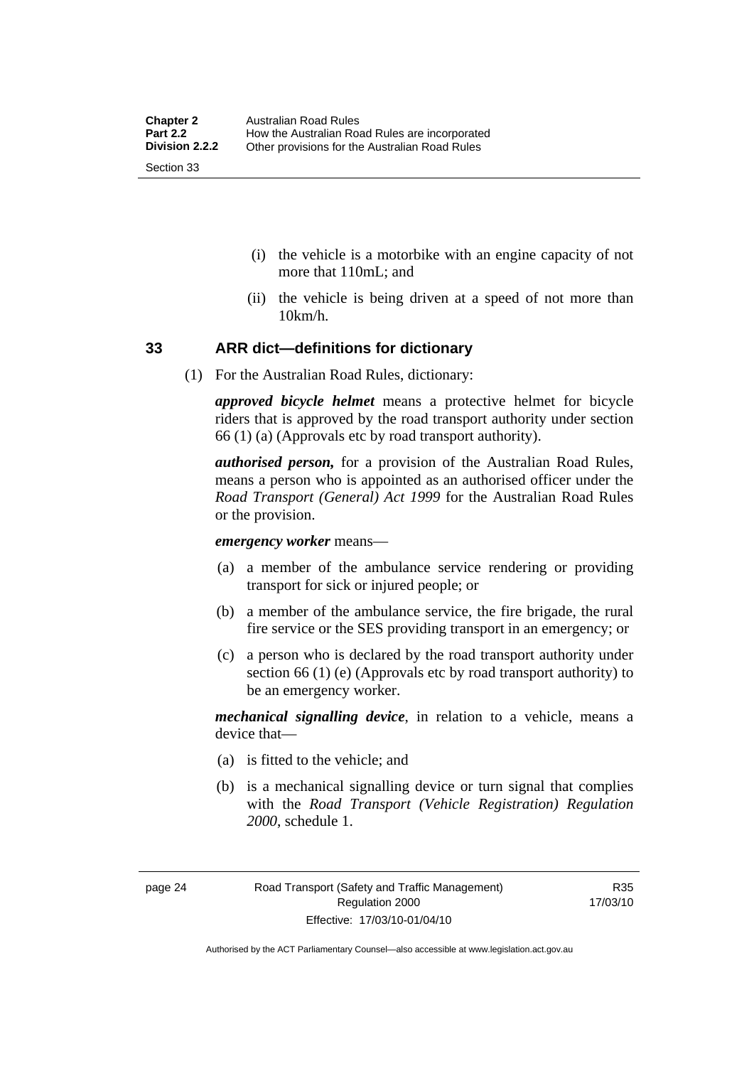(i) the vehicle is a motorbike with an engine capacity of not more that 110mL; and

(ii) the vehicle is being driven at a speed of not more than 10km/h.

## 33 ARR dict—definitions for dictionary

(1) For the Australian Road Rules, dictionary:

***approved bicycle helmet*** means a protective helmet for bicycle riders that is approved by the road transport authority under section 66 (1) (a) (Approvals etc by road transport authority).

***authorised person,*** for a provision of the Australian Road Rules, means a person who is appointed as an authorised officer under the *Road Transport (General) Act 1999* for the Australian Road Rules or the provision.

***emergency worker*** means—

(a) a member of the ambulance service rendering or providing transport for sick or injured people; or

(b) a member of the ambulance service, the fire brigade, the rural fire service or the SES providing transport in an emergency; or

(c) a person who is declared by the road transport authority under section 66 (1) (e) (Approvals etc by road transport authority) to be an emergency worker.

***mechanical signalling device***, in relation to a vehicle, means a device that—

(a) is fitted to the vehicle; and

(b) is a mechanical signalling device or turn signal that complies with the *Road Transport (Vehicle Registration) Regulation 2000*, schedule 1.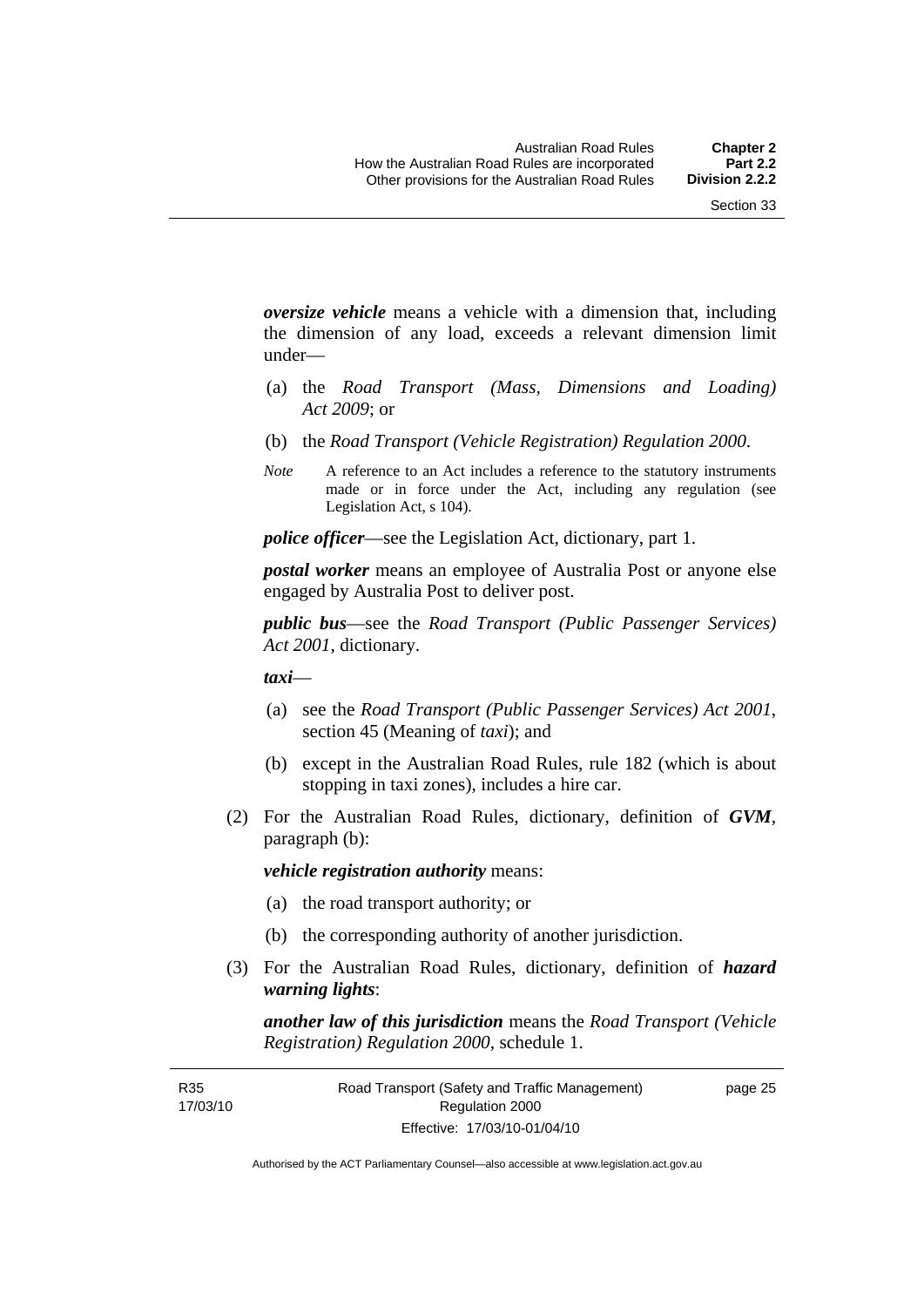***oversize vehicle*** means a vehicle with a dimension that, including the dimension of any load, exceeds a relevant dimension limit under—

(a) the *Road Transport (Mass, Dimensions and Loading) Act 2009*; or

(b) the *Road Transport (Vehicle Registration) Regulation 2000*.

*Note* A reference to an Act includes a reference to the statutory instruments made or in force under the Act, including any regulation (see Legislation Act, s 104).

***police officer***—see the Legislation Act, dictionary, part 1.

***postal worker*** means an employee of Australia Post or anyone else engaged by Australia Post to deliver post.

***public bus***—see the *Road Transport (Public Passenger Services) Act 2001*, dictionary.

***taxi***—

(a) see the *Road Transport (Public Passenger Services) Act 2001*, section 45 (Meaning of *taxi*); and

(b) except in the Australian Road Rules, rule 182 (which is about stopping in taxi zones), includes a hire car.

(2) For the Australian Road Rules, dictionary, definition of ***GVM***, paragraph (b):

***vehicle registration authority*** means:

(a) the road transport authority; or

(b) the corresponding authority of another jurisdiction.

(3) For the Australian Road Rules, dictionary, definition of ***hazard warning lights***:

***another law of this jurisdiction*** means the *Road Transport (Vehicle Registration) Regulation 2000*, schedule 1.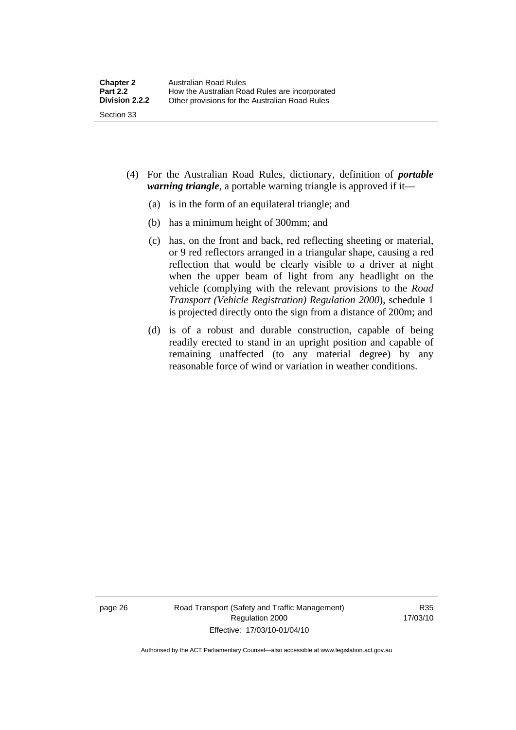(4) For the Australian Road Rules, dictionary, definition of ***portable warning triangle***, a portable warning triangle is approved if it—

  (a) is in the form of an equilateral triangle; and

  (b) has a minimum height of 300mm; and

  (c) has, on the front and back, red reflecting sheeting or material, or 9 red reflectors arranged in a triangular shape, causing a red reflection that would be clearly visible to a driver at night when the upper beam of light from any headlight on the vehicle (complying with the relevant provisions to the *Road Transport (Vehicle Registration) Regulation 2000*), schedule 1 is projected directly onto the sign from a distance of 200m; and

  (d) is of a robust and durable construction, capable of being readily erected to stand in an upright position and capable of remaining unaffected (to any material degree) by any reasonable force of wind or variation in weather conditions.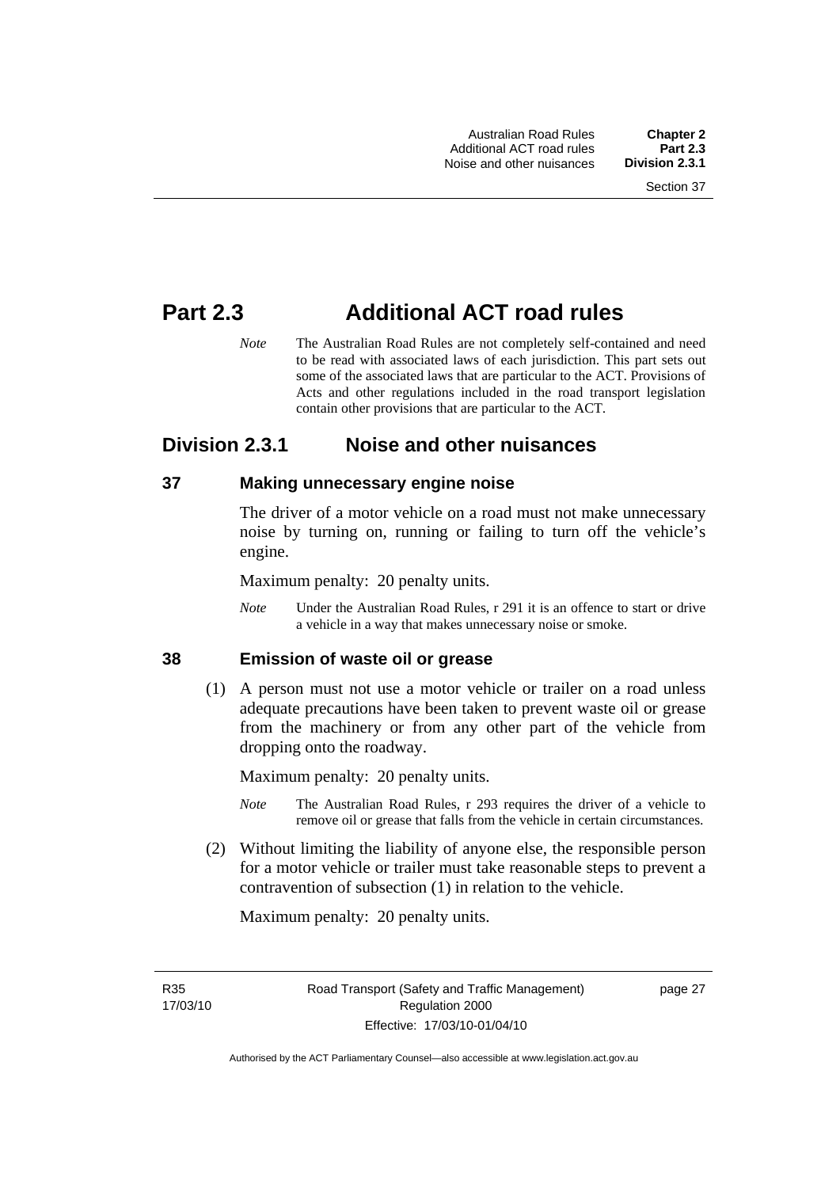# Part 2.3 Additional ACT road rules

*Note* The Australian Road Rules are not completely self-contained and need to be read with associated laws of each jurisdiction. This part sets out some of the associated laws that are particular to the ACT. Provisions of Acts and other regulations included in the road transport legislation contain other provisions that are particular to the ACT.

## Division 2.3.1 Noise and other nuisances

### 37 Making unnecessary engine noise

The driver of a motor vehicle on a road must not make unnecessary noise by turning on, running or failing to turn off the vehicle's engine.

Maximum penalty: 20 penalty units.

*Note* Under the Australian Road Rules, r 291 it is an offence to start or drive a vehicle in a way that makes unnecessary noise or smoke.

### 38 Emission of waste oil or grease

(1) A person must not use a motor vehicle or trailer on a road unless adequate precautions have been taken to prevent waste oil or grease from the machinery or from any other part of the vehicle from dropping onto the roadway.

Maximum penalty: 20 penalty units.

*Note* The Australian Road Rules, r 293 requires the driver of a vehicle to remove oil or grease that falls from the vehicle in certain circumstances.

(2) Without limiting the liability of anyone else, the responsible person for a motor vehicle or trailer must take reasonable steps to prevent a contravention of subsection (1) in relation to the vehicle.

Maximum penalty: 20 penalty units.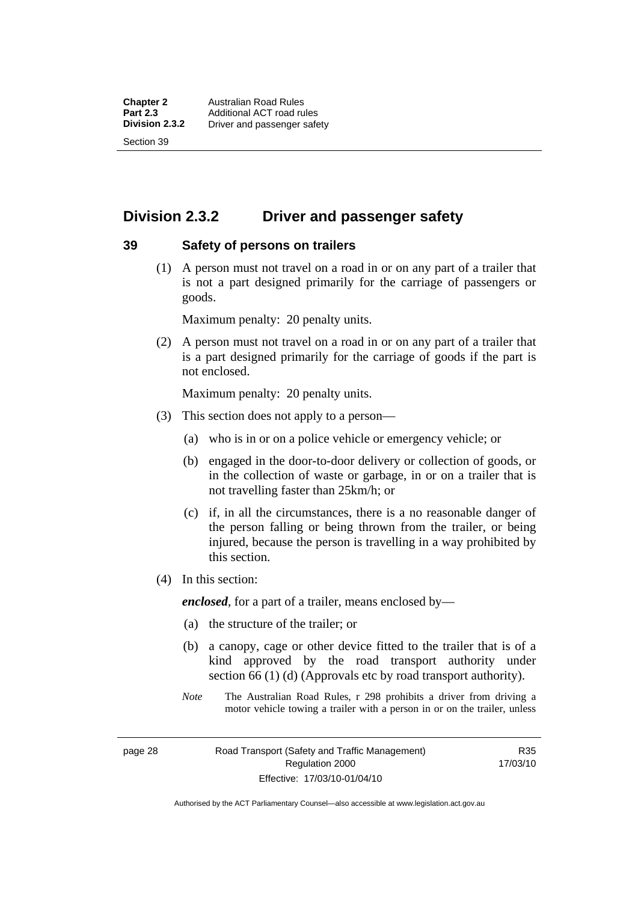## Division 2.3.2 Driver and passenger safety

### 39 Safety of persons on trailers

(1) A person must not travel on a road in or on any part of a trailer that is not a part designed primarily for the carriage of passengers or goods.

Maximum penalty: 20 penalty units.

(2) A person must not travel on a road in or on any part of a trailer that is a part designed primarily for the carriage of goods if the part is not enclosed.

Maximum penalty: 20 penalty units.

(3) This section does not apply to a person—

(a) who is in or on a police vehicle or emergency vehicle; or

(b) engaged in the door-to-door delivery or collection of goods, or in the collection of waste or garbage, in or on a trailer that is not travelling faster than 25km/h; or

(c) if, in all the circumstances, there is a no reasonable danger of the person falling or being thrown from the trailer, or being injured, because the person is travelling in a way prohibited by this section.

(4) In this section:

***enclosed***, for a part of a trailer, means enclosed by—

(a) the structure of the trailer; or

(b) a canopy, cage or other device fitted to the trailer that is of a kind approved by the road transport authority under section 66 (1) (d) (Approvals etc by road transport authority).

*Note* The Australian Road Rules, r 298 prohibits a driver from driving a motor vehicle towing a trailer with a person in or on the trailer, unless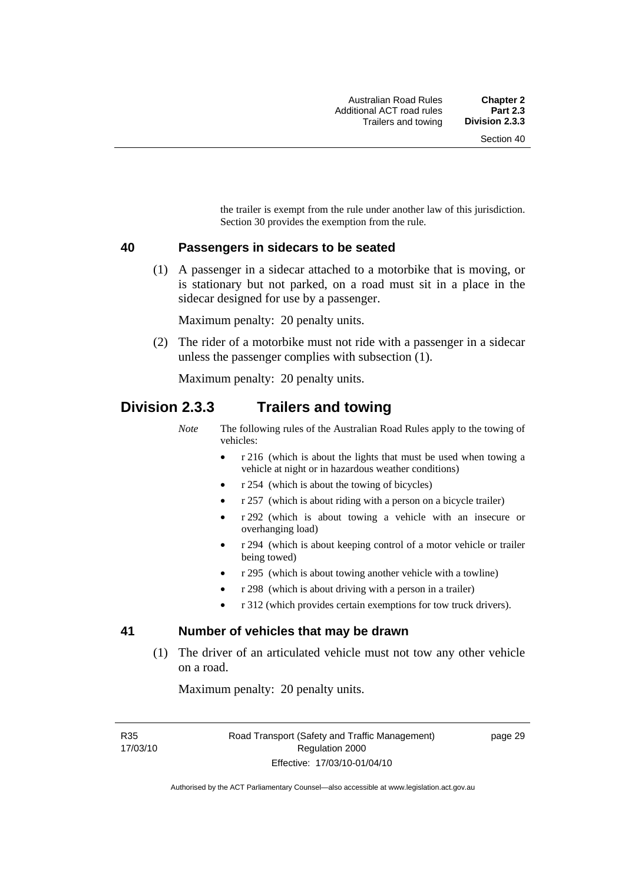the trailer is exempt from the rule under another law of this jurisdiction. Section 30 provides the exemption from the rule.

### 40 Passengers in sidecars to be seated

(1) A passenger in a sidecar attached to a motorbike that is moving, or is stationary but not parked, on a road must sit in a place in the sidecar designed for use by a passenger.

Maximum penalty: 20 penalty units.

(2) The rider of a motorbike must not ride with a passenger in a sidecar unless the passenger complies with subsection (1).

Maximum penalty: 20 penalty units.

## Division 2.3.3 Trailers and towing

*Note* The following rules of the Australian Road Rules apply to the towing of vehicles:

- r 216 (which is about the lights that must be used when towing a vehicle at night or in hazardous weather conditions)
- r 254 (which is about the towing of bicycles)
- r 257 (which is about riding with a person on a bicycle trailer)
- r 292 (which is about towing a vehicle with an insecure or overhanging load)
- r 294 (which is about keeping control of a motor vehicle or trailer being towed)
- r 295 (which is about towing another vehicle with a towline)
- r 298 (which is about driving with a person in a trailer)
- r 312 (which provides certain exemptions for tow truck drivers).

### 41 Number of vehicles that may be drawn

(1) The driver of an articulated vehicle must not tow any other vehicle on a road.

Maximum penalty: 20 penalty units.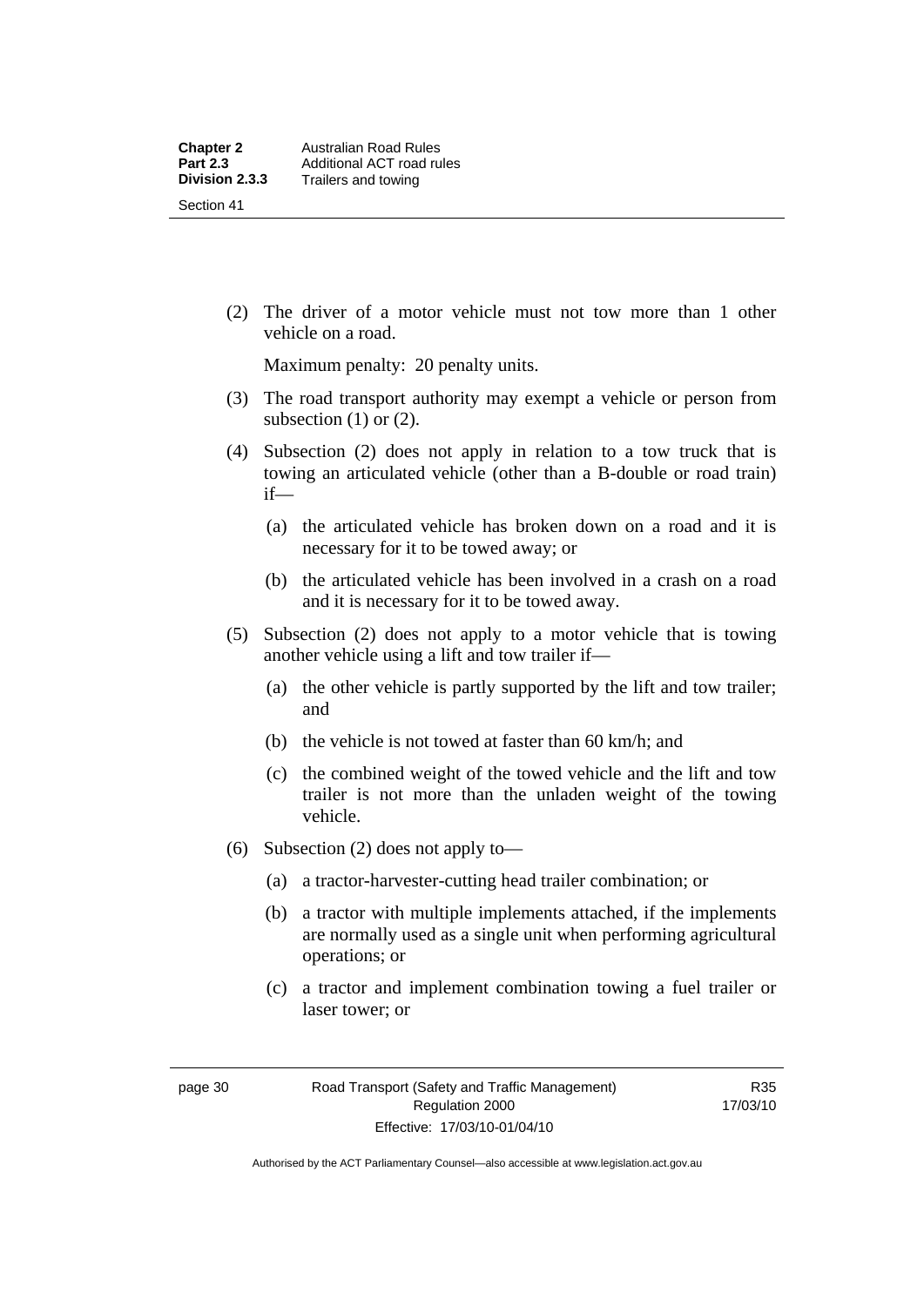(2) The driver of a motor vehicle must not tow more than 1 other vehicle on a road.

Maximum penalty: 20 penalty units.

(3) The road transport authority may exempt a vehicle or person from subsection (1) or (2).

(4) Subsection (2) does not apply in relation to a tow truck that is towing an articulated vehicle (other than a B-double or road train) if—

- (a) the articulated vehicle has broken down on a road and it is necessary for it to be towed away; or
- (b) the articulated vehicle has been involved in a crash on a road and it is necessary for it to be towed away.

(5) Subsection (2) does not apply to a motor vehicle that is towing another vehicle using a lift and tow trailer if—

- (a) the other vehicle is partly supported by the lift and tow trailer; and
- (b) the vehicle is not towed at faster than 60 km/h; and
- (c) the combined weight of the towed vehicle and the lift and tow trailer is not more than the unladen weight of the towing vehicle.

(6) Subsection (2) does not apply to—

- (a) a tractor-harvester-cutting head trailer combination; or
- (b) a tractor with multiple implements attached, if the implements are normally used as a single unit when performing agricultural operations; or
- (c) a tractor and implement combination towing a fuel trailer or laser tower; or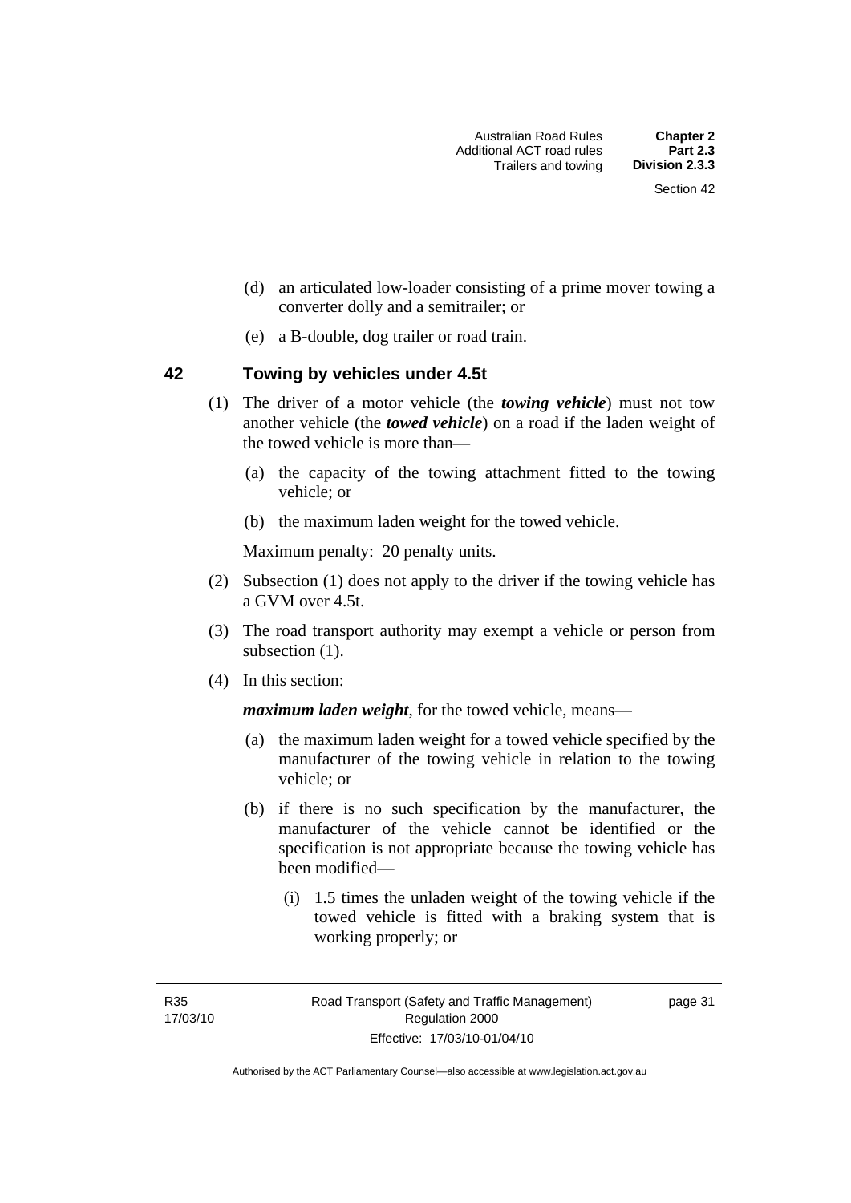(d) an articulated low-loader consisting of a prime mover towing a converter dolly and a semitrailer; or

(e) a B-double, dog trailer or road train.

## 42 Towing by vehicles under 4.5t

(1) The driver of a motor vehicle (the ***towing vehicle***) must not tow another vehicle (the ***towed vehicle***) on a road if the laden weight of the towed vehicle is more than—

(a) the capacity of the towing attachment fitted to the towing vehicle; or

(b) the maximum laden weight for the towed vehicle.

Maximum penalty: 20 penalty units.

(2) Subsection (1) does not apply to the driver if the towing vehicle has a GVM over 4.5t.

(3) The road transport authority may exempt a vehicle or person from subsection (1).

(4) In this section:

***maximum laden weight***, for the towed vehicle, means—

(a) the maximum laden weight for a towed vehicle specified by the manufacturer of the towing vehicle in relation to the towing vehicle; or

(b) if there is no such specification by the manufacturer, the manufacturer of the vehicle cannot be identified or the specification is not appropriate because the towing vehicle has been modified—

(i) 1.5 times the unladen weight of the towing vehicle if the towed vehicle is fitted with a braking system that is working properly; or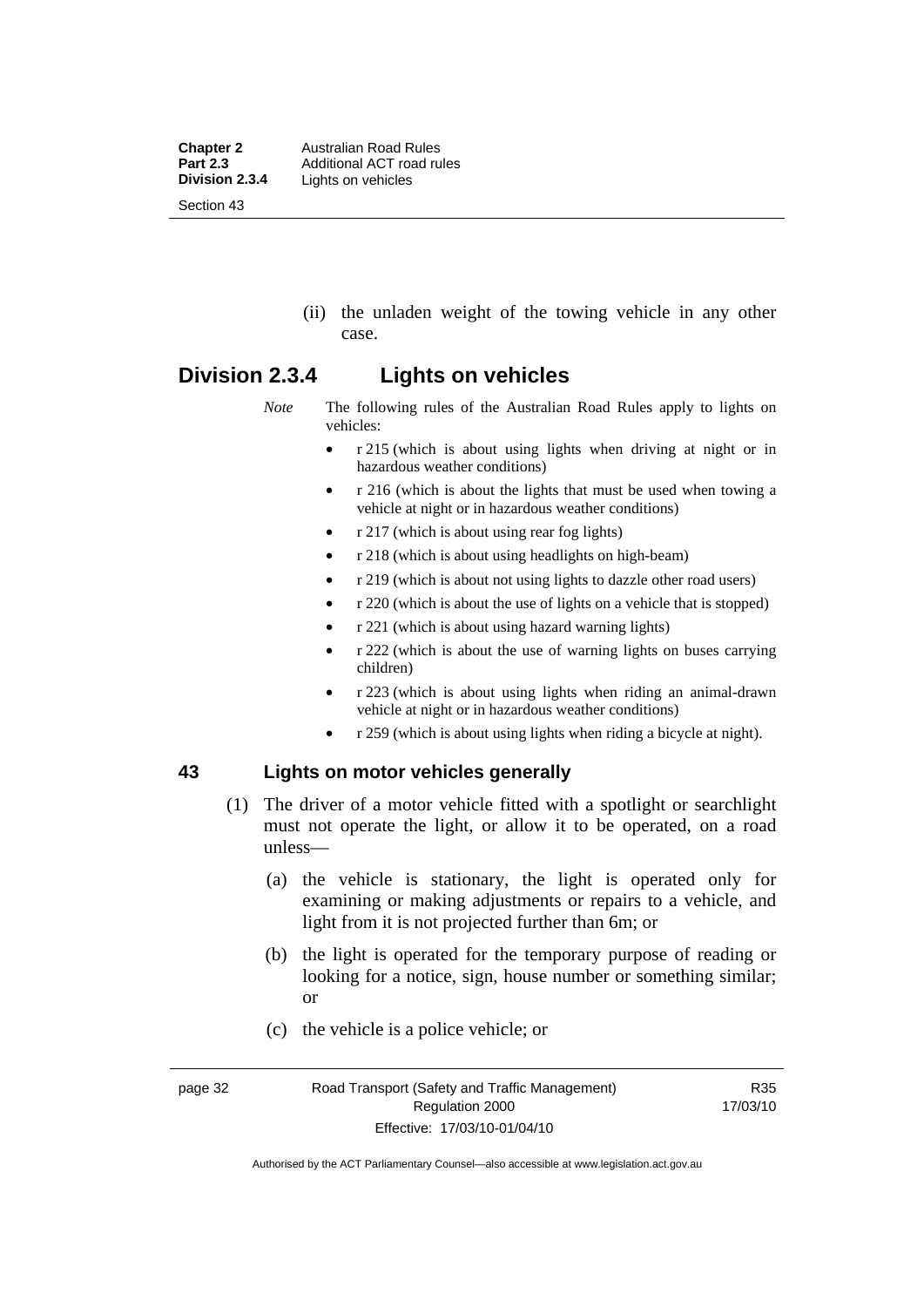(ii) the unladen weight of the towing vehicle in any other case.

## Division 2.3.4 Lights on vehicles

*Note* The following rules of the Australian Road Rules apply to lights on vehicles:

- r 215 (which is about using lights when driving at night or in hazardous weather conditions)
- r 216 (which is about the lights that must be used when towing a vehicle at night or in hazardous weather conditions)
- r 217 (which is about using rear fog lights)
- r 218 (which is about using headlights on high-beam)
- r 219 (which is about not using lights to dazzle other road users)
- r 220 (which is about the use of lights on a vehicle that is stopped)
- r 221 (which is about using hazard warning lights)
- r 222 (which is about the use of warning lights on buses carrying children)
- r 223 (which is about using lights when riding an animal-drawn vehicle at night or in hazardous weather conditions)
- r 259 (which is about using lights when riding a bicycle at night).

### 43 Lights on motor vehicles generally

(1) The driver of a motor vehicle fitted with a spotlight or searchlight must not operate the light, or allow it to be operated, on a road unless—

(a) the vehicle is stationary, the light is operated only for examining or making adjustments or repairs to a vehicle, and light from it is not projected further than 6m; or

(b) the light is operated for the temporary purpose of reading or looking for a notice, sign, house number or something similar; or

(c) the vehicle is a police vehicle; or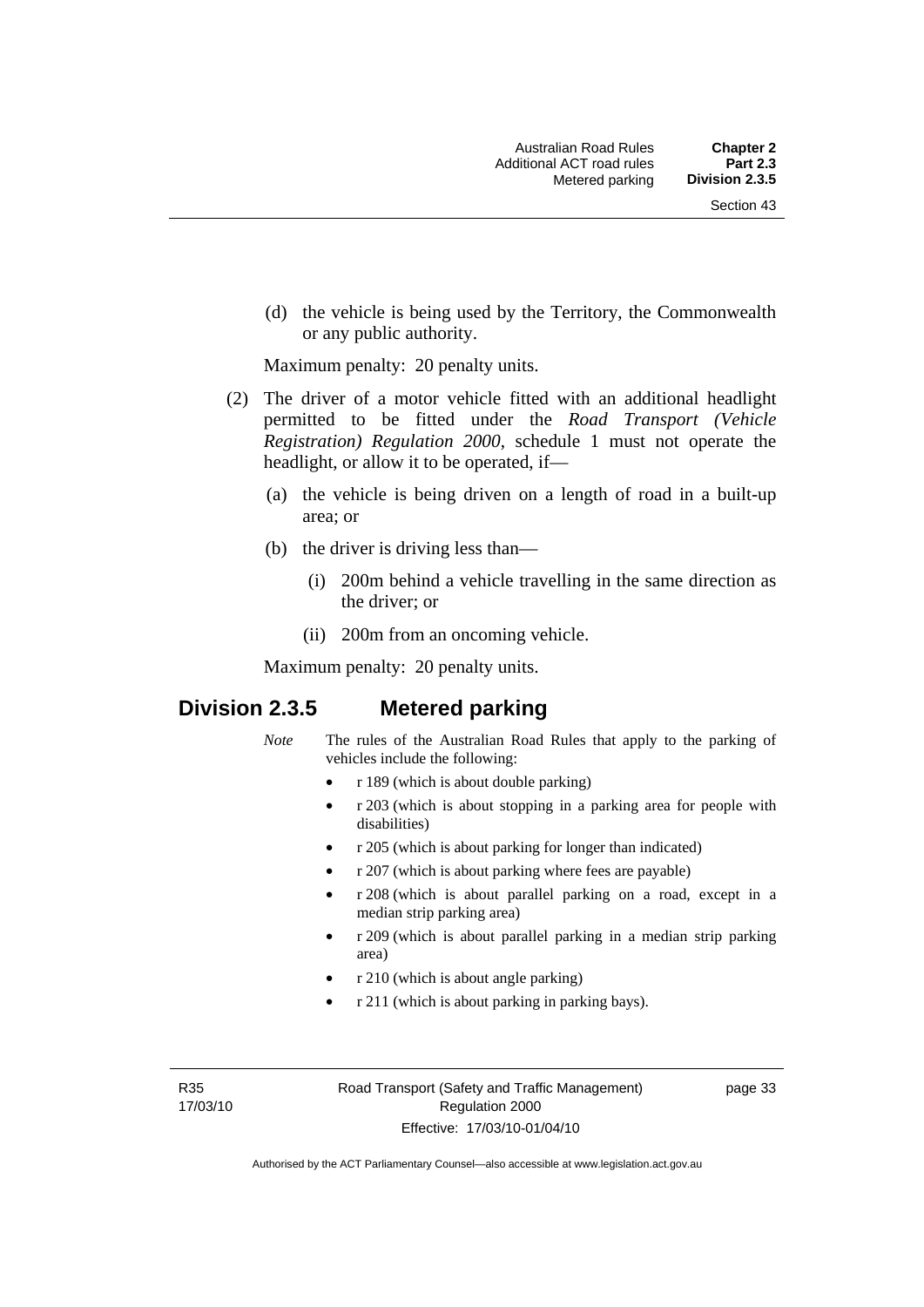(d) the vehicle is being used by the Territory, the Commonwealth or any public authority.

Maximum penalty: 20 penalty units.

(2) The driver of a motor vehicle fitted with an additional headlight permitted to be fitted under the *Road Transport (Vehicle Registration) Regulation 2000*, schedule 1 must not operate the headlight, or allow it to be operated, if—

(a) the vehicle is being driven on a length of road in a built-up area; or

(b) the driver is driving less than—

(i) 200m behind a vehicle travelling in the same direction as the driver; or

(ii) 200m from an oncoming vehicle.

Maximum penalty: 20 penalty units.

## Division 2.3.5 Metered parking

*Note* The rules of the Australian Road Rules that apply to the parking of vehicles include the following:

- r 189 (which is about double parking)
- r 203 (which is about stopping in a parking area for people with disabilities)
- r 205 (which is about parking for longer than indicated)
- r 207 (which is about parking where fees are payable)
- r 208 (which is about parallel parking on a road, except in a median strip parking area)
- r 209 (which is about parallel parking in a median strip parking area)
- r 210 (which is about angle parking)
- r 211 (which is about parking in parking bays).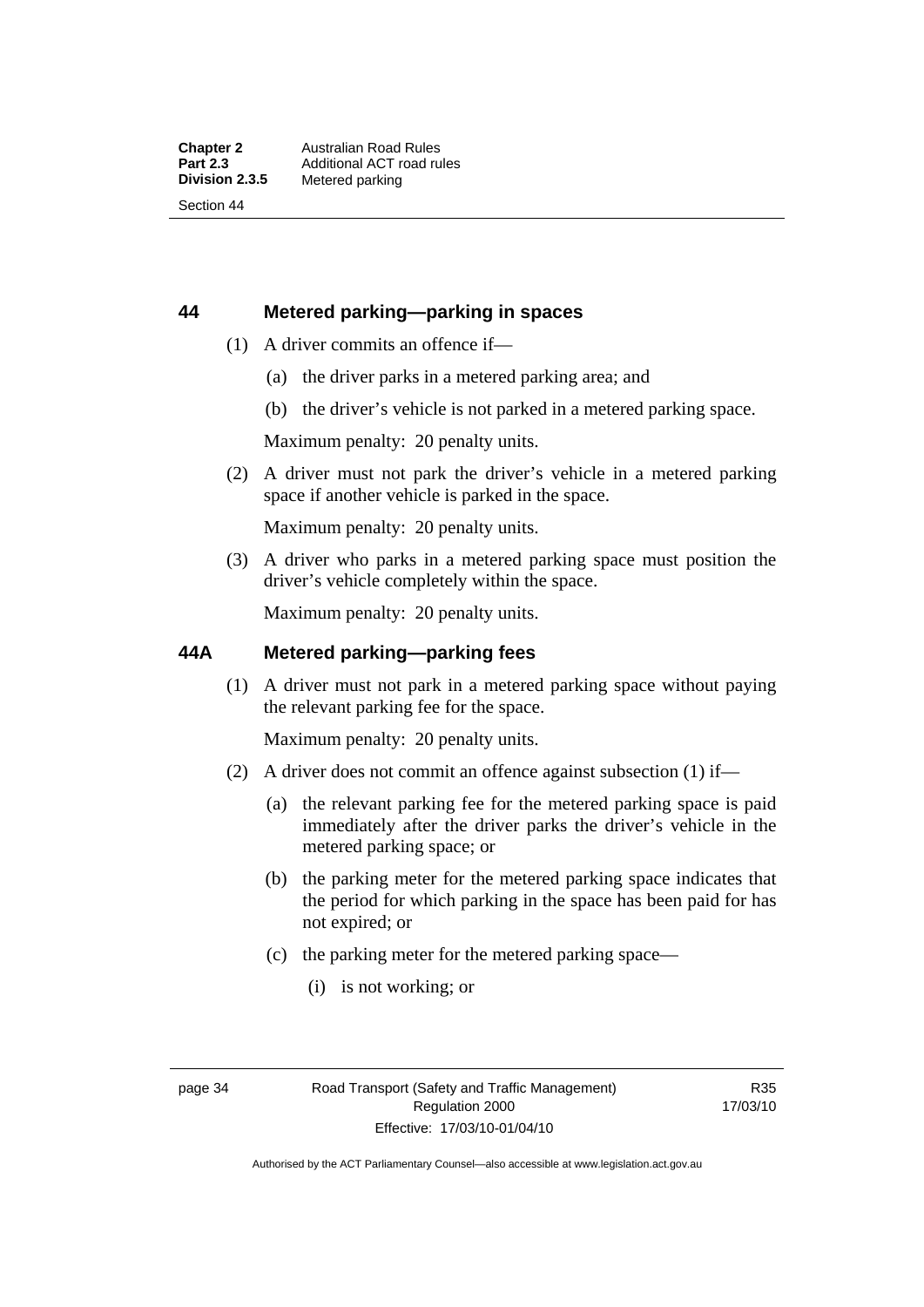## 44 Metered parking—parking in spaces

(1) A driver commits an offence if—

(a) the driver parks in a metered parking area; and

(b) the driver's vehicle is not parked in a metered parking space.

Maximum penalty: 20 penalty units.

(2) A driver must not park the driver's vehicle in a metered parking space if another vehicle is parked in the space.

Maximum penalty: 20 penalty units.

(3) A driver who parks in a metered parking space must position the driver's vehicle completely within the space.

Maximum penalty: 20 penalty units.

## 44A Metered parking—parking fees

(1) A driver must not park in a metered parking space without paying the relevant parking fee for the space.

Maximum penalty: 20 penalty units.

(2) A driver does not commit an offence against subsection (1) if—

(a) the relevant parking fee for the metered parking space is paid immediately after the driver parks the driver's vehicle in the metered parking space; or

(b) the parking meter for the metered parking space indicates that the period for which parking in the space has been paid for has not expired; or

(c) the parking meter for the metered parking space—

(i) is not working; or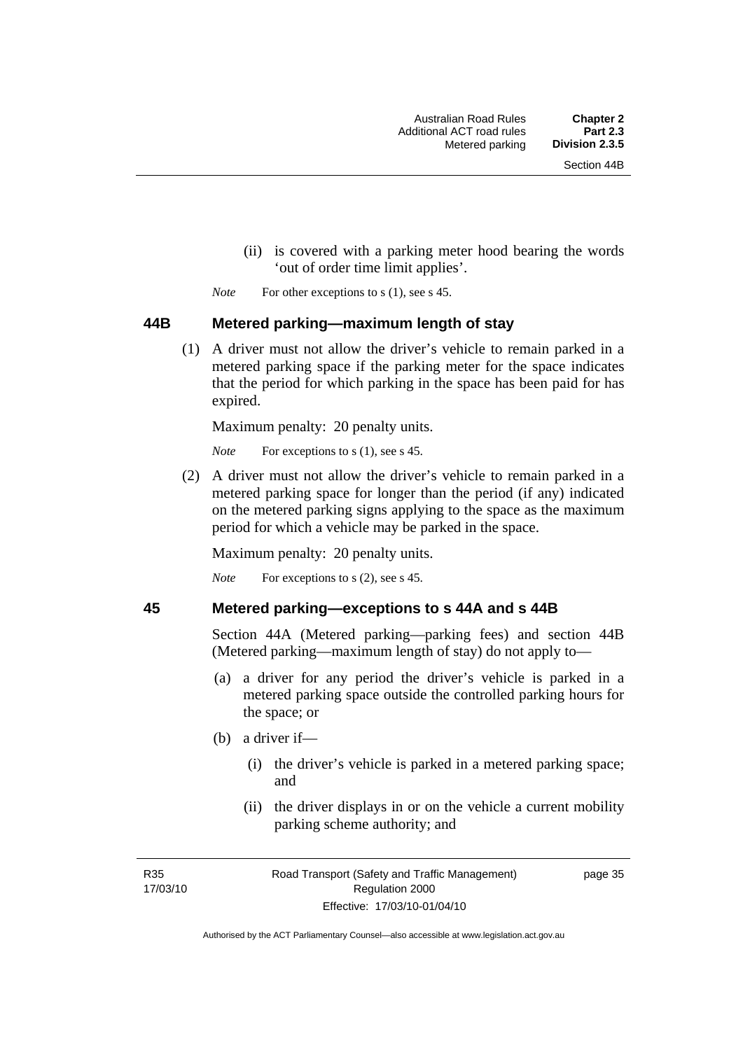(ii) is covered with a parking meter hood bearing the words 'out of order time limit applies'.

*Note* For other exceptions to s (1), see s 45.

### 44B Metered parking—maximum length of stay

(1) A driver must not allow the driver's vehicle to remain parked in a metered parking space if the parking meter for the space indicates that the period for which parking in the space has been paid for has expired.

Maximum penalty: 20 penalty units.

*Note* For exceptions to s (1), see s 45.

(2) A driver must not allow the driver's vehicle to remain parked in a metered parking space for longer than the period (if any) indicated on the metered parking signs applying to the space as the maximum period for which a vehicle may be parked in the space.

Maximum penalty: 20 penalty units.

*Note* For exceptions to s (2), see s 45.

### 45 Metered parking—exceptions to s 44A and s 44B

Section 44A (Metered parking—parking fees) and section 44B (Metered parking—maximum length of stay) do not apply to—

(a) a driver for any period the driver's vehicle is parked in a metered parking space outside the controlled parking hours for the space; or

(b) a driver if—

(i) the driver's vehicle is parked in a metered parking space; and

(ii) the driver displays in or on the vehicle a current mobility parking scheme authority; and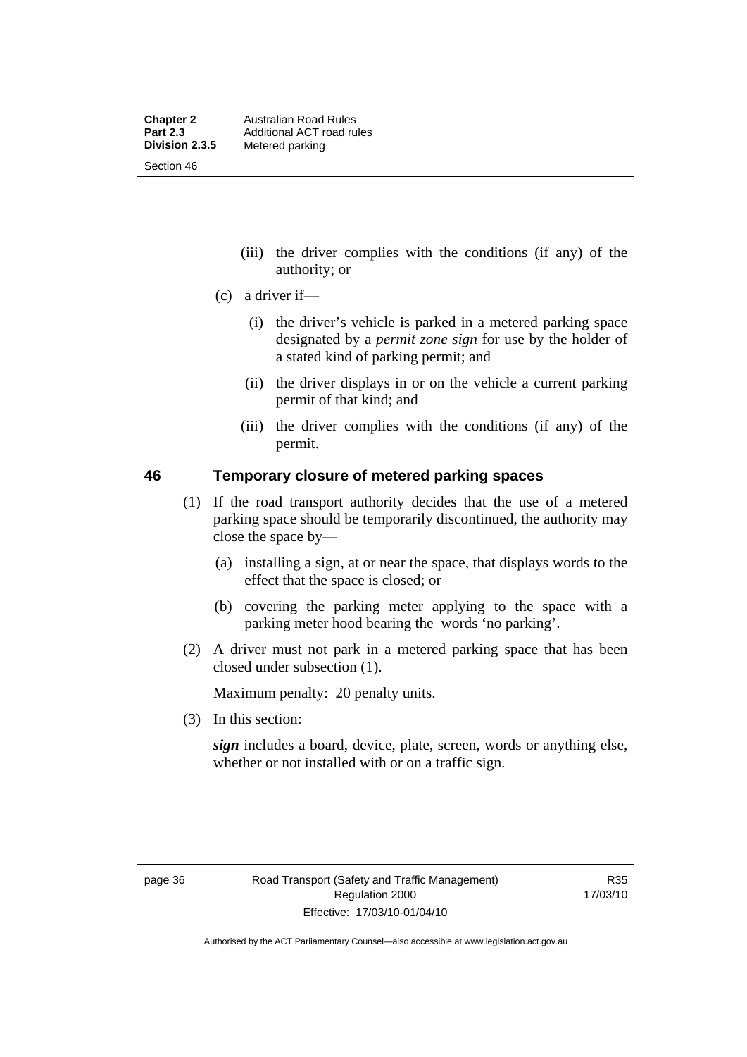(iii) the driver complies with the conditions (if any) of the authority; or

(c) a driver if—

(i) the driver's vehicle is parked in a metered parking space designated by a *permit zone sign* for use by the holder of a stated kind of parking permit; and

(ii) the driver displays in or on the vehicle a current parking permit of that kind; and

(iii) the driver complies with the conditions (if any) of the permit.

## 46 Temporary closure of metered parking spaces

(1) If the road transport authority decides that the use of a metered parking space should be temporarily discontinued, the authority may close the space by—

(a) installing a sign, at or near the space, that displays words to the effect that the space is closed; or

(b) covering the parking meter applying to the space with a parking meter hood bearing the words 'no parking'.

(2) A driver must not park in a metered parking space that has been closed under subsection (1).

Maximum penalty: 20 penalty units.

(3) In this section:

***sign*** includes a board, device, plate, screen, words or anything else, whether or not installed with or on a traffic sign.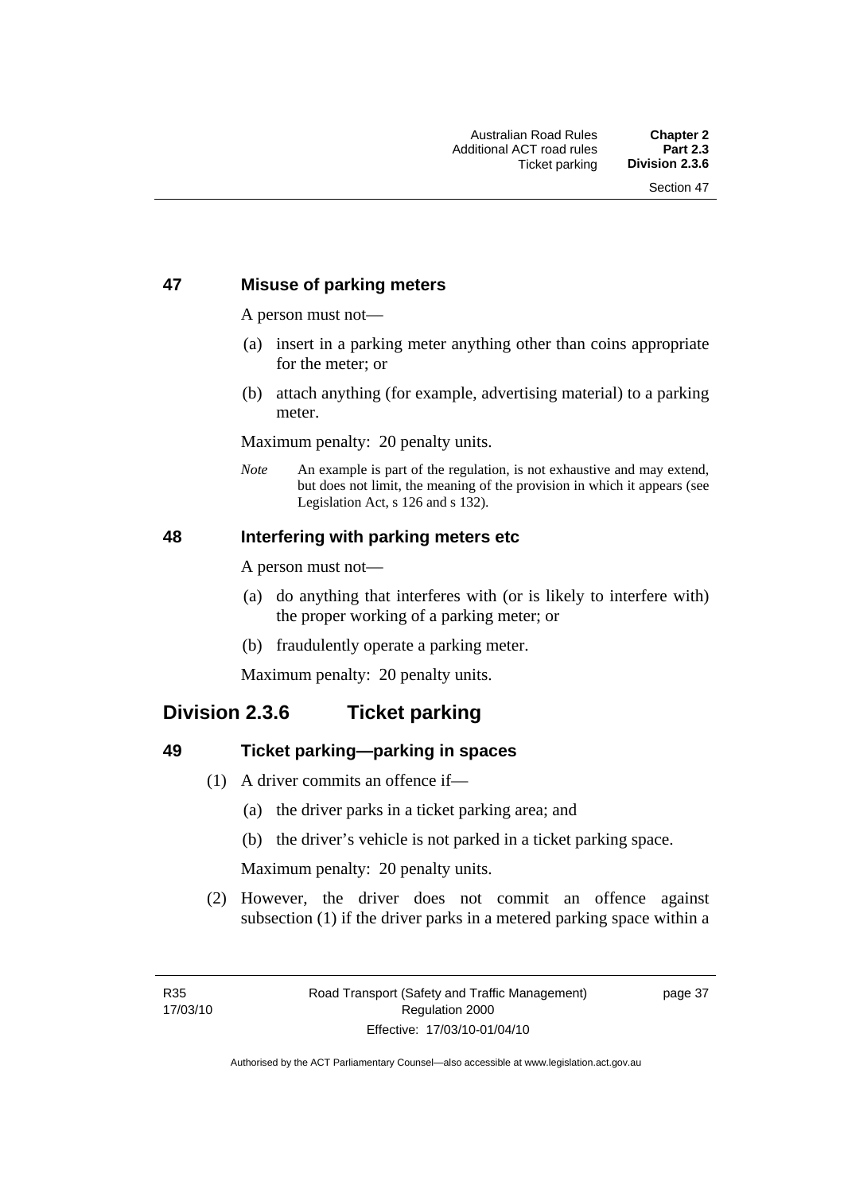### 47 Misuse of parking meters

A person must not—

(a) insert in a parking meter anything other than coins appropriate for the meter; or

(b) attach anything (for example, advertising material) to a parking meter.

Maximum penalty: 20 penalty units.

*Note* An example is part of the regulation, is not exhaustive and may extend, but does not limit, the meaning of the provision in which it appears (see Legislation Act, s 126 and s 132).

### 48 Interfering with parking meters etc

A person must not—

(a) do anything that interferes with (or is likely to interfere with) the proper working of a parking meter; or

(b) fraudulently operate a parking meter.

Maximum penalty: 20 penalty units.

## Division 2.3.6 Ticket parking

### 49 Ticket parking—parking in spaces

(1) A driver commits an offence if—

(a) the driver parks in a ticket parking area; and

(b) the driver's vehicle is not parked in a ticket parking space.

Maximum penalty: 20 penalty units.

(2) However, the driver does not commit an offence against subsection (1) if the driver parks in a metered parking space within a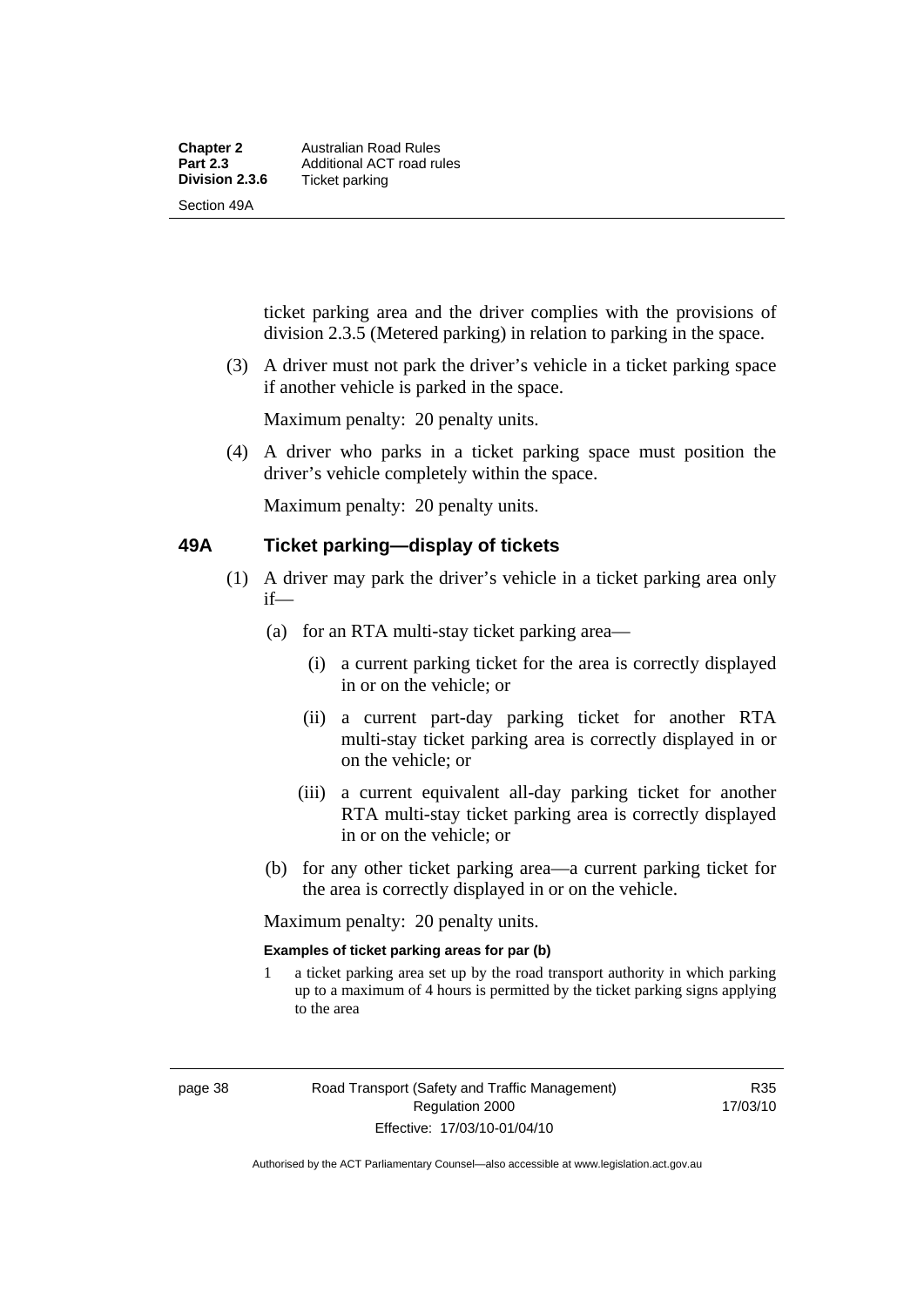ticket parking area and the driver complies with the provisions of division 2.3.5 (Metered parking) in relation to parking in the space.

(3) A driver must not park the driver's vehicle in a ticket parking space if another vehicle is parked in the space.

Maximum penalty: 20 penalty units.

(4) A driver who parks in a ticket parking space must position the driver's vehicle completely within the space.

Maximum penalty: 20 penalty units.

## 49A Ticket parking—display of tickets

(1) A driver may park the driver's vehicle in a ticket parking area only if—

(a) for an RTA multi-stay ticket parking area—

(i) a current parking ticket for the area is correctly displayed in or on the vehicle; or

(ii) a current part-day parking ticket for another RTA multi-stay ticket parking area is correctly displayed in or on the vehicle; or

(iii) a current equivalent all-day parking ticket for another RTA multi-stay ticket parking area is correctly displayed in or on the vehicle; or

(b) for any other ticket parking area—a current parking ticket for the area is correctly displayed in or on the vehicle.

Maximum penalty: 20 penalty units.

**Examples of ticket parking areas for par (b)**

1 a ticket parking area set up by the road transport authority in which parking up to a maximum of 4 hours is permitted by the ticket parking signs applying to the area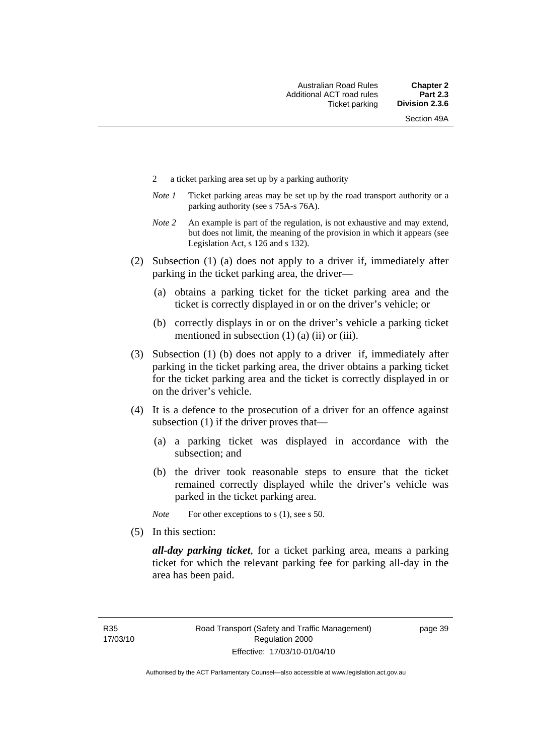2 a ticket parking area set up by a parking authority

*Note 1* Ticket parking areas may be set up by the road transport authority or a parking authority (see s 75A-s 76A).

*Note 2* An example is part of the regulation, is not exhaustive and may extend, but does not limit, the meaning of the provision in which it appears (see Legislation Act, s 126 and s 132).

(2) Subsection (1) (a) does not apply to a driver if, immediately after parking in the ticket parking area, the driver—

(a) obtains a parking ticket for the ticket parking area and the ticket is correctly displayed in or on the driver's vehicle; or

(b) correctly displays in or on the driver's vehicle a parking ticket mentioned in subsection (1) (a) (ii) or (iii).

(3) Subsection (1) (b) does not apply to a driver if, immediately after parking in the ticket parking area, the driver obtains a parking ticket for the ticket parking area and the ticket is correctly displayed in or on the driver's vehicle.

(4) It is a defence to the prosecution of a driver for an offence against subsection (1) if the driver proves that—

(a) a parking ticket was displayed in accordance with the subsection; and

(b) the driver took reasonable steps to ensure that the ticket remained correctly displayed while the driver's vehicle was parked in the ticket parking area.

*Note* For other exceptions to s (1), see s 50.

(5) In this section:

***all-day parking ticket***, for a ticket parking area, means a parking ticket for which the relevant parking fee for parking all-day in the area has been paid.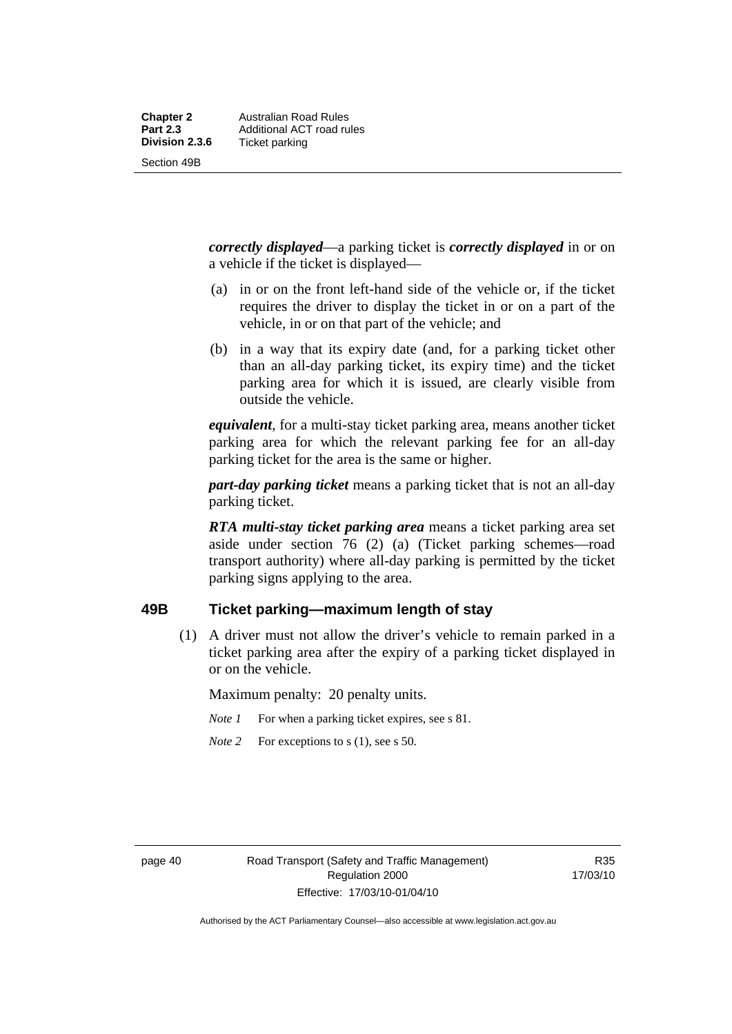***correctly displayed***—a parking ticket is ***correctly displayed*** in or on a vehicle if the ticket is displayed—

(a) in or on the front left-hand side of the vehicle or, if the ticket requires the driver to display the ticket in or on a part of the vehicle, in or on that part of the vehicle; and

(b) in a way that its expiry date (and, for a parking ticket other than an all-day parking ticket, its expiry time) and the ticket parking area for which it is issued, are clearly visible from outside the vehicle.

***equivalent***, for a multi-stay ticket parking area, means another ticket parking area for which the relevant parking fee for an all-day parking ticket for the area is the same or higher.

***part-day parking ticket*** means a parking ticket that is not an all-day parking ticket.

***RTA multi-stay ticket parking area*** means a ticket parking area set aside under section 76 (2) (a) (Ticket parking schemes—road transport authority) where all-day parking is permitted by the ticket parking signs applying to the area.

## 49B Ticket parking—maximum length of stay

(1) A driver must not allow the driver's vehicle to remain parked in a ticket parking area after the expiry of a parking ticket displayed in or on the vehicle.

Maximum penalty: 20 penalty units.

*Note 1* For when a parking ticket expires, see s 81.

*Note 2* For exceptions to s (1), see s 50.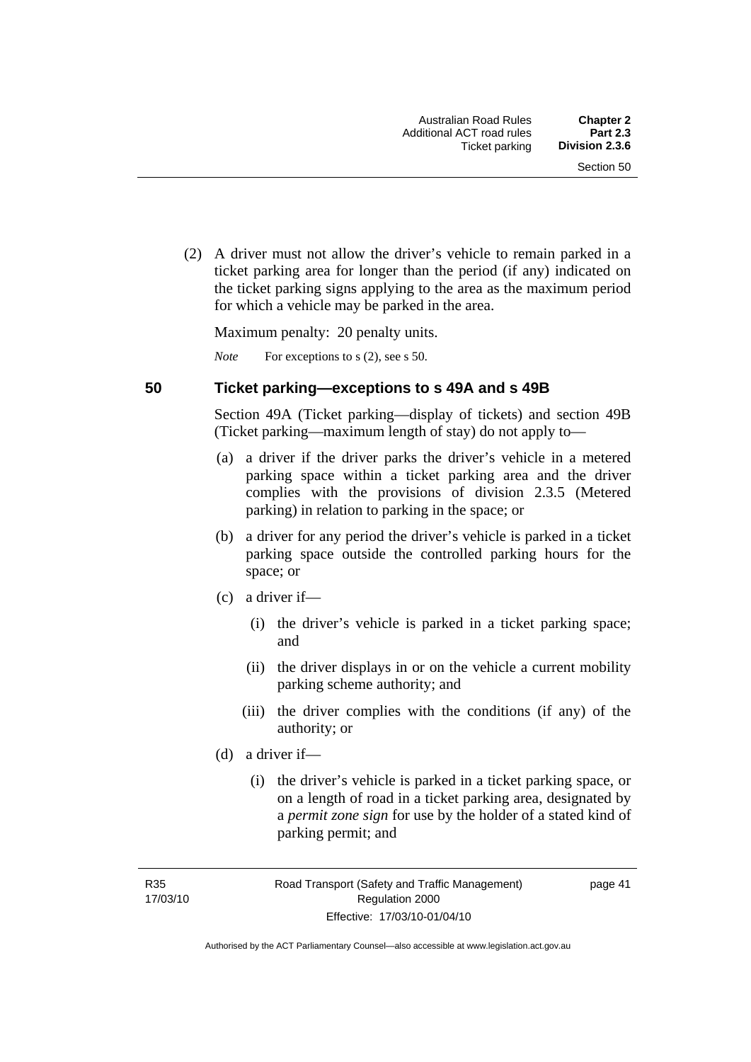(2) A driver must not allow the driver's vehicle to remain parked in a ticket parking area for longer than the period (if any) indicated on the ticket parking signs applying to the area as the maximum period for which a vehicle may be parked in the area.

Maximum penalty: 20 penalty units.

*Note* For exceptions to s (2), see s 50.

## 50 Ticket parking—exceptions to s 49A and s 49B

Section 49A (Ticket parking—display of tickets) and section 49B (Ticket parking—maximum length of stay) do not apply to—

(a) a driver if the driver parks the driver's vehicle in a metered parking space within a ticket parking area and the driver complies with the provisions of division 2.3.5 (Metered parking) in relation to parking in the space; or

(b) a driver for any period the driver's vehicle is parked in a ticket parking space outside the controlled parking hours for the space; or

(c) a driver if—

(i) the driver's vehicle is parked in a ticket parking space; and

(ii) the driver displays in or on the vehicle a current mobility parking scheme authority; and

(iii) the driver complies with the conditions (if any) of the authority; or

(d) a driver if—

(i) the driver's vehicle is parked in a ticket parking space, or on a length of road in a ticket parking area, designated by a ***permit zone sign*** for use by the holder of a stated kind of parking permit; and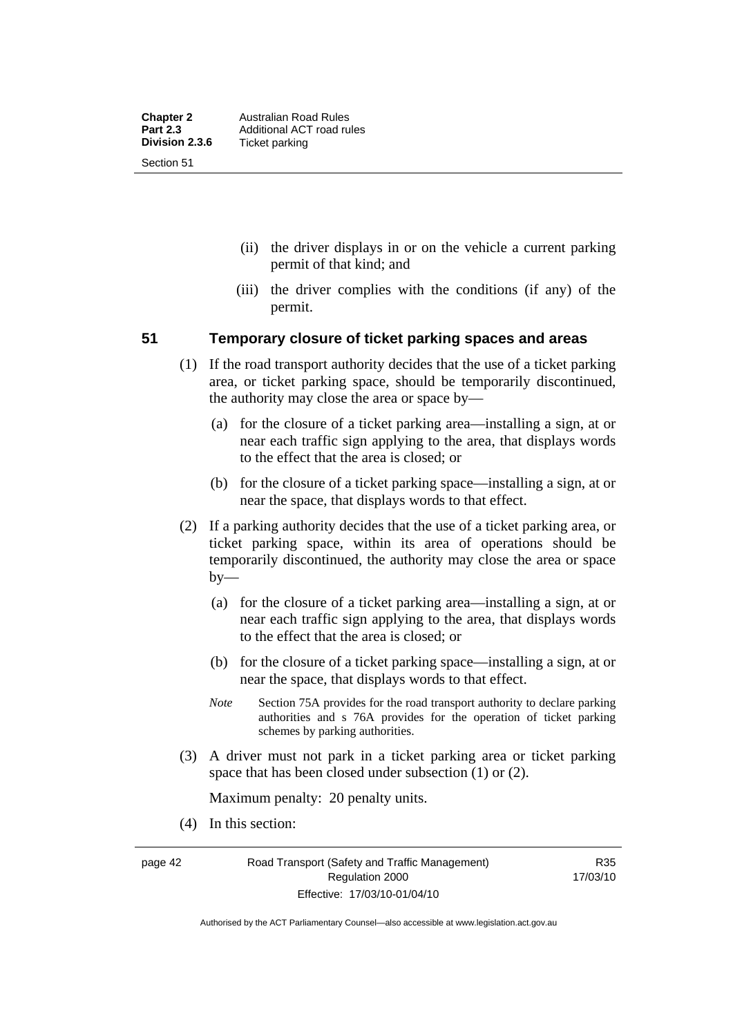(ii) the driver displays in or on the vehicle a current parking permit of that kind; and

(iii) the driver complies with the conditions (if any) of the permit.

## 51 Temporary closure of ticket parking spaces and areas

(1) If the road transport authority decides that the use of a ticket parking area, or ticket parking space, should be temporarily discontinued, the authority may close the area or space by—

(a) for the closure of a ticket parking area—installing a sign, at or near each traffic sign applying to the area, that displays words to the effect that the area is closed; or

(b) for the closure of a ticket parking space—installing a sign, at or near the space, that displays words to that effect.

(2) If a parking authority decides that the use of a ticket parking area, or ticket parking space, within its area of operations should be temporarily discontinued, the authority may close the area or space by—

(a) for the closure of a ticket parking area—installing a sign, at or near each traffic sign applying to the area, that displays words to the effect that the area is closed; or

(b) for the closure of a ticket parking space—installing a sign, at or near the space, that displays words to that effect.

*Note* Section 75A provides for the road transport authority to declare parking authorities and s 76A provides for the operation of ticket parking schemes by parking authorities.

(3) A driver must not park in a ticket parking area or ticket parking space that has been closed under subsection (1) or (2).

Maximum penalty: 20 penalty units.

(4) In this section: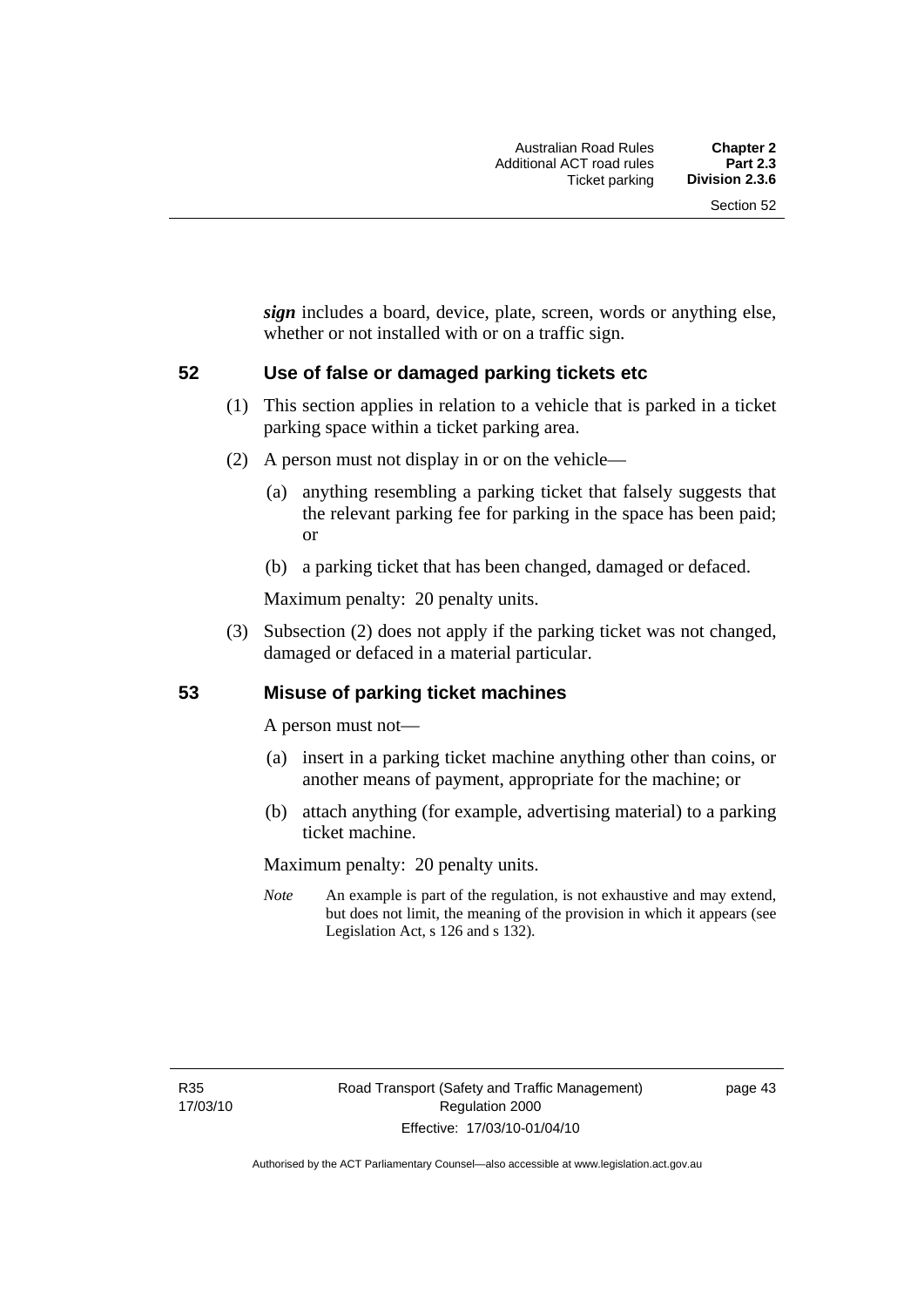***sign*** includes a board, device, plate, screen, words or anything else, whether or not installed with or on a traffic sign.

## 52 Use of false or damaged parking tickets etc

(1) This section applies in relation to a vehicle that is parked in a ticket parking space within a ticket parking area.

(2) A person must not display in or on the vehicle—

(a) anything resembling a parking ticket that falsely suggests that the relevant parking fee for parking in the space has been paid; or

(b) a parking ticket that has been changed, damaged or defaced.

Maximum penalty: 20 penalty units.

(3) Subsection (2) does not apply if the parking ticket was not changed, damaged or defaced in a material particular.

## 53 Misuse of parking ticket machines

A person must not—

(a) insert in a parking ticket machine anything other than coins, or another means of payment, appropriate for the machine; or

(b) attach anything (for example, advertising material) to a parking ticket machine.

Maximum penalty: 20 penalty units.

*Note* An example is part of the regulation, is not exhaustive and may extend, but does not limit, the meaning of the provision in which it appears (see Legislation Act, s 126 and s 132).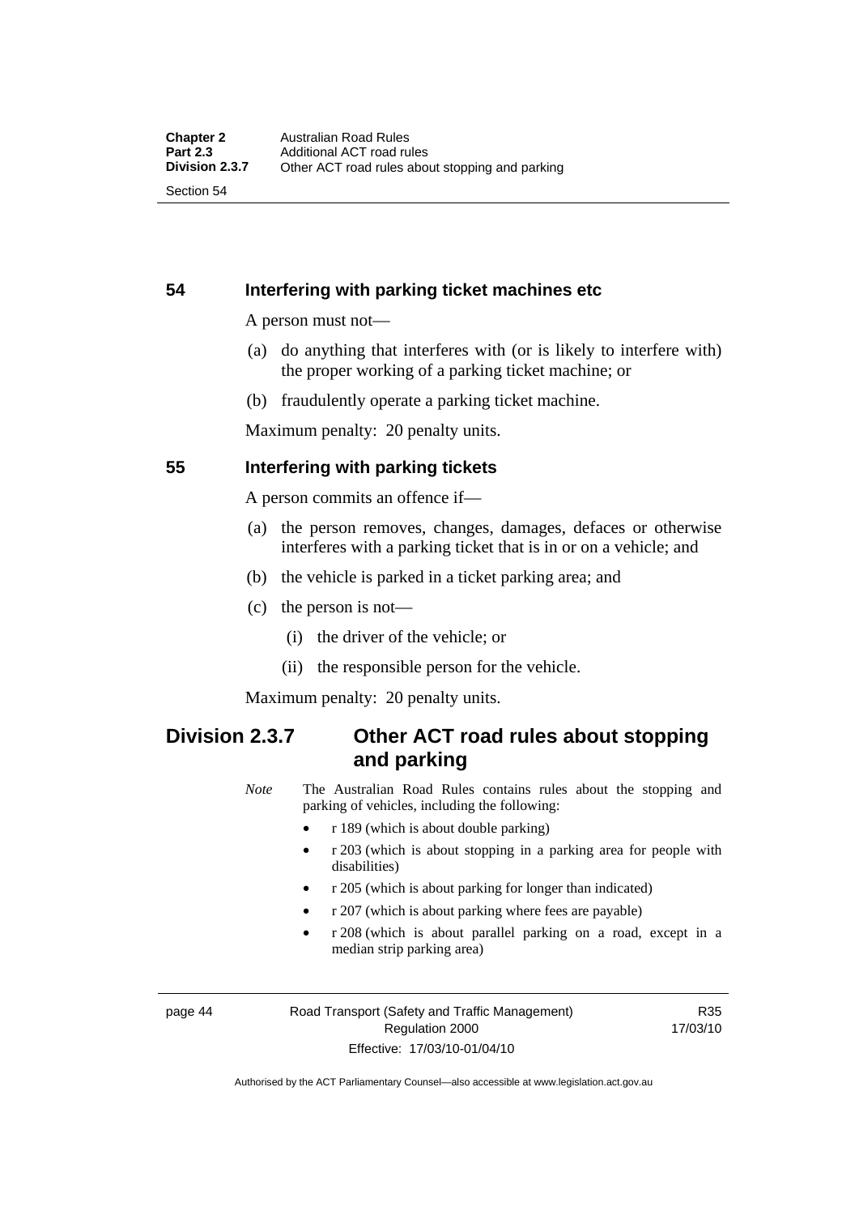### 54 Interfering with parking ticket machines etc

A person must not—

(a) do anything that interferes with (or is likely to interfere with) the proper working of a parking ticket machine; or

(b) fraudulently operate a parking ticket machine.

Maximum penalty: 20 penalty units.

### 55 Interfering with parking tickets

A person commits an offence if—

(a) the person removes, changes, damages, defaces or otherwise interferes with a parking ticket that is in or on a vehicle; and

(b) the vehicle is parked in a ticket parking area; and

(c) the person is not—

 (i) the driver of the vehicle; or

 (ii) the responsible person for the vehicle.

Maximum penalty: 20 penalty units.

## Division 2.3.7 Other ACT road rules about stopping and parking

*Note* The Australian Road Rules contains rules about the stopping and parking of vehicles, including the following:

- r 189 (which is about double parking)
- r 203 (which is about stopping in a parking area for people with disabilities)
- r 205 (which is about parking for longer than indicated)
- r 207 (which is about parking where fees are payable)
- r 208 (which is about parallel parking on a road, except in a median strip parking area)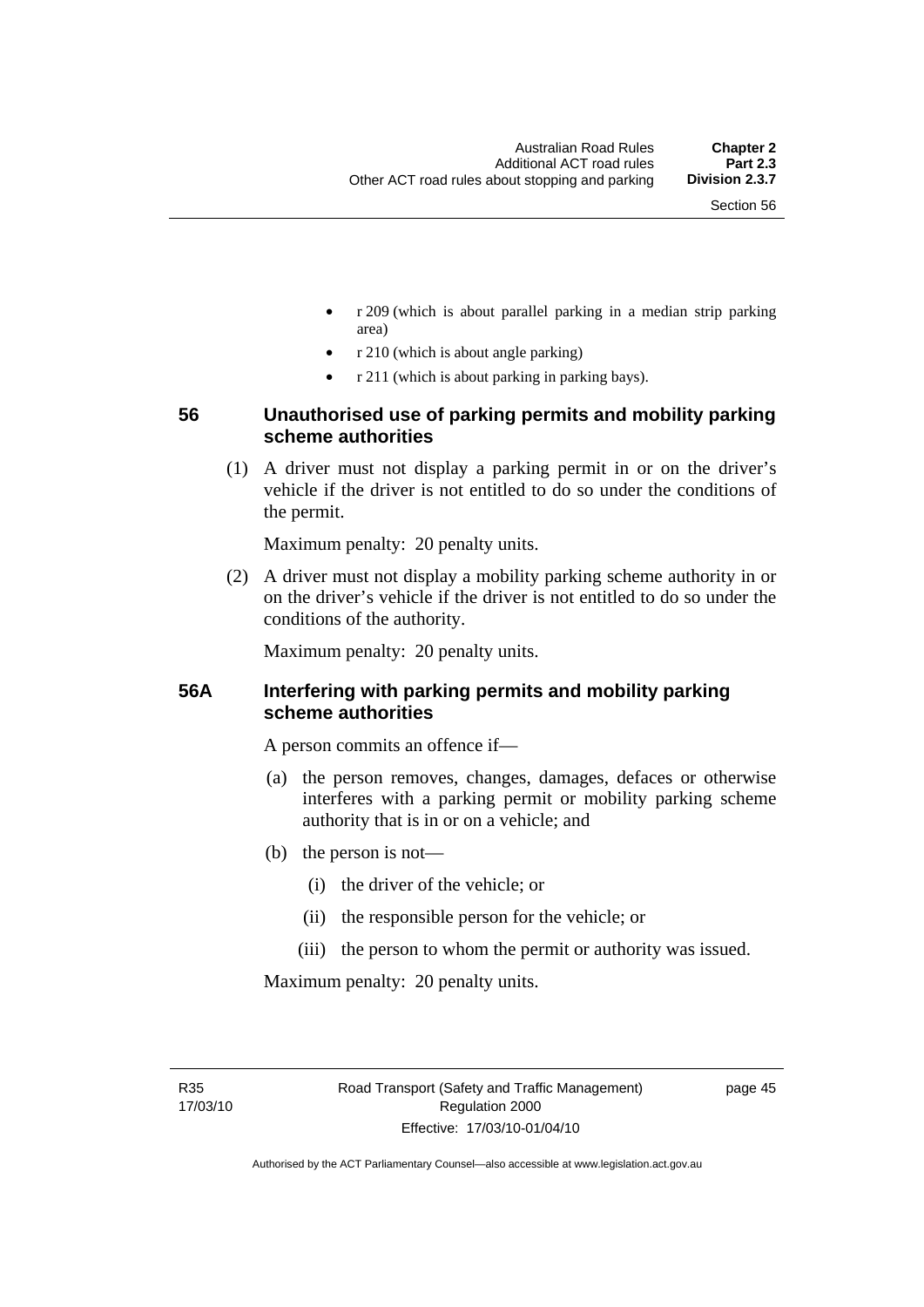- r 209 (which is about parallel parking in a median strip parking area)
- r 210 (which is about angle parking)
- r 211 (which is about parking in parking bays).

### 56 Unauthorised use of parking permits and mobility parking scheme authorities

(1) A driver must not display a parking permit in or on the driver's vehicle if the driver is not entitled to do so under the conditions of the permit.

Maximum penalty: 20 penalty units.

(2) A driver must not display a mobility parking scheme authority in or on the driver's vehicle if the driver is not entitled to do so under the conditions of the authority.

Maximum penalty: 20 penalty units.

### 56A Interfering with parking permits and mobility parking scheme authorities

A person commits an offence if—

(a) the person removes, changes, damages, defaces or otherwise interferes with a parking permit or mobility parking scheme authority that is in or on a vehicle; and

(b) the person is not—

(i) the driver of the vehicle; or

(ii) the responsible person for the vehicle; or

(iii) the person to whom the permit or authority was issued.

Maximum penalty: 20 penalty units.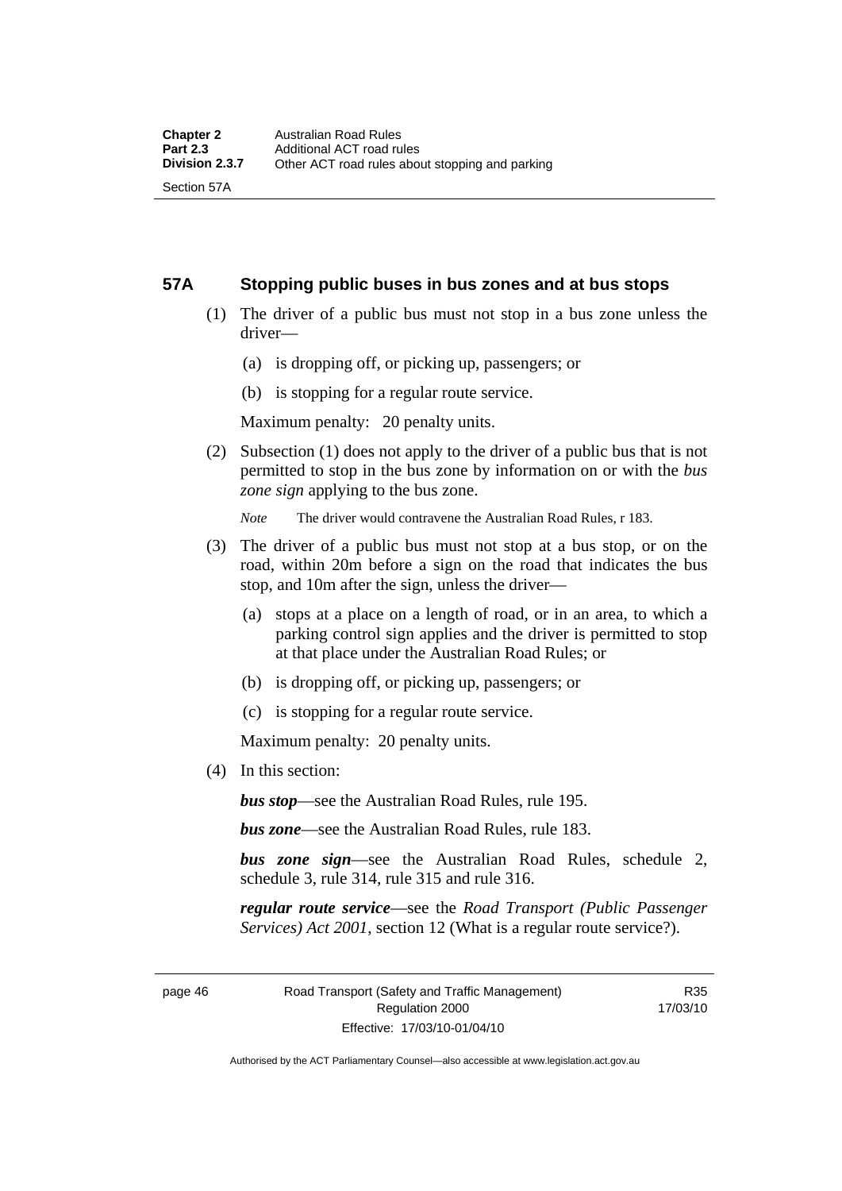## 57A Stopping public buses in bus zones and at bus stops

(1) The driver of a public bus must not stop in a bus zone unless the driver—

(a) is dropping off, or picking up, passengers; or

(b) is stopping for a regular route service.

Maximum penalty: 20 penalty units.

(2) Subsection (1) does not apply to the driver of a public bus that is not permitted to stop in the bus zone by information on or with the *bus zone sign* applying to the bus zone.

*Note* The driver would contravene the Australian Road Rules, r 183.

(3) The driver of a public bus must not stop at a bus stop, or on the road, within 20m before a sign on the road that indicates the bus stop, and 10m after the sign, unless the driver—

(a) stops at a place on a length of road, or in an area, to which a parking control sign applies and the driver is permitted to stop at that place under the Australian Road Rules; or

(b) is dropping off, or picking up, passengers; or

(c) is stopping for a regular route service.

Maximum penalty: 20 penalty units.

(4) In this section:

***bus stop***—see the Australian Road Rules, rule 195.

***bus zone***—see the Australian Road Rules, rule 183.

***bus zone sign***—see the Australian Road Rules, schedule 2, schedule 3, rule 314, rule 315 and rule 316.

***regular route service***—see the *Road Transport (Public Passenger Services) Act 2001*, section 12 (What is a regular route service?).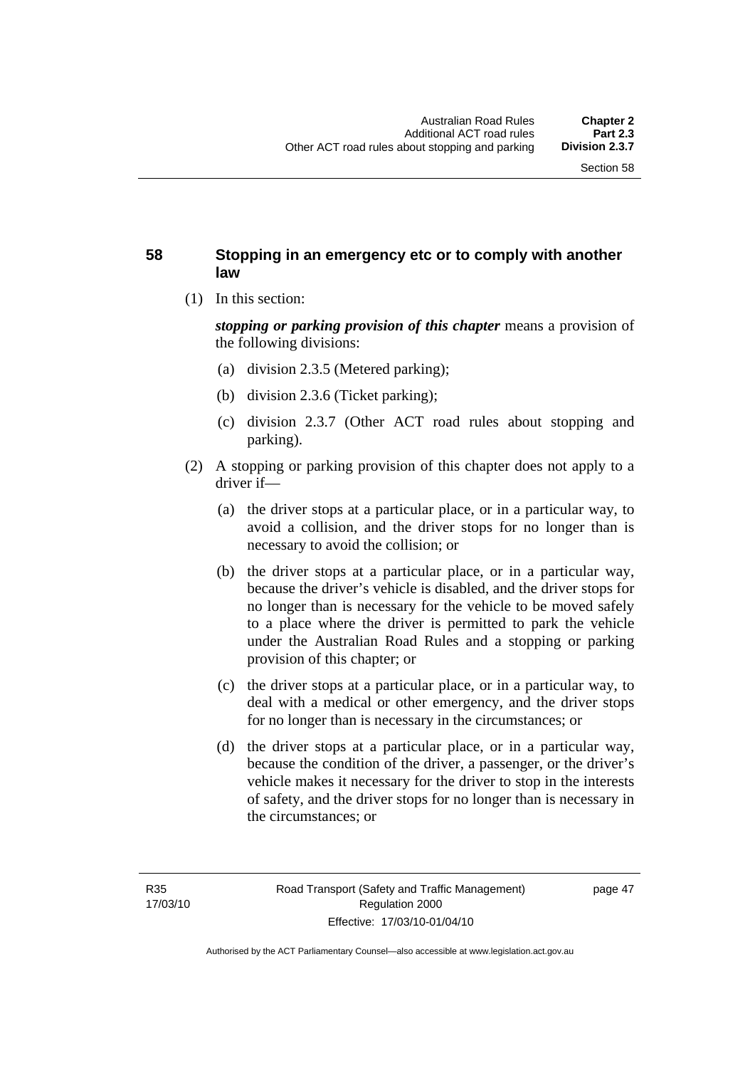## 58 Stopping in an emergency etc or to comply with another law

(1) In this section:

***stopping or parking provision of this chapter*** means a provision of the following divisions:

(a) division 2.3.5 (Metered parking);

(b) division 2.3.6 (Ticket parking);

(c) division 2.3.7 (Other ACT road rules about stopping and parking).

(2) A stopping or parking provision of this chapter does not apply to a driver if—

(a) the driver stops at a particular place, or in a particular way, to avoid a collision, and the driver stops for no longer than is necessary to avoid the collision; or

(b) the driver stops at a particular place, or in a particular way, because the driver's vehicle is disabled, and the driver stops for no longer than is necessary for the vehicle to be moved safely to a place where the driver is permitted to park the vehicle under the Australian Road Rules and a stopping or parking provision of this chapter; or

(c) the driver stops at a particular place, or in a particular way, to deal with a medical or other emergency, and the driver stops for no longer than is necessary in the circumstances; or

(d) the driver stops at a particular place, or in a particular way, because the condition of the driver, a passenger, or the driver's vehicle makes it necessary for the driver to stop in the interests of safety, and the driver stops for no longer than is necessary in the circumstances; or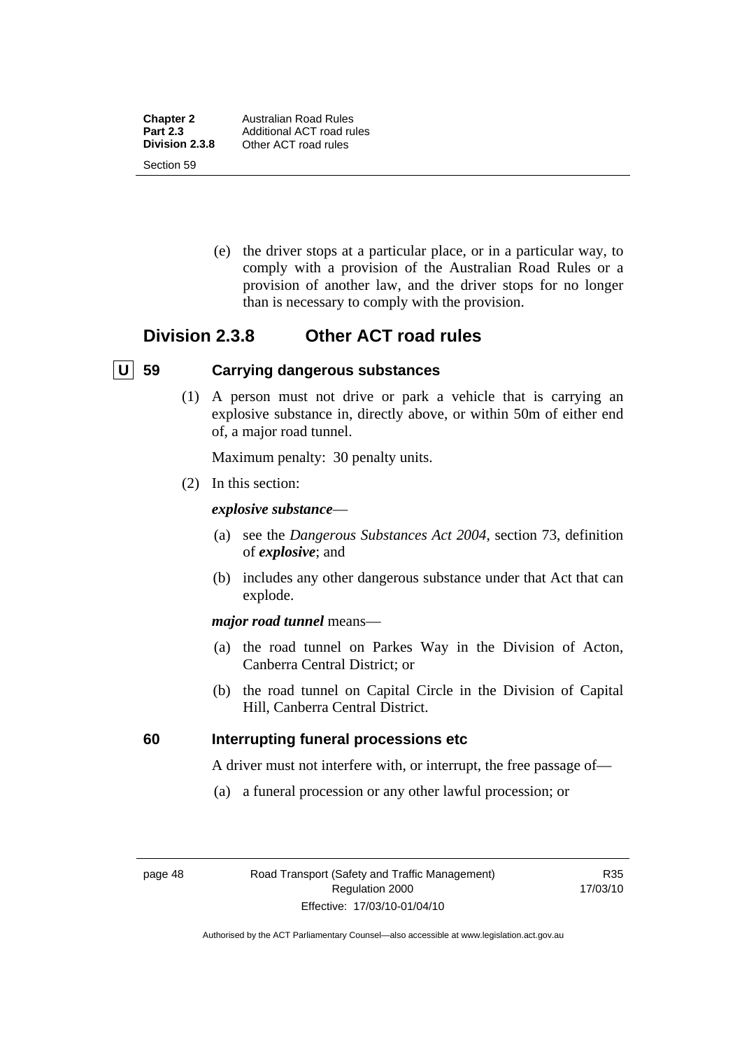(e) the driver stops at a particular place, or in a particular way, to comply with a provision of the Australian Road Rules or a provision of another law, and the driver stops for no longer than is necessary to comply with the provision.

## Division 2.3.8 Other ACT road rules

### U 59 Carrying dangerous substances

(1) A person must not drive or park a vehicle that is carrying an explosive substance in, directly above, or within 50m of either end of, a major road tunnel.

Maximum penalty: 30 penalty units.

(2) In this section:

***explosive substance***—

(a) see the *Dangerous Substances Act 2004*, section 73, definition of ***explosive***; and

(b) includes any other dangerous substance under that Act that can explode.

***major road tunnel*** means—

(a) the road tunnel on Parkes Way in the Division of Acton, Canberra Central District; or

(b) the road tunnel on Capital Circle in the Division of Capital Hill, Canberra Central District.

### 60 Interrupting funeral processions etc

A driver must not interfere with, or interrupt, the free passage of—

(a) a funeral procession or any other lawful procession; or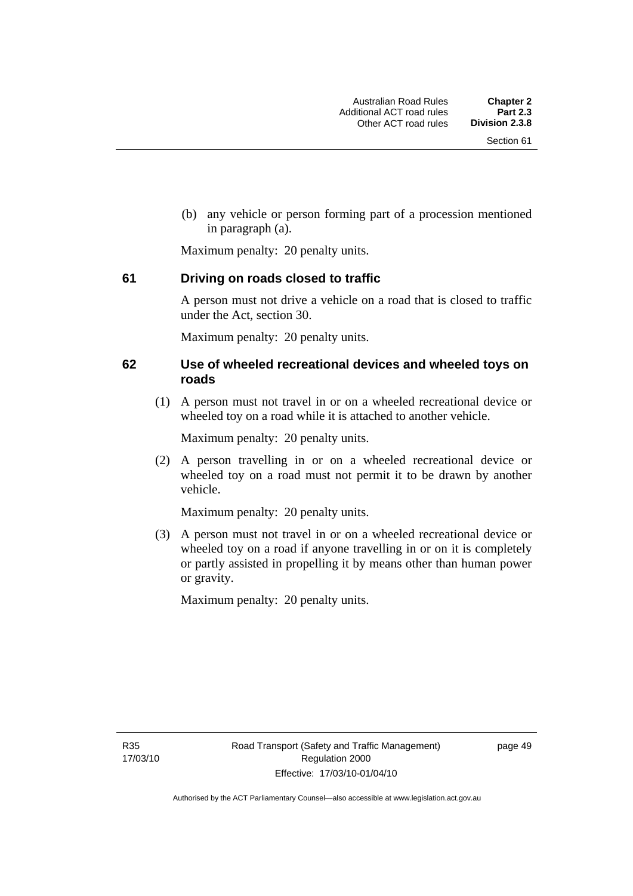(b) any vehicle or person forming part of a procession mentioned in paragraph (a).

Maximum penalty: 20 penalty units.

### 61 Driving on roads closed to traffic

A person must not drive a vehicle on a road that is closed to traffic under the Act, section 30.

Maximum penalty: 20 penalty units.

### 62 Use of wheeled recreational devices and wheeled toys on roads

(1) A person must not travel in or on a wheeled recreational device or wheeled toy on a road while it is attached to another vehicle.

Maximum penalty: 20 penalty units.

(2) A person travelling in or on a wheeled recreational device or wheeled toy on a road must not permit it to be drawn by another vehicle.

Maximum penalty: 20 penalty units.

(3) A person must not travel in or on a wheeled recreational device or wheeled toy on a road if anyone travelling in or on it is completely or partly assisted in propelling it by means other than human power or gravity.

Maximum penalty: 20 penalty units.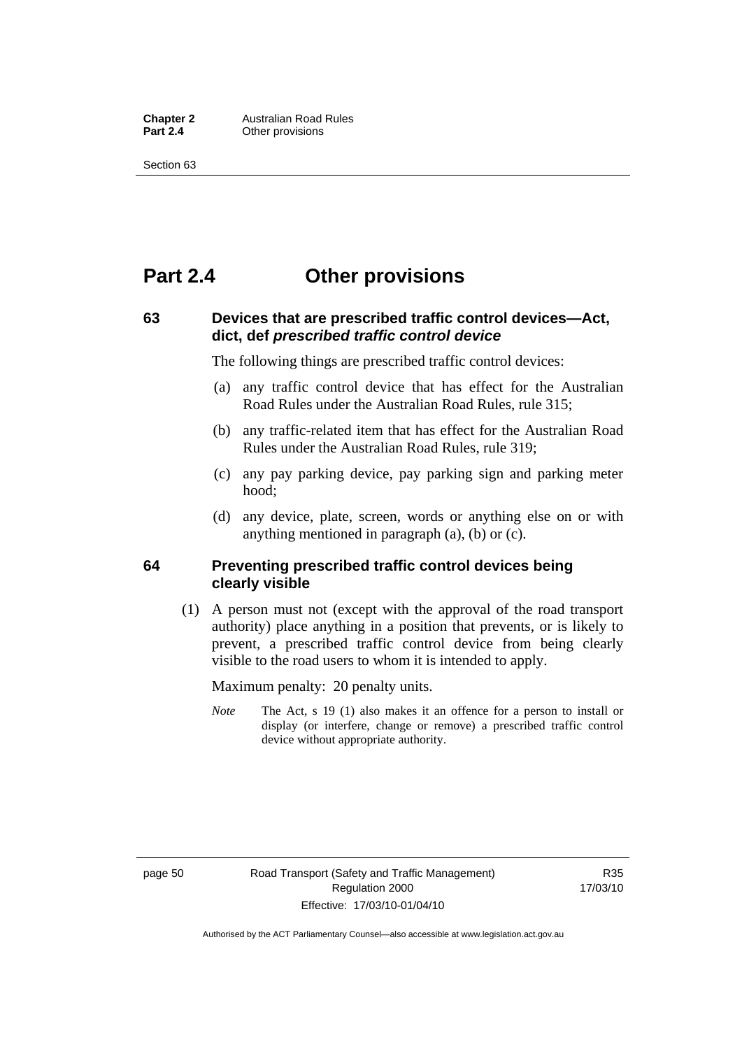# Part 2.4 Other provisions

## 63 Devices that are prescribed traffic control devices—Act, dict, def *prescribed traffic control device*

The following things are prescribed traffic control devices:

(a) any traffic control device that has effect for the Australian Road Rules under the Australian Road Rules, rule 315;

(b) any traffic-related item that has effect for the Australian Road Rules under the Australian Road Rules, rule 319;

(c) any pay parking device, pay parking sign and parking meter hood;

(d) any device, plate, screen, words or anything else on or with anything mentioned in paragraph (a), (b) or (c).

## 64 Preventing prescribed traffic control devices being clearly visible

(1) A person must not (except with the approval of the road transport authority) place anything in a position that prevents, or is likely to prevent, a prescribed traffic control device from being clearly visible to the road users to whom it is intended to apply.

Maximum penalty: 20 penalty units.

*Note* The Act, s 19 (1) also makes it an offence for a person to install or display (or interfere, change or remove) a prescribed traffic control device without appropriate authority.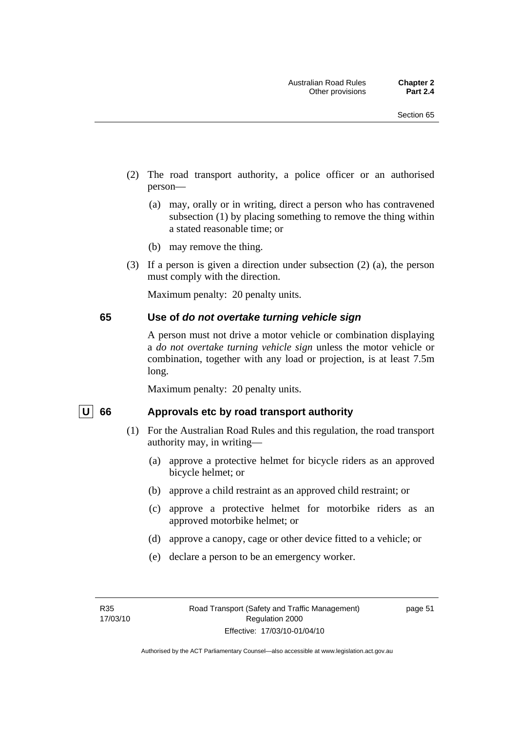(2) The road transport authority, a police officer or an authorised person—

  (a) may, orally or in writing, direct a person who has contravened subsection (1) by placing something to remove the thing within a stated reasonable time; or

  (b) may remove the thing.

(3) If a person is given a direction under subsection (2) (a), the person must comply with the direction.

Maximum penalty: 20 penalty units.

### 65 Use of *do not overtake turning vehicle sign*

A person must not drive a motor vehicle or combination displaying a *do not overtake turning vehicle sign* unless the motor vehicle or combination, together with any load or projection, is at least 7.5m long.

Maximum penalty: 20 penalty units.

### U 66 Approvals etc by road transport authority

(1) For the Australian Road Rules and this regulation, the road transport authority may, in writing—

  (a) approve a protective helmet for bicycle riders as an approved bicycle helmet; or

  (b) approve a child restraint as an approved child restraint; or

  (c) approve a protective helmet for motorbike riders as an approved motorbike helmet; or

  (d) approve a canopy, cage or other device fitted to a vehicle; or

  (e) declare a person to be an emergency worker.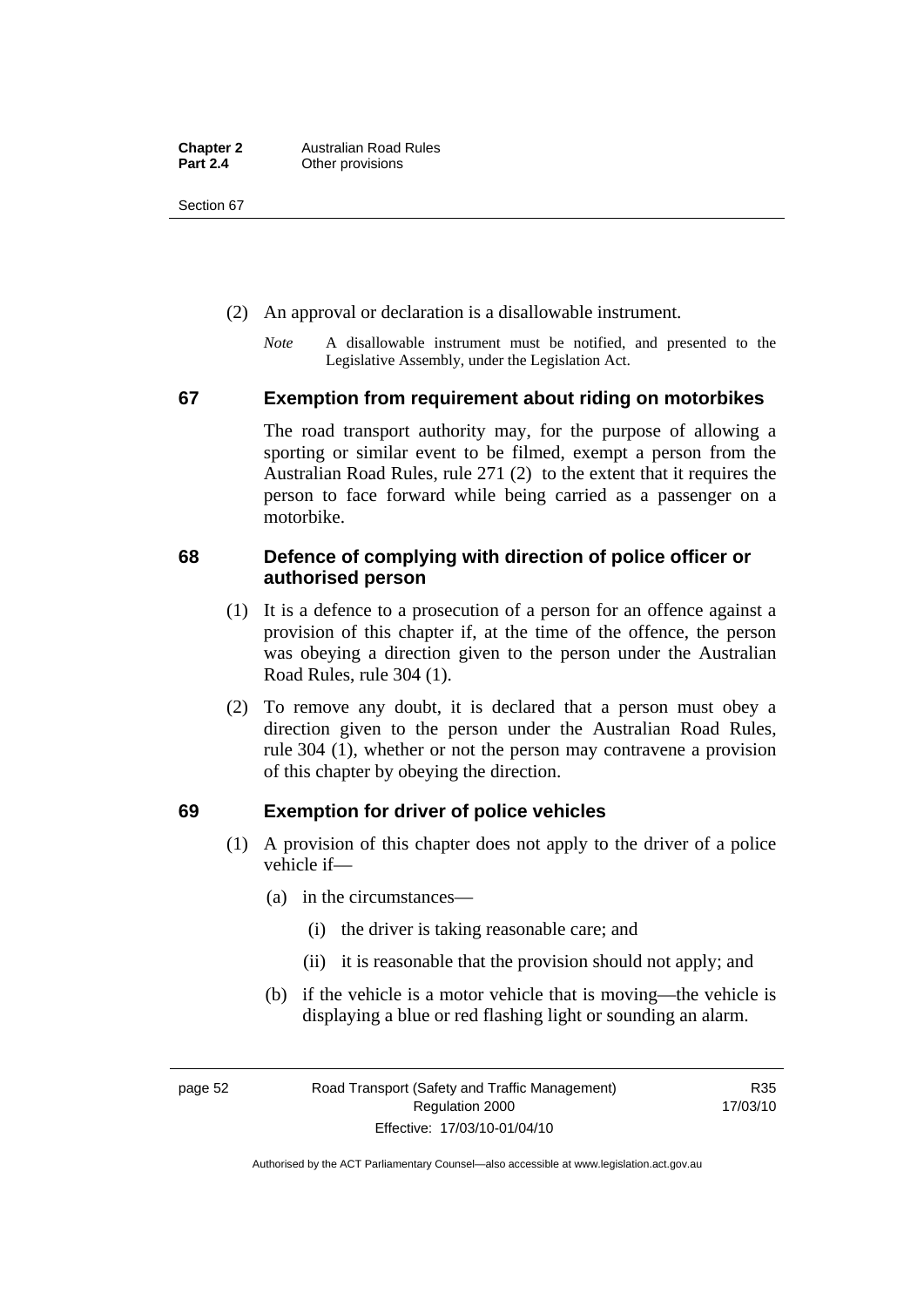(2) An approval or declaration is a disallowable instrument.

*Note* A disallowable instrument must be notified, and presented to the Legislative Assembly, under the Legislation Act.

### 67 Exemption from requirement about riding on motorbikes

The road transport authority may, for the purpose of allowing a sporting or similar event to be filmed, exempt a person from the Australian Road Rules, rule 271 (2) to the extent that it requires the person to face forward while being carried as a passenger on a motorbike.

### 68 Defence of complying with direction of police officer or authorised person

(1) It is a defence to a prosecution of a person for an offence against a provision of this chapter if, at the time of the offence, the person was obeying a direction given to the person under the Australian Road Rules, rule 304 (1).

(2) To remove any doubt, it is declared that a person must obey a direction given to the person under the Australian Road Rules, rule 304 (1), whether or not the person may contravene a provision of this chapter by obeying the direction.

### 69 Exemption for driver of police vehicles

(1) A provision of this chapter does not apply to the driver of a police vehicle if—

(a) in the circumstances—

(i) the driver is taking reasonable care; and

(ii) it is reasonable that the provision should not apply; and

(b) if the vehicle is a motor vehicle that is moving—the vehicle is displaying a blue or red flashing light or sounding an alarm.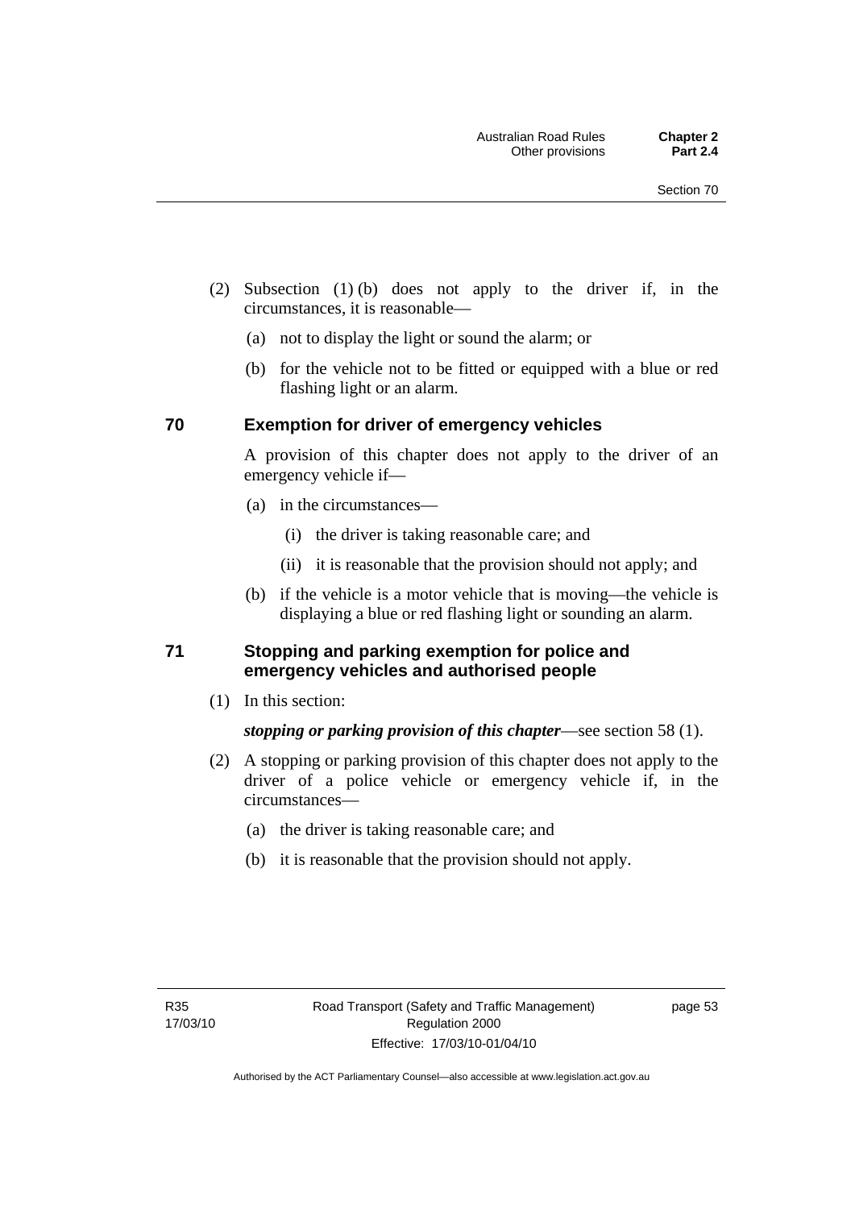(2) Subsection (1) (b) does not apply to the driver if, in the circumstances, it is reasonable—

(a) not to display the light or sound the alarm; or

(b) for the vehicle not to be fitted or equipped with a blue or red flashing light or an alarm.

## 70 Exemption for driver of emergency vehicles

A provision of this chapter does not apply to the driver of an emergency vehicle if—

(a) in the circumstances—

(i) the driver is taking reasonable care; and

(ii) it is reasonable that the provision should not apply; and

(b) if the vehicle is a motor vehicle that is moving—the vehicle is displaying a blue or red flashing light or sounding an alarm.

## 71 Stopping and parking exemption for police and emergency vehicles and authorised people

(1) In this section:

***stopping or parking provision of this chapter***—see section 58 (1).

(2) A stopping or parking provision of this chapter does not apply to the driver of a police vehicle or emergency vehicle if, in the circumstances—

(a) the driver is taking reasonable care; and

(b) it is reasonable that the provision should not apply.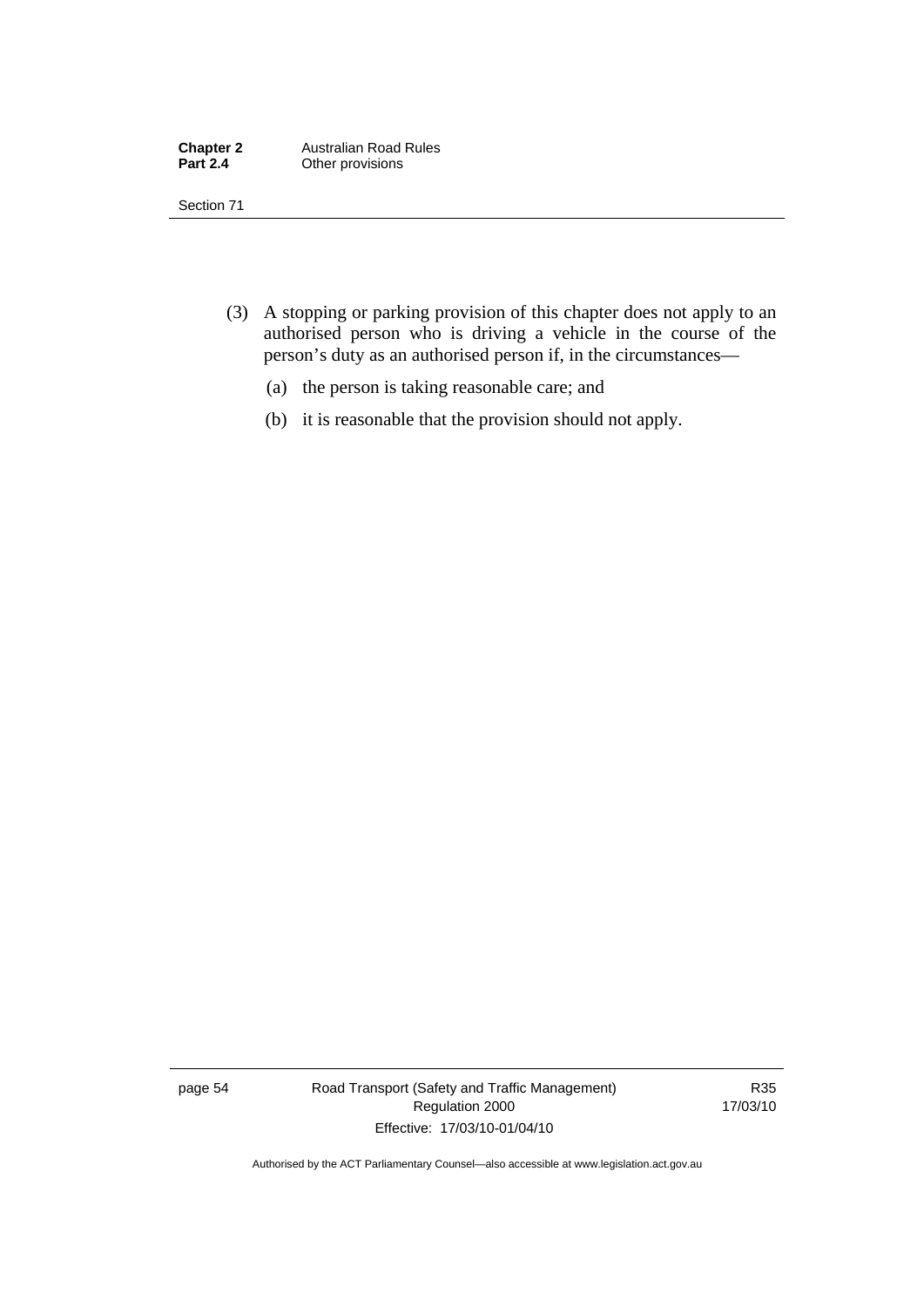(3) A stopping or parking provision of this chapter does not apply to an authorised person who is driving a vehicle in the course of the person's duty as an authorised person if, in the circumstances—

(a) the person is taking reasonable care; and

(b) it is reasonable that the provision should not apply.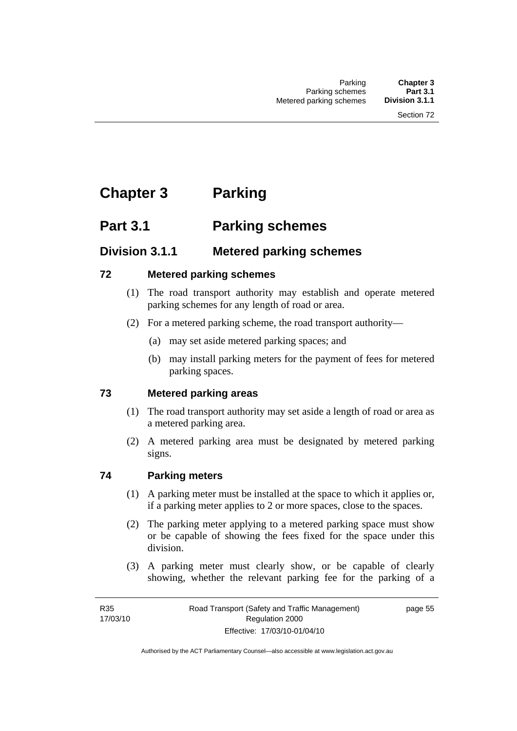# Chapter 3 Parking

## Part 3.1 Parking schemes

### Division 3.1.1 Metered parking schemes

#### 72 Metered parking schemes

(1) The road transport authority may establish and operate metered parking schemes for any length of road or area.

(2) For a metered parking scheme, the road transport authority—

(a) may set aside metered parking spaces; and

(b) may install parking meters for the payment of fees for metered parking spaces.

#### 73 Metered parking areas

(1) The road transport authority may set aside a length of road or area as a metered parking area.

(2) A metered parking area must be designated by metered parking signs.

#### 74 Parking meters

(1) A parking meter must be installed at the space to which it applies or, if a parking meter applies to 2 or more spaces, close to the spaces.

(2) The parking meter applying to a metered parking space must show or be capable of showing the fees fixed for the space under this division.

(3) A parking meter must clearly show, or be capable of clearly showing, whether the relevant parking fee for the parking of a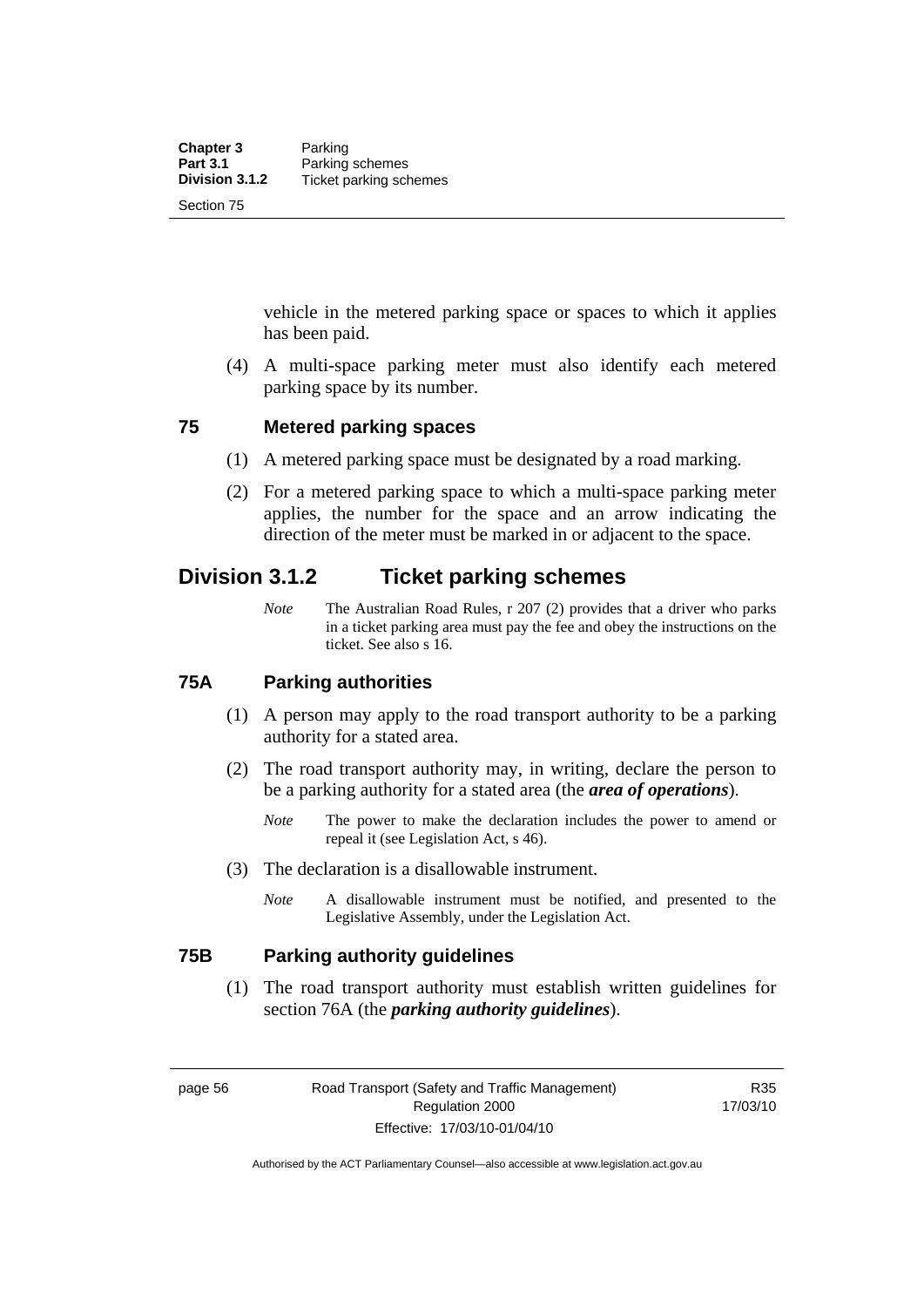vehicle in the metered parking space or spaces to which it applies has been paid.

(4) A multi-space parking meter must also identify each metered parking space by its number.

### 75 Metered parking spaces

(1) A metered parking space must be designated by a road marking.

(2) For a metered parking space to which a multi-space parking meter applies, the number for the space and an arrow indicating the direction of the meter must be marked in or adjacent to the space.

## Division 3.1.2 Ticket parking schemes

*Note* The Australian Road Rules, r 207 (2) provides that a driver who parks in a ticket parking area must pay the fee and obey the instructions on the ticket. See also s 16.

### 75A Parking authorities

(1) A person may apply to the road transport authority to be a parking authority for a stated area.

(2) The road transport authority may, in writing, declare the person to be a parking authority for a stated area (the ***area of operations***).

*Note* The power to make the declaration includes the power to amend or repeal it (see Legislation Act, s 46).

(3) The declaration is a disallowable instrument.

*Note* A disallowable instrument must be notified, and presented to the Legislative Assembly, under the Legislation Act.

### 75B Parking authority guidelines

(1) The road transport authority must establish written guidelines for section 76A (the ***parking authority guidelines***).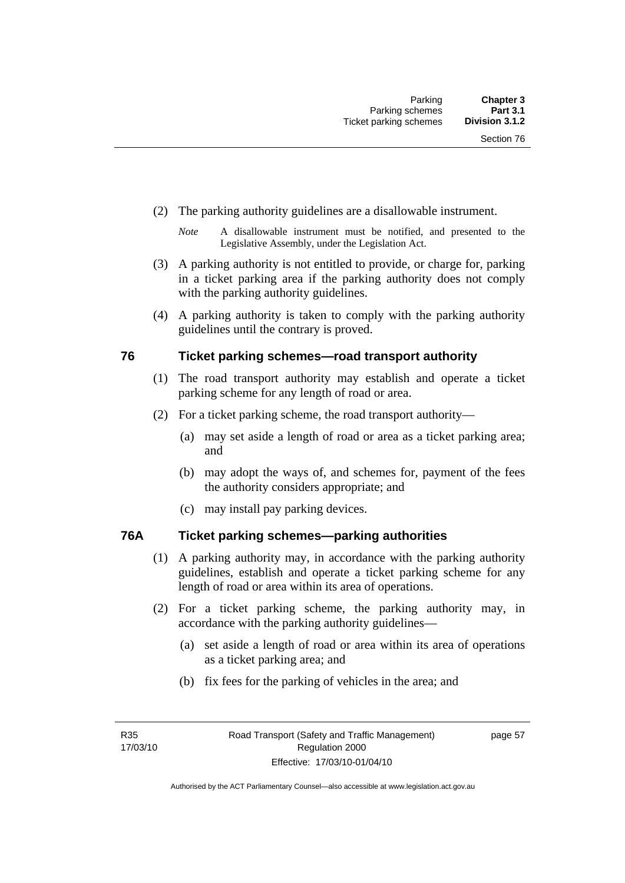(2) The parking authority guidelines are a disallowable instrument.

*Note* A disallowable instrument must be notified, and presented to the Legislative Assembly, under the Legislation Act.

(3) A parking authority is not entitled to provide, or charge for, parking in a ticket parking area if the parking authority does not comply with the parking authority guidelines.

(4) A parking authority is taken to comply with the parking authority guidelines until the contrary is proved.

## 76 Ticket parking schemes—road transport authority

(1) The road transport authority may establish and operate a ticket parking scheme for any length of road or area.

(2) For a ticket parking scheme, the road transport authority—

(a) may set aside a length of road or area as a ticket parking area; and

(b) may adopt the ways of, and schemes for, payment of the fees the authority considers appropriate; and

(c) may install pay parking devices.

## 76A Ticket parking schemes—parking authorities

(1) A parking authority may, in accordance with the parking authority guidelines, establish and operate a ticket parking scheme for any length of road or area within its area of operations.

(2) For a ticket parking scheme, the parking authority may, in accordance with the parking authority guidelines—

(a) set aside a length of road or area within its area of operations as a ticket parking area; and

(b) fix fees for the parking of vehicles in the area; and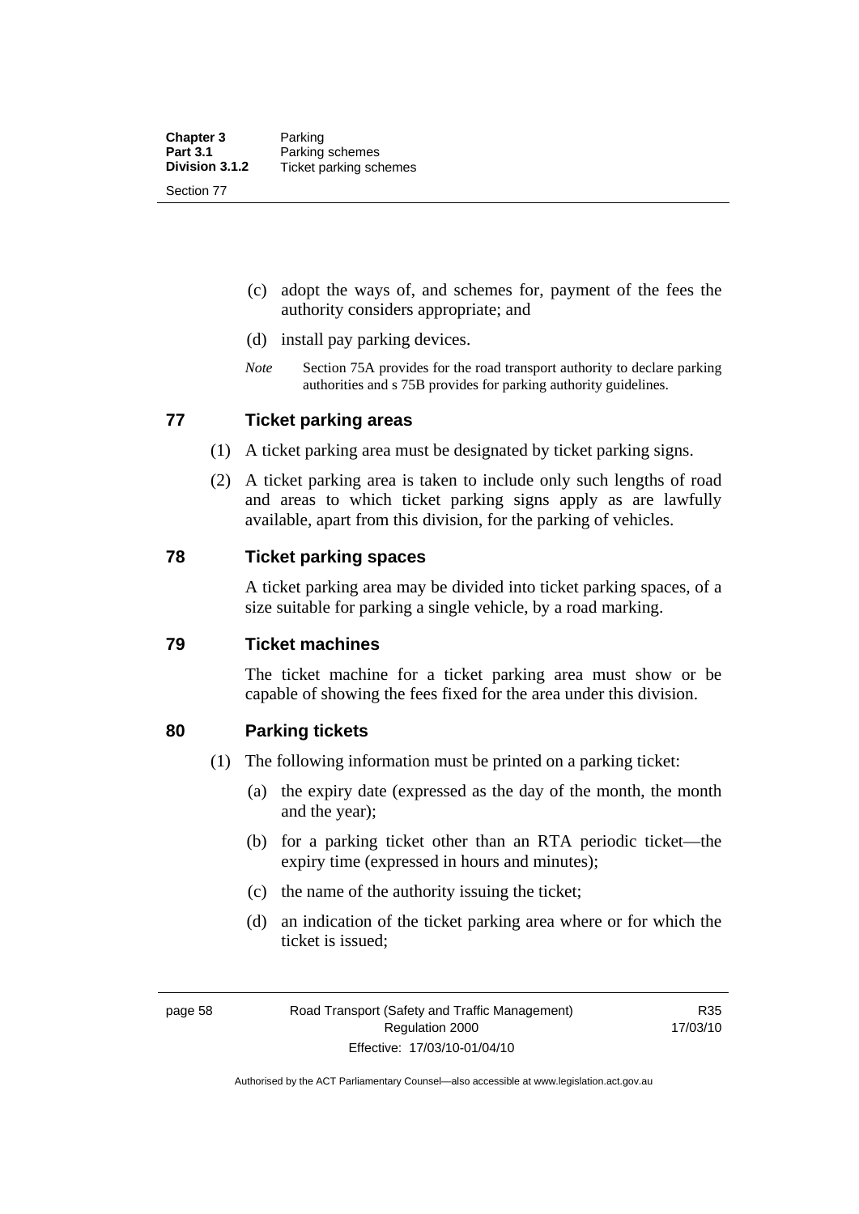(c) adopt the ways of, and schemes for, payment of the fees the authority considers appropriate; and

(d) install pay parking devices.

*Note* Section 75A provides for the road transport authority to declare parking authorities and s 75B provides for parking authority guidelines.

## 77 Ticket parking areas

(1) A ticket parking area must be designated by ticket parking signs.

(2) A ticket parking area is taken to include only such lengths of road and areas to which ticket parking signs apply as are lawfully available, apart from this division, for the parking of vehicles.

## 78 Ticket parking spaces

A ticket parking area may be divided into ticket parking spaces, of a size suitable for parking a single vehicle, by a road marking.

## 79 Ticket machines

The ticket machine for a ticket parking area must show or be capable of showing the fees fixed for the area under this division.

## 80 Parking tickets

(1) The following information must be printed on a parking ticket:

(a) the expiry date (expressed as the day of the month, the month and the year);

(b) for a parking ticket other than an RTA periodic ticket—the expiry time (expressed in hours and minutes);

(c) the name of the authority issuing the ticket;

(d) an indication of the ticket parking area where or for which the ticket is issued;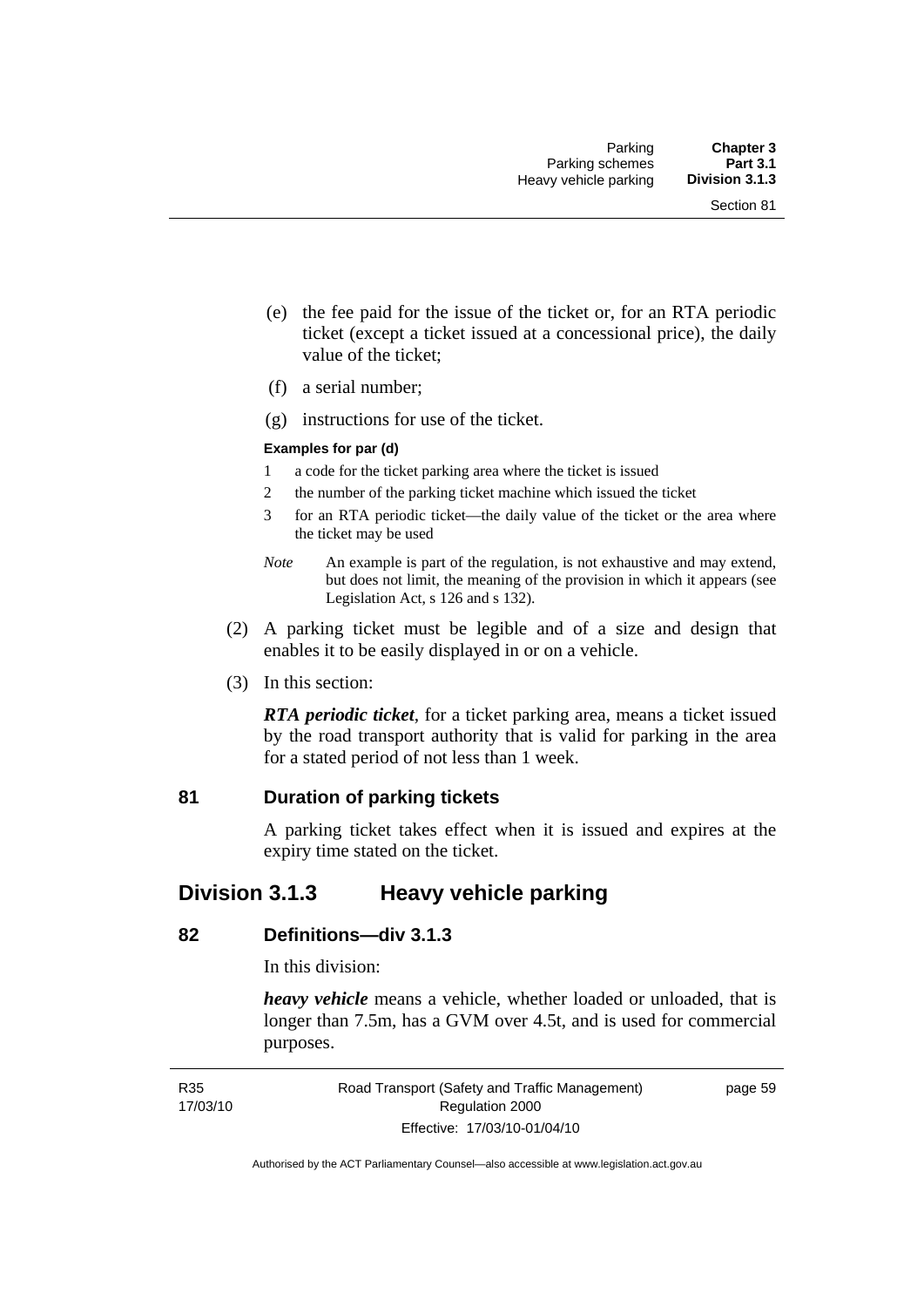(e) the fee paid for the issue of the ticket or, for an RTA periodic ticket (except a ticket issued at a concessional price), the daily value of the ticket;

(f) a serial number;

(g) instructions for use of the ticket.

**Examples for par (d)**

1 a code for the ticket parking area where the ticket is issued

2 the number of the parking ticket machine which issued the ticket

3 for an RTA periodic ticket—the daily value of the ticket or the area where the ticket may be used

*Note* An example is part of the regulation, is not exhaustive and may extend, but does not limit, the meaning of the provision in which it appears (see Legislation Act, s 126 and s 132).

(2) A parking ticket must be legible and of a size and design that enables it to be easily displayed in or on a vehicle.

(3) In this section:

***RTA periodic ticket***, for a ticket parking area, means a ticket issued by the road transport authority that is valid for parking in the area for a stated period of not less than 1 week.

### 81 Duration of parking tickets

A parking ticket takes effect when it is issued and expires at the expiry time stated on the ticket.

## Division 3.1.3 Heavy vehicle parking

### 82 Definitions—div 3.1.3

In this division:

***heavy vehicle*** means a vehicle, whether loaded or unloaded, that is longer than 7.5m, has a GVM over 4.5t, and is used for commercial purposes.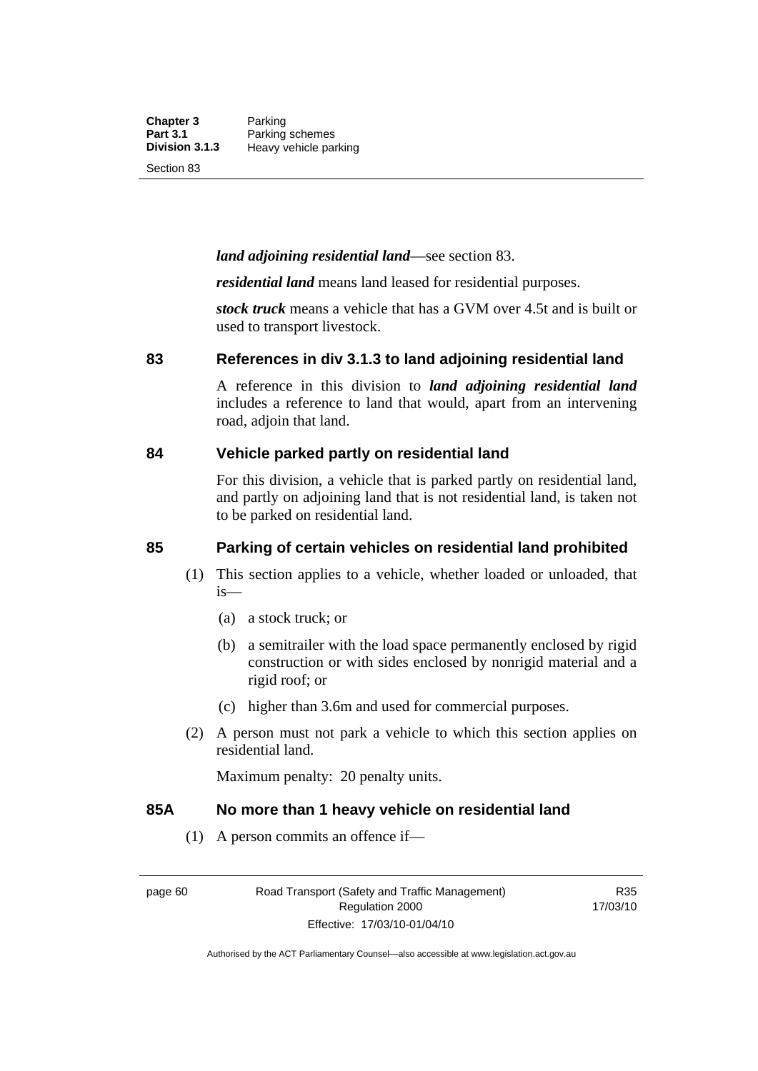***land adjoining residential land***—see section 83.

***residential land*** means land leased for residential purposes.

***stock truck*** means a vehicle that has a GVM over 4.5t and is built or used to transport livestock.

## 83 References in div 3.1.3 to land adjoining residential land

A reference in this division to ***land adjoining residential land*** includes a reference to land that would, apart from an intervening road, adjoin that land.

## 84 Vehicle parked partly on residential land

For this division, a vehicle that is parked partly on residential land, and partly on adjoining land that is not residential land, is taken not to be parked on residential land.

## 85 Parking of certain vehicles on residential land prohibited

(1) This section applies to a vehicle, whether loaded or unloaded, that is—

- (a) a stock truck; or
- (b) a semitrailer with the load space permanently enclosed by rigid construction or with sides enclosed by nonrigid material and a rigid roof; or
- (c) higher than 3.6m and used for commercial purposes.

(2) A person must not park a vehicle to which this section applies on residential land.

Maximum penalty: 20 penalty units.

## 85A No more than 1 heavy vehicle on residential land

(1) A person commits an offence if—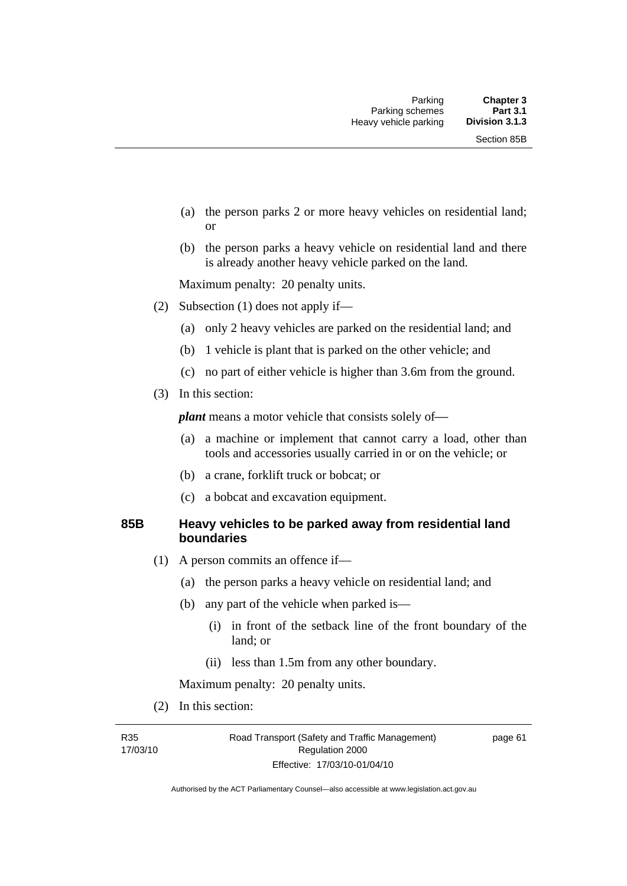(a) the person parks 2 or more heavy vehicles on residential land; or

(b) the person parks a heavy vehicle on residential land and there is already another heavy vehicle parked on the land.

Maximum penalty: 20 penalty units.

(2) Subsection (1) does not apply if—

(a) only 2 heavy vehicles are parked on the residential land; and

(b) 1 vehicle is plant that is parked on the other vehicle; and

(c) no part of either vehicle is higher than 3.6m from the ground.

(3) In this section:

***plant*** means a motor vehicle that consists solely of—

(a) a machine or implement that cannot carry a load, other than tools and accessories usually carried in or on the vehicle; or

(b) a crane, forklift truck or bobcat; or

(c) a bobcat and excavation equipment.

### 85B Heavy vehicles to be parked away from residential land boundaries

(1) A person commits an offence if—

(a) the person parks a heavy vehicle on residential land; and

(b) any part of the vehicle when parked is—

(i) in front of the setback line of the front boundary of the land; or

(ii) less than 1.5m from any other boundary.

Maximum penalty: 20 penalty units.

(2) In this section: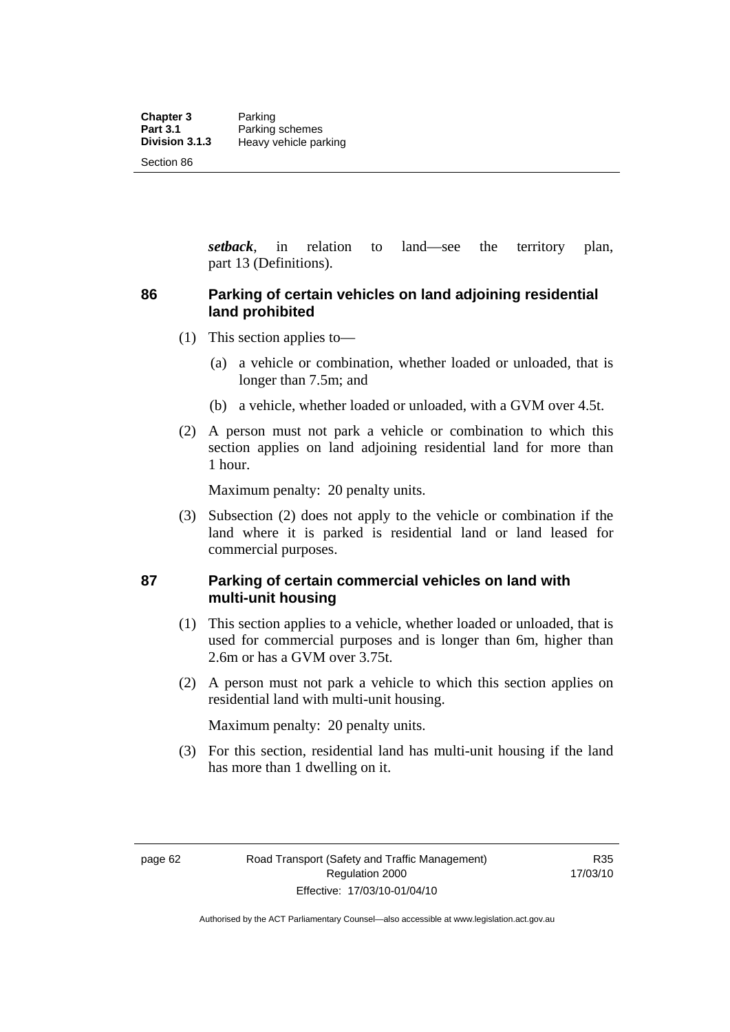***setback***, in relation to land—see the territory plan, part 13 (Definitions).

## 86 Parking of certain vehicles on land adjoining residential land prohibited

(1) This section applies to—

(a) a vehicle or combination, whether loaded or unloaded, that is longer than 7.5m; and

(b) a vehicle, whether loaded or unloaded, with a GVM over 4.5t.

(2) A person must not park a vehicle or combination to which this section applies on land adjoining residential land for more than 1 hour.

Maximum penalty: 20 penalty units.

(3) Subsection (2) does not apply to the vehicle or combination if the land where it is parked is residential land or land leased for commercial purposes.

## 87 Parking of certain commercial vehicles on land with multi-unit housing

(1) This section applies to a vehicle, whether loaded or unloaded, that is used for commercial purposes and is longer than 6m, higher than 2.6m or has a GVM over 3.75t.

(2) A person must not park a vehicle to which this section applies on residential land with multi-unit housing.

Maximum penalty: 20 penalty units.

(3) For this section, residential land has multi-unit housing if the land has more than 1 dwelling on it.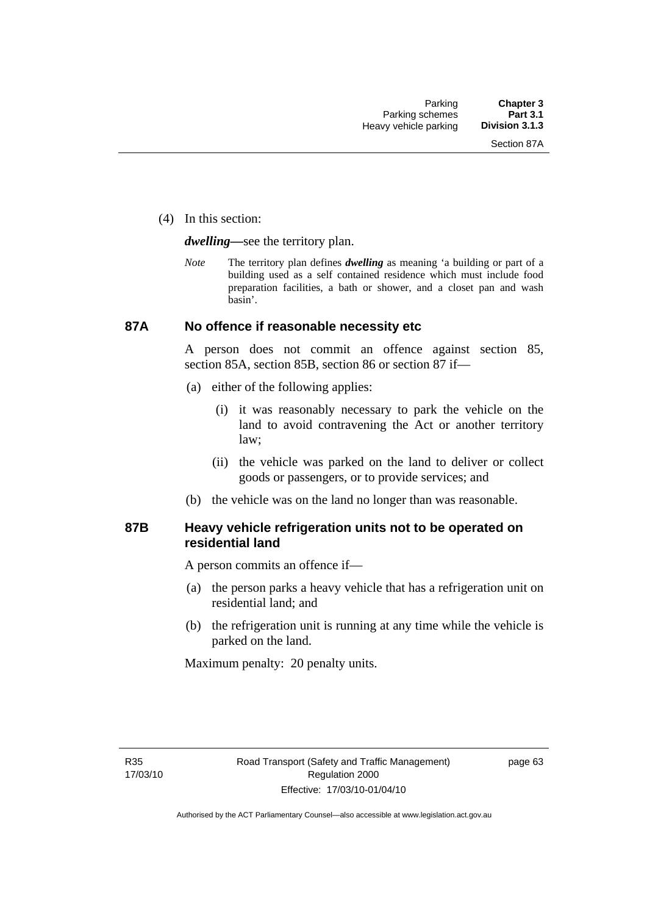(4) In this section:

***dwelling***—see the territory plan.

*Note* The territory plan defines ***dwelling*** as meaning 'a building or part of a building used as a self contained residence which must include food preparation facilities, a bath or shower, and a closet pan and wash basin'.

## 87A No offence if reasonable necessity etc

A person does not commit an offence against section 85, section 85A, section 85B, section 86 or section 87 if—

(a) either of the following applies:

(i) it was reasonably necessary to park the vehicle on the land to avoid contravening the Act or another territory law;

(ii) the vehicle was parked on the land to deliver or collect goods or passengers, or to provide services; and

(b) the vehicle was on the land no longer than was reasonable.

## 87B Heavy vehicle refrigeration units not to be operated on residential land

A person commits an offence if—

(a) the person parks a heavy vehicle that has a refrigeration unit on residential land; and

(b) the refrigeration unit is running at any time while the vehicle is parked on the land.

Maximum penalty: 20 penalty units.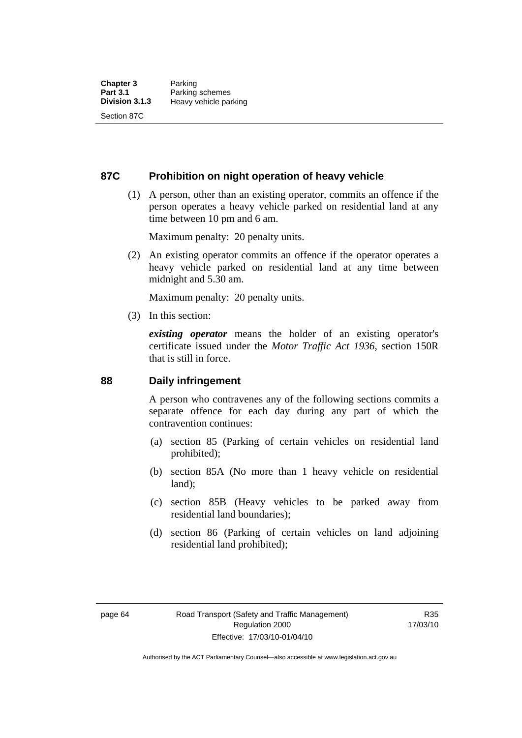## 87C Prohibition on night operation of heavy vehicle

(1) A person, other than an existing operator, commits an offence if the person operates a heavy vehicle parked on residential land at any time between 10 pm and 6 am.

Maximum penalty: 20 penalty units.

(2) An existing operator commits an offence if the operator operates a heavy vehicle parked on residential land at any time between midnight and 5.30 am.

Maximum penalty: 20 penalty units.

(3) In this section:

***existing operator*** means the holder of an existing operator's certificate issued under the *Motor Traffic Act 1936*, section 150R that is still in force.

## 88 Daily infringement

A person who contravenes any of the following sections commits a separate offence for each day during any part of which the contravention continues:

(a) section 85 (Parking of certain vehicles on residential land prohibited);

(b) section 85A (No more than 1 heavy vehicle on residential land);

(c) section 85B (Heavy vehicles to be parked away from residential land boundaries);

(d) section 86 (Parking of certain vehicles on land adjoining residential land prohibited);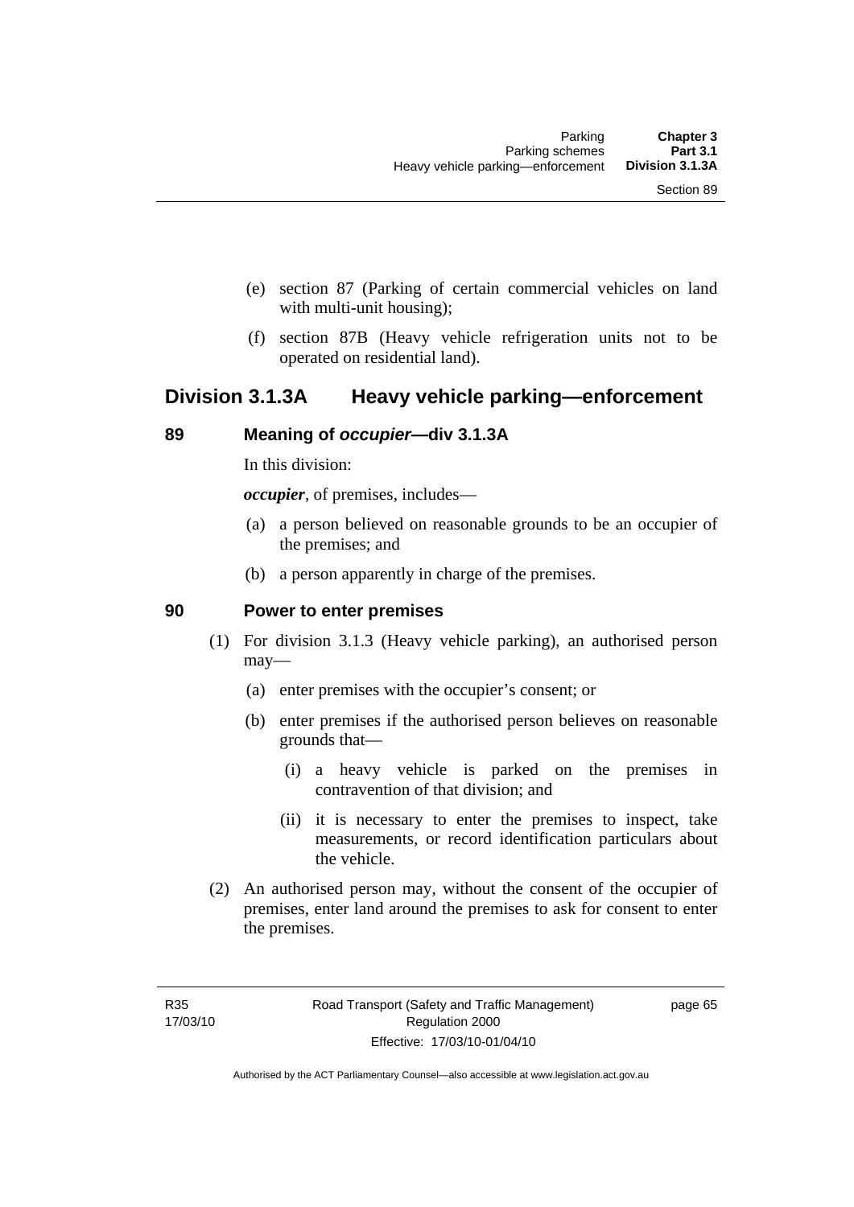(e) section 87 (Parking of certain commercial vehicles on land with multi-unit housing);

(f) section 87B (Heavy vehicle refrigeration units not to be operated on residential land).

## Division 3.1.3A Heavy vehicle parking—enforcement

### 89 Meaning of *occupier*—div 3.1.3A

In this division:

***occupier***, of premises, includes—

(a) a person believed on reasonable grounds to be an occupier of the premises; and

(b) a person apparently in charge of the premises.

### 90 Power to enter premises

(1) For division 3.1.3 (Heavy vehicle parking), an authorised person may—

(a) enter premises with the occupier's consent; or

(b) enter premises if the authorised person believes on reasonable grounds that—

(i) a heavy vehicle is parked on the premises in contravention of that division; and

(ii) it is necessary to enter the premises to inspect, take measurements, or record identification particulars about the vehicle.

(2) An authorised person may, without the consent of the occupier of premises, enter land around the premises to ask for consent to enter the premises.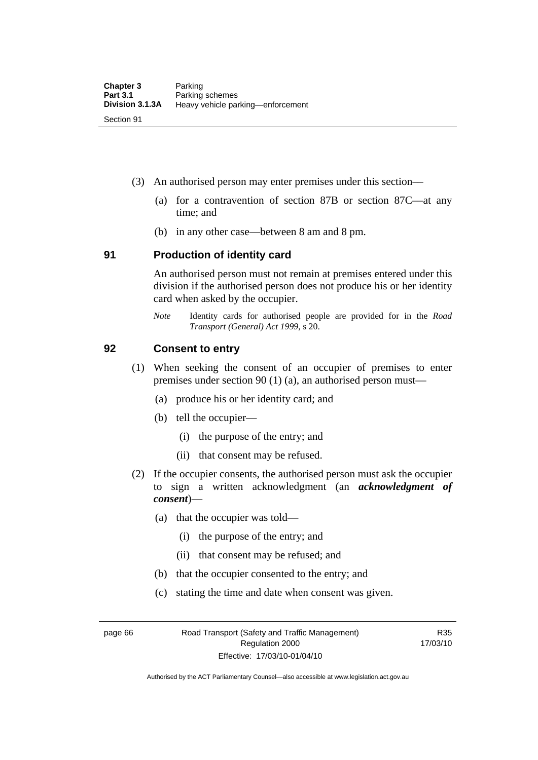(3) An authorised person may enter premises under this section—

(a) for a contravention of section 87B or section 87C—at any time; and

(b) in any other case—between 8 am and 8 pm.

## 91 Production of identity card

An authorised person must not remain at premises entered under this division if the authorised person does not produce his or her identity card when asked by the occupier.

*Note* Identity cards for authorised people are provided for in the *Road Transport (General) Act 1999*, s 20.

## 92 Consent to entry

(1) When seeking the consent of an occupier of premises to enter premises under section 90 (1) (a), an authorised person must—

(a) produce his or her identity card; and

(b) tell the occupier—

(i) the purpose of the entry; and

(ii) that consent may be refused.

(2) If the occupier consents, the authorised person must ask the occupier to sign a written acknowledgment (an ***acknowledgment of consent***)—

(a) that the occupier was told—

(i) the purpose of the entry; and

(ii) that consent may be refused; and

(b) that the occupier consented to the entry; and

(c) stating the time and date when consent was given.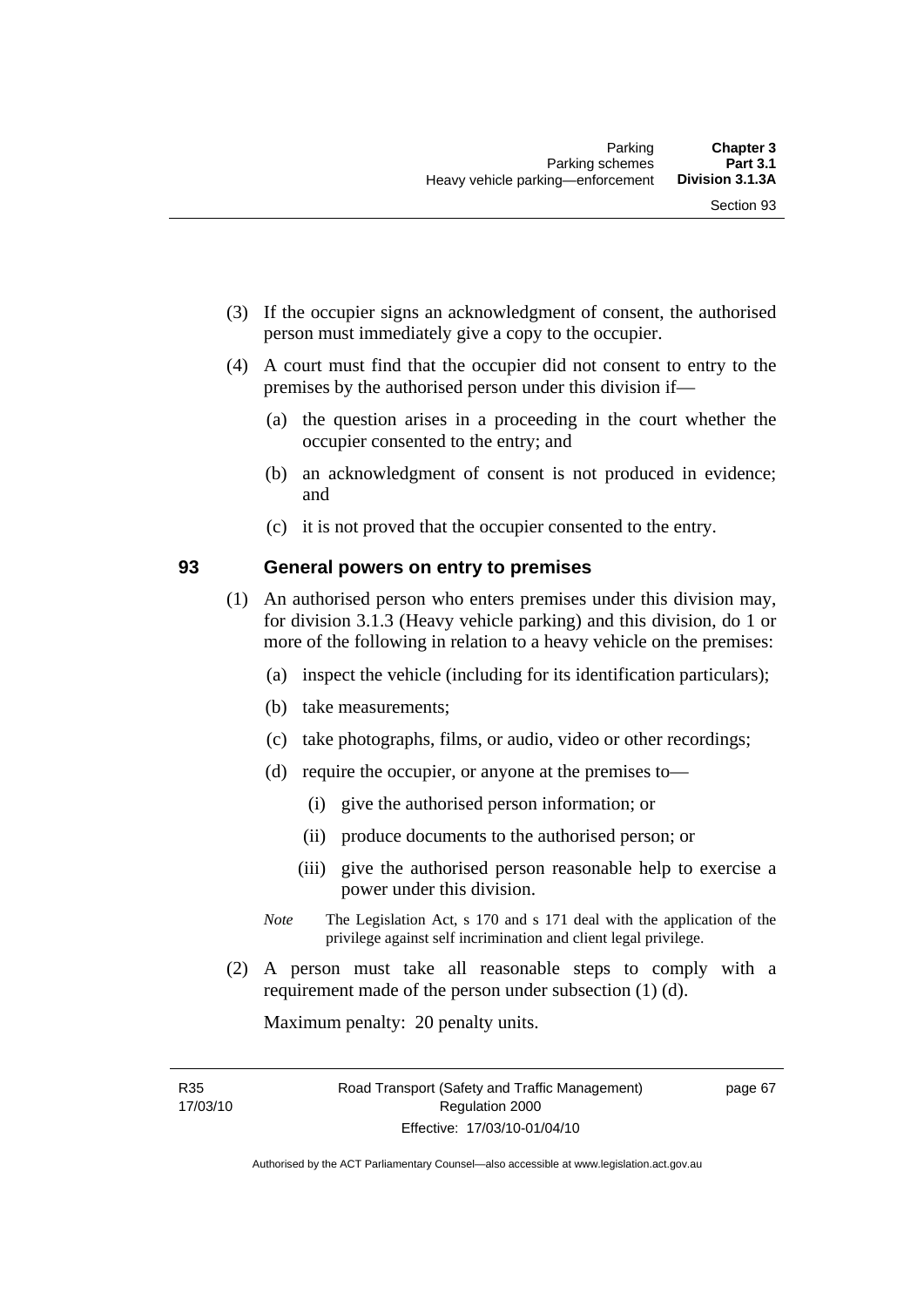(3) If the occupier signs an acknowledgment of consent, the authorised person must immediately give a copy to the occupier.

(4) A court must find that the occupier did not consent to entry to the premises by the authorised person under this division if—

   (a) the question arises in a proceeding in the court whether the occupier consented to the entry; and

   (b) an acknowledgment of consent is not produced in evidence; and

   (c) it is not proved that the occupier consented to the entry.

## 93 General powers on entry to premises

(1) An authorised person who enters premises under this division may, for division 3.1.3 (Heavy vehicle parking) and this division, do 1 or more of the following in relation to a heavy vehicle on the premises:

   (a) inspect the vehicle (including for its identification particulars);

   (b) take measurements;

   (c) take photographs, films, or audio, video or other recordings;

   (d) require the occupier, or anyone at the premises to—

      (i) give the authorised person information; or

      (ii) produce documents to the authorised person; or

      (iii) give the authorised person reasonable help to exercise a power under this division.

   *Note* The Legislation Act, s 170 and s 171 deal with the application of the privilege against self incrimination and client legal privilege.

(2) A person must take all reasonable steps to comply with a requirement made of the person under subsection (1) (d).

   Maximum penalty: 20 penalty units.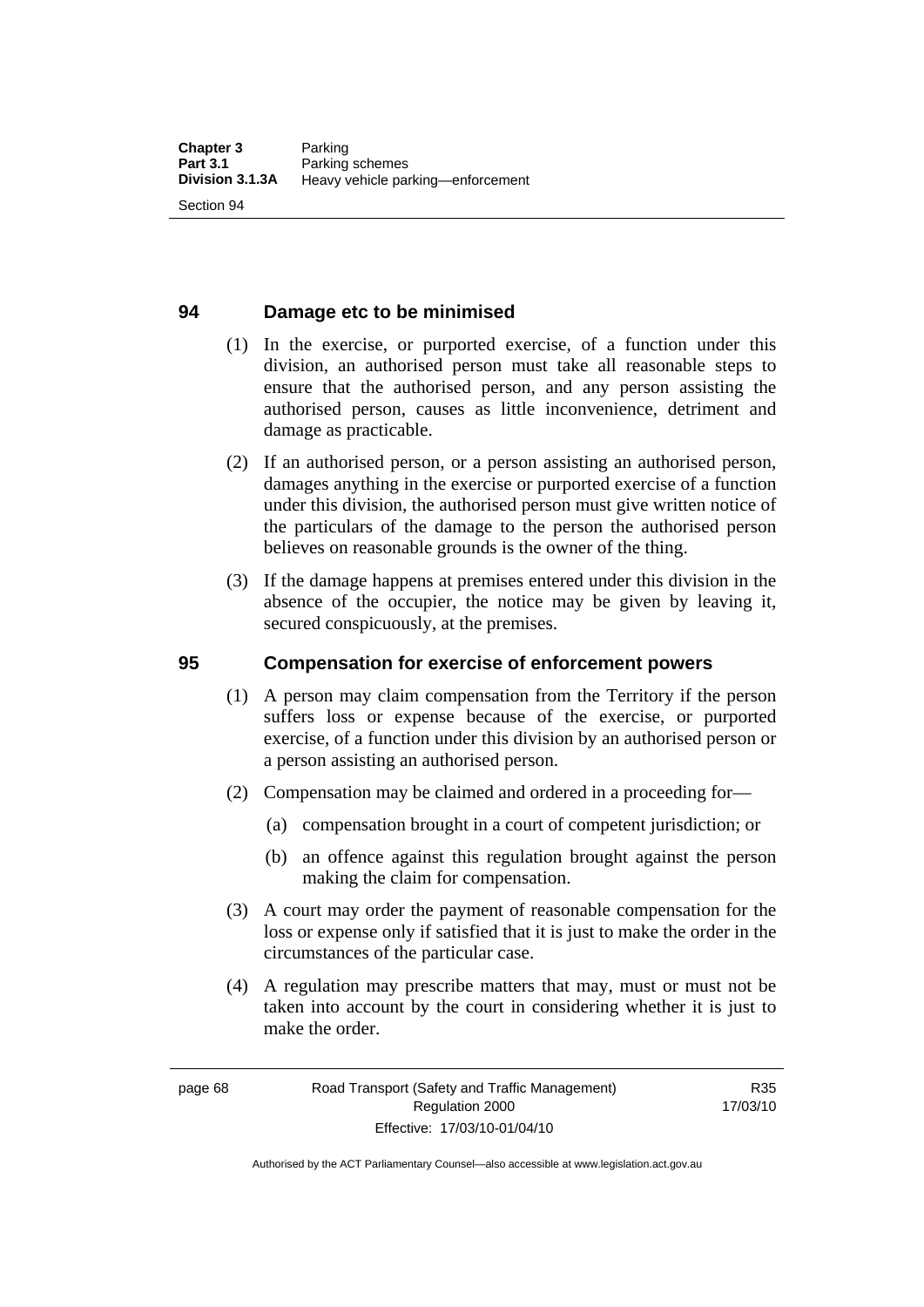## 94 Damage etc to be minimised

(1) In the exercise, or purported exercise, of a function under this division, an authorised person must take all reasonable steps to ensure that the authorised person, and any person assisting the authorised person, causes as little inconvenience, detriment and damage as practicable.

(2) If an authorised person, or a person assisting an authorised person, damages anything in the exercise or purported exercise of a function under this division, the authorised person must give written notice of the particulars of the damage to the person the authorised person believes on reasonable grounds is the owner of the thing.

(3) If the damage happens at premises entered under this division in the absence of the occupier, the notice may be given by leaving it, secured conspicuously, at the premises.

## 95 Compensation for exercise of enforcement powers

(1) A person may claim compensation from the Territory if the person suffers loss or expense because of the exercise, or purported exercise, of a function under this division by an authorised person or a person assisting an authorised person.

(2) Compensation may be claimed and ordered in a proceeding for—

(a) compensation brought in a court of competent jurisdiction; or

(b) an offence against this regulation brought against the person making the claim for compensation.

(3) A court may order the payment of reasonable compensation for the loss or expense only if satisfied that it is just to make the order in the circumstances of the particular case.

(4) A regulation may prescribe matters that may, must or must not be taken into account by the court in considering whether it is just to make the order.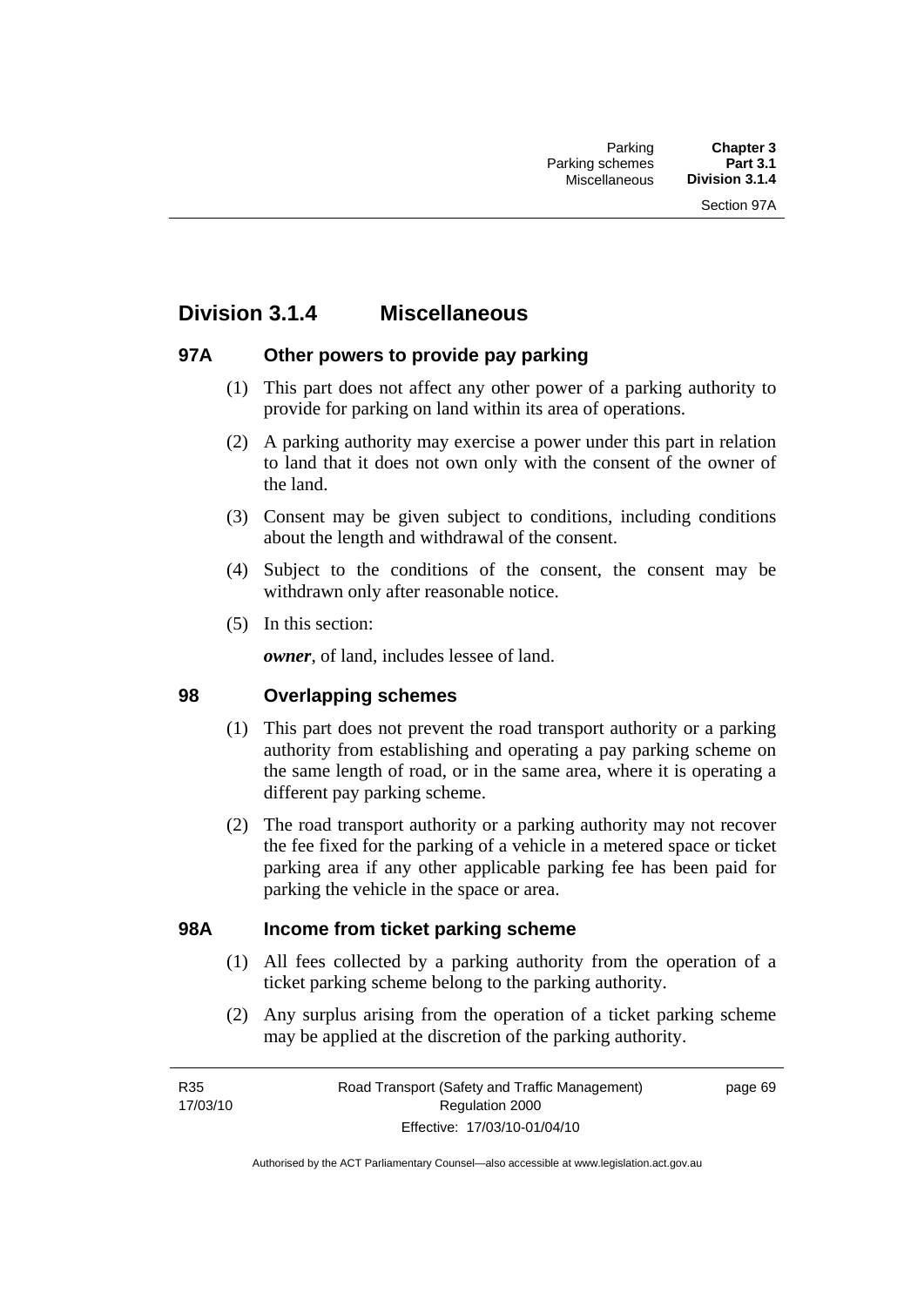## Division 3.1.4 Miscellaneous

### 97A Other powers to provide pay parking

(1) This part does not affect any other power of a parking authority to provide for parking on land within its area of operations.

(2) A parking authority may exercise a power under this part in relation to land that it does not own only with the consent of the owner of the land.

(3) Consent may be given subject to conditions, including conditions about the length and withdrawal of the consent.

(4) Subject to the conditions of the consent, the consent may be withdrawn only after reasonable notice.

(5) In this section:

***owner***, of land, includes lessee of land.

### 98 Overlapping schemes

(1) This part does not prevent the road transport authority or a parking authority from establishing and operating a pay parking scheme on the same length of road, or in the same area, where it is operating a different pay parking scheme.

(2) The road transport authority or a parking authority may not recover the fee fixed for the parking of a vehicle in a metered space or ticket parking area if any other applicable parking fee has been paid for parking the vehicle in the space or area.

### 98A Income from ticket parking scheme

(1) All fees collected by a parking authority from the operation of a ticket parking scheme belong to the parking authority.

(2) Any surplus arising from the operation of a ticket parking scheme may be applied at the discretion of the parking authority.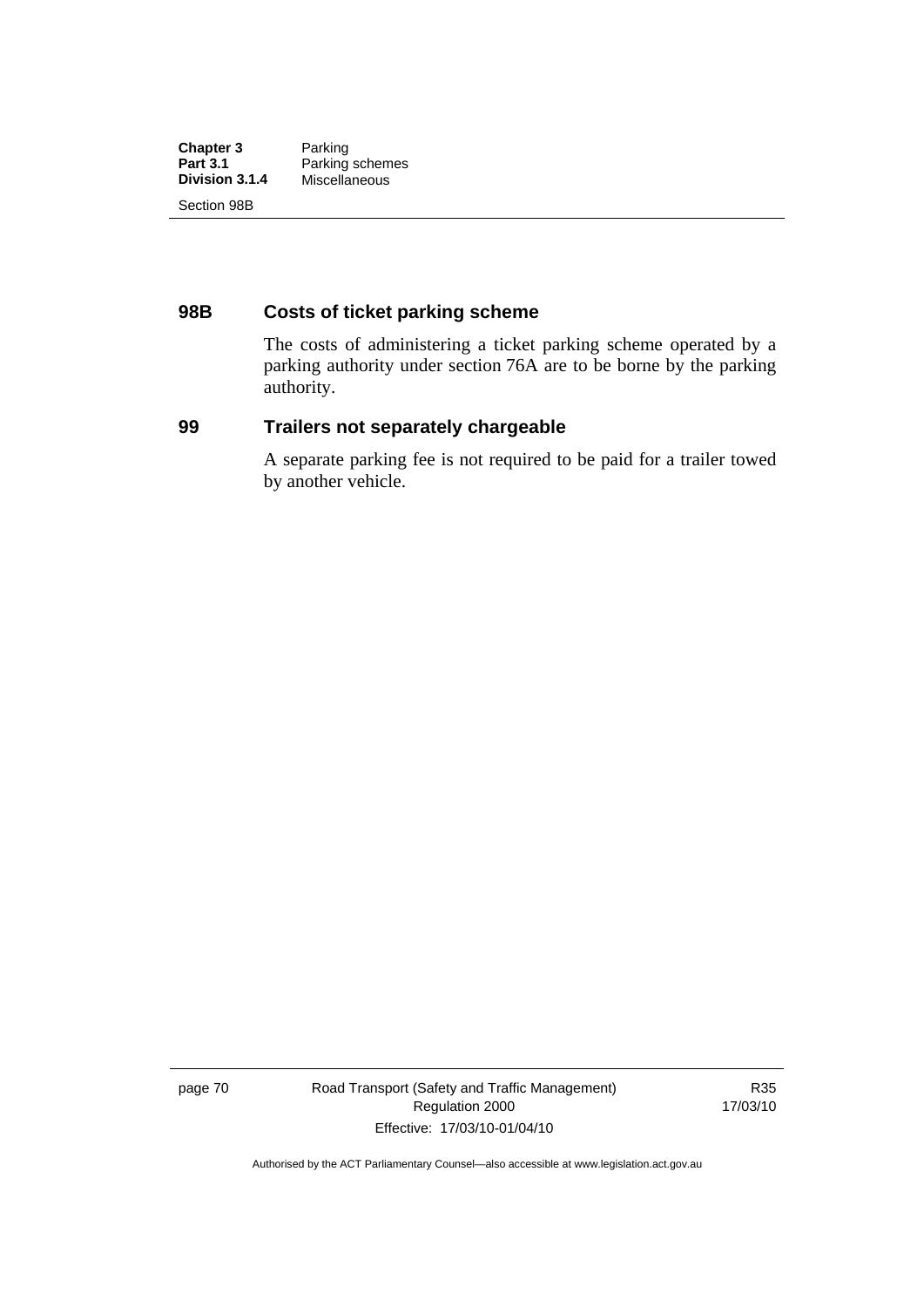## 98B Costs of ticket parking scheme

The costs of administering a ticket parking scheme operated by a parking authority under section 76A are to be borne by the parking authority.

## 99 Trailers not separately chargeable

A separate parking fee is not required to be paid for a trailer towed by another vehicle.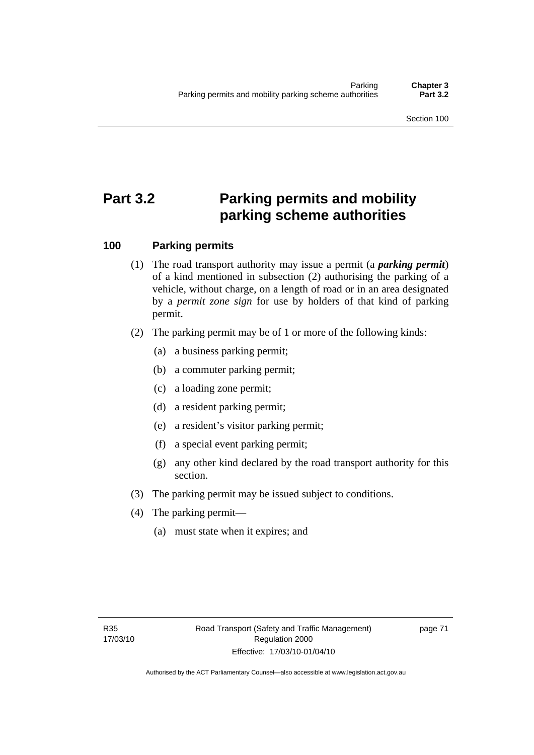# Part 3.2 Parking permits and mobility parking scheme authorities

### 100 Parking permits

(1) The road transport authority may issue a permit (a ***parking permit***) of a kind mentioned in subsection (2) authorising the parking of a vehicle, without charge, on a length of road or in an area designated by a *permit zone sign* for use by holders of that kind of parking permit.

(2) The parking permit may be of 1 or more of the following kinds:

(a) a business parking permit;

(b) a commuter parking permit;

(c) a loading zone permit;

(d) a resident parking permit;

(e) a resident's visitor parking permit;

(f) a special event parking permit;

(g) any other kind declared by the road transport authority for this section.

(3) The parking permit may be issued subject to conditions.

(4) The parking permit—

(a) must state when it expires; and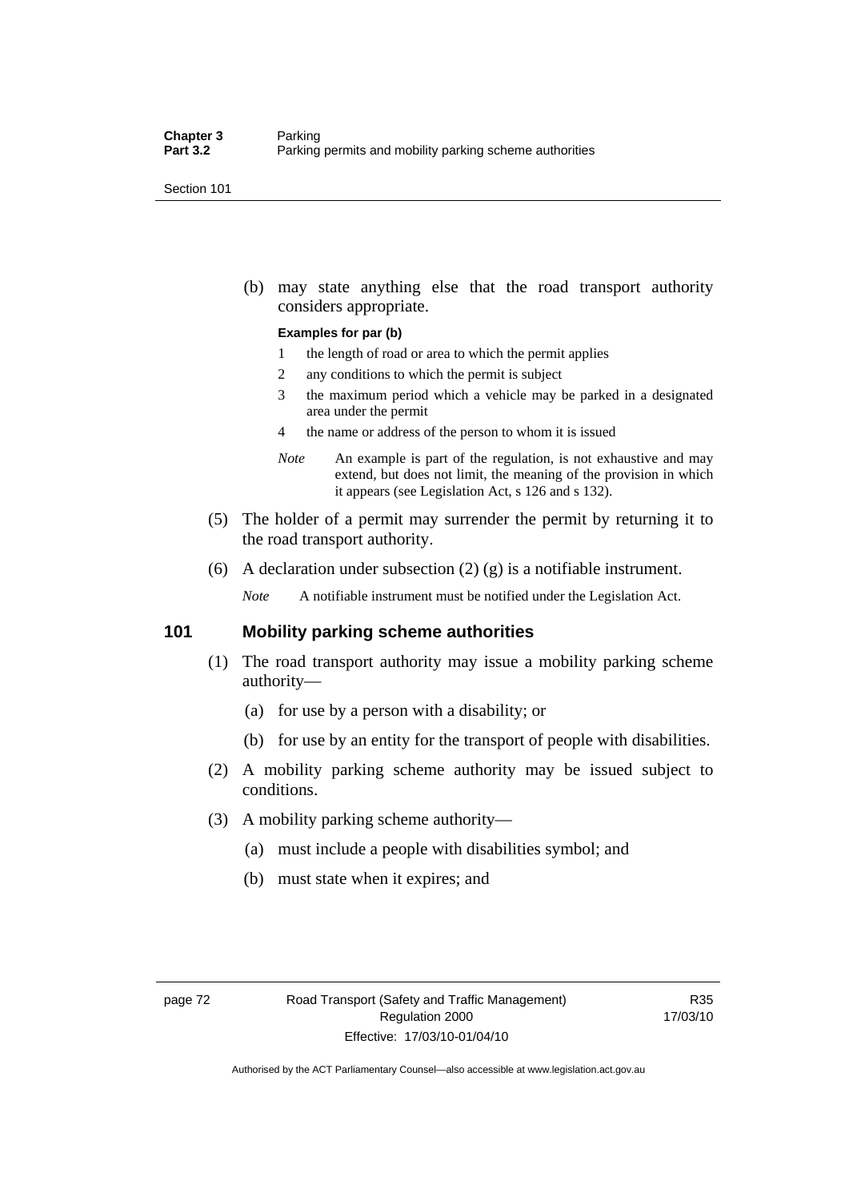(b) may state anything else that the road transport authority considers appropriate.

**Examples for par (b)**

1 the length of road or area to which the permit applies

2 any conditions to which the permit is subject

3 the maximum period which a vehicle may be parked in a designated area under the permit

4 the name or address of the person to whom it is issued

*Note* An example is part of the regulation, is not exhaustive and may extend, but does not limit, the meaning of the provision in which it appears (see Legislation Act, s 126 and s 132).

(5) The holder of a permit may surrender the permit by returning it to the road transport authority.

(6) A declaration under subsection (2) (g) is a notifiable instrument.

*Note* A notifiable instrument must be notified under the Legislation Act.

## 101 Mobility parking scheme authorities

(1) The road transport authority may issue a mobility parking scheme authority—

(a) for use by a person with a disability; or

(b) for use by an entity for the transport of people with disabilities.

(2) A mobility parking scheme authority may be issued subject to conditions.

(3) A mobility parking scheme authority—

(a) must include a people with disabilities symbol; and

(b) must state when it expires; and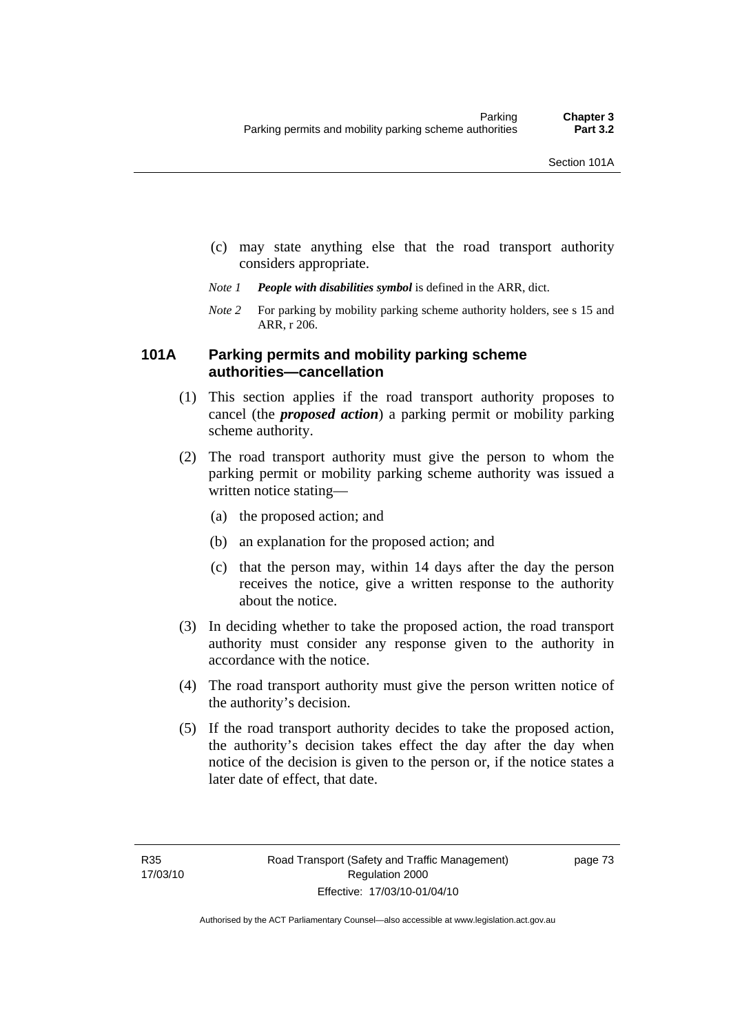(c) may state anything else that the road transport authority considers appropriate.

*Note 1* ***People with disabilities symbol*** is defined in the ARR, dict.

*Note 2* For parking by mobility parking scheme authority holders, see s 15 and ARR, r 206.

### 101A Parking permits and mobility parking scheme authorities—cancellation

(1) This section applies if the road transport authority proposes to cancel (the ***proposed action***) a parking permit or mobility parking scheme authority.

(2) The road transport authority must give the person to whom the parking permit or mobility parking scheme authority was issued a written notice stating—

(a) the proposed action; and

(b) an explanation for the proposed action; and

(c) that the person may, within 14 days after the day the person receives the notice, give a written response to the authority about the notice.

(3) In deciding whether to take the proposed action, the road transport authority must consider any response given to the authority in accordance with the notice.

(4) The road transport authority must give the person written notice of the authority's decision.

(5) If the road transport authority decides to take the proposed action, the authority's decision takes effect the day after the day when notice of the decision is given to the person or, if the notice states a later date of effect, that date.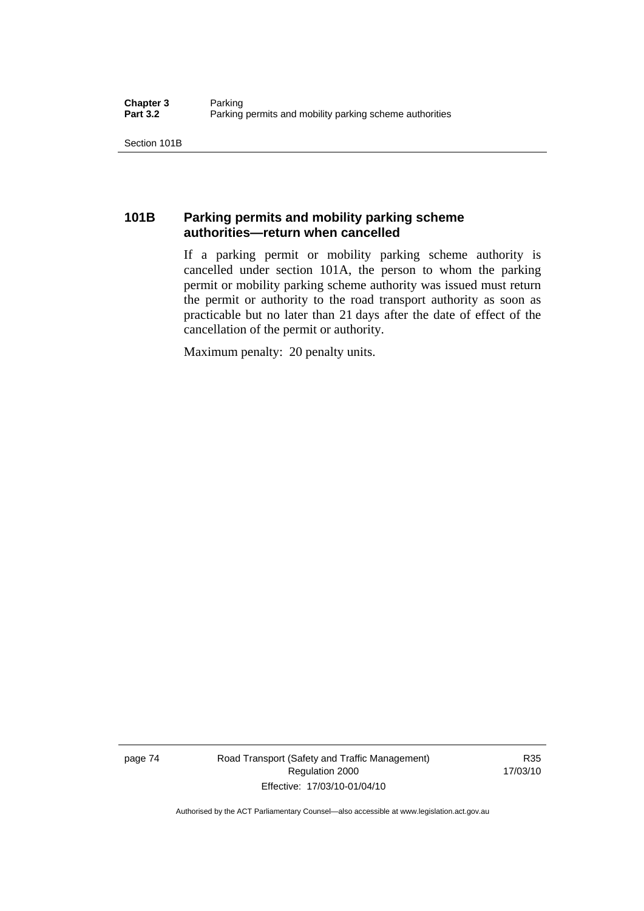### 101B Parking permits and mobility parking scheme authorities—return when cancelled

If a parking permit or mobility parking scheme authority is cancelled under section 101A, the person to whom the parking permit or mobility parking scheme authority was issued must return the permit or authority to the road transport authority as soon as practicable but no later than 21 days after the date of effect of the cancellation of the permit or authority.

Maximum penalty: 20 penalty units.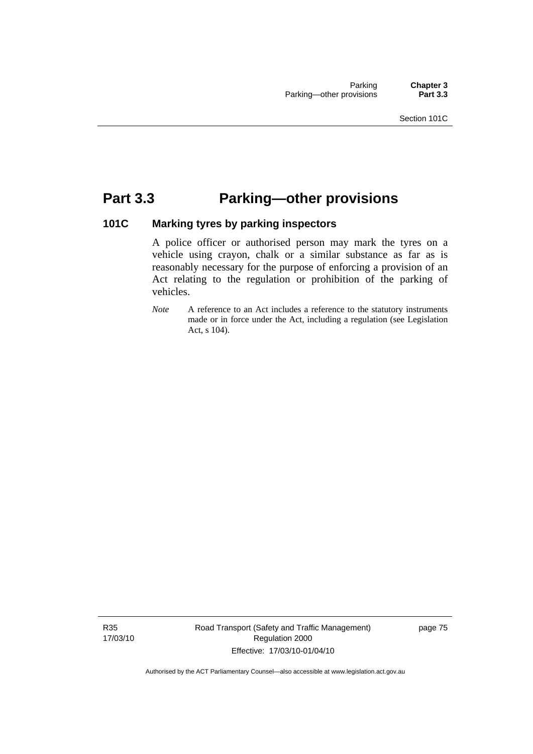# Part 3.3 Parking—other provisions

## 101C Marking tyres by parking inspectors

A police officer or authorised person may mark the tyres on a vehicle using crayon, chalk or a similar substance as far as is reasonably necessary for the purpose of enforcing a provision of an Act relating to the regulation or prohibition of the parking of vehicles.

*Note* A reference to an Act includes a reference to the statutory instruments made or in force under the Act, including a regulation (see Legislation Act, s 104).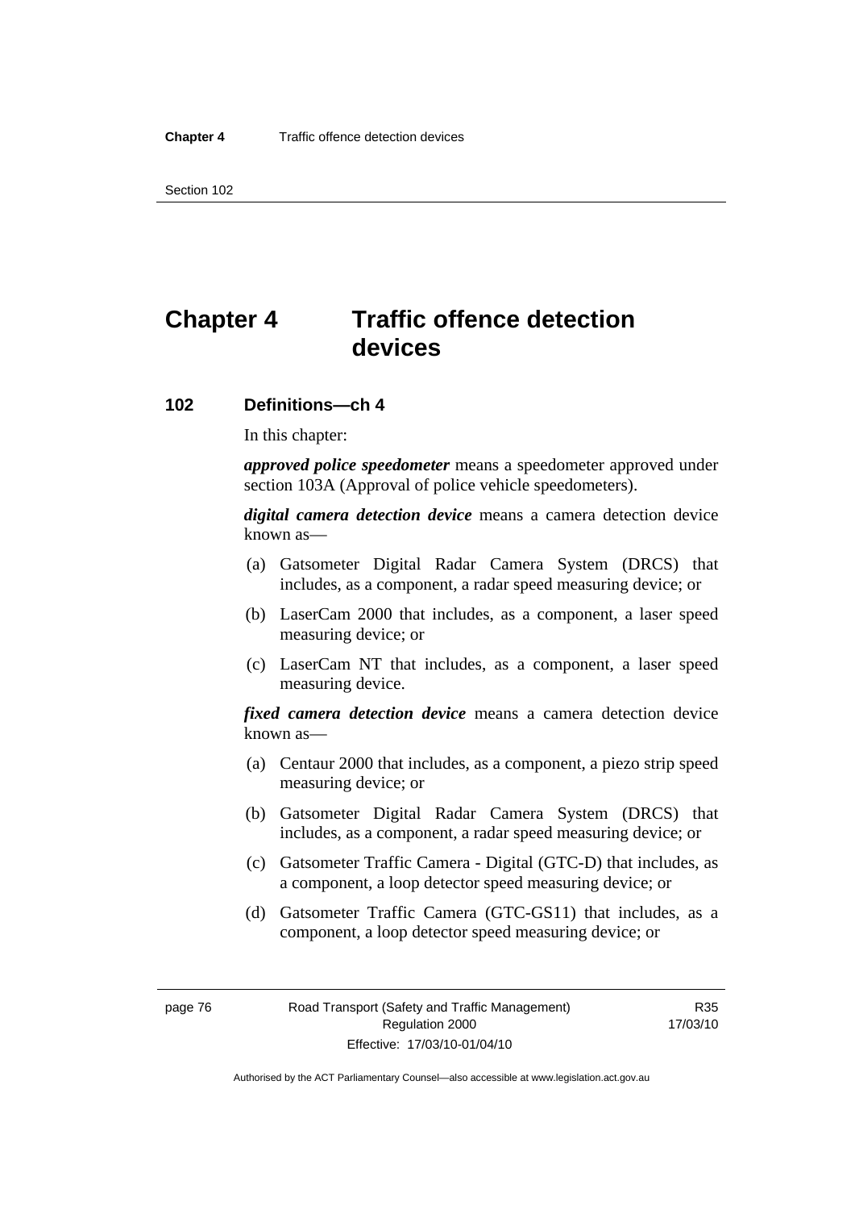# Chapter 4 Traffic offence detection devices

## 102 Definitions—ch 4

In this chapter:

***approved police speedometer*** means a speedometer approved under section 103A (Approval of police vehicle speedometers).

***digital camera detection device*** means a camera detection device known as—

(a) Gatsometer Digital Radar Camera System (DRCS) that includes, as a component, a radar speed measuring device; or

(b) LaserCam 2000 that includes, as a component, a laser speed measuring device; or

(c) LaserCam NT that includes, as a component, a laser speed measuring device.

***fixed camera detection device*** means a camera detection device known as—

(a) Centaur 2000 that includes, as a component, a piezo strip speed measuring device; or

(b) Gatsometer Digital Radar Camera System (DRCS) that includes, as a component, a radar speed measuring device; or

(c) Gatsometer Traffic Camera - Digital (GTC-D) that includes, as a component, a loop detector speed measuring device; or

(d) Gatsometer Traffic Camera (GTC-GS11) that includes, as a component, a loop detector speed measuring device; or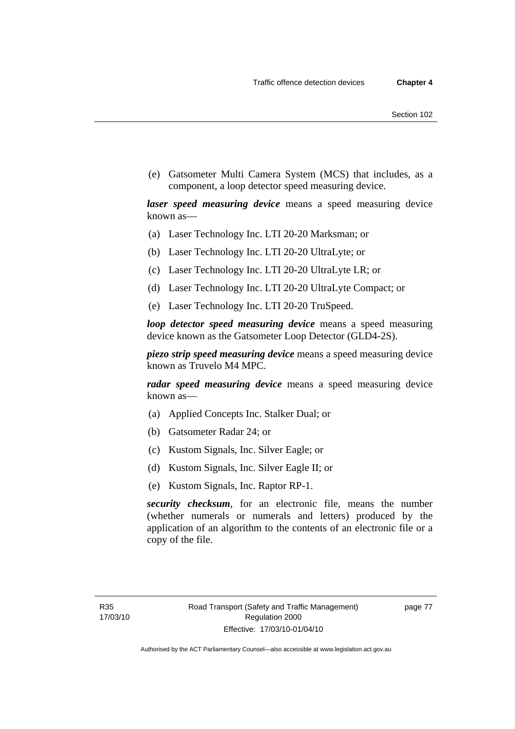(e) Gatsometer Multi Camera System (MCS) that includes, as a component, a loop detector speed measuring device.

***laser speed measuring device*** means a speed measuring device known as—

(a) Laser Technology Inc. LTI 20-20 Marksman; or

(b) Laser Technology Inc. LTI 20-20 UltraLyte; or

(c) Laser Technology Inc. LTI 20-20 UltraLyte LR; or

(d) Laser Technology Inc. LTI 20-20 UltraLyte Compact; or

(e) Laser Technology Inc. LTI 20-20 TruSpeed.

***loop detector speed measuring device*** means a speed measuring device known as the Gatsometer Loop Detector (GLD4-2S).

***piezo strip speed measuring device*** means a speed measuring device known as Truvelo M4 MPC.

***radar speed measuring device*** means a speed measuring device known as—

(a) Applied Concepts Inc. Stalker Dual; or

(b) Gatsometer Radar 24; or

(c) Kustom Signals, Inc. Silver Eagle; or

(d) Kustom Signals, Inc. Silver Eagle II; or

(e) Kustom Signals, Inc. Raptor RP-1.

***security checksum***, for an electronic file, means the number (whether numerals or numerals and letters) produced by the application of an algorithm to the contents of an electronic file or a copy of the file.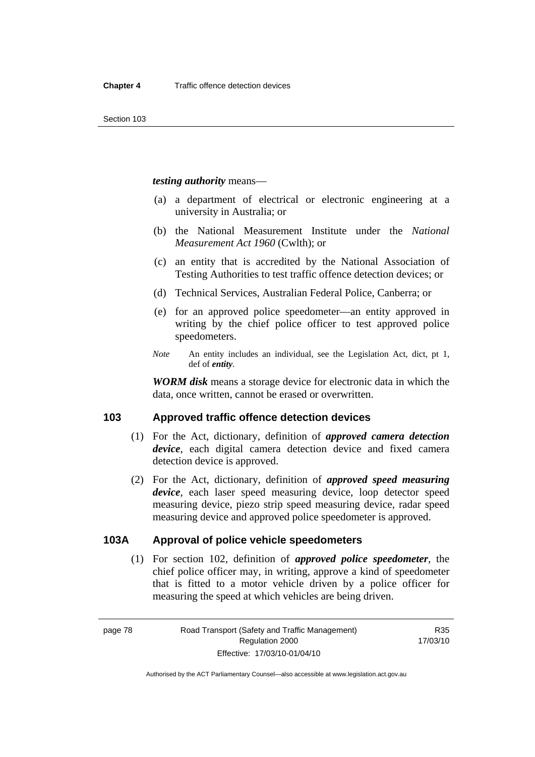***testing authority*** means—

(a) a department of electrical or electronic engineering at a university in Australia; or

(b) the National Measurement Institute under the *National Measurement Act 1960* (Cwlth); or

(c) an entity that is accredited by the National Association of Testing Authorities to test traffic offence detection devices; or

(d) Technical Services, Australian Federal Police, Canberra; or

(e) for an approved police speedometer—an entity approved in writing by the chief police officer to test approved police speedometers.

*Note* An entity includes an individual, see the Legislation Act, dict, pt 1, def of ***entity***.

***WORM disk*** means a storage device for electronic data in which the data, once written, cannot be erased or overwritten.

## 103 Approved traffic offence detection devices

(1) For the Act, dictionary, definition of ***approved camera detection device***, each digital camera detection device and fixed camera detection device is approved.

(2) For the Act, dictionary, definition of ***approved speed measuring device***, each laser speed measuring device, loop detector speed measuring device, piezo strip speed measuring device, radar speed measuring device and approved police speedometer is approved.

## 103A Approval of police vehicle speedometers

(1) For section 102, definition of ***approved police speedometer***, the chief police officer may, in writing, approve a kind of speedometer that is fitted to a motor vehicle driven by a police officer for measuring the speed at which vehicles are being driven.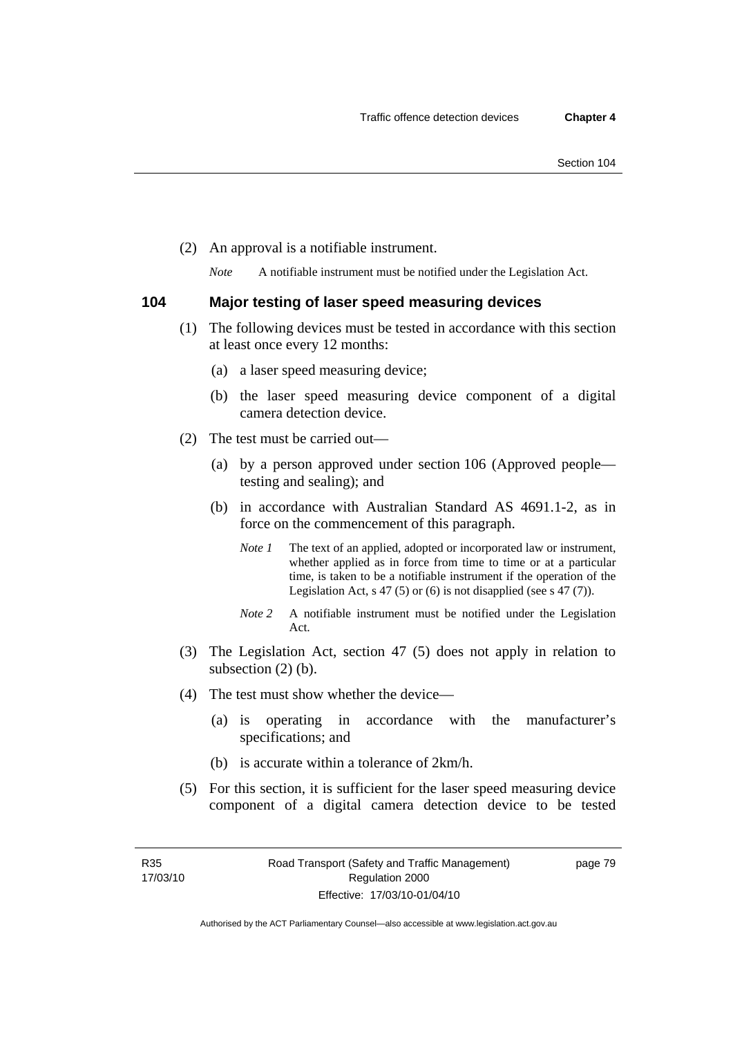(2) An approval is a notifiable instrument.

*Note* A notifiable instrument must be notified under the Legislation Act.

### 104 Major testing of laser speed measuring devices

(1) The following devices must be tested in accordance with this section at least once every 12 months:

(a) a laser speed measuring device;

(b) the laser speed measuring device component of a digital camera detection device.

(2) The test must be carried out—

(a) by a person approved under section 106 (Approved people—testing and sealing); and

(b) in accordance with Australian Standard AS 4691.1-2, as in force on the commencement of this paragraph.

*Note 1* The text of an applied, adopted or incorporated law or instrument, whether applied as in force from time to time or at a particular time, is taken to be a notifiable instrument if the operation of the Legislation Act, s 47 (5) or (6) is not disapplied (see s 47 (7)).

*Note 2* A notifiable instrument must be notified under the Legislation Act.

(3) The Legislation Act, section 47 (5) does not apply in relation to subsection (2) (b).

(4) The test must show whether the device—

(a) is operating in accordance with the manufacturer's specifications; and

(b) is accurate within a tolerance of 2km/h.

(5) For this section, it is sufficient for the laser speed measuring device component of a digital camera detection device to be tested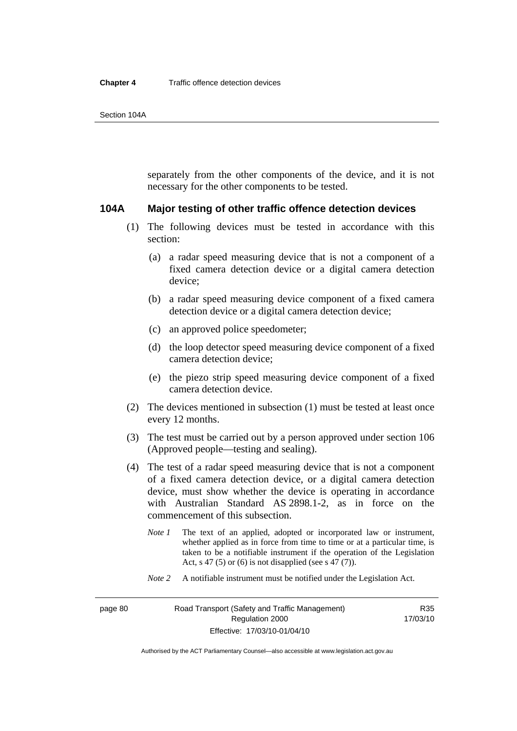separately from the other components of the device, and it is not necessary for the other components to be tested.

### 104A Major testing of other traffic offence detection devices

(1) The following devices must be tested in accordance with this section:

(a) a radar speed measuring device that is not a component of a fixed camera detection device or a digital camera detection device;

(b) a radar speed measuring device component of a fixed camera detection device or a digital camera detection device;

(c) an approved police speedometer;

(d) the loop detector speed measuring device component of a fixed camera detection device;

(e) the piezo strip speed measuring device component of a fixed camera detection device.

(2) The devices mentioned in subsection (1) must be tested at least once every 12 months.

(3) The test must be carried out by a person approved under section 106 (Approved people—testing and sealing).

(4) The test of a radar speed measuring device that is not a component of a fixed camera detection device, or a digital camera detection device, must show whether the device is operating in accordance with Australian Standard AS 2898.1-2, as in force on the commencement of this subsection.

*Note 1* The text of an applied, adopted or incorporated law or instrument, whether applied as in force from time to time or at a particular time, is taken to be a notifiable instrument if the operation of the Legislation Act, s 47 (5) or (6) is not disapplied (see s 47 (7)).

*Note 2* A notifiable instrument must be notified under the Legislation Act.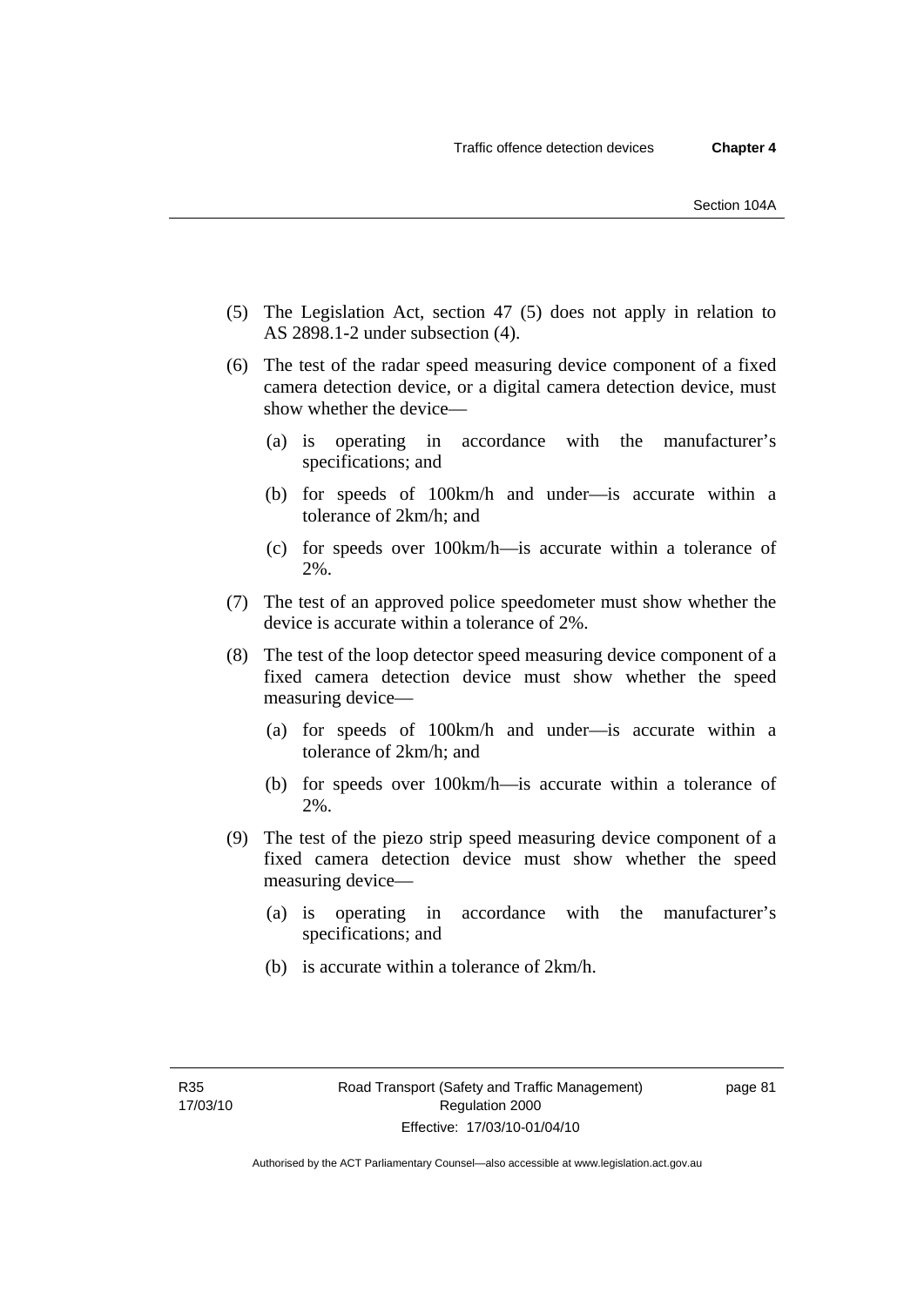(5) The Legislation Act, section 47 (5) does not apply in relation to AS 2898.1-2 under subsection (4).

(6) The test of the radar speed measuring device component of a fixed camera detection device, or a digital camera detection device, must show whether the device—

   (a) is operating in accordance with the manufacturer's specifications; and

   (b) for speeds of 100km/h and under—is accurate within a tolerance of 2km/h; and

   (c) for speeds over 100km/h—is accurate within a tolerance of 2%.

(7) The test of an approved police speedometer must show whether the device is accurate within a tolerance of 2%.

(8) The test of the loop detector speed measuring device component of a fixed camera detection device must show whether the speed measuring device—

   (a) for speeds of 100km/h and under—is accurate within a tolerance of 2km/h; and

   (b) for speeds over 100km/h—is accurate within a tolerance of 2%.

(9) The test of the piezo strip speed measuring device component of a fixed camera detection device must show whether the speed measuring device—

   (a) is operating in accordance with the manufacturer's specifications; and

   (b) is accurate within a tolerance of 2km/h.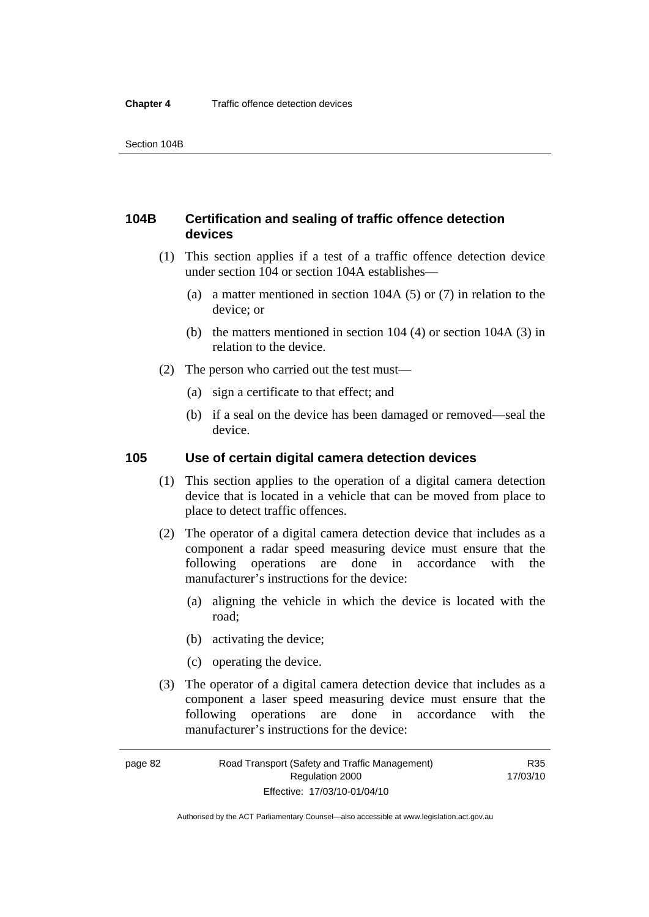## 104B Certification and sealing of traffic offence detection devices

(1) This section applies if a test of a traffic offence detection device under section 104 or section 104A establishes—

(a) a matter mentioned in section 104A (5) or (7) in relation to the device; or

(b) the matters mentioned in section 104 (4) or section 104A (3) in relation to the device.

(2) The person who carried out the test must—

(a) sign a certificate to that effect; and

(b) if a seal on the device has been damaged or removed—seal the device.

## 105 Use of certain digital camera detection devices

(1) This section applies to the operation of a digital camera detection device that is located in a vehicle that can be moved from place to place to detect traffic offences.

(2) The operator of a digital camera detection device that includes as a component a radar speed measuring device must ensure that the following operations are done in accordance with the manufacturer's instructions for the device:

(a) aligning the vehicle in which the device is located with the road;

(b) activating the device;

(c) operating the device.

(3) The operator of a digital camera detection device that includes as a component a laser speed measuring device must ensure that the following operations are done in accordance with the manufacturer's instructions for the device: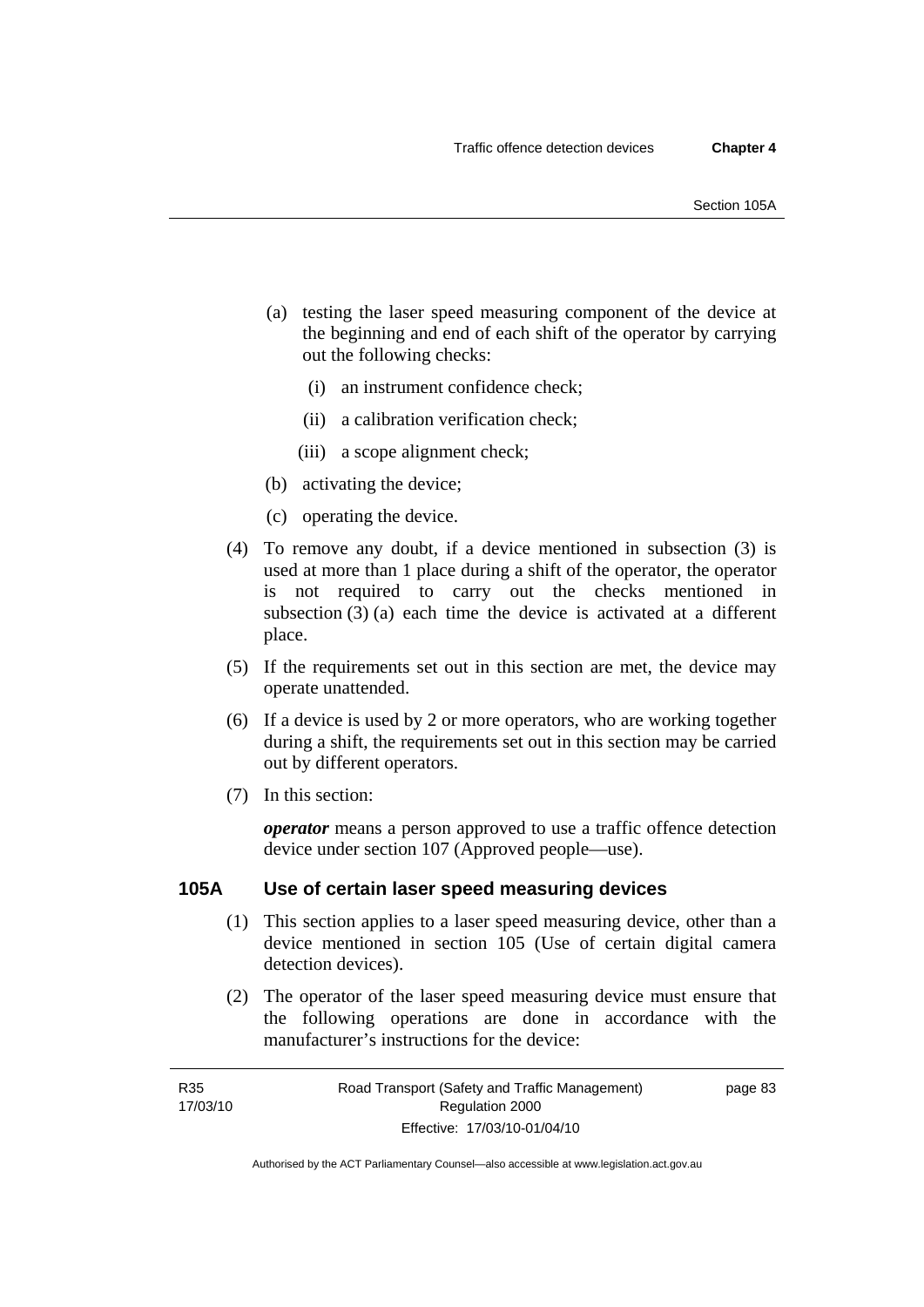(a) testing the laser speed measuring component of the device at the beginning and end of each shift of the operator by carrying out the following checks:

  (i) an instrument confidence check;

  (ii) a calibration verification check;

  (iii) a scope alignment check;

(b) activating the device;

(c) operating the device.

(4) To remove any doubt, if a device mentioned in subsection (3) is used at more than 1 place during a shift of the operator, the operator is not required to carry out the checks mentioned in subsection (3) (a) each time the device is activated at a different place.

(5) If the requirements set out in this section are met, the device may operate unattended.

(6) If a device is used by 2 or more operators, who are working together during a shift, the requirements set out in this section may be carried out by different operators.

(7) In this section:

***operator*** means a person approved to use a traffic offence detection device under section 107 (Approved people—use).

## 105A Use of certain laser speed measuring devices

(1) This section applies to a laser speed measuring device, other than a device mentioned in section 105 (Use of certain digital camera detection devices).

(2) The operator of the laser speed measuring device must ensure that the following operations are done in accordance with the manufacturer's instructions for the device: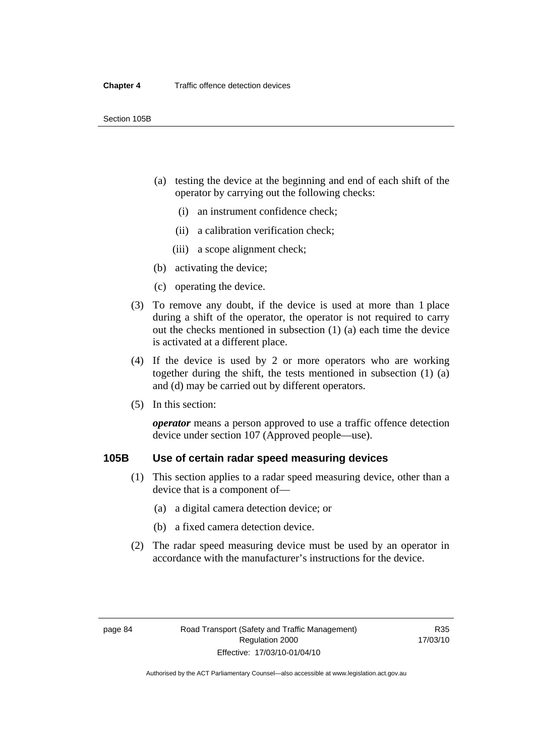(a) testing the device at the beginning and end of each shift of the operator by carrying out the following checks:

(i) an instrument confidence check;

(ii) a calibration verification check;

(iii) a scope alignment check;

(b) activating the device;

(c) operating the device.

(3) To remove any doubt, if the device is used at more than 1 place during a shift of the operator, the operator is not required to carry out the checks mentioned in subsection (1) (a) each time the device is activated at a different place.

(4) If the device is used by 2 or more operators who are working together during the shift, the tests mentioned in subsection (1) (a) and (d) may be carried out by different operators.

(5) In this section:

***operator*** means a person approved to use a traffic offence detection device under section 107 (Approved people—use).

### 105B Use of certain radar speed measuring devices

(1) This section applies to a radar speed measuring device, other than a device that is a component of—

(a) a digital camera detection device; or

(b) a fixed camera detection device.

(2) The radar speed measuring device must be used by an operator in accordance with the manufacturer's instructions for the device.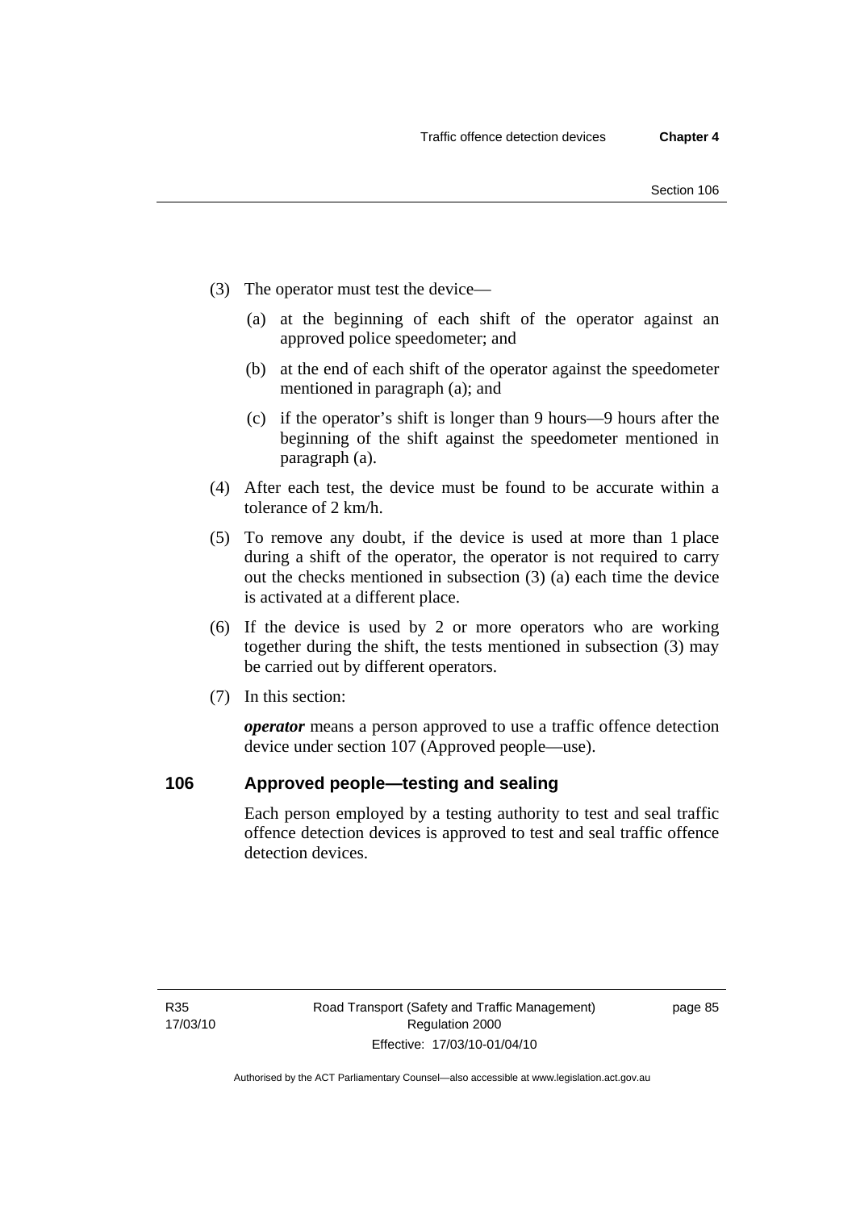(3) The operator must test the device—

   (a) at the beginning of each shift of the operator against an approved police speedometer; and

   (b) at the end of each shift of the operator against the speedometer mentioned in paragraph (a); and

   (c) if the operator's shift is longer than 9 hours—9 hours after the beginning of the shift against the speedometer mentioned in paragraph (a).

(4) After each test, the device must be found to be accurate within a tolerance of 2 km/h.

(5) To remove any doubt, if the device is used at more than 1 place during a shift of the operator, the operator is not required to carry out the checks mentioned in subsection (3) (a) each time the device is activated at a different place.

(6) If the device is used by 2 or more operators who are working together during the shift, the tests mentioned in subsection (3) may be carried out by different operators.

(7) In this section:

***operator*** means a person approved to use a traffic offence detection device under section 107 (Approved people—use).

## 106 Approved people—testing and sealing

Each person employed by a testing authority to test and seal traffic offence detection devices is approved to test and seal traffic offence detection devices.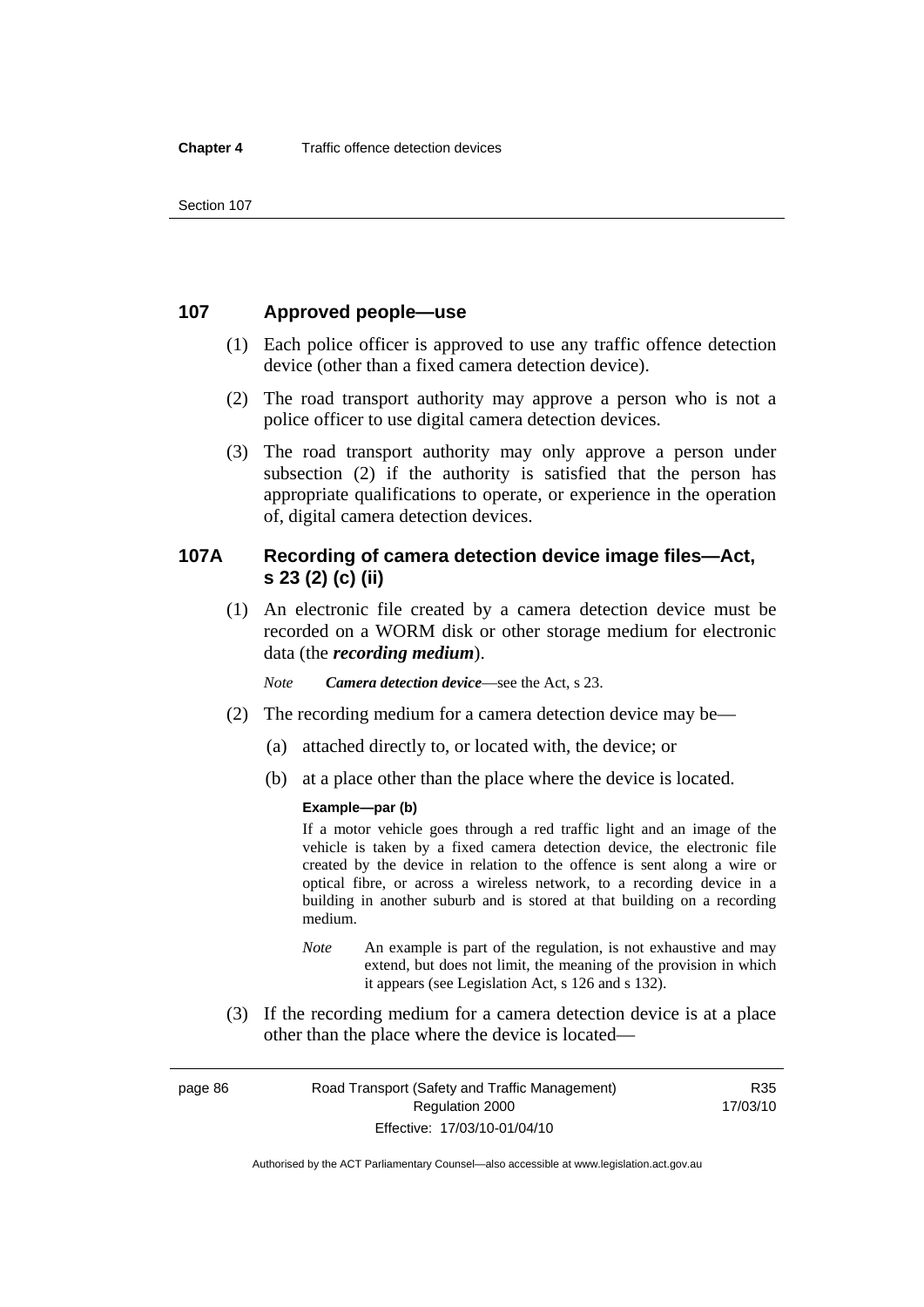## 107 Approved people—use

(1) Each police officer is approved to use any traffic offence detection device (other than a fixed camera detection device).

(2) The road transport authority may approve a person who is not a police officer to use digital camera detection devices.

(3) The road transport authority may only approve a person under subsection (2) if the authority is satisfied that the person has appropriate qualifications to operate, or experience in the operation of, digital camera detection devices.

## 107A Recording of camera detection device image files—Act, s 23 (2) (c) (ii)

(1) An electronic file created by a camera detection device must be recorded on a WORM disk or other storage medium for electronic data (the ***recording medium***).

*Note* ***Camera detection device***—see the Act, s 23.

(2) The recording medium for a camera detection device may be—

(a) attached directly to, or located with, the device; or

(b) at a place other than the place where the device is located.

**Example—par (b)**

If a motor vehicle goes through a red traffic light and an image of the vehicle is taken by a fixed camera detection device, the electronic file created by the device in relation to the offence is sent along a wire or optical fibre, or across a wireless network, to a recording device in a building in another suburb and is stored at that building on a recording medium.

*Note* An example is part of the regulation, is not exhaustive and may extend, but does not limit, the meaning of the provision in which it appears (see Legislation Act, s 126 and s 132).

(3) If the recording medium for a camera detection device is at a place other than the place where the device is located—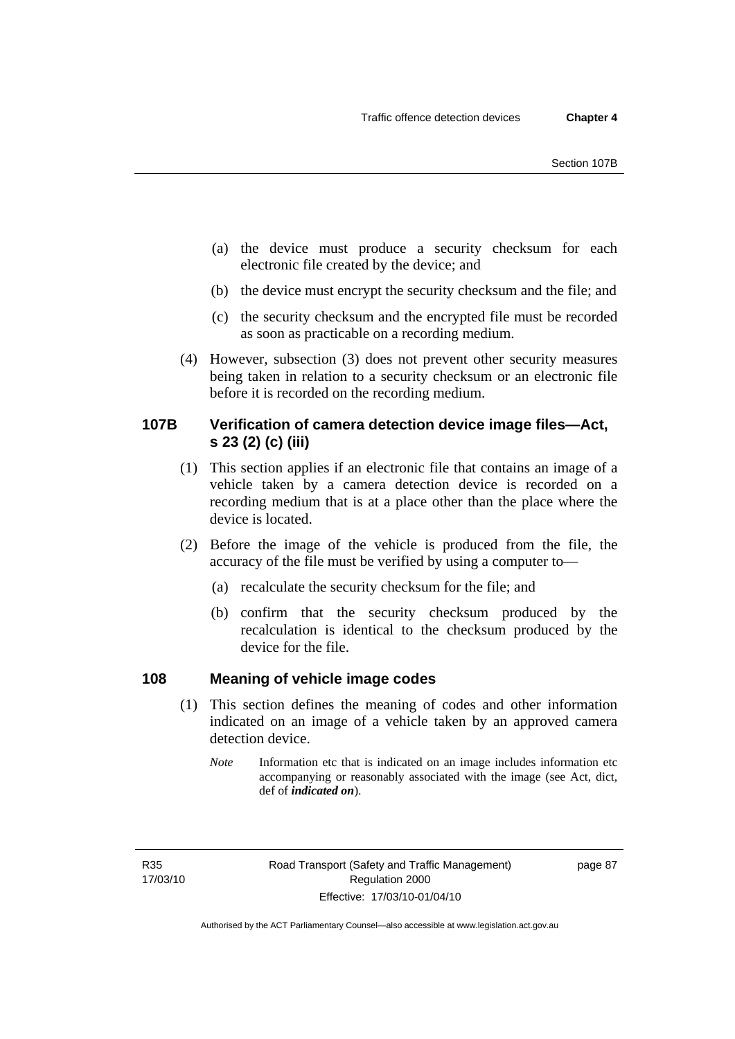(a) the device must produce a security checksum for each electronic file created by the device; and

(b) the device must encrypt the security checksum and the file; and

(c) the security checksum and the encrypted file must be recorded as soon as practicable on a recording medium.

(4) However, subsection (3) does not prevent other security measures being taken in relation to a security checksum or an electronic file before it is recorded on the recording medium.

### 107B Verification of camera detection device image files—Act, s 23 (2) (c) (iii)

(1) This section applies if an electronic file that contains an image of a vehicle taken by a camera detection device is recorded on a recording medium that is at a place other than the place where the device is located.

(2) Before the image of the vehicle is produced from the file, the accuracy of the file must be verified by using a computer to—

(a) recalculate the security checksum for the file; and

(b) confirm that the security checksum produced by the recalculation is identical to the checksum produced by the device for the file.

### 108 Meaning of vehicle image codes

(1) This section defines the meaning of codes and other information indicated on an image of a vehicle taken by an approved camera detection device.

*Note* Information etc that is indicated on an image includes information etc accompanying or reasonably associated with the image (see Act, dict, def of ***indicated on***).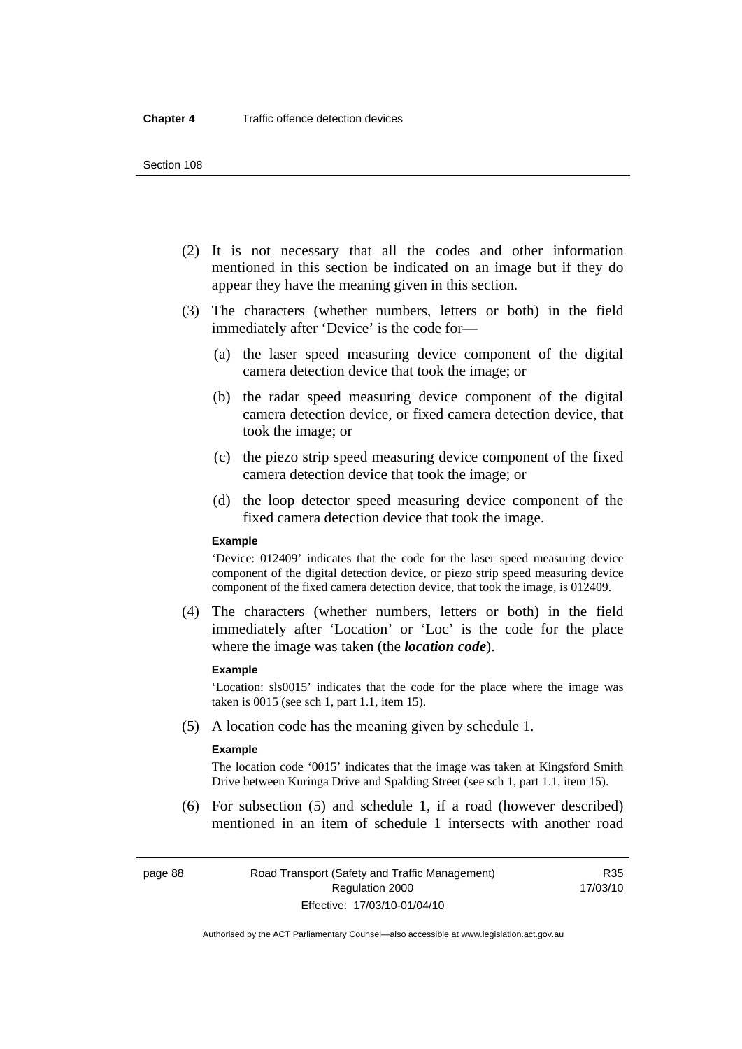(2) It is not necessary that all the codes and other information mentioned in this section be indicated on an image but if they do appear they have the meaning given in this section.

(3) The characters (whether numbers, letters or both) in the field immediately after 'Device' is the code for—

  (a) the laser speed measuring device component of the digital camera detection device that took the image; or

  (b) the radar speed measuring device component of the digital camera detection device, or fixed camera detection device, that took the image; or

  (c) the piezo strip speed measuring device component of the fixed camera detection device that took the image; or

  (d) the loop detector speed measuring device component of the fixed camera detection device that took the image.

**Example**

'Device: 012409' indicates that the code for the laser speed measuring device component of the digital detection device, or piezo strip speed measuring device component of the fixed camera detection device, that took the image, is 012409.

(4) The characters (whether numbers, letters or both) in the field immediately after 'Location' or 'Loc' is the code for the place where the image was taken (the ***location code***).

**Example**

'Location: sls0015' indicates that the code for the place where the image was taken is 0015 (see sch 1, part 1.1, item 15).

(5) A location code has the meaning given by schedule 1.

**Example**

The location code '0015' indicates that the image was taken at Kingsford Smith Drive between Kuringa Drive and Spalding Street (see sch 1, part 1.1, item 15).

(6) For subsection (5) and schedule 1, if a road (however described) mentioned in an item of schedule 1 intersects with another road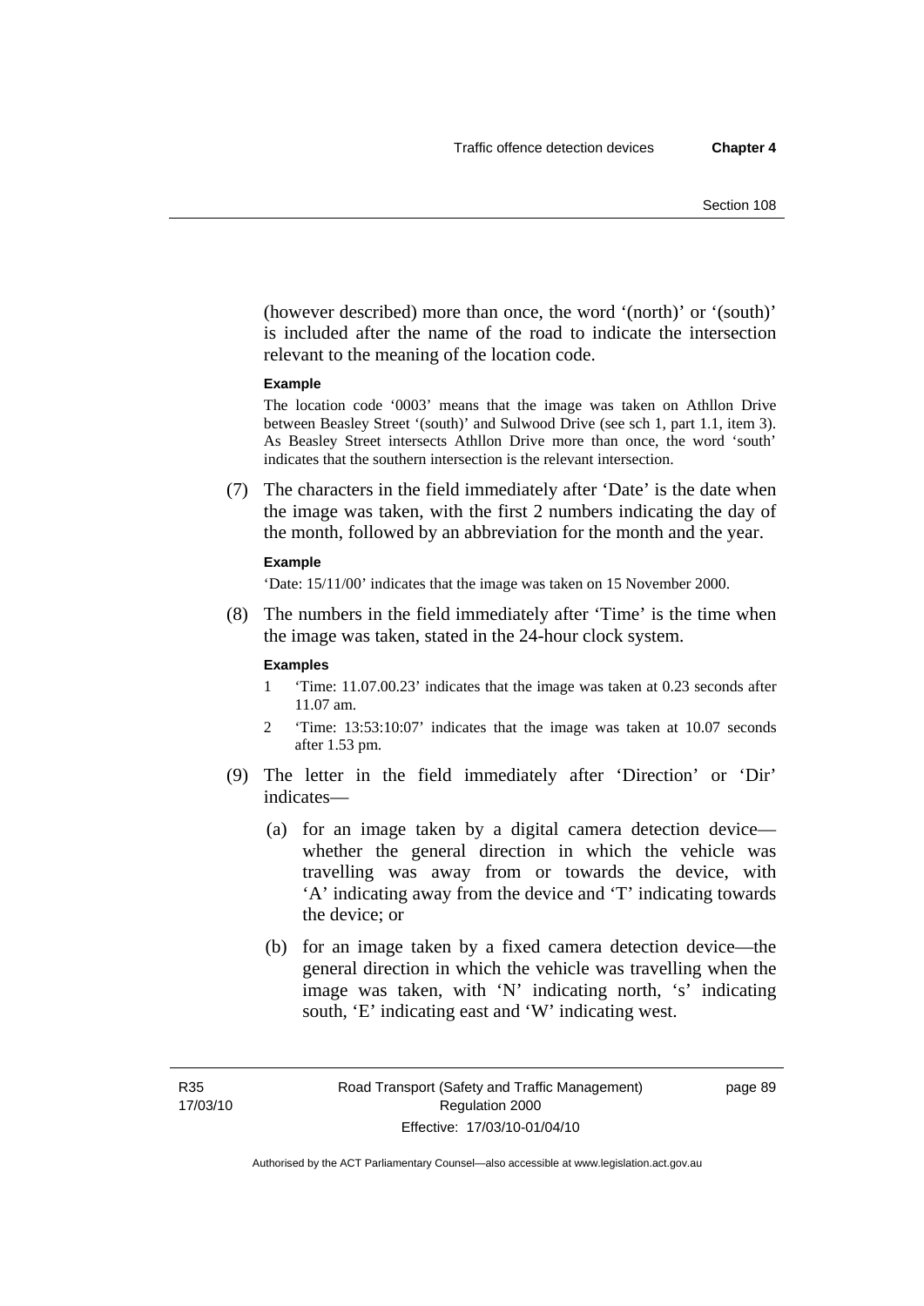(however described) more than once, the word '(north)' or '(south)' is included after the name of the road to indicate the intersection relevant to the meaning of the location code.

**Example**

The location code '0003' means that the image was taken on Athllon Drive between Beasley Street '(south)' and Sulwood Drive (see sch 1, part 1.1, item 3). As Beasley Street intersects Athllon Drive more than once, the word 'south' indicates that the southern intersection is the relevant intersection.

(7) The characters in the field immediately after 'Date' is the date when the image was taken, with the first 2 numbers indicating the day of the month, followed by an abbreviation for the month and the year.

**Example**

'Date: 15/11/00' indicates that the image was taken on 15 November 2000.

(8) The numbers in the field immediately after 'Time' is the time when the image was taken, stated in the 24-hour clock system.

**Examples**

1 'Time: 11.07.00.23' indicates that the image was taken at 0.23 seconds after 11.07 am.

2 'Time: 13:53:10:07' indicates that the image was taken at 10.07 seconds after 1.53 pm.

(9) The letter in the field immediately after 'Direction' or 'Dir' indicates—

(a) for an image taken by a digital camera detection device—whether the general direction in which the vehicle was travelling was away from or towards the device, with 'A' indicating away from the device and 'T' indicating towards the device; or

(b) for an image taken by a fixed camera detection device—the general direction in which the vehicle was travelling when the image was taken, with 'N' indicating north, 's' indicating south, 'E' indicating east and 'W' indicating west.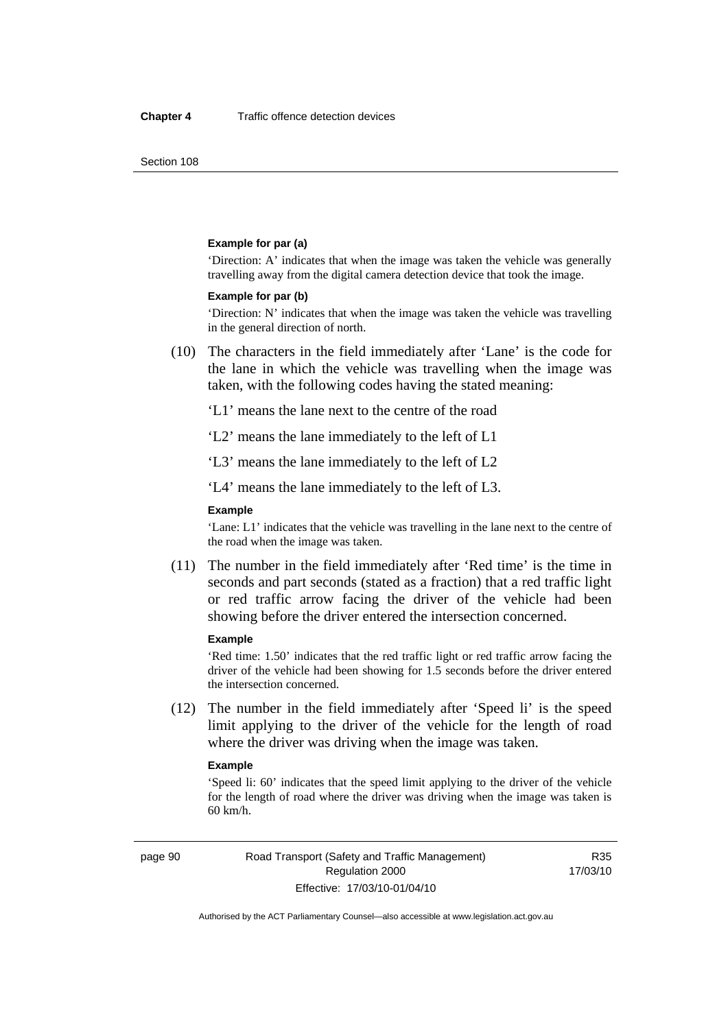**Example for par (a)**

'Direction: A' indicates that when the image was taken the vehicle was generally travelling away from the digital camera detection device that took the image.

**Example for par (b)**

'Direction: N' indicates that when the image was taken the vehicle was travelling in the general direction of north.

(10) The characters in the field immediately after 'Lane' is the code for the lane in which the vehicle was travelling when the image was taken, with the following codes having the stated meaning:

'L1' means the lane next to the centre of the road

'L2' means the lane immediately to the left of L1

'L3' means the lane immediately to the left of L2

'L4' means the lane immediately to the left of L3.

**Example**

'Lane: L1' indicates that the vehicle was travelling in the lane next to the centre of the road when the image was taken.

(11) The number in the field immediately after 'Red time' is the time in seconds and part seconds (stated as a fraction) that a red traffic light or red traffic arrow facing the driver of the vehicle had been showing before the driver entered the intersection concerned.

**Example**

'Red time: 1.50' indicates that the red traffic light or red traffic arrow facing the driver of the vehicle had been showing for 1.5 seconds before the driver entered the intersection concerned.

(12) The number in the field immediately after 'Speed li' is the speed limit applying to the driver of the vehicle for the length of road where the driver was driving when the image was taken.

**Example**

'Speed li: 60' indicates that the speed limit applying to the driver of the vehicle for the length of road where the driver was driving when the image was taken is 60 km/h.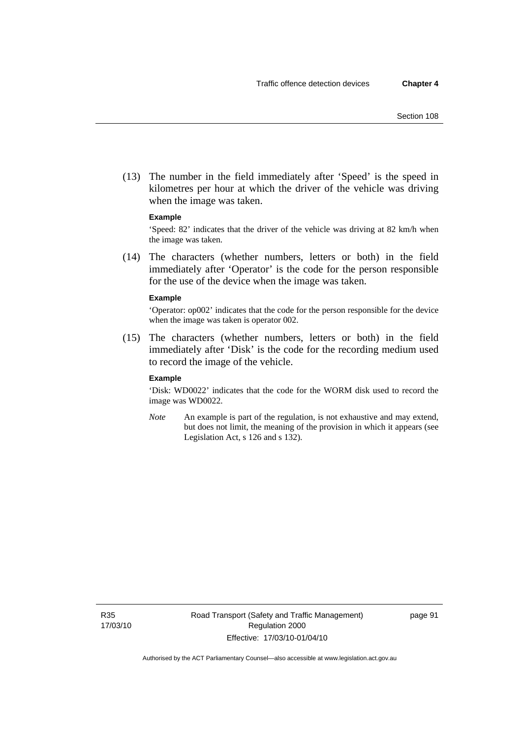(13) The number in the field immediately after 'Speed' is the speed in kilometres per hour at which the driver of the vehicle was driving when the image was taken.

**Example**

'Speed: 82' indicates that the driver of the vehicle was driving at 82 km/h when the image was taken.

(14) The characters (whether numbers, letters or both) in the field immediately after 'Operator' is the code for the person responsible for the use of the device when the image was taken.

**Example**

'Operator: op002' indicates that the code for the person responsible for the device when the image was taken is operator 002.

(15) The characters (whether numbers, letters or both) in the field immediately after 'Disk' is the code for the recording medium used to record the image of the vehicle.

**Example**

'Disk: WD0022' indicates that the code for the WORM disk used to record the image was WD0022.

*Note* An example is part of the regulation, is not exhaustive and may extend, but does not limit, the meaning of the provision in which it appears (see Legislation Act, s 126 and s 132).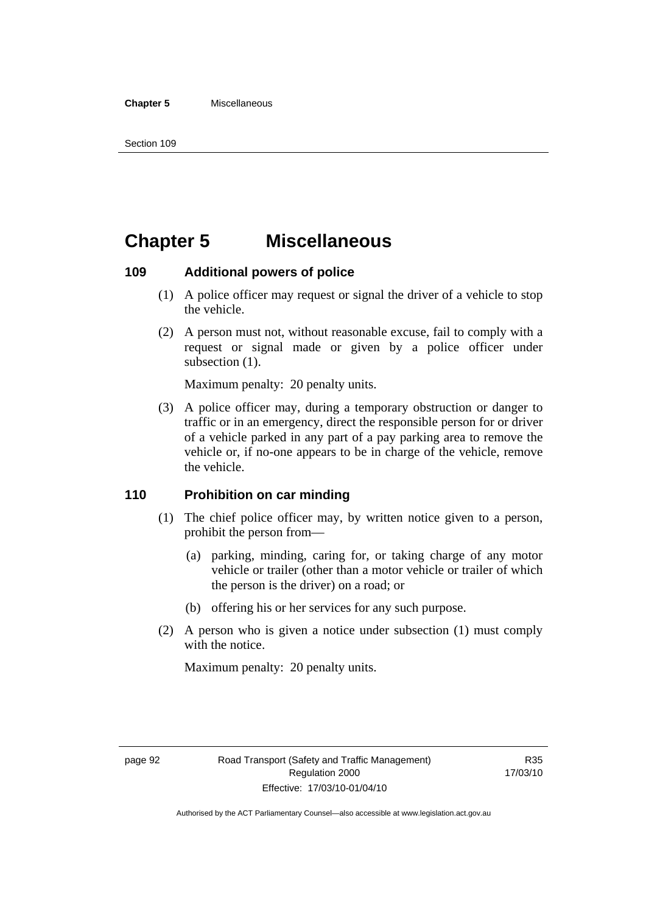# Chapter 5 Miscellaneous

## 109 Additional powers of police

(1) A police officer may request or signal the driver of a vehicle to stop the vehicle.

(2) A person must not, without reasonable excuse, fail to comply with a request or signal made or given by a police officer under subsection (1).

Maximum penalty: 20 penalty units.

(3) A police officer may, during a temporary obstruction or danger to traffic or in an emergency, direct the responsible person for or driver of a vehicle parked in any part of a pay parking area to remove the vehicle or, if no-one appears to be in charge of the vehicle, remove the vehicle.

## 110 Prohibition on car minding

(1) The chief police officer may, by written notice given to a person, prohibit the person from—

(a) parking, minding, caring for, or taking charge of any motor vehicle or trailer (other than a motor vehicle or trailer of which the person is the driver) on a road; or

(b) offering his or her services for any such purpose.

(2) A person who is given a notice under subsection (1) must comply with the notice.

Maximum penalty: 20 penalty units.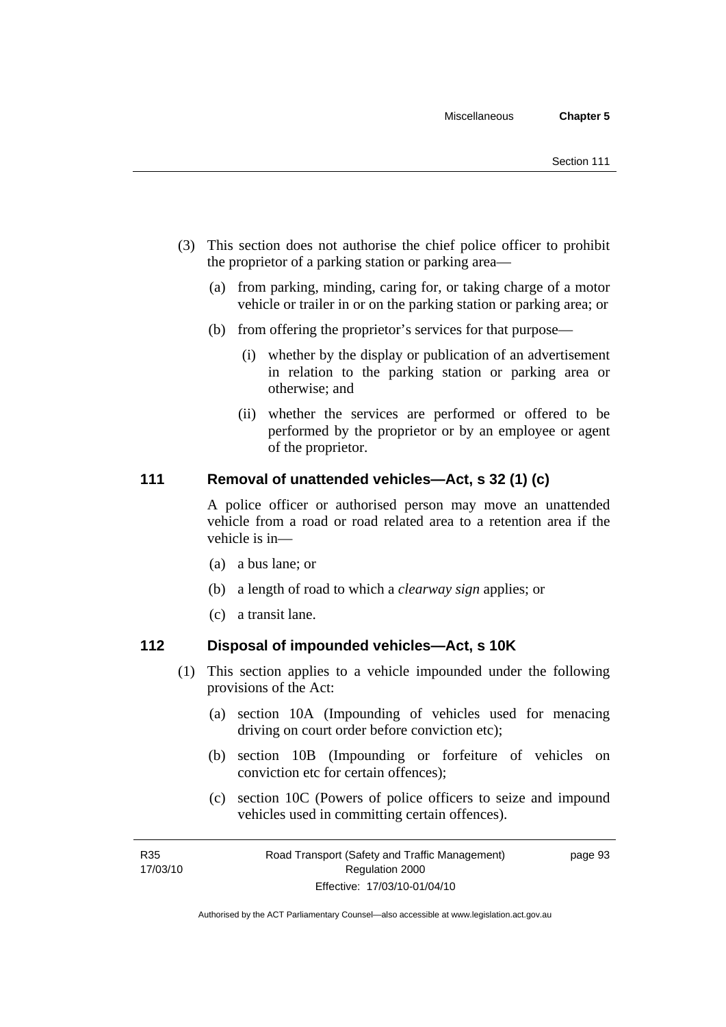(3) This section does not authorise the chief police officer to prohibit the proprietor of a parking station or parking area—

(a) from parking, minding, caring for, or taking charge of a motor vehicle or trailer in or on the parking station or parking area; or

(b) from offering the proprietor's services for that purpose—

(i) whether by the display or publication of an advertisement in relation to the parking station or parking area or otherwise; and

(ii) whether the services are performed or offered to be performed by the proprietor or by an employee or agent of the proprietor.

## 111 Removal of unattended vehicles—Act, s 32 (1) (c)

A police officer or authorised person may move an unattended vehicle from a road or road related area to a retention area if the vehicle is in—

(a) a bus lane; or

(b) a length of road to which a *clearway sign* applies; or

(c) a transit lane.

## 112 Disposal of impounded vehicles—Act, s 10K

(1) This section applies to a vehicle impounded under the following provisions of the Act:

(a) section 10A (Impounding of vehicles used for menacing driving on court order before conviction etc);

(b) section 10B (Impounding or forfeiture of vehicles on conviction etc for certain offences);

(c) section 10C (Powers of police officers to seize and impound vehicles used in committing certain offences).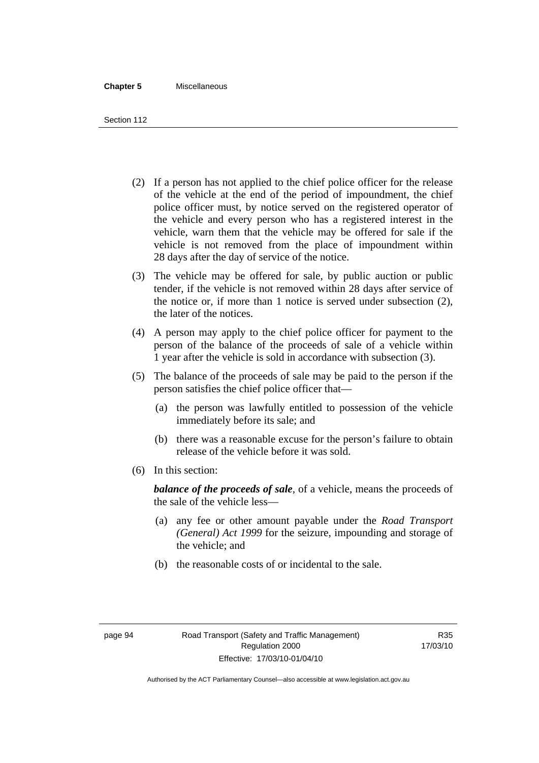(2) If a person has not applied to the chief police officer for the release of the vehicle at the end of the period of impoundment, the chief police officer must, by notice served on the registered operator of the vehicle and every person who has a registered interest in the vehicle, warn them that the vehicle may be offered for sale if the vehicle is not removed from the place of impoundment within 28 days after the day of service of the notice.

(3) The vehicle may be offered for sale, by public auction or public tender, if the vehicle is not removed within 28 days after service of the notice or, if more than 1 notice is served under subsection (2), the later of the notices.

(4) A person may apply to the chief police officer for payment to the person of the balance of the proceeds of sale of a vehicle within 1 year after the vehicle is sold in accordance with subsection (3).

(5) The balance of the proceeds of sale may be paid to the person if the person satisfies the chief police officer that—

(a) the person was lawfully entitled to possession of the vehicle immediately before its sale; and

(b) there was a reasonable excuse for the person's failure to obtain release of the vehicle before it was sold.

(6) In this section:

***balance of the proceeds of sale***, of a vehicle, means the proceeds of the sale of the vehicle less—

(a) any fee or other amount payable under the *Road Transport (General) Act 1999* for the seizure, impounding and storage of the vehicle; and

(b) the reasonable costs of or incidental to the sale.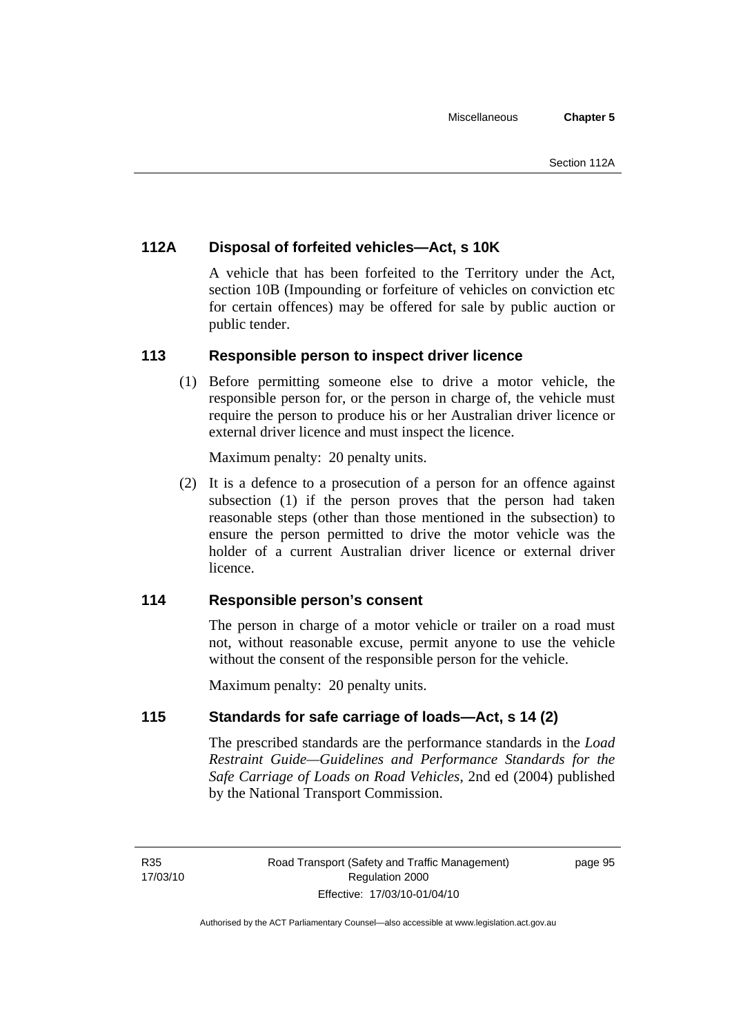### 112A Disposal of forfeited vehicles—Act, s 10K

A vehicle that has been forfeited to the Territory under the Act, section 10B (Impounding or forfeiture of vehicles on conviction etc for certain offences) may be offered for sale by public auction or public tender.

### 113 Responsible person to inspect driver licence

(1) Before permitting someone else to drive a motor vehicle, the responsible person for, or the person in charge of, the vehicle must require the person to produce his or her Australian driver licence or external driver licence and must inspect the licence.

Maximum penalty: 20 penalty units.

(2) It is a defence to a prosecution of a person for an offence against subsection (1) if the person proves that the person had taken reasonable steps (other than those mentioned in the subsection) to ensure the person permitted to drive the motor vehicle was the holder of a current Australian driver licence or external driver licence.

### 114 Responsible person's consent

The person in charge of a motor vehicle or trailer on a road must not, without reasonable excuse, permit anyone to use the vehicle without the consent of the responsible person for the vehicle.

Maximum penalty: 20 penalty units.

### 115 Standards for safe carriage of loads—Act, s 14 (2)

The prescribed standards are the performance standards in the *Load Restraint Guide—Guidelines and Performance Standards for the Safe Carriage of Loads on Road Vehicles*, 2nd ed (2004) published by the National Transport Commission.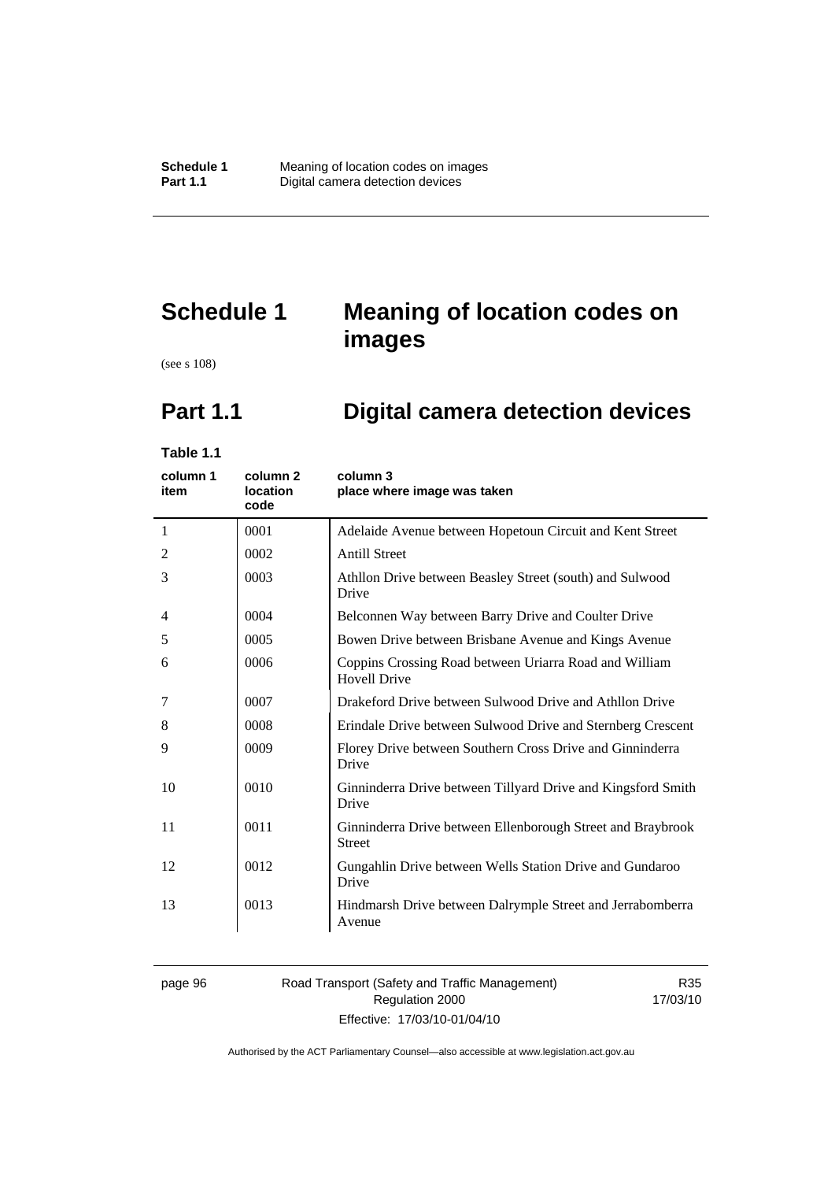# Schedule 1 Meaning of location codes on images

(see s 108)

## Part 1.1 Digital camera detection devices

**Table 1.1**

| column 1 item | column 2 location code | column 3 place where image was taken |
|---|---|---|
| 1 | 0001 | Adelaide Avenue between Hopetoun Circuit and Kent Street |
| 2 | 0002 | Antill Street |
| 3 | 0003 | Athllon Drive between Beasley Street (south) and Sulwood Drive |
| 4 | 0004 | Belconnen Way between Barry Drive and Coulter Drive |
| 5 | 0005 | Bowen Drive between Brisbane Avenue and Kings Avenue |
| 6 | 0006 | Coppins Crossing Road between Uriarra Road and William Hovell Drive |
| 7 | 0007 | Drakeford Drive between Sulwood Drive and Athllon Drive |
| 8 | 0008 | Erindale Drive between Sulwood Drive and Sternberg Crescent |
| 9 | 0009 | Florey Drive between Southern Cross Drive and Ginninderra Drive |
| 10 | 0010 | Ginninderra Drive between Tillyard Drive and Kingsford Smith Drive |
| 11 | 0011 | Ginninderra Drive between Ellenborough Street and Braybrook Street |
| 12 | 0012 | Gungahlin Drive between Wells Station Drive and Gundaroo Drive |
| 13 | 0013 | Hindmarsh Drive between Dalrymple Street and Jerrabomberra Avenue |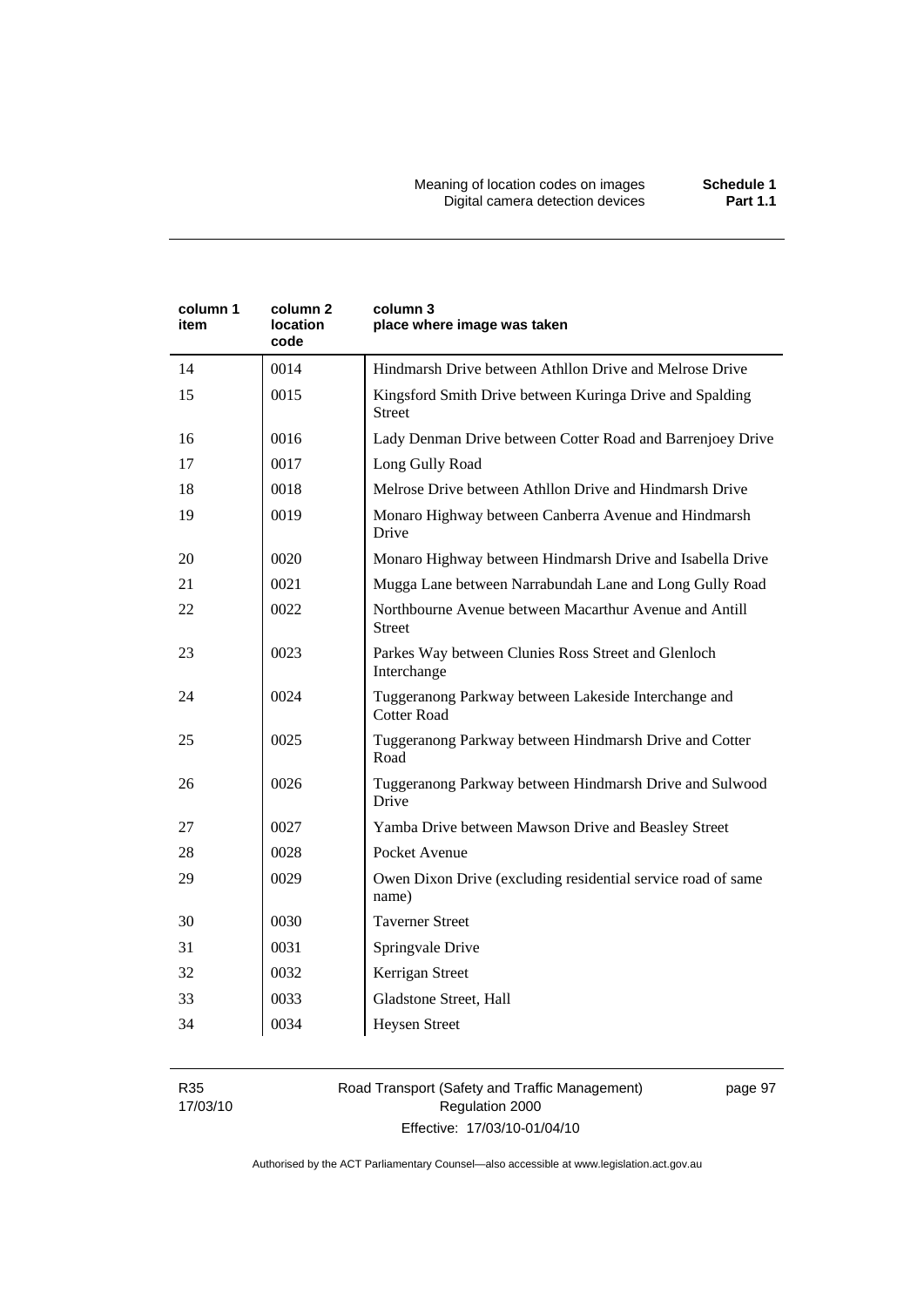| column 1 item | column 2 location code | column 3 place where image was taken |
|---|---|---|
| 14 | 0014 | Hindmarsh Drive between Athllon Drive and Melrose Drive |
| 15 | 0015 | Kingsford Smith Drive between Kuringa Drive and Spalding Street |
| 16 | 0016 | Lady Denman Drive between Cotter Road and Barrenjoey Drive |
| 17 | 0017 | Long Gully Road |
| 18 | 0018 | Melrose Drive between Athllon Drive and Hindmarsh Drive |
| 19 | 0019 | Monaro Highway between Canberra Avenue and Hindmarsh Drive |
| 20 | 0020 | Monaro Highway between Hindmarsh Drive and Isabella Drive |
| 21 | 0021 | Mugga Lane between Narrabundah Lane and Long Gully Road |
| 22 | 0022 | Northbourne Avenue between Macarthur Avenue and Antill Street |
| 23 | 0023 | Parkes Way between Clunies Ross Street and Glenloch Interchange |
| 24 | 0024 | Tuggeranong Parkway between Lakeside Interchange and Cotter Road |
| 25 | 0025 | Tuggeranong Parkway between Hindmarsh Drive and Cotter Road |
| 26 | 0026 | Tuggeranong Parkway between Hindmarsh Drive and Sulwood Drive |
| 27 | 0027 | Yamba Drive between Mawson Drive and Beasley Street |
| 28 | 0028 | Pocket Avenue |
| 29 | 0029 | Owen Dixon Drive (excluding residential service road of same name) |
| 30 | 0030 | Taverner Street |
| 31 | 0031 | Springvale Drive |
| 32 | 0032 | Kerrigan Street |
| 33 | 0033 | Gladstone Street, Hall |
| 34 | 0034 | Heysen Street |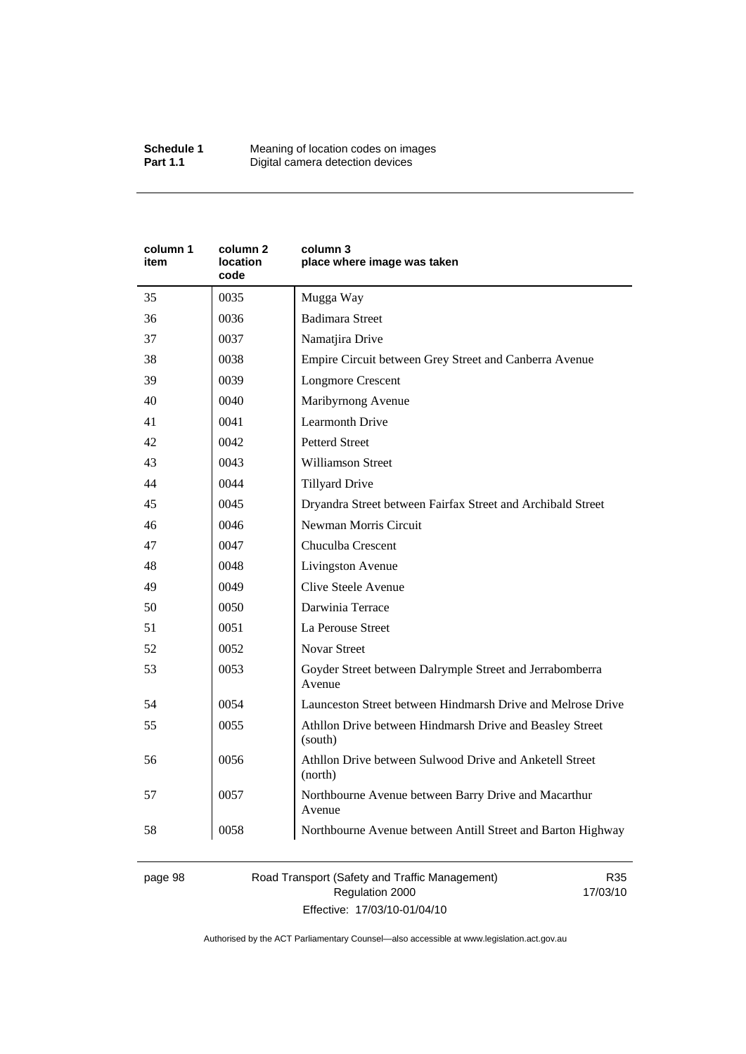| column 1 item | column 2 location code | column 3 place where image was taken |
|---|---|---|
| 35 | 0035 | Mugga Way |
| 36 | 0036 | Badimara Street |
| 37 | 0037 | Namatjira Drive |
| 38 | 0038 | Empire Circuit between Grey Street and Canberra Avenue |
| 39 | 0039 | Longmore Crescent |
| 40 | 0040 | Maribyrnong Avenue |
| 41 | 0041 | Learmonth Drive |
| 42 | 0042 | Petterd Street |
| 43 | 0043 | Williamson Street |
| 44 | 0044 | Tillyard Drive |
| 45 | 0045 | Dryandra Street between Fairfax Street and Archibald Street |
| 46 | 0046 | Newman Morris Circuit |
| 47 | 0047 | Chuculba Crescent |
| 48 | 0048 | Livingston Avenue |
| 49 | 0049 | Clive Steele Avenue |
| 50 | 0050 | Darwinia Terrace |
| 51 | 0051 | La Perouse Street |
| 52 | 0052 | Novar Street |
| 53 | 0053 | Goyder Street between Dalrymple Street and Jerrabomberra Avenue |
| 54 | 0054 | Launceston Street between Hindmarsh Drive and Melrose Drive |
| 55 | 0055 | Athllon Drive between Hindmarsh Drive and Beasley Street (south) |
| 56 | 0056 | Athllon Drive between Sulwood Drive and Anketell Street (north) |
| 57 | 0057 | Northbourne Avenue between Barry Drive and Macarthur Avenue |
| 58 | 0058 | Northbourne Avenue between Antill Street and Barton Highway |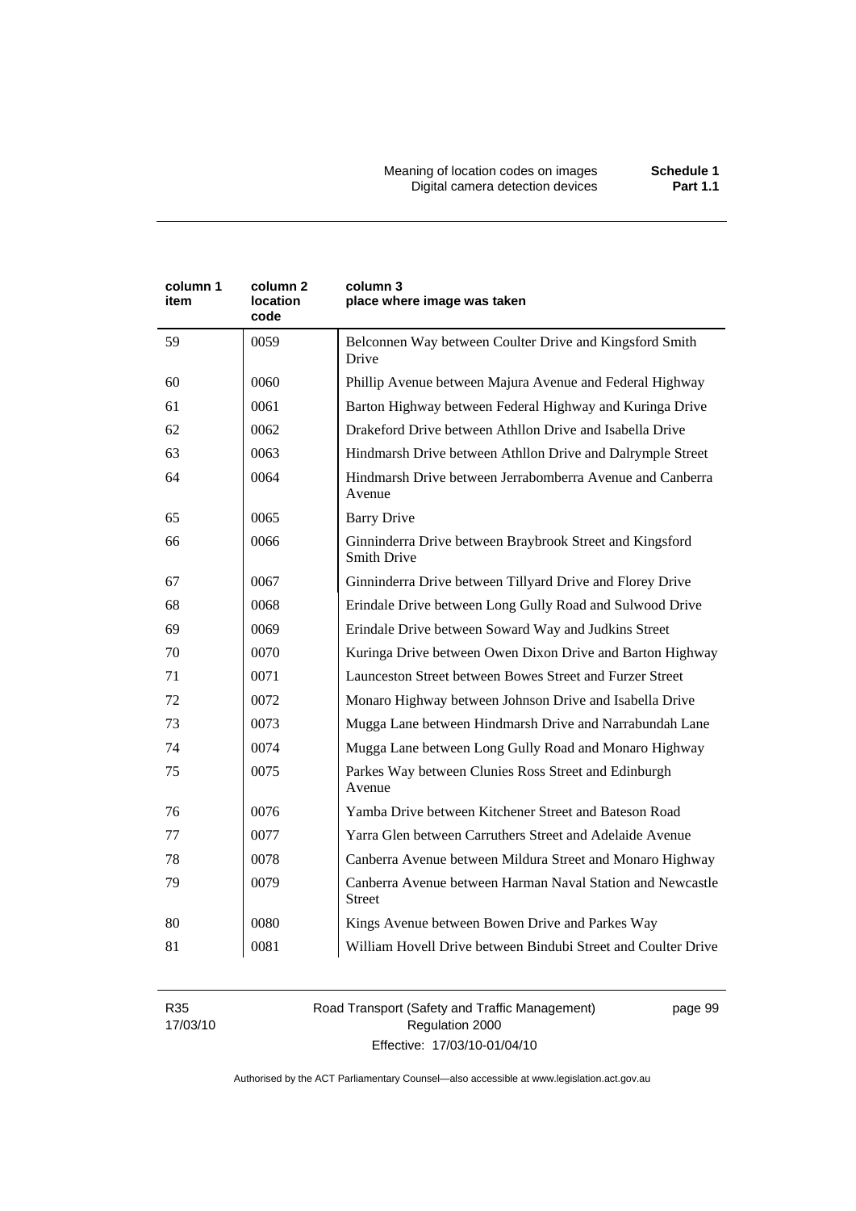| column 1 item | column 2 location code | column 3 place where image was taken |
|---|---|---|
| 59 | 0059 | Belconnen Way between Coulter Drive and Kingsford Smith Drive |
| 60 | 0060 | Phillip Avenue between Majura Avenue and Federal Highway |
| 61 | 0061 | Barton Highway between Federal Highway and Kuringa Drive |
| 62 | 0062 | Drakeford Drive between Athllon Drive and Isabella Drive |
| 63 | 0063 | Hindmarsh Drive between Athllon Drive and Dalrymple Street |
| 64 | 0064 | Hindmarsh Drive between Jerrabomberra Avenue and Canberra Avenue |
| 65 | 0065 | Barry Drive |
| 66 | 0066 | Ginninderra Drive between Braybrook Street and Kingsford Smith Drive |
| 67 | 0067 | Ginninderra Drive between Tillyard Drive and Florey Drive |
| 68 | 0068 | Erindale Drive between Long Gully Road and Sulwood Drive |
| 69 | 0069 | Erindale Drive between Soward Way and Judkins Street |
| 70 | 0070 | Kuringa Drive between Owen Dixon Drive and Barton Highway |
| 71 | 0071 | Launceston Street between Bowes Street and Furzer Street |
| 72 | 0072 | Monaro Highway between Johnson Drive and Isabella Drive |
| 73 | 0073 | Mugga Lane between Hindmarsh Drive and Narrabundah Lane |
| 74 | 0074 | Mugga Lane between Long Gully Road and Monaro Highway |
| 75 | 0075 | Parkes Way between Clunies Ross Street and Edinburgh Avenue |
| 76 | 0076 | Yamba Drive between Kitchener Street and Bateson Road |
| 77 | 0077 | Yarra Glen between Carruthers Street and Adelaide Avenue |
| 78 | 0078 | Canberra Avenue between Mildura Street and Monaro Highway |
| 79 | 0079 | Canberra Avenue between Harman Naval Station and Newcastle Street |
| 80 | 0080 | Kings Avenue between Bowen Drive and Parkes Way |
| 81 | 0081 | William Hovell Drive between Bindubi Street and Coulter Drive |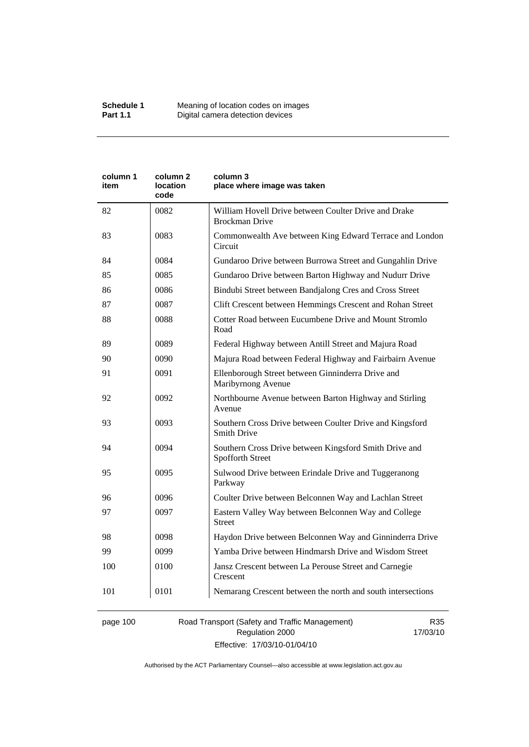| column 1 item | column 2 location code | column 3 place where image was taken |
| --- | --- | --- |
| 82 | 0082 | William Hovell Drive between Coulter Drive and Drake Brockman Drive |
| 83 | 0083 | Commonwealth Ave between King Edward Terrace and London Circuit |
| 84 | 0084 | Gundaroo Drive between Burrowa Street and Gungahlin Drive |
| 85 | 0085 | Gundaroo Drive between Barton Highway and Nudurr Drive |
| 86 | 0086 | Bindubi Street between Bandjalong Cres and Cross Street |
| 87 | 0087 | Clift Crescent between Hemmings Crescent and Rohan Street |
| 88 | 0088 | Cotter Road between Eucumbene Drive and Mount Stromlo Road |
| 89 | 0089 | Federal Highway between Antill Street and Majura Road |
| 90 | 0090 | Majura Road between Federal Highway and Fairbairn Avenue |
| 91 | 0091 | Ellenborough Street between Ginninderra Drive and Maribyrnong Avenue |
| 92 | 0092 | Northbourne Avenue between Barton Highway and Stirling Avenue |
| 93 | 0093 | Southern Cross Drive between Coulter Drive and Kingsford Smith Drive |
| 94 | 0094 | Southern Cross Drive between Kingsford Smith Drive and Spofforth Street |
| 95 | 0095 | Sulwood Drive between Erindale Drive and Tuggeranong Parkway |
| 96 | 0096 | Coulter Drive between Belconnen Way and Lachlan Street |
| 97 | 0097 | Eastern Valley Way between Belconnen Way and College Street |
| 98 | 0098 | Haydon Drive between Belconnen Way and Ginninderra Drive |
| 99 | 0099 | Yamba Drive between Hindmarsh Drive and Wisdom Street |
| 100 | 0100 | Jansz Crescent between La Perouse Street and Carnegie Crescent |
| 101 | 0101 | Nemarang Crescent between the north and south intersections |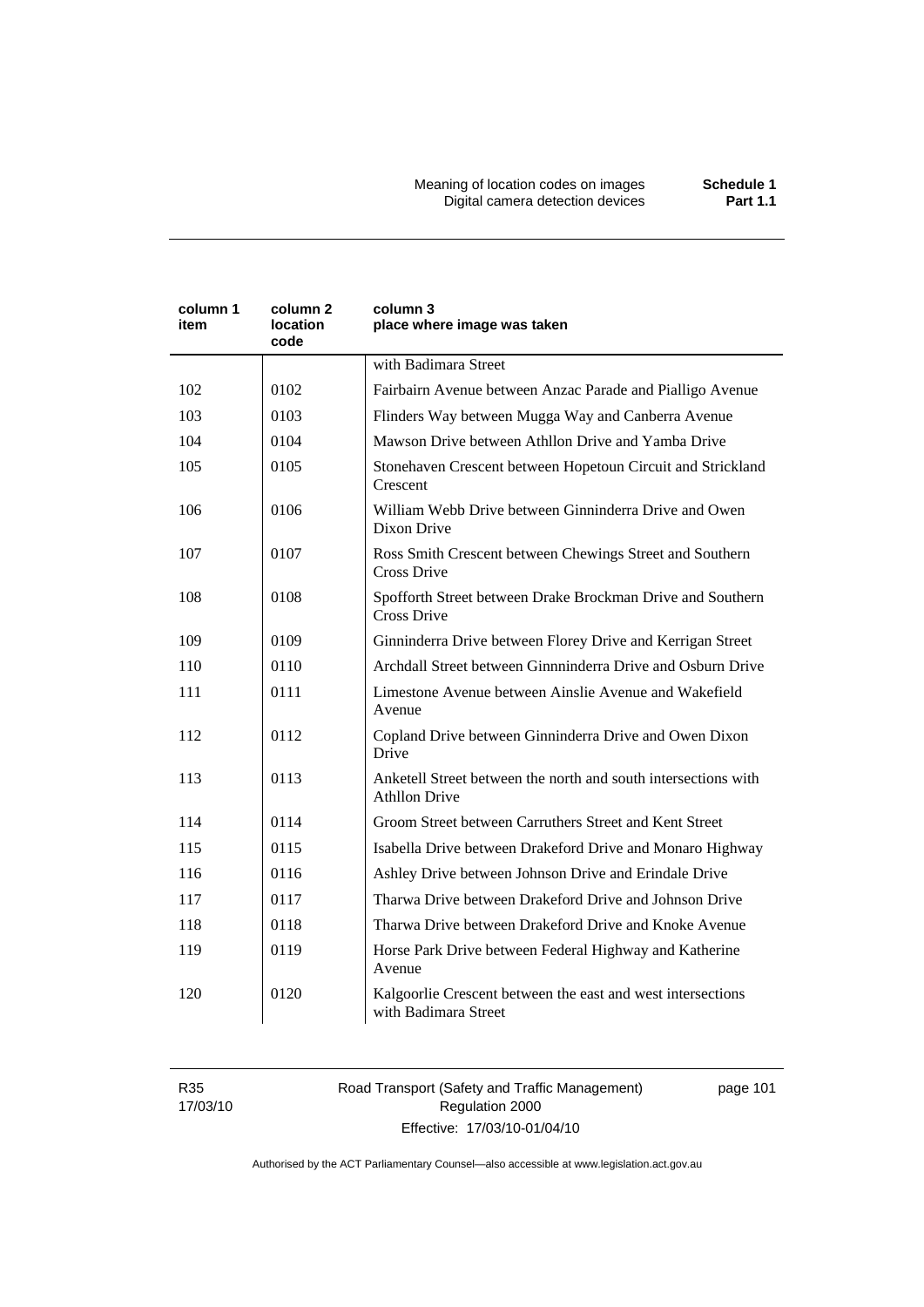| column 1 item | column 2 location code | column 3 place where image was taken |
|---|---|---|
| | | with Badimara Street |
| 102 | 0102 | Fairbairn Avenue between Anzac Parade and Pialligo Avenue |
| 103 | 0103 | Flinders Way between Mugga Way and Canberra Avenue |
| 104 | 0104 | Mawson Drive between Athllon Drive and Yamba Drive |
| 105 | 0105 | Stonehaven Crescent between Hopetoun Circuit and Strickland Crescent |
| 106 | 0106 | William Webb Drive between Ginninderra Drive and Owen Dixon Drive |
| 107 | 0107 | Ross Smith Crescent between Chewings Street and Southern Cross Drive |
| 108 | 0108 | Spofforth Street between Drake Brockman Drive and Southern Cross Drive |
| 109 | 0109 | Ginninderra Drive between Florey Drive and Kerrigan Street |
| 110 | 0110 | Archdall Street between Ginnninderra Drive and Osburn Drive |
| 111 | 0111 | Limestone Avenue between Ainslie Avenue and Wakefield Avenue |
| 112 | 0112 | Copland Drive between Ginninderra Drive and Owen Dixon Drive |
| 113 | 0113 | Anketell Street between the north and south intersections with Athllon Drive |
| 114 | 0114 | Groom Street between Carruthers Street and Kent Street |
| 115 | 0115 | Isabella Drive between Drakeford Drive and Monaro Highway |
| 116 | 0116 | Ashley Drive between Johnson Drive and Erindale Drive |
| 117 | 0117 | Tharwa Drive between Drakeford Drive and Johnson Drive |
| 118 | 0118 | Tharwa Drive between Drakeford Drive and Knoke Avenue |
| 119 | 0119 | Horse Park Drive between Federal Highway and Katherine Avenue |
| 120 | 0120 | Kalgoorlie Crescent between the east and west intersections with Badimara Street |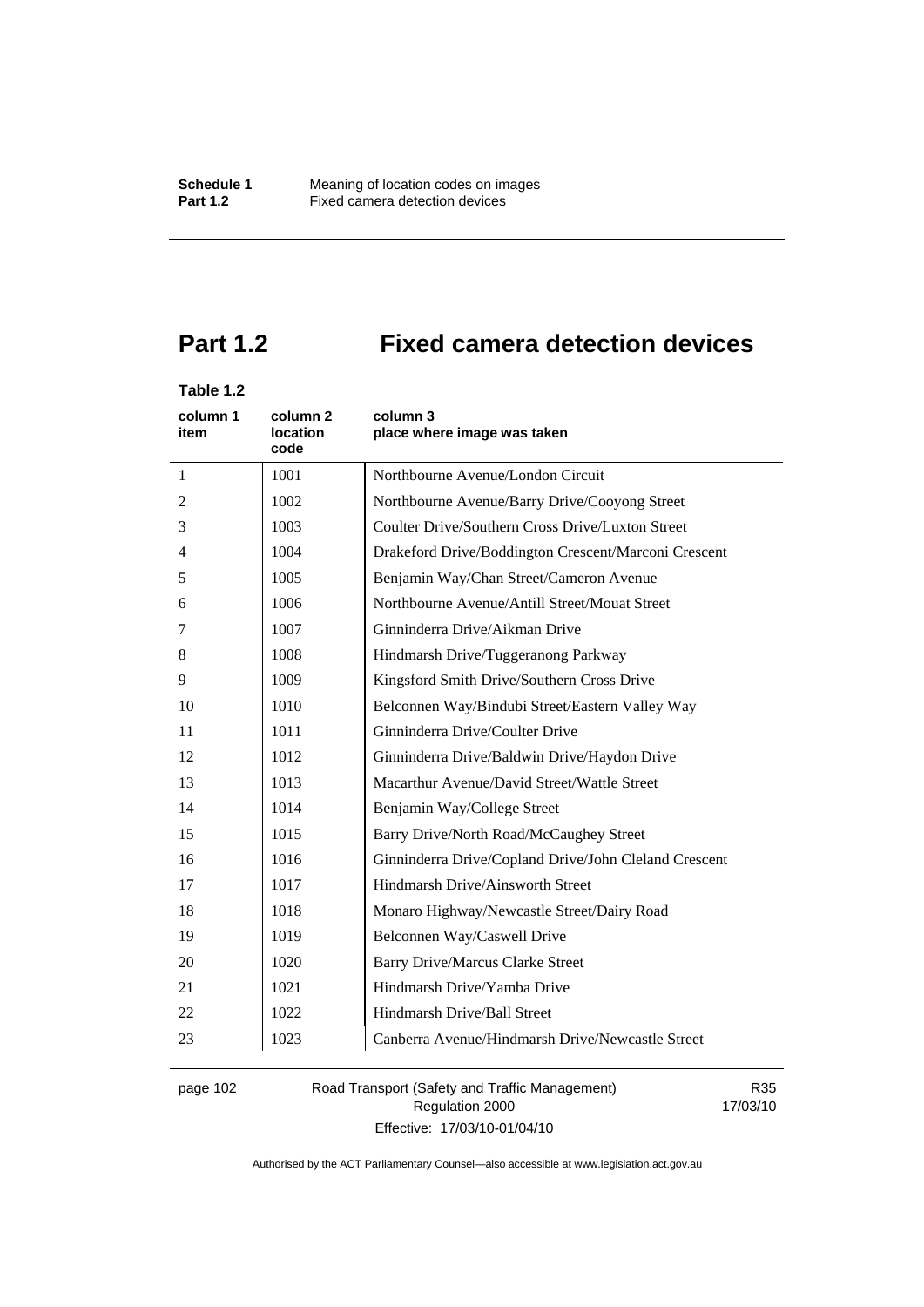# Part 1.2 Fixed camera detection devices

**Table 1.2**

| column 1 item | column 2 location code | column 3 place where image was taken |
|---|---|---|
| 1 | 1001 | Northbourne Avenue/London Circuit |
| 2 | 1002 | Northbourne Avenue/Barry Drive/Cooyong Street |
| 3 | 1003 | Coulter Drive/Southern Cross Drive/Luxton Street |
| 4 | 1004 | Drakeford Drive/Boddington Crescent/Marconi Crescent |
| 5 | 1005 | Benjamin Way/Chan Street/Cameron Avenue |
| 6 | 1006 | Northbourne Avenue/Antill Street/Mouat Street |
| 7 | 1007 | Ginninderra Drive/Aikman Drive |
| 8 | 1008 | Hindmarsh Drive/Tuggeranong Parkway |
| 9 | 1009 | Kingsford Smith Drive/Southern Cross Drive |
| 10 | 1010 | Belconnen Way/Bindubi Street/Eastern Valley Way |
| 11 | 1011 | Ginninderra Drive/Coulter Drive |
| 12 | 1012 | Ginninderra Drive/Baldwin Drive/Haydon Drive |
| 13 | 1013 | Macarthur Avenue/David Street/Wattle Street |
| 14 | 1014 | Benjamin Way/College Street |
| 15 | 1015 | Barry Drive/North Road/McCaughey Street |
| 16 | 1016 | Ginninderra Drive/Copland Drive/John Cleland Crescent |
| 17 | 1017 | Hindmarsh Drive/Ainsworth Street |
| 18 | 1018 | Monaro Highway/Newcastle Street/Dairy Road |
| 19 | 1019 | Belconnen Way/Caswell Drive |
| 20 | 1020 | Barry Drive/Marcus Clarke Street |
| 21 | 1021 | Hindmarsh Drive/Yamba Drive |
| 22 | 1022 | Hindmarsh Drive/Ball Street |
| 23 | 1023 | Canberra Avenue/Hindmarsh Drive/Newcastle Street |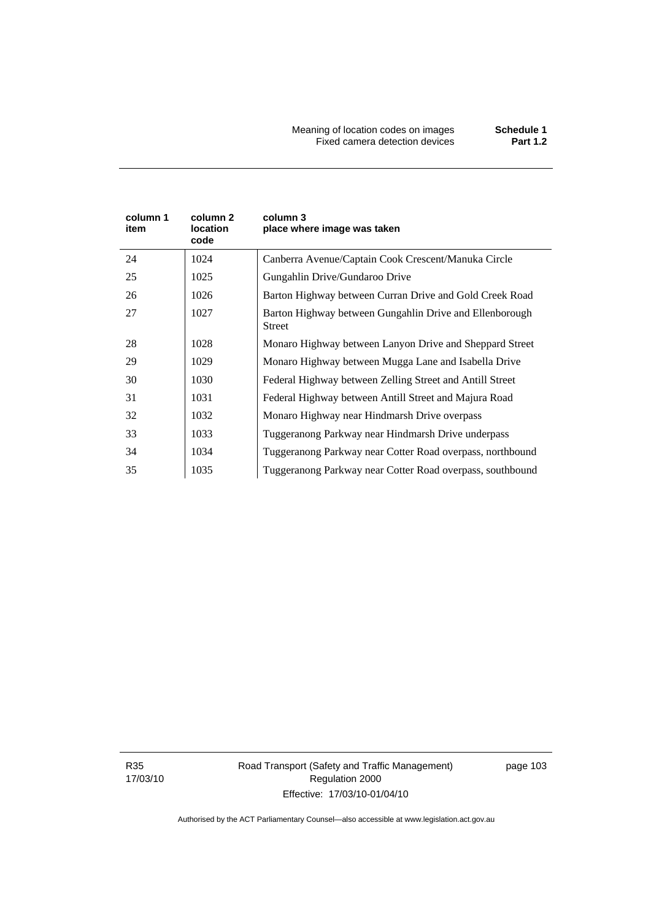| column 1 item | column 2 location code | column 3 place where image was taken |
|---|---|---|
| 24 | 1024 | Canberra Avenue/Captain Cook Crescent/Manuka Circle |
| 25 | 1025 | Gungahlin Drive/Gundaroo Drive |
| 26 | 1026 | Barton Highway between Curran Drive and Gold Creek Road |
| 27 | 1027 | Barton Highway between Gungahlin Drive and Ellenborough Street |
| 28 | 1028 | Monaro Highway between Lanyon Drive and Sheppard Street |
| 29 | 1029 | Monaro Highway between Mugga Lane and Isabella Drive |
| 30 | 1030 | Federal Highway between Zelling Street and Antill Street |
| 31 | 1031 | Federal Highway between Antill Street and Majura Road |
| 32 | 1032 | Monaro Highway near Hindmarsh Drive overpass |
| 33 | 1033 | Tuggeranong Parkway near Hindmarsh Drive underpass |
| 34 | 1034 | Tuggeranong Parkway near Cotter Road overpass, northbound |
| 35 | 1035 | Tuggeranong Parkway near Cotter Road overpass, southbound |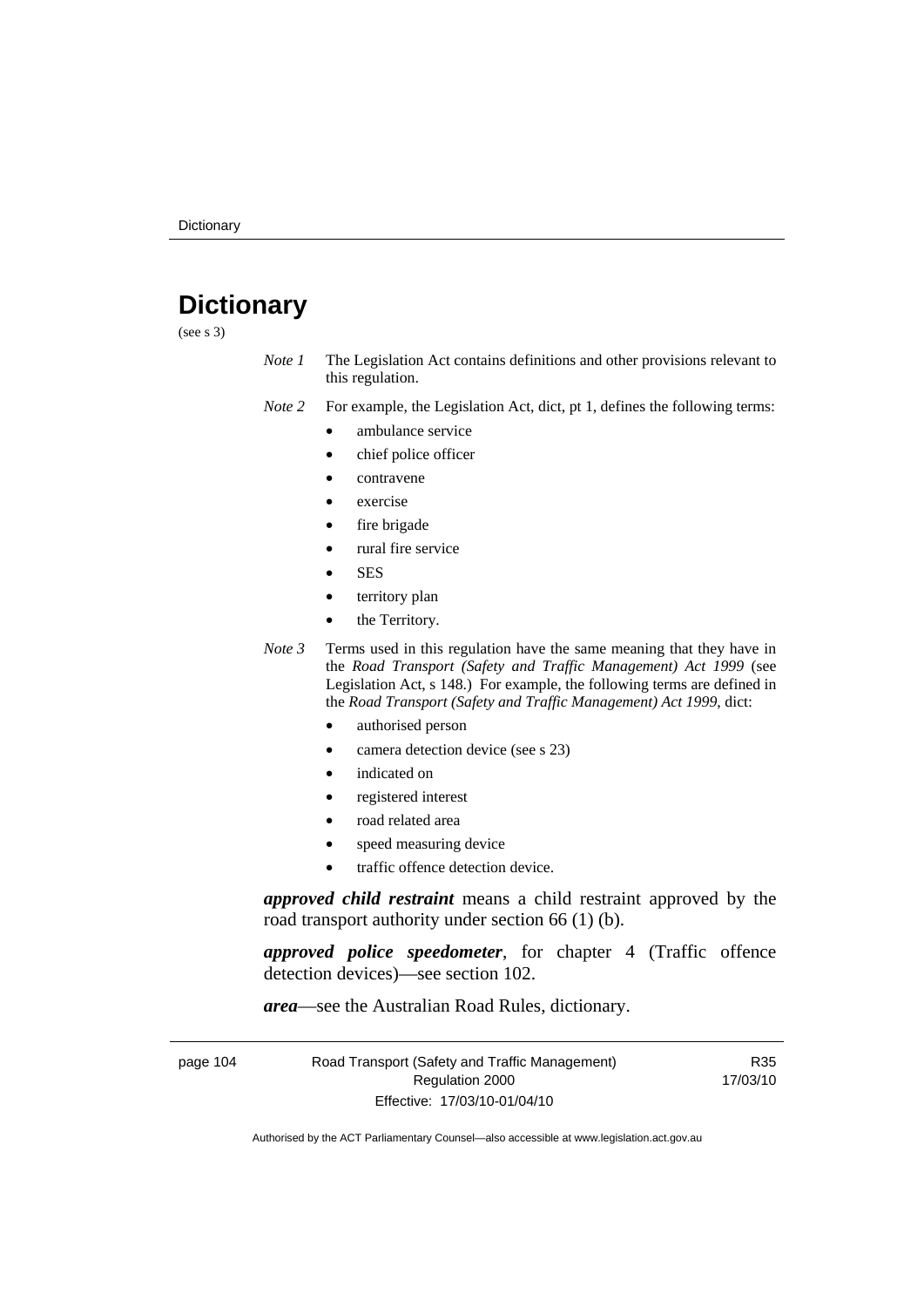# Dictionary

(see s 3)

*Note 1* The Legislation Act contains definitions and other provisions relevant to this regulation.

*Note 2* For example, the Legislation Act, dict, pt 1, defines the following terms:

- ambulance service
- chief police officer
- contravene
- exercise
- fire brigade
- rural fire service
- SES
- territory plan
- the Territory.

*Note 3* Terms used in this regulation have the same meaning that they have in the *Road Transport (Safety and Traffic Management) Act 1999* (see Legislation Act, s 148.) For example, the following terms are defined in the *Road Transport (Safety and Traffic Management) Act 1999*, dict:

- authorised person
- camera detection device (see s 23)
- indicated on
- registered interest
- road related area
- speed measuring device
- traffic offence detection device.

***approved child restraint*** means a child restraint approved by the road transport authority under section 66 (1) (b).

***approved police speedometer***, for chapter 4 (Traffic offence detection devices)—see section 102.

***area***—see the Australian Road Rules, dictionary.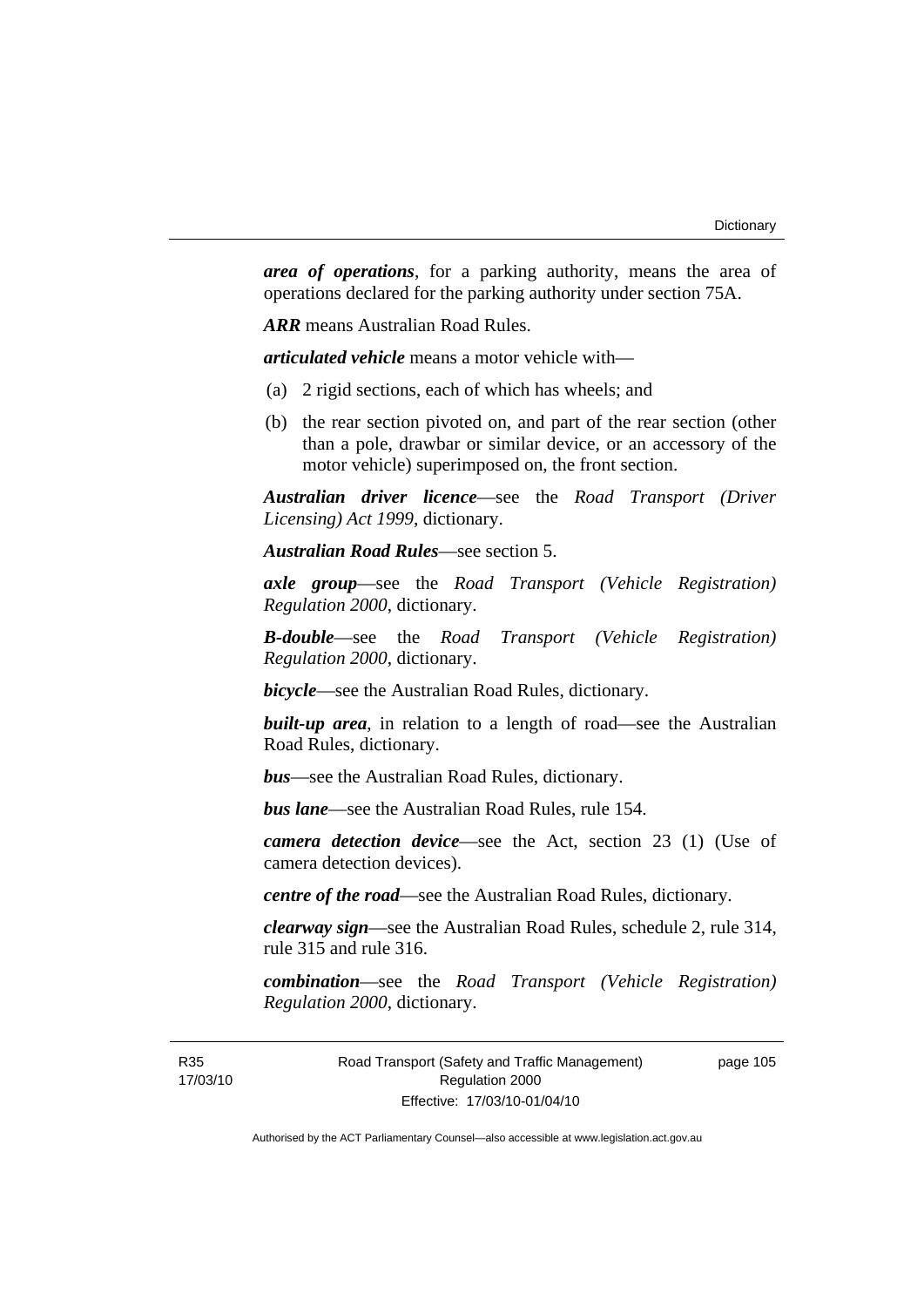***area of operations***, for a parking authority, means the area of operations declared for the parking authority under section 75A.

***ARR*** means Australian Road Rules.

***articulated vehicle*** means a motor vehicle with—

(a) 2 rigid sections, each of which has wheels; and

(b) the rear section pivoted on, and part of the rear section (other than a pole, drawbar or similar device, or an accessory of the motor vehicle) superimposed on, the front section.

***Australian driver licence***—see the *Road Transport (Driver Licensing) Act 1999*, dictionary.

***Australian Road Rules***—see section 5.

***axle group***—see the *Road Transport (Vehicle Registration) Regulation 2000*, dictionary.

***B-double***—see the *Road Transport (Vehicle Registration) Regulation 2000*, dictionary.

***bicycle***—see the Australian Road Rules, dictionary.

***built-up area***, in relation to a length of road—see the Australian Road Rules, dictionary.

***bus***—see the Australian Road Rules, dictionary.

***bus lane***—see the Australian Road Rules, rule 154.

***camera detection device***—see the Act, section 23 (1) (Use of camera detection devices).

***centre of the road***—see the Australian Road Rules, dictionary.

***clearway sign***—see the Australian Road Rules, schedule 2, rule 314, rule 315 and rule 316.

***combination***—see the *Road Transport (Vehicle Registration) Regulation 2000*, dictionary.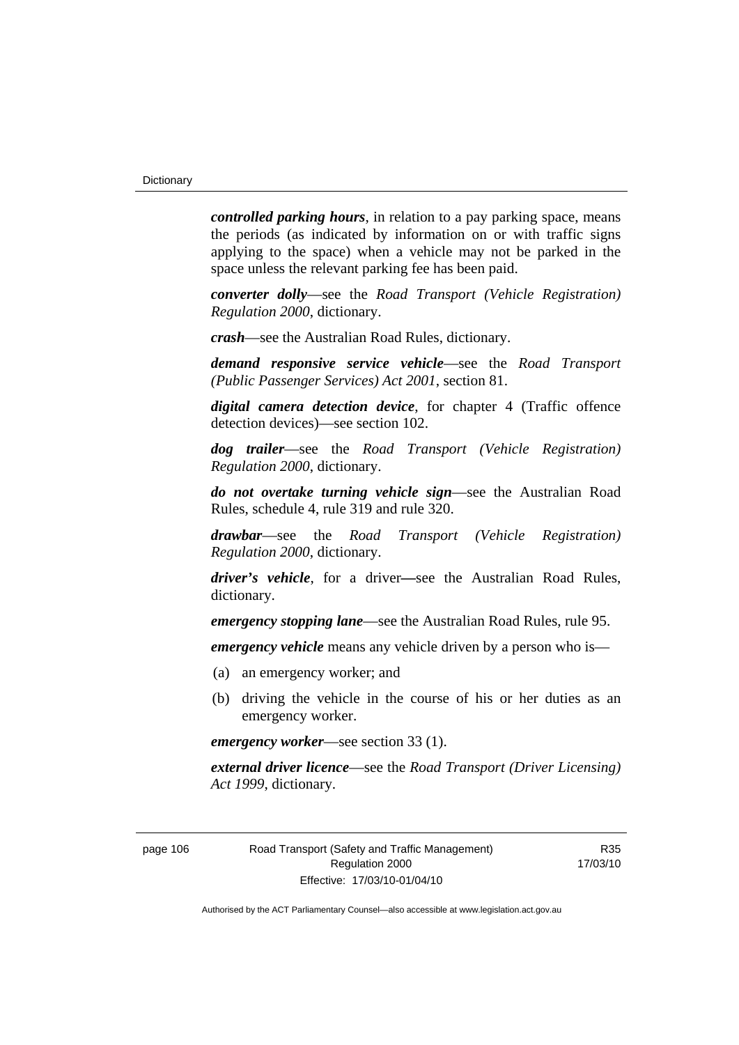***controlled parking hours***, in relation to a pay parking space, means the periods (as indicated by information on or with traffic signs applying to the space) when a vehicle may not be parked in the space unless the relevant parking fee has been paid.

***converter dolly***—see the *Road Transport (Vehicle Registration) Regulation 2000*, dictionary.

***crash***—see the Australian Road Rules, dictionary.

***demand responsive service vehicle***—see the *Road Transport (Public Passenger Services) Act 2001*, section 81.

***digital camera detection device***, for chapter 4 (Traffic offence detection devices)—see section 102.

***dog trailer***—see the *Road Transport (Vehicle Registration) Regulation 2000*, dictionary.

***do not overtake turning vehicle sign***—see the Australian Road Rules, schedule 4, rule 319 and rule 320.

***drawbar***—see the *Road Transport (Vehicle Registration) Regulation 2000*, dictionary.

***driver's vehicle***, for a driver—see the Australian Road Rules, dictionary.

***emergency stopping lane***—see the Australian Road Rules, rule 95.

***emergency vehicle*** means any vehicle driven by a person who is—

(a) an emergency worker; and

(b) driving the vehicle in the course of his or her duties as an emergency worker.

***emergency worker***—see section 33 (1).

***external driver licence***—see the *Road Transport (Driver Licensing) Act 1999*, dictionary.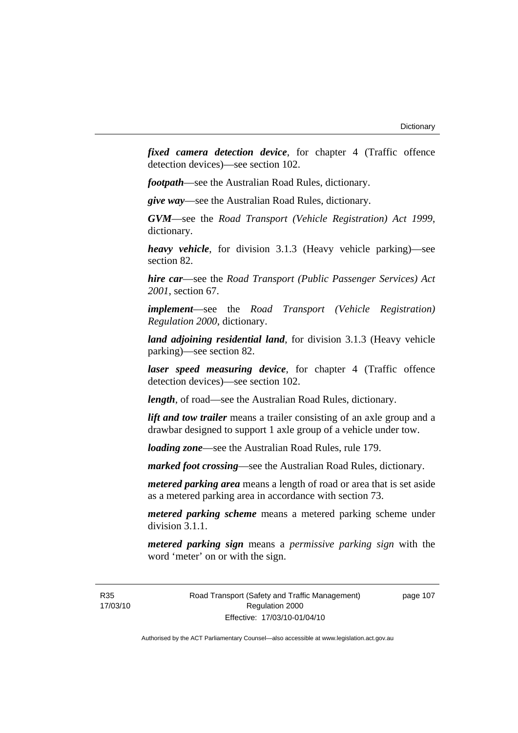***fixed camera detection device***, for chapter 4 (Traffic offence detection devices)—see section 102.

***footpath***—see the Australian Road Rules, dictionary.

***give way***—see the Australian Road Rules, dictionary.

***GVM***—see the *Road Transport (Vehicle Registration) Act 1999*, dictionary.

***heavy vehicle***, for division 3.1.3 (Heavy vehicle parking)—see section 82.

***hire car***—see the *Road Transport (Public Passenger Services) Act 2001*, section 67.

***implement***—see the *Road Transport (Vehicle Registration) Regulation 2000*, dictionary.

***land adjoining residential land***, for division 3.1.3 (Heavy vehicle parking)—see section 82.

***laser speed measuring device***, for chapter 4 (Traffic offence detection devices)—see section 102.

***length***, of road—see the Australian Road Rules, dictionary.

***lift and tow trailer*** means a trailer consisting of an axle group and a drawbar designed to support 1 axle group of a vehicle under tow.

***loading zone***—see the Australian Road Rules, rule 179.

***marked foot crossing***—see the Australian Road Rules, dictionary.

***metered parking area*** means a length of road or area that is set aside as a metered parking area in accordance with section 73.

***metered parking scheme*** means a metered parking scheme under division 3.1.1.

***metered parking sign*** means a *permissive parking sign* with the word 'meter' on or with the sign.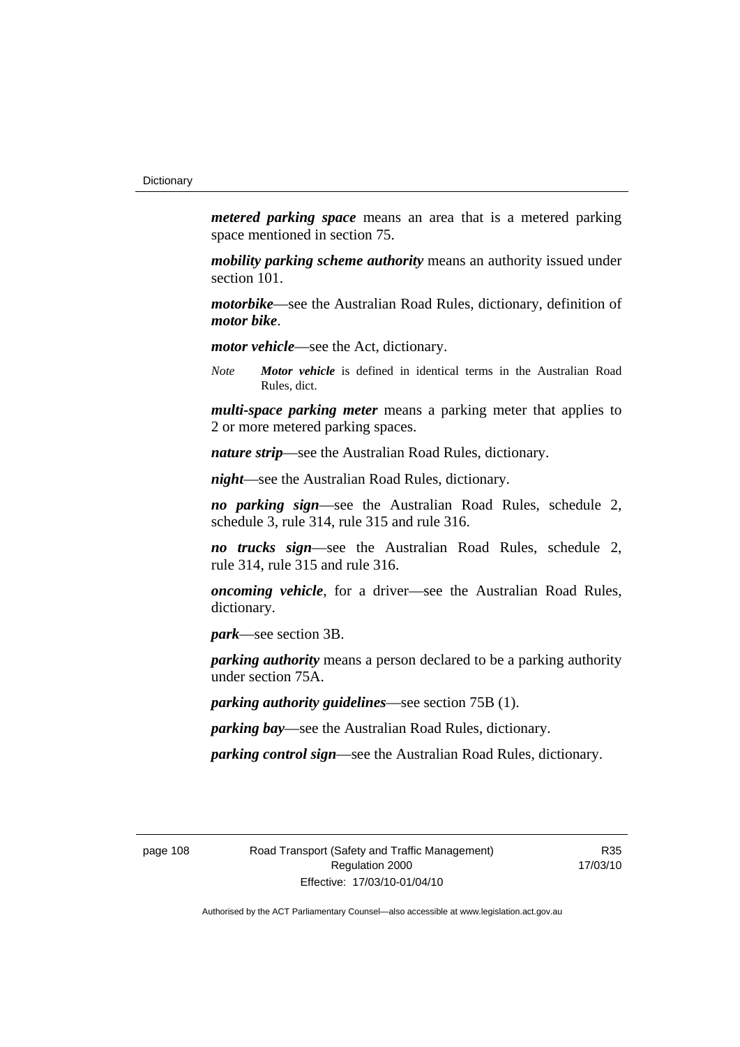***metered parking space*** means an area that is a metered parking space mentioned in section 75.

***mobility parking scheme authority*** means an authority issued under section 101.

***motorbike***—see the Australian Road Rules, dictionary, definition of ***motor bike***.

***motor vehicle***—see the Act, dictionary.

*Note* ***Motor vehicle*** is defined in identical terms in the Australian Road Rules, dict.

***multi-space parking meter*** means a parking meter that applies to 2 or more metered parking spaces.

***nature strip***—see the Australian Road Rules, dictionary.

***night***—see the Australian Road Rules, dictionary.

***no parking sign***—see the Australian Road Rules, schedule 2, schedule 3, rule 314, rule 315 and rule 316.

***no trucks sign***—see the Australian Road Rules, schedule 2, rule 314, rule 315 and rule 316.

***oncoming vehicle***, for a driver—see the Australian Road Rules, dictionary.

***park***—see section 3B.

***parking authority*** means a person declared to be a parking authority under section 75A.

***parking authority guidelines***—see section 75B (1).

***parking bay***—see the Australian Road Rules, dictionary.

***parking control sign***—see the Australian Road Rules, dictionary.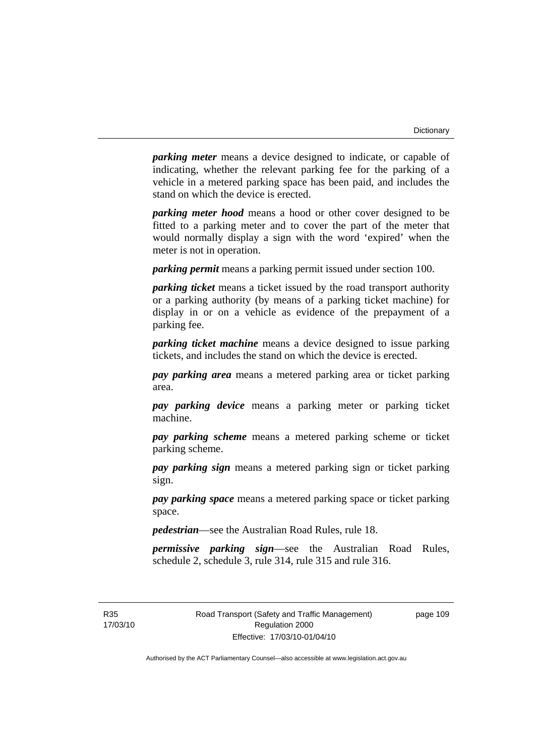***parking meter*** means a device designed to indicate, or capable of indicating, whether the relevant parking fee for the parking of a vehicle in a metered parking space has been paid, and includes the stand on which the device is erected.

***parking meter hood*** means a hood or other cover designed to be fitted to a parking meter and to cover the part of the meter that would normally display a sign with the word 'expired' when the meter is not in operation.

***parking permit*** means a parking permit issued under section 100.

***parking ticket*** means a ticket issued by the road transport authority or a parking authority (by means of a parking ticket machine) for display in or on a vehicle as evidence of the prepayment of a parking fee.

***parking ticket machine*** means a device designed to issue parking tickets, and includes the stand on which the device is erected.

***pay parking area*** means a metered parking area or ticket parking area.

***pay parking device*** means a parking meter or parking ticket machine.

***pay parking scheme*** means a metered parking scheme or ticket parking scheme.

***pay parking sign*** means a metered parking sign or ticket parking sign.

***pay parking space*** means a metered parking space or ticket parking space.

***pedestrian***—see the Australian Road Rules, rule 18.

***permissive parking sign***—see the Australian Road Rules, schedule 2, schedule 3, rule 314, rule 315 and rule 316.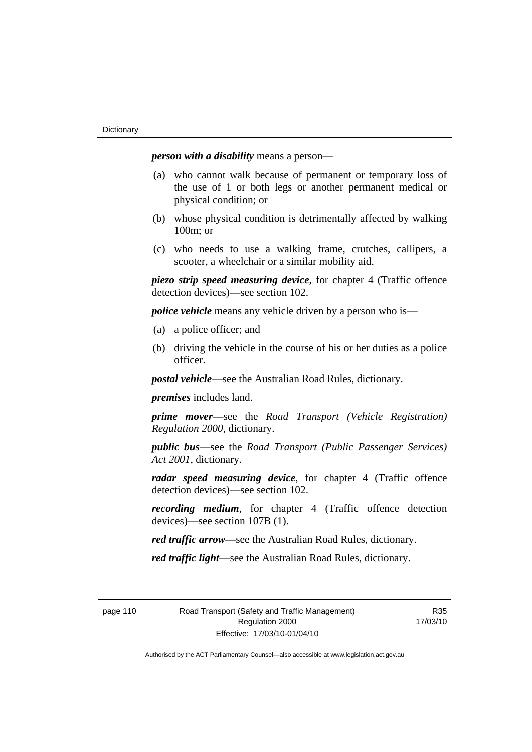***person with a disability*** means a person—

(a) who cannot walk because of permanent or temporary loss of the use of 1 or both legs or another permanent medical or physical condition; or

(b) whose physical condition is detrimentally affected by walking 100m; or

(c) who needs to use a walking frame, crutches, callipers, a scooter, a wheelchair or a similar mobility aid.

***piezo strip speed measuring device***, for chapter 4 (Traffic offence detection devices)—see section 102.

***police vehicle*** means any vehicle driven by a person who is—

(a) a police officer; and

(b) driving the vehicle in the course of his or her duties as a police officer.

***postal vehicle***—see the Australian Road Rules, dictionary.

***premises*** includes land.

***prime mover***—see the *Road Transport (Vehicle Registration) Regulation 2000*, dictionary.

***public bus***—see the *Road Transport (Public Passenger Services) Act 2001*, dictionary.

***radar speed measuring device***, for chapter 4 (Traffic offence detection devices)—see section 102.

***recording medium***, for chapter 4 (Traffic offence detection devices)—see section 107B (1).

***red traffic arrow***—see the Australian Road Rules, dictionary.

***red traffic light***—see the Australian Road Rules, dictionary.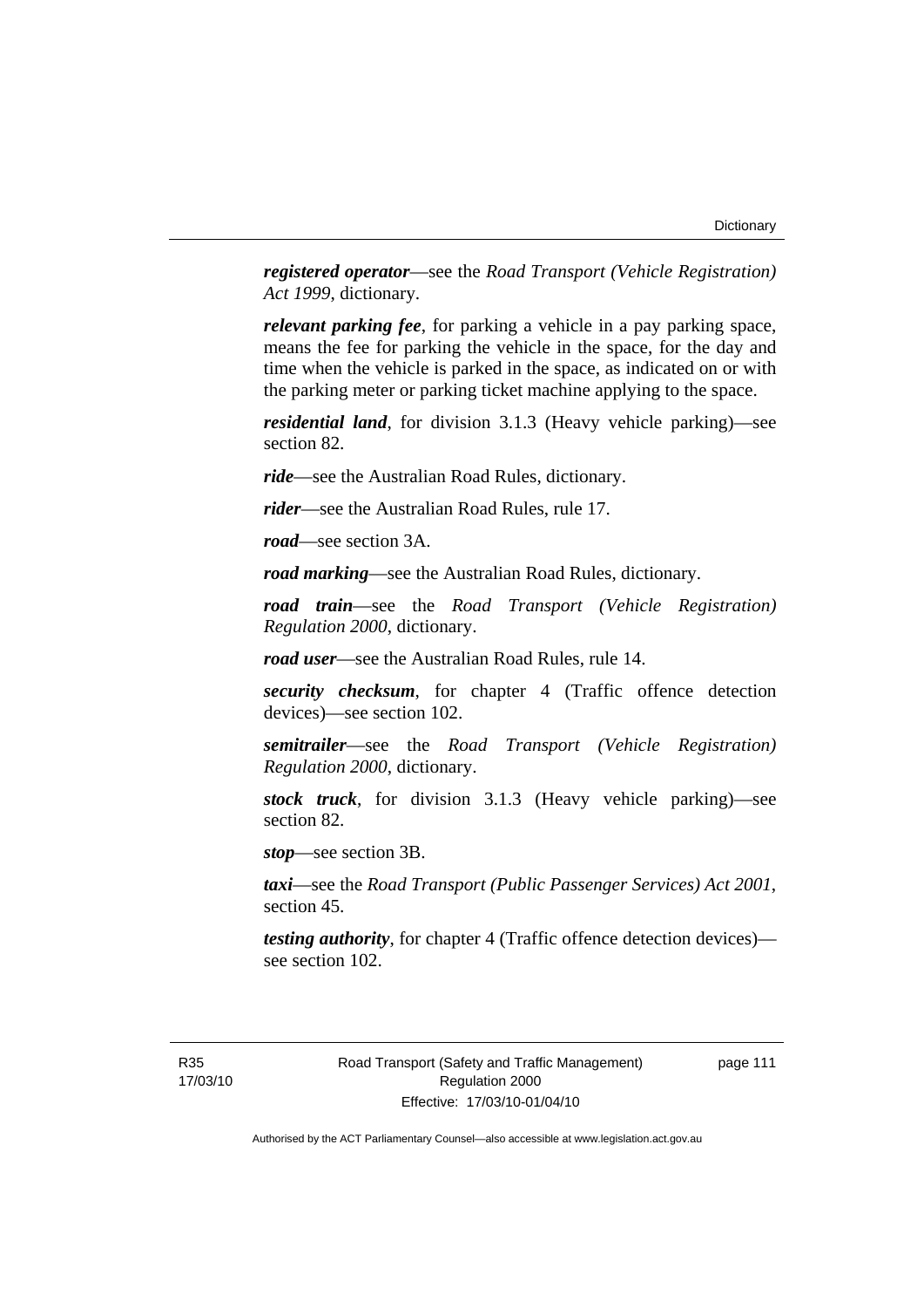***registered operator***—see the *Road Transport (Vehicle Registration) Act 1999*, dictionary.

***relevant parking fee***, for parking a vehicle in a pay parking space, means the fee for parking the vehicle in the space, for the day and time when the vehicle is parked in the space, as indicated on or with the parking meter or parking ticket machine applying to the space.

***residential land***, for division 3.1.3 (Heavy vehicle parking)—see section 82.

***ride***—see the Australian Road Rules, dictionary.

***rider***—see the Australian Road Rules, rule 17.

***road***—see section 3A.

***road marking***—see the Australian Road Rules, dictionary.

***road train***—see the *Road Transport (Vehicle Registration) Regulation 2000*, dictionary.

***road user***—see the Australian Road Rules, rule 14.

***security checksum***, for chapter 4 (Traffic offence detection devices)—see section 102.

***semitrailer***—see the *Road Transport (Vehicle Registration) Regulation 2000*, dictionary.

***stock truck***, for division 3.1.3 (Heavy vehicle parking)—see section 82.

***stop***—see section 3B.

***taxi***—see the *Road Transport (Public Passenger Services) Act 2001*, section 45.

***testing authority***, for chapter 4 (Traffic offence detection devices)—see section 102.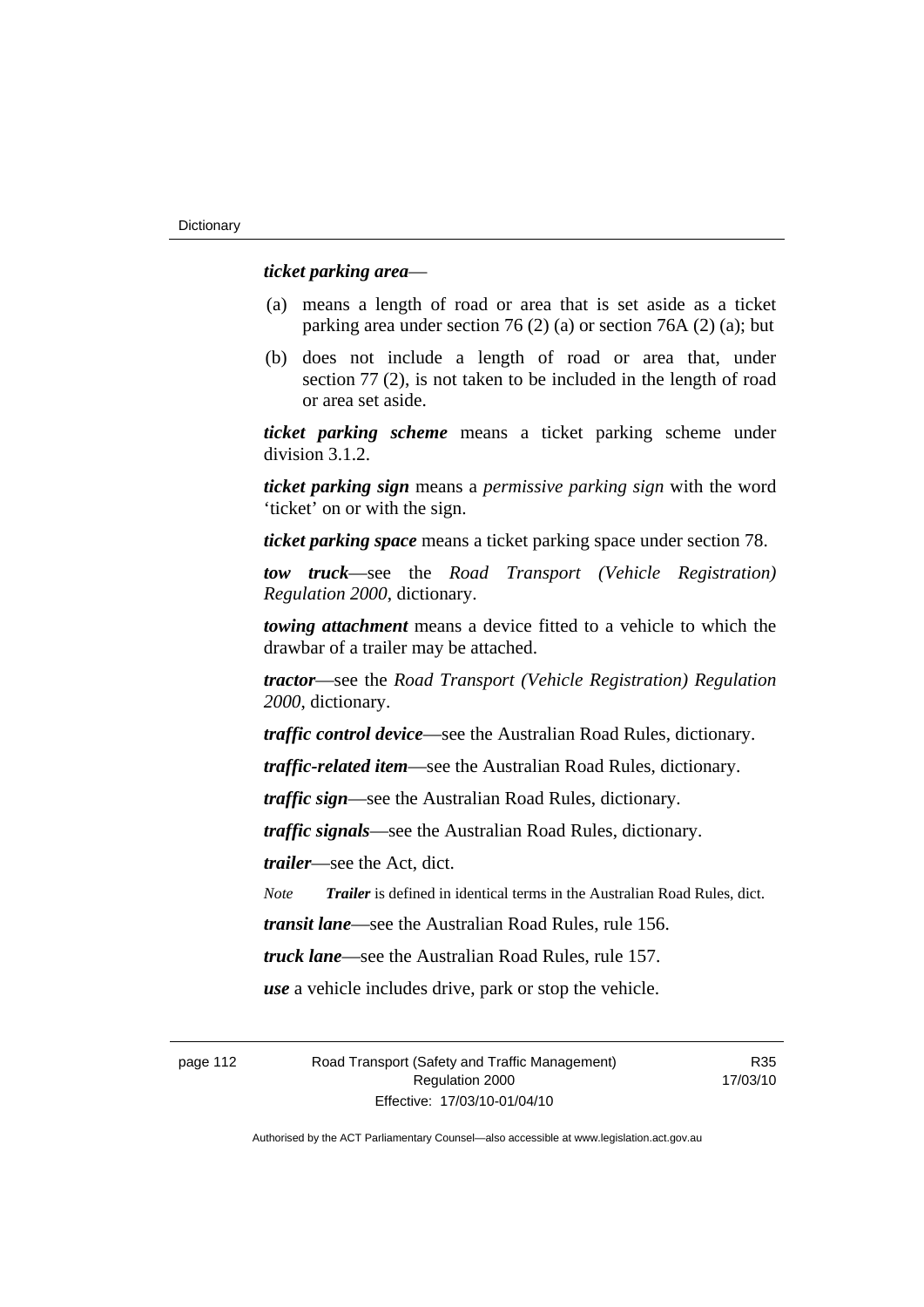***ticket parking area***—

(a) means a length of road or area that is set aside as a ticket parking area under section 76 (2) (a) or section 76A (2) (a); but

(b) does not include a length of road or area that, under section 77 (2), is not taken to be included in the length of road or area set aside.

***ticket parking scheme*** means a ticket parking scheme under division 3.1.2.

***ticket parking sign*** means a *permissive parking sign* with the word 'ticket' on or with the sign.

***ticket parking space*** means a ticket parking space under section 78.

***tow truck***—see the *Road Transport (Vehicle Registration) Regulation 2000*, dictionary.

***towing attachment*** means a device fitted to a vehicle to which the drawbar of a trailer may be attached.

***tractor***—see the *Road Transport (Vehicle Registration) Regulation 2000*, dictionary.

***traffic control device***—see the Australian Road Rules, dictionary.

***traffic-related item***—see the Australian Road Rules, dictionary.

***traffic sign***—see the Australian Road Rules, dictionary.

***traffic signals***—see the Australian Road Rules, dictionary.

***trailer***—see the Act, dict.

*Note* ***Trailer*** is defined in identical terms in the Australian Road Rules, dict.

***transit lane***—see the Australian Road Rules, rule 156.

***truck lane***—see the Australian Road Rules, rule 157.

***use*** a vehicle includes drive, park or stop the vehicle.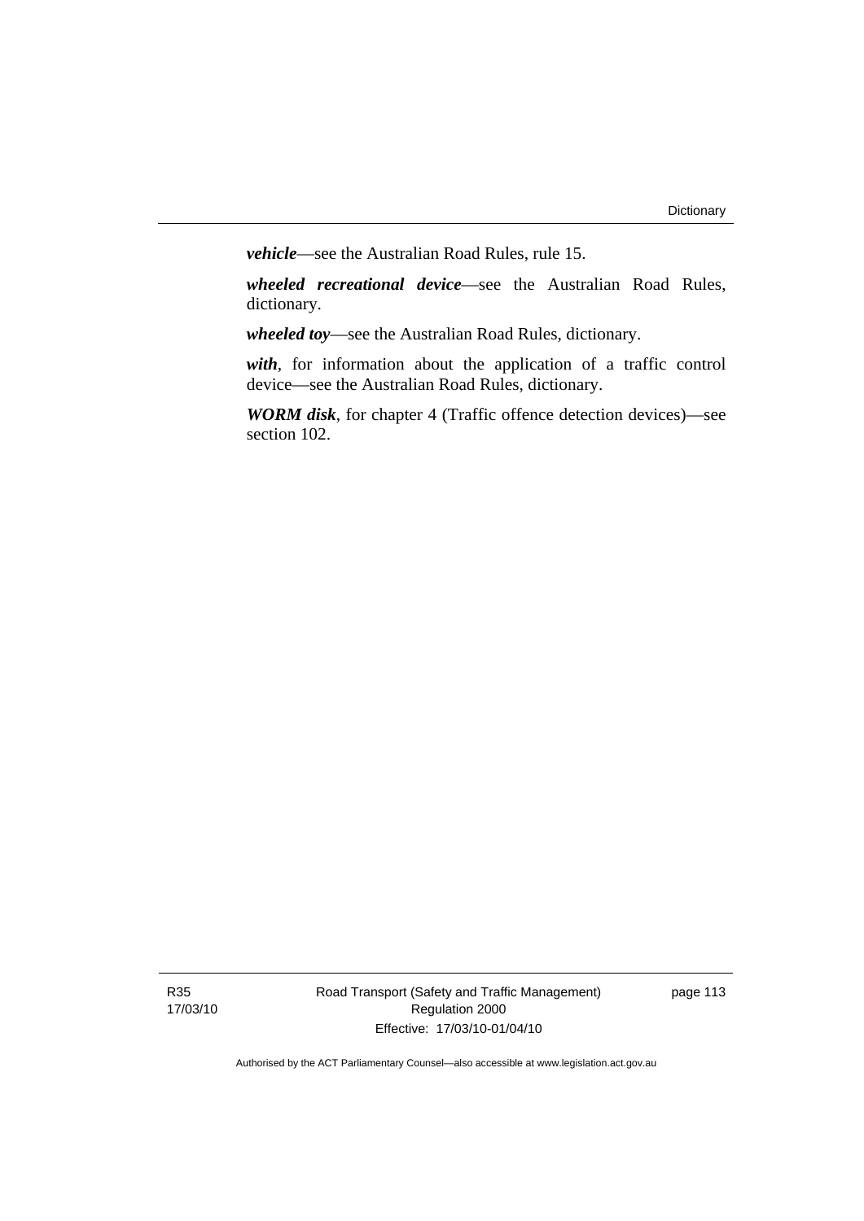***vehicle***—see the Australian Road Rules, rule 15.

***wheeled recreational device***—see the Australian Road Rules, dictionary.

***wheeled toy***—see the Australian Road Rules, dictionary.

***with***, for information about the application of a traffic control device—see the Australian Road Rules, dictionary.

***WORM disk***, for chapter 4 (Traffic offence detection devices)—see section 102.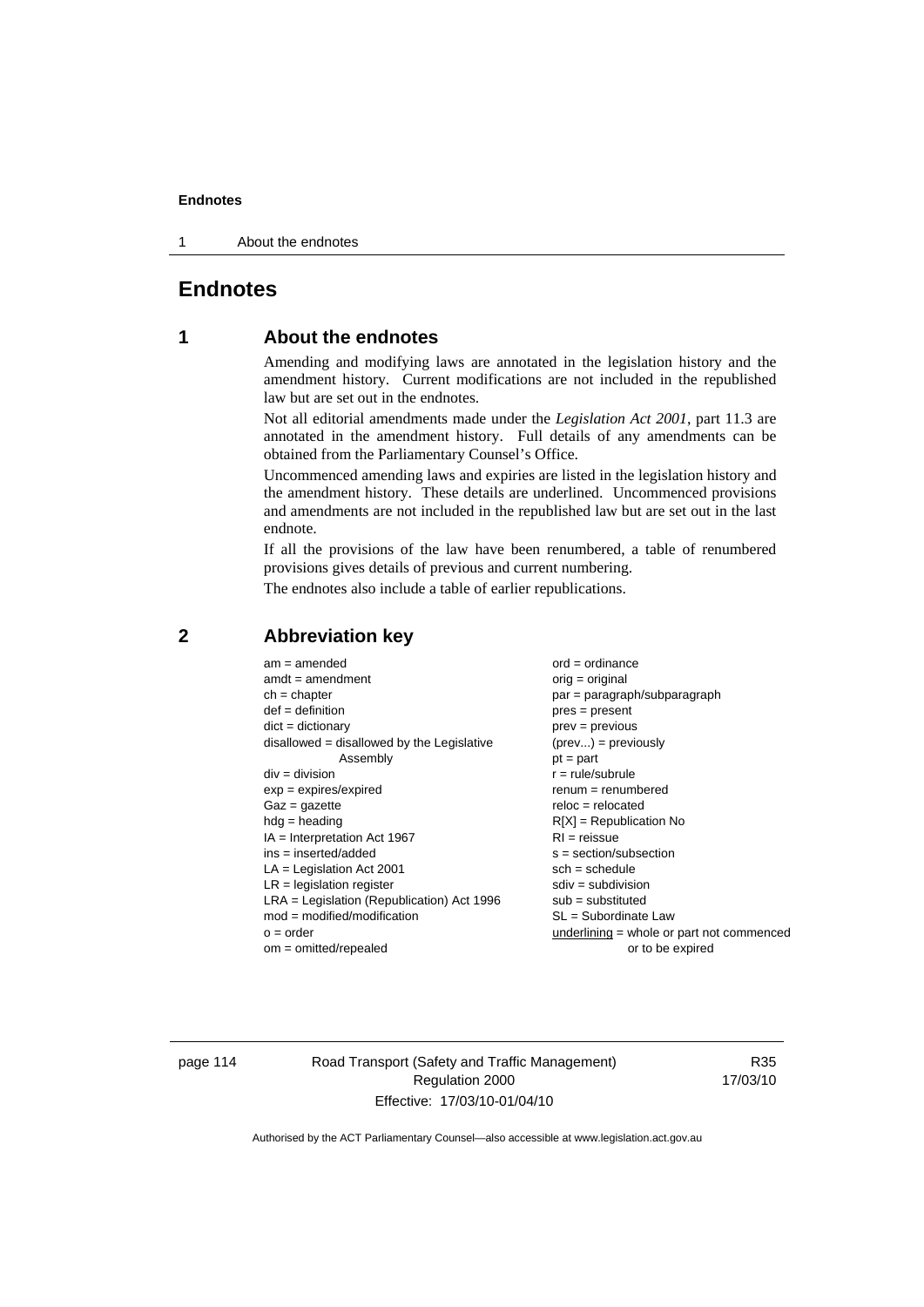# Endnotes

## 1 About the endnotes

Amending and modifying laws are annotated in the legislation history and the amendment history. Current modifications are not included in the republished law but are set out in the endnotes.

Not all editorial amendments made under the *Legislation Act 2001*, part 11.3 are annotated in the amendment history. Full details of any amendments can be obtained from the Parliamentary Counsel's Office.

Uncommenced amending laws and expiries are listed in the legislation history and the amendment history. These details are underlined. Uncommenced provisions and amendments are not included in the republished law but are set out in the last endnote.

If all the provisions of the law have been renumbered, a table of renumbered provisions gives details of previous and current numbering.

The endnotes also include a table of earlier republications.

## 2 Abbreviation key

am = amended
amdt = amendment
ch = chapter
def = definition
dict = dictionary
disallowed = disallowed by the Legislative Assembly
div = division
exp = expires/expired
Gaz = gazette
hdg = heading
IA = Interpretation Act 1967
ins = inserted/added
LA = Legislation Act 2001
LR = legislation register
LRA = Legislation (Republication) Act 1996
mod = modified/modification
o = order
om = omitted/repealed
ord = ordinance
orig = original
par = paragraph/subparagraph
pres = present
prev = previous
(prev...) = previously
pt = part
r = rule/subrule
renum = renumbered
reloc = relocated
R[X] = Republication No
RI = reissue
s = section/subsection
sch = schedule
sdiv = subdivision
sub = substituted
SL = Subordinate Law
underlining = whole or part not commenced or to be expired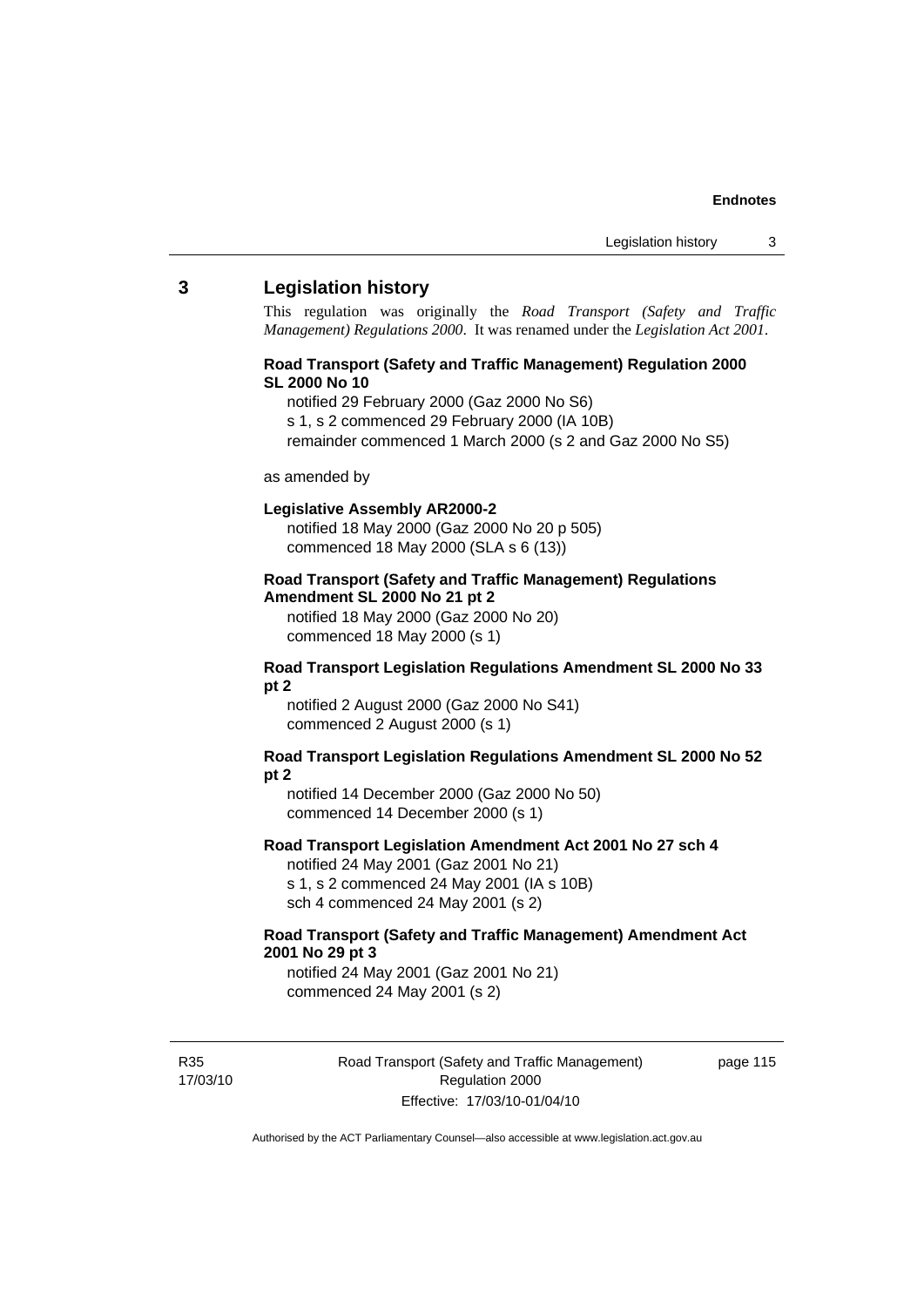## 3 Legislation history

This regulation was originally the *Road Transport (Safety and Traffic Management) Regulations 2000*. It was renamed under the *Legislation Act 2001*.

**Road Transport (Safety and Traffic Management) Regulation 2000 SL 2000 No 10**

notified 29 February 2000 (Gaz 2000 No S6)
s 1, s 2 commenced 29 February 2000 (IA 10B)
remainder commenced 1 March 2000 (s 2 and Gaz 2000 No S5)

as amended by

**Legislative Assembly AR2000-2**

notified 18 May 2000 (Gaz 2000 No 20 p 505)
commenced 18 May 2000 (SLA s 6 (13))

**Road Transport (Safety and Traffic Management) Regulations Amendment SL 2000 No 21 pt 2**

notified 18 May 2000 (Gaz 2000 No 20)
commenced 18 May 2000 (s 1)

**Road Transport Legislation Regulations Amendment SL 2000 No 33 pt 2**

notified 2 August 2000 (Gaz 2000 No S41)
commenced 2 August 2000 (s 1)

**Road Transport Legislation Regulations Amendment SL 2000 No 52 pt 2**

notified 14 December 2000 (Gaz 2000 No 50)
commenced 14 December 2000 (s 1)

**Road Transport Legislation Amendment Act 2001 No 27 sch 4**

notified 24 May 2001 (Gaz 2001 No 21)
s 1, s 2 commenced 24 May 2001 (IA s 10B)
sch 4 commenced 24 May 2001 (s 2)

**Road Transport (Safety and Traffic Management) Amendment Act 2001 No 29 pt 3**

notified 24 May 2001 (Gaz 2001 No 21)
commenced 24 May 2001 (s 2)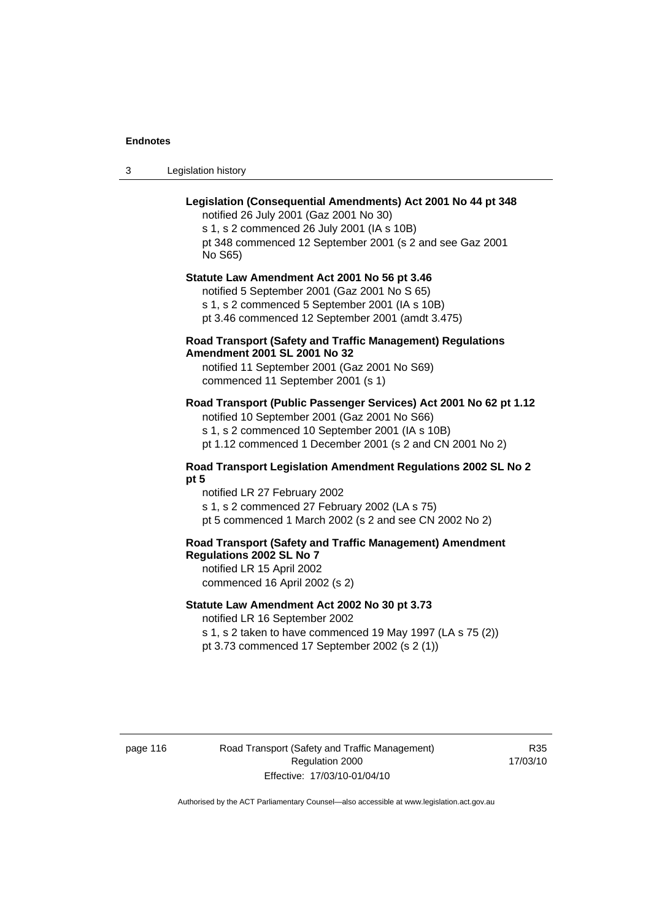**Legislation (Consequential Amendments) Act 2001 No 44 pt 348**

notified 26 July 2001 (Gaz 2001 No 30)

s 1, s 2 commenced 26 July 2001 (IA s 10B)

pt 348 commenced 12 September 2001 (s 2 and see Gaz 2001 No S65)

**Statute Law Amendment Act 2001 No 56 pt 3.46**

notified 5 September 2001 (Gaz 2001 No S 65)

s 1, s 2 commenced 5 September 2001 (IA s 10B)

pt 3.46 commenced 12 September 2001 (amdt 3.475)

**Road Transport (Safety and Traffic Management) Regulations Amendment 2001 SL 2001 No 32**

notified 11 September 2001 (Gaz 2001 No S69)

commenced 11 September 2001 (s 1)

**Road Transport (Public Passenger Services) Act 2001 No 62 pt 1.12**

notified 10 September 2001 (Gaz 2001 No S66)

s 1, s 2 commenced 10 September 2001 (IA s 10B)

pt 1.12 commenced 1 December 2001 (s 2 and CN 2001 No 2)

**Road Transport Legislation Amendment Regulations 2002 SL No 2 pt 5**

notified LR 27 February 2002

s 1, s 2 commenced 27 February 2002 (LA s 75)

pt 5 commenced 1 March 2002 (s 2 and see CN 2002 No 2)

**Road Transport (Safety and Traffic Management) Amendment Regulations 2002 SL No 7**

notified LR 15 April 2002

commenced 16 April 2002 (s 2)

**Statute Law Amendment Act 2002 No 30 pt 3.73**

notified LR 16 September 2002

s 1, s 2 taken to have commenced 19 May 1997 (LA s 75 (2))

pt 3.73 commenced 17 September 2002 (s 2 (1))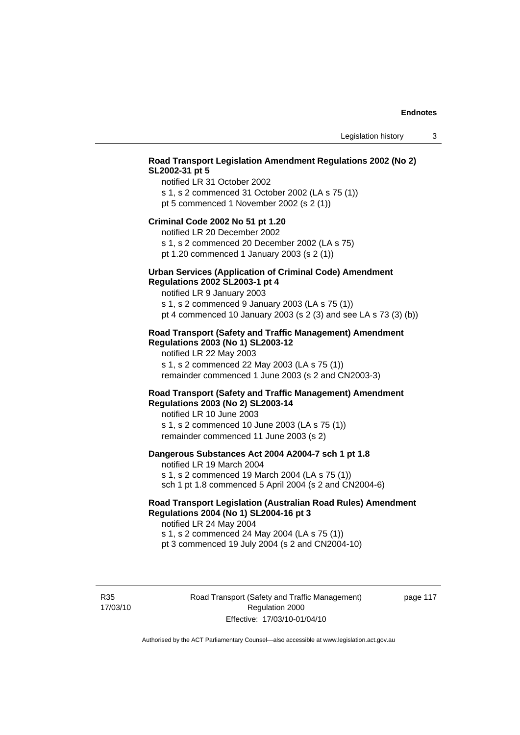**Road Transport Legislation Amendment Regulations 2002 (No 2) SL2002-31 pt 5**

notified LR 31 October 2002
s 1, s 2 commenced 31 October 2002 (LA s 75 (1))
pt 5 commenced 1 November 2002 (s 2 (1))

**Criminal Code 2002 No 51 pt 1.20**

notified LR 20 December 2002
s 1, s 2 commenced 20 December 2002 (LA s 75)
pt 1.20 commenced 1 January 2003 (s 2 (1))

**Urban Services (Application of Criminal Code) Amendment Regulations 2002 SL2003-1 pt 4**

notified LR 9 January 2003
s 1, s 2 commenced 9 January 2003 (LA s 75 (1))
pt 4 commenced 10 January 2003 (s 2 (3) and see LA s 73 (3) (b))

**Road Transport (Safety and Traffic Management) Amendment Regulations 2003 (No 1) SL2003-12**

notified LR 22 May 2003
s 1, s 2 commenced 22 May 2003 (LA s 75 (1))
remainder commenced 1 June 2003 (s 2 and CN2003-3)

**Road Transport (Safety and Traffic Management) Amendment Regulations 2003 (No 2) SL2003-14**

notified LR 10 June 2003
s 1, s 2 commenced 10 June 2003 (LA s 75 (1))
remainder commenced 11 June 2003 (s 2)

**Dangerous Substances Act 2004 A2004-7 sch 1 pt 1.8**

notified LR 19 March 2004
s 1, s 2 commenced 19 March 2004 (LA s 75 (1))
sch 1 pt 1.8 commenced 5 April 2004 (s 2 and CN2004-6)

**Road Transport Legislation (Australian Road Rules) Amendment Regulations 2004 (No 1) SL2004-16 pt 3**

notified LR 24 May 2004
s 1, s 2 commenced 24 May 2004 (LA s 75 (1))
pt 3 commenced 19 July 2004 (s 2 and CN2004-10)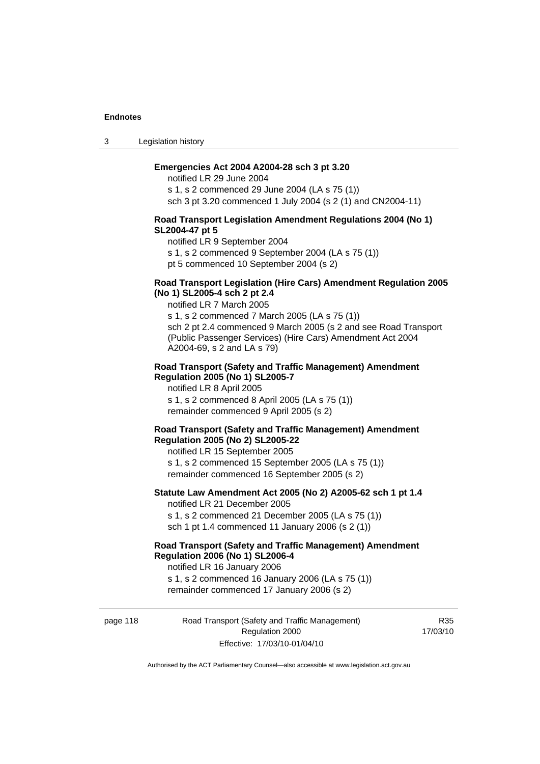**Emergencies Act 2004 A2004-28 sch 3 pt 3.20**

notified LR 29 June 2004

s 1, s 2 commenced 29 June 2004 (LA s 75 (1))

sch 3 pt 3.20 commenced 1 July 2004 (s 2 (1) and CN2004-11)

**Road Transport Legislation Amendment Regulations 2004 (No 1) SL2004-47 pt 5**

notified LR 9 September 2004

s 1, s 2 commenced 9 September 2004 (LA s 75 (1))

pt 5 commenced 10 September 2004 (s 2)

**Road Transport Legislation (Hire Cars) Amendment Regulation 2005 (No 1) SL2005-4 sch 2 pt 2.4**

notified LR 7 March 2005

s 1, s 2 commenced 7 March 2005 (LA s 75 (1))

sch 2 pt 2.4 commenced 9 March 2005 (s 2 and see Road Transport (Public Passenger Services) (Hire Cars) Amendment Act 2004 A2004-69, s 2 and LA s 79)

**Road Transport (Safety and Traffic Management) Amendment Regulation 2005 (No 1) SL2005-7**

notified LR 8 April 2005

s 1, s 2 commenced 8 April 2005 (LA s 75 (1))

remainder commenced 9 April 2005 (s 2)

**Road Transport (Safety and Traffic Management) Amendment Regulation 2005 (No 2) SL2005-22**

notified LR 15 September 2005

s 1, s 2 commenced 15 September 2005 (LA s 75 (1))

remainder commenced 16 September 2005 (s 2)

**Statute Law Amendment Act 2005 (No 2) A2005-62 sch 1 pt 1.4**

notified LR 21 December 2005

s 1, s 2 commenced 21 December 2005 (LA s 75 (1))

sch 1 pt 1.4 commenced 11 January 2006 (s 2 (1))

**Road Transport (Safety and Traffic Management) Amendment Regulation 2006 (No 1) SL2006-4**

notified LR 16 January 2006

s 1, s 2 commenced 16 January 2006 (LA s 75 (1))

remainder commenced 17 January 2006 (s 2)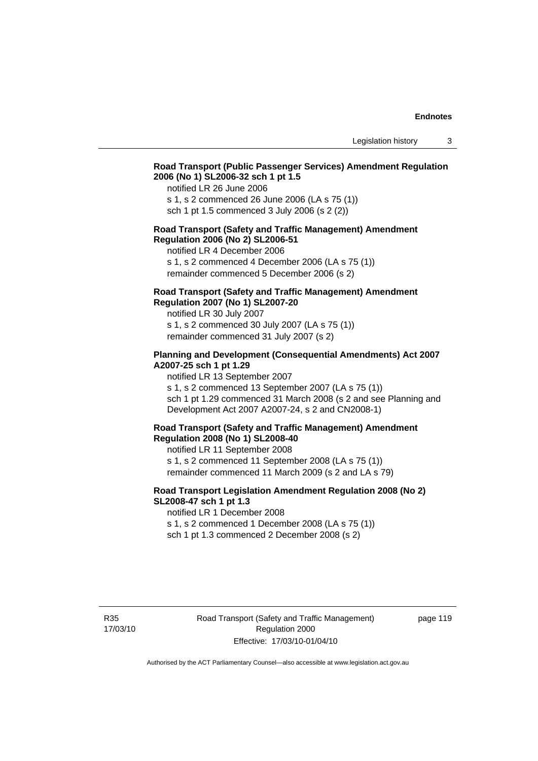**Road Transport (Public Passenger Services) Amendment Regulation 2006 (No 1) SL2006-32 sch 1 pt 1.5**

notified LR 26 June 2006
s 1, s 2 commenced 26 June 2006 (LA s 75 (1))
sch 1 pt 1.5 commenced 3 July 2006 (s 2 (2))

**Road Transport (Safety and Traffic Management) Amendment Regulation 2006 (No 2) SL2006-51**

notified LR 4 December 2006
s 1, s 2 commenced 4 December 2006 (LA s 75 (1))
remainder commenced 5 December 2006 (s 2)

**Road Transport (Safety and Traffic Management) Amendment Regulation 2007 (No 1) SL2007-20**

notified LR 30 July 2007
s 1, s 2 commenced 30 July 2007 (LA s 75 (1))
remainder commenced 31 July 2007 (s 2)

**Planning and Development (Consequential Amendments) Act 2007 A2007-25 sch 1 pt 1.29**

notified LR 13 September 2007
s 1, s 2 commenced 13 September 2007 (LA s 75 (1))
sch 1 pt 1.29 commenced 31 March 2008 (s 2 and see Planning and Development Act 2007 A2007-24, s 2 and CN2008-1)

**Road Transport (Safety and Traffic Management) Amendment Regulation 2008 (No 1) SL2008-40**

notified LR 11 September 2008
s 1, s 2 commenced 11 September 2008 (LA s 75 (1))
remainder commenced 11 March 2009 (s 2 and LA s 79)

**Road Transport Legislation Amendment Regulation 2008 (No 2) SL2008-47 sch 1 pt 1.3**

notified LR 1 December 2008
s 1, s 2 commenced 1 December 2008 (LA s 75 (1))
sch 1 pt 1.3 commenced 2 December 2008 (s 2)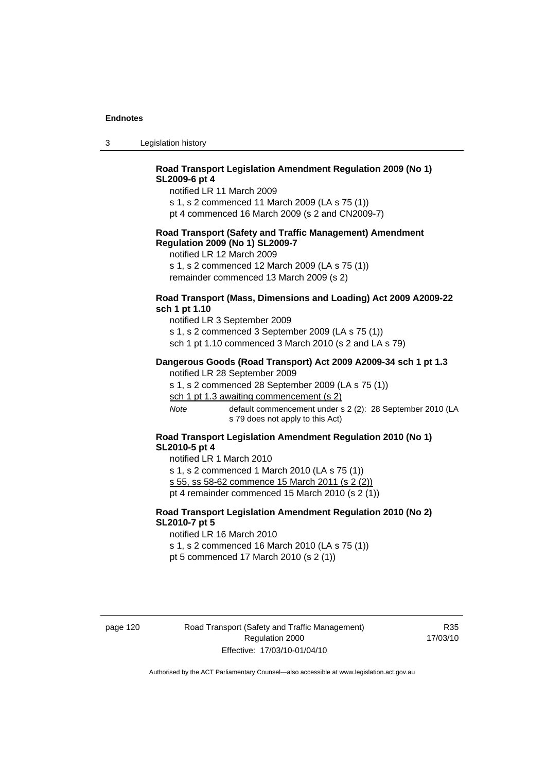**Road Transport Legislation Amendment Regulation 2009 (No 1) SL2009-6 pt 4**

notified LR 11 March 2009

s 1, s 2 commenced 11 March 2009 (LA s 75 (1))

pt 4 commenced 16 March 2009 (s 2 and CN2009-7)

**Road Transport (Safety and Traffic Management) Amendment Regulation 2009 (No 1) SL2009-7**

notified LR 12 March 2009

s 1, s 2 commenced 12 March 2009 (LA s 75 (1))

remainder commenced 13 March 2009 (s 2)

**Road Transport (Mass, Dimensions and Loading) Act 2009 A2009-22 sch 1 pt 1.10**

notified LR 3 September 2009

s 1, s 2 commenced 3 September 2009 (LA s 75 (1))

sch 1 pt 1.10 commenced 3 March 2010 (s 2 and LA s 79)

**Dangerous Goods (Road Transport) Act 2009 A2009-34 sch 1 pt 1.3**

notified LR 28 September 2009

s 1, s 2 commenced 28 September 2009 (LA s 75 (1))

<u>sch 1 pt 1.3 awaiting commencement (s 2)</u>

*Note* default commencement under s 2 (2): 28 September 2010 (LA s 79 does not apply to this Act)

**Road Transport Legislation Amendment Regulation 2010 (No 1) SL2010-5 pt 4**

notified LR 1 March 2010

s 1, s 2 commenced 1 March 2010 (LA s 75 (1))

<u>s 55, ss 58-62 commence 15 March 2011 (s 2 (2))</u>

pt 4 remainder commenced 15 March 2010 (s 2 (1))

**Road Transport Legislation Amendment Regulation 2010 (No 2) SL2010-7 pt 5**

notified LR 16 March 2010

s 1, s 2 commenced 16 March 2010 (LA s 75 (1))

pt 5 commenced 17 March 2010 (s 2 (1))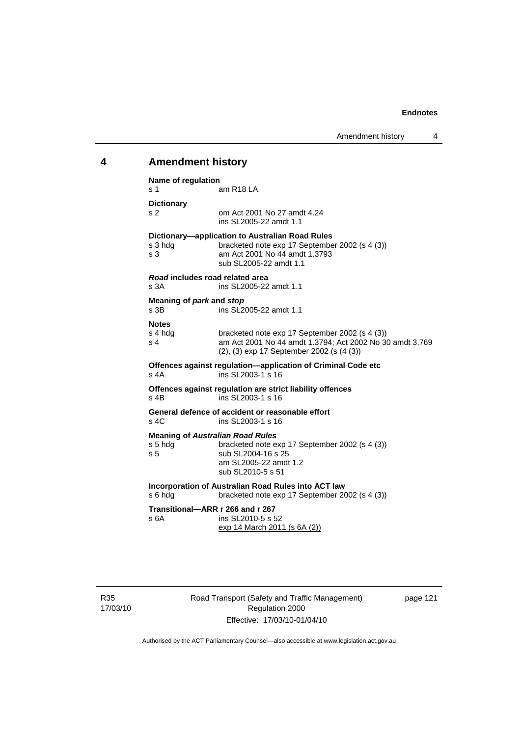## 4 Amendment history

**Name of regulation**
s 1 am R18 LA

**Dictionary**
s 2 om Act 2001 No 27 amdt 4.24
ins SL2005-22 amdt 1.1

**Dictionary—application to Australian Road Rules**
s 3 hdg bracketed note exp 17 September 2002 (s 4 (3))
s 3 am Act 2001 No 44 amdt 1.3793
sub SL2005-22 amdt 1.1

***Road* includes road related area**
s 3A ins SL2005-22 amdt 1.1

**Meaning of *park* and *stop***
s 3B ins SL2005-22 amdt 1.1

**Notes**
s 4 hdg bracketed note exp 17 September 2002 (s 4 (3))
s 4 am Act 2001 No 44 amdt 1.3794; Act 2002 No 30 amdt 3.769
(2), (3) exp 17 September 2002 (s (4 (3))

**Offences against regulation—application of Criminal Code etc**
s 4A ins SL2003-1 s 16

**Offences against regulation are strict liability offences**
s 4B ins SL2003-1 s 16

**General defence of accident or reasonable effort**
s 4C ins SL2003-1 s 16

**Meaning of *Australian Road Rules***
s 5 hdg bracketed note exp 17 September 2002 (s 4 (3))
s 5 sub SL2004-16 s 25
am SL2005-22 amdt 1.2
sub SL2010-5 s 51

**Incorporation of Australian Road Rules into ACT law**
s 6 hdg bracketed note exp 17 September 2002 (s 4 (3))

**Transitional—ARR r 266 and r 267**
s 6A ins SL2010-5 s 52
exp 14 March 2011 (s 6A (2))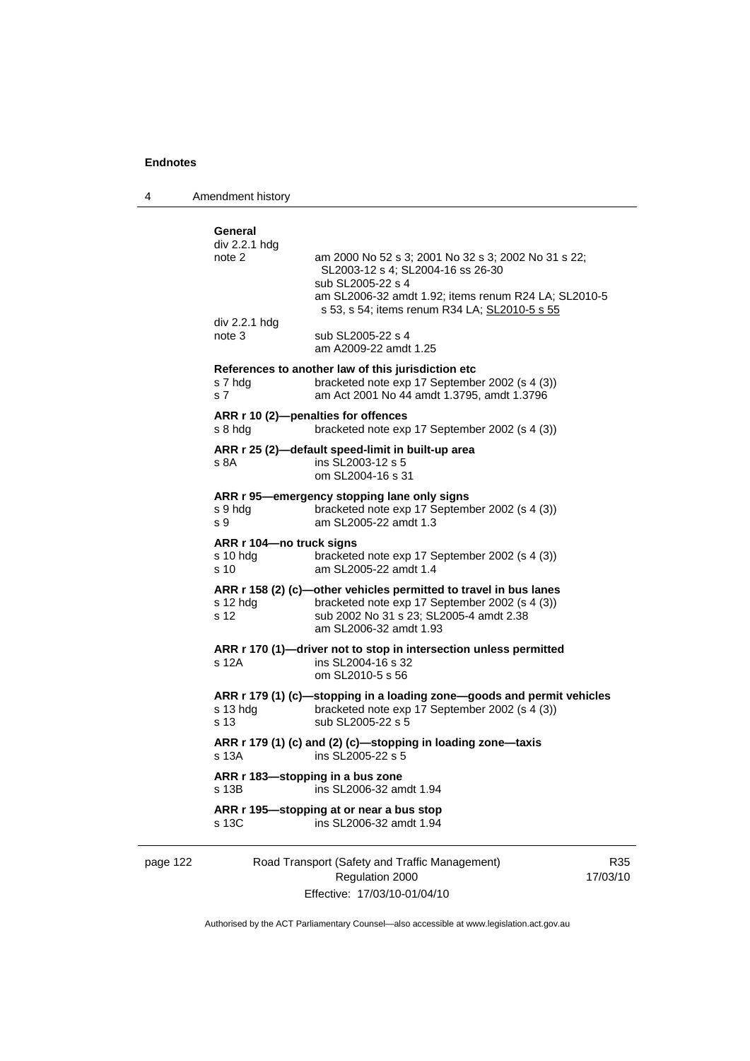**General**

| | |
|---|---|
| div 2.2.1 hdg note 2 | am 2000 No 52 s 3; 2001 No 32 s 3; 2002 No 31 s 22; SL2003-12 s 4; SL2004-16 ss 26-30 |
| | sub SL2005-22 s 4 |
| | am SL2006-32 amdt 1.92; items renum R24 LA; SL2010-5 s 53, s 54; items renum R34 LA; SL2010-5 s 55 |
| div 2.2.1 hdg note 3 | sub SL2005-22 s 4 |
| | am A2009-22 amdt 1.25 |

**References to another law of this jurisdiction etc**

| | |
|---|---|
| s 7 hdg | bracketed note exp 17 September 2002 (s 4 (3)) |
| s 7 | am Act 2001 No 44 amdt 1.3795, amdt 1.3796 |

**ARR r 10 (2)—penalties for offences**

| | |
|---|---|
| s 8 hdg | bracketed note exp 17 September 2002 (s 4 (3)) |

**ARR r 25 (2)—default speed-limit in built-up area**

| | |
|---|---|
| s 8A | ins SL2003-12 s 5 |
| | om SL2004-16 s 31 |

**ARR r 95—emergency stopping lane only signs**

| | |
|---|---|
| s 9 hdg | bracketed note exp 17 September 2002 (s 4 (3)) |
| s 9 | am SL2005-22 amdt 1.3 |

**ARR r 104—no truck signs**

| | |
|---|---|
| s 10 hdg | bracketed note exp 17 September 2002 (s 4 (3)) |
| s 10 | am SL2005-22 amdt 1.4 |

**ARR r 158 (2) (c)—other vehicles permitted to travel in bus lanes**

| | |
|---|---|
| s 12 hdg | bracketed note exp 17 September 2002 (s 4 (3)) |
| s 12 | sub 2002 No 31 s 23; SL2005-4 amdt 2.38 |
| | am SL2006-32 amdt 1.93 |

**ARR r 170 (1)—driver not to stop in intersection unless permitted**

| | |
|---|---|
| s 12A | ins SL2004-16 s 32 |
| | om SL2010-5 s 56 |

**ARR r 179 (1) (c)—stopping in a loading zone—goods and permit vehicles**

| | |
|---|---|
| s 13 hdg | bracketed note exp 17 September 2002 (s 4 (3)) |
| s 13 | sub SL2005-22 s 5 |

**ARR r 179 (1) (c) and (2) (c)—stopping in loading zone—taxis**

| | |
|---|---|
| s 13A | ins SL2005-22 s 5 |

**ARR r 183—stopping in a bus zone**

| | |
|---|---|
| s 13B | ins SL2006-32 amdt 1.94 |

**ARR r 195—stopping at or near a bus stop**

| | |
|---|---|
| s 13C | ins SL2006-32 amdt 1.94 |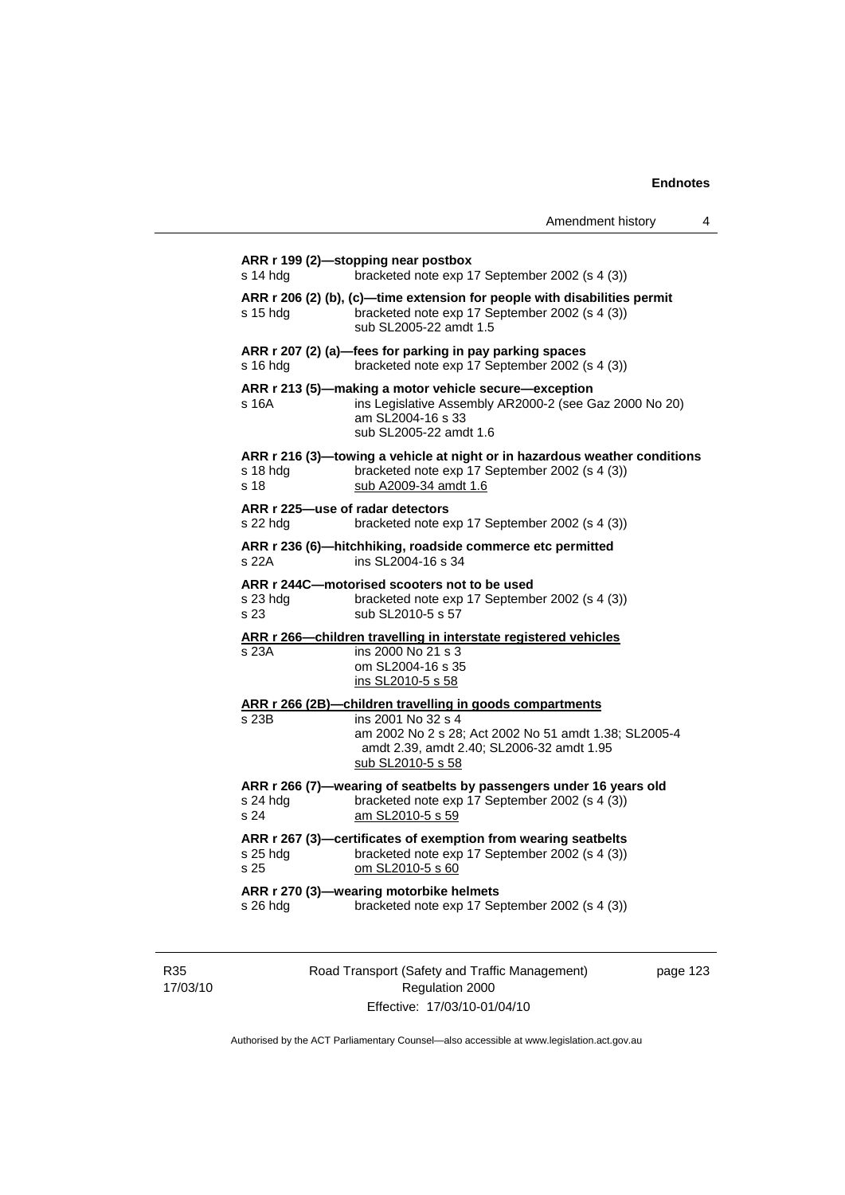**ARR r 199 (2)—stopping near postbox**

s 14 hdg bracketed note exp 17 September 2002 (s 4 (3))

**ARR r 206 (2) (b), (c)—time extension for people with disabilities permit**

s 15 hdg bracketed note exp 17 September 2002 (s 4 (3))
sub SL2005-22 amdt 1.5

**ARR r 207 (2) (a)—fees for parking in pay parking spaces**

s 16 hdg bracketed note exp 17 September 2002 (s 4 (3))

**ARR r 213 (5)—making a motor vehicle secure—exception**

s 16A ins Legislative Assembly AR2000-2 (see Gaz 2000 No 20)
am SL2004-16 s 33
sub SL2005-22 amdt 1.6

**ARR r 216 (3)—towing a vehicle at night or in hazardous weather conditions**

s 18 hdg bracketed note exp 17 September 2002 (s 4 (3))
s 18 sub A2009-34 amdt 1.6

**ARR r 225—use of radar detectors**

s 22 hdg bracketed note exp 17 September 2002 (s 4 (3))

**ARR r 236 (6)—hitchhiking, roadside commerce etc permitted**

s 22A ins SL2004-16 s 34

**ARR r 244C—motorised scooters not to be used**

s 23 hdg bracketed note exp 17 September 2002 (s 4 (3))
s 23 sub SL2010-5 s 57

**ARR r 266—children travelling in interstate registered vehicles**

s 23A ins 2000 No 21 s 3
om SL2004-16 s 35
ins SL2010-5 s 58

**ARR r 266 (2B)—children travelling in goods compartments**

s 23B ins 2001 No 32 s 4
am 2002 No 2 s 28; Act 2002 No 51 amdt 1.38; SL2005-4 amdt 2.39, amdt 2.40; SL2006-32 amdt 1.95
sub SL2010-5 s 58

**ARR r 266 (7)—wearing of seatbelts by passengers under 16 years old**

s 24 hdg bracketed note exp 17 September 2002 (s 4 (3))
s 24 am SL2010-5 s 59

**ARR r 267 (3)—certificates of exemption from wearing seatbelts**

s 25 hdg bracketed note exp 17 September 2002 (s 4 (3))
s 25 om SL2010-5 s 60

**ARR r 270 (3)—wearing motorbike helmets**

s 26 hdg bracketed note exp 17 September 2002 (s 4 (3))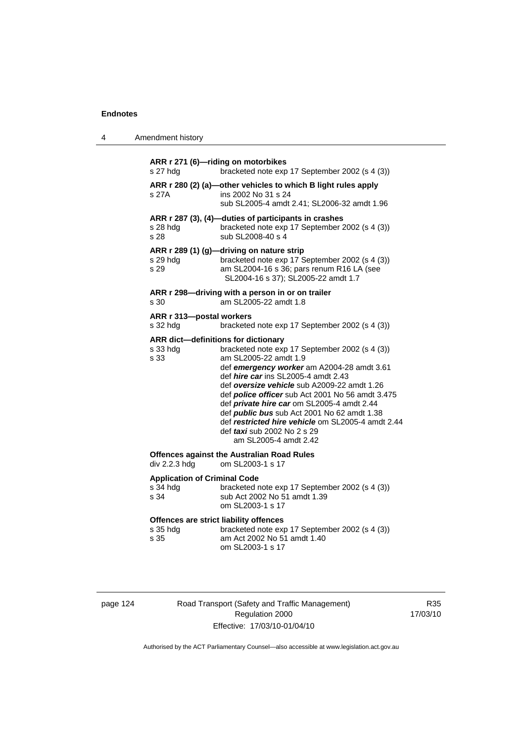**ARR r 271 (6)—riding on motorbikes**
s 27 hdg bracketed note exp 17 September 2002 (s 4 (3))

**ARR r 280 (2) (a)—other vehicles to which B light rules apply**
s 27A ins 2002 No 31 s 24
sub SL2005-4 amdt 2.41; SL2006-32 amdt 1.96

**ARR r 287 (3), (4)—duties of participants in crashes**
s 28 hdg bracketed note exp 17 September 2002 (s 4 (3))
s 28 sub SL2008-40 s 4

**ARR r 289 (1) (g)—driving on nature strip**
s 29 hdg bracketed note exp 17 September 2002 (s 4 (3))
s 29 am SL2004-16 s 36; pars renum R16 LA (see SL2004-16 s 37); SL2005-22 amdt 1.7

**ARR r 298—driving with a person in or on trailer**
s 30 am SL2005-22 amdt 1.8

**ARR r 313—postal workers**
s 32 hdg bracketed note exp 17 September 2002 (s 4 (3))

**ARR dict—definitions for dictionary**
s 33 hdg bracketed note exp 17 September 2002 (s 4 (3))
s 33 am SL2005-22 amdt 1.9
def ***emergency worker*** am A2004-28 amdt 3.61
def ***hire car*** ins SL2005-4 amdt 2.43
def ***oversize vehicle*** sub A2009-22 amdt 1.26
def ***police officer*** sub Act 2001 No 56 amdt 3.475
def ***private hire car*** om SL2005-4 amdt 2.44
def ***public bus*** sub Act 2001 No 62 amdt 1.38
def ***restricted hire vehicle*** om SL2005-4 amdt 2.44
def ***taxi*** sub 2002 No 2 s 29
am SL2005-4 amdt 2.42

**Offences against the Australian Road Rules**
div 2.2.3 hdg om SL2003-1 s 17

**Application of Criminal Code**
s 34 hdg bracketed note exp 17 September 2002 (s 4 (3))
s 34 sub Act 2002 No 51 amdt 1.39
om SL2003-1 s 17

**Offences are strict liability offences**
s 35 hdg bracketed note exp 17 September 2002 (s 4 (3))
s 35 am Act 2002 No 51 amdt 1.40
om SL2003-1 s 17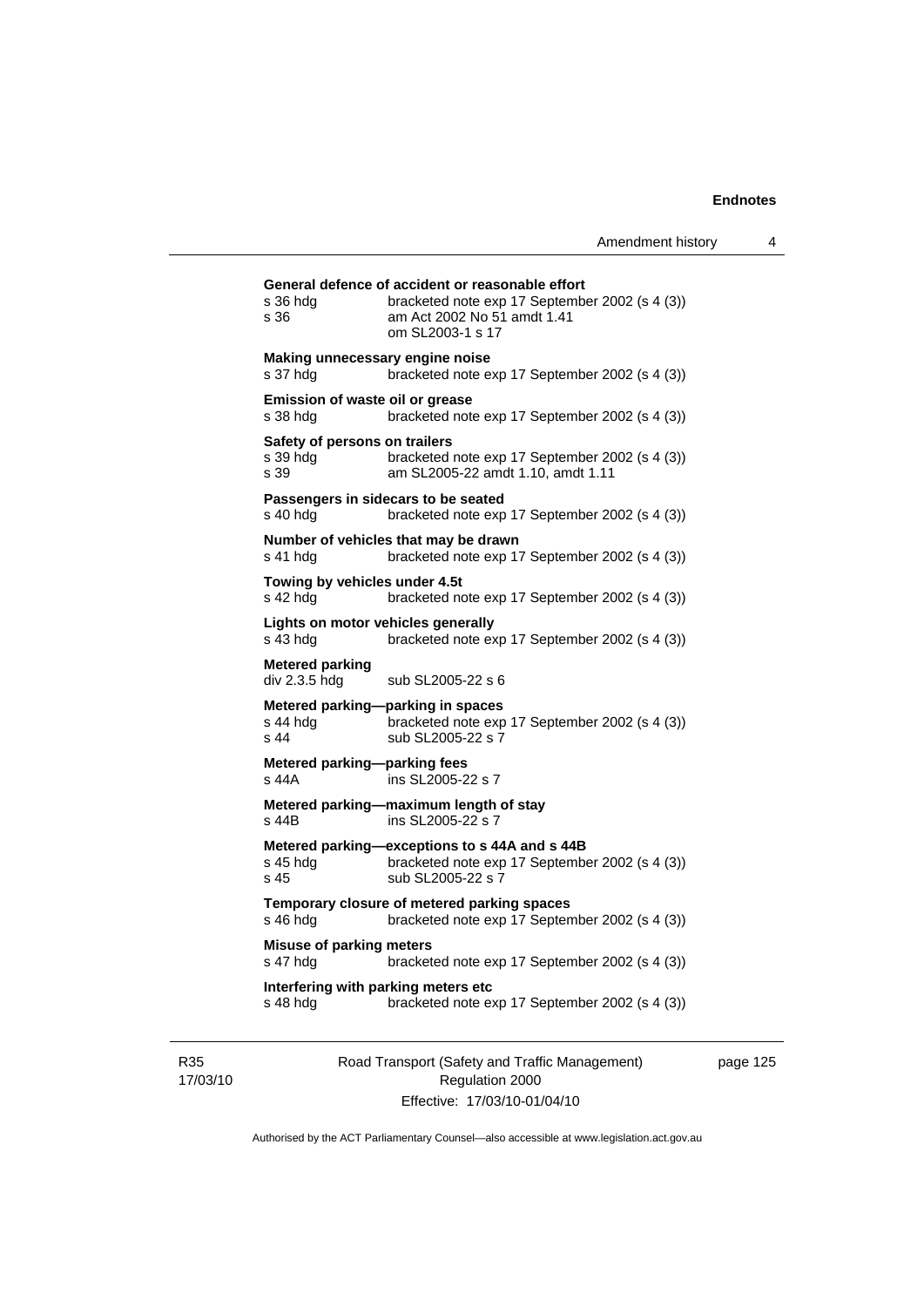**General defence of accident or reasonable effort**

| | |
|---|---|
| s 36 hdg | bracketed note exp 17 September 2002 (s 4 (3)) |
| s 36 | am Act 2002 No 51 amdt 1.41<br>om SL2003-1 s 17 |

**Making unnecessary engine noise**

| | |
|---|---|
| s 37 hdg | bracketed note exp 17 September 2002 (s 4 (3)) |

**Emission of waste oil or grease**

| | |
|---|---|
| s 38 hdg | bracketed note exp 17 September 2002 (s 4 (3)) |

**Safety of persons on trailers**

| | |
|---|---|
| s 39 hdg | bracketed note exp 17 September 2002 (s 4 (3)) |
| s 39 | am SL2005-22 amdt 1.10, amdt 1.11 |

**Passengers in sidecars to be seated**

| | |
|---|---|
| s 40 hdg | bracketed note exp 17 September 2002 (s 4 (3)) |

**Number of vehicles that may be drawn**

| | |
|---|---|
| s 41 hdg | bracketed note exp 17 September 2002 (s 4 (3)) |

**Towing by vehicles under 4.5t**

| | |
|---|---|
| s 42 hdg | bracketed note exp 17 September 2002 (s 4 (3)) |

**Lights on motor vehicles generally**

| | |
|---|---|
| s 43 hdg | bracketed note exp 17 September 2002 (s 4 (3)) |

**Metered parking**

| | |
|---|---|
| div 2.3.5 hdg | sub SL2005-22 s 6 |

**Metered parking—parking in spaces**

| | |
|---|---|
| s 44 hdg | bracketed note exp 17 September 2002 (s 4 (3)) |
| s 44 | sub SL2005-22 s 7 |

**Metered parking—parking fees**

| | |
|---|---|
| s 44A | ins SL2005-22 s 7 |

**Metered parking—maximum length of stay**

| | |
|---|---|
| s 44B | ins SL2005-22 s 7 |

**Metered parking—exceptions to s 44A and s 44B**

| | |
|---|---|
| s 45 hdg | bracketed note exp 17 September 2002 (s 4 (3)) |
| s 45 | sub SL2005-22 s 7 |

**Temporary closure of metered parking spaces**

| | |
|---|---|
| s 46 hdg | bracketed note exp 17 September 2002 (s 4 (3)) |

**Misuse of parking meters**

| | |
|---|---|
| s 47 hdg | bracketed note exp 17 September 2002 (s 4 (3)) |

**Interfering with parking meters etc**

| | |
|---|---|
| s 48 hdg | bracketed note exp 17 September 2002 (s 4 (3)) |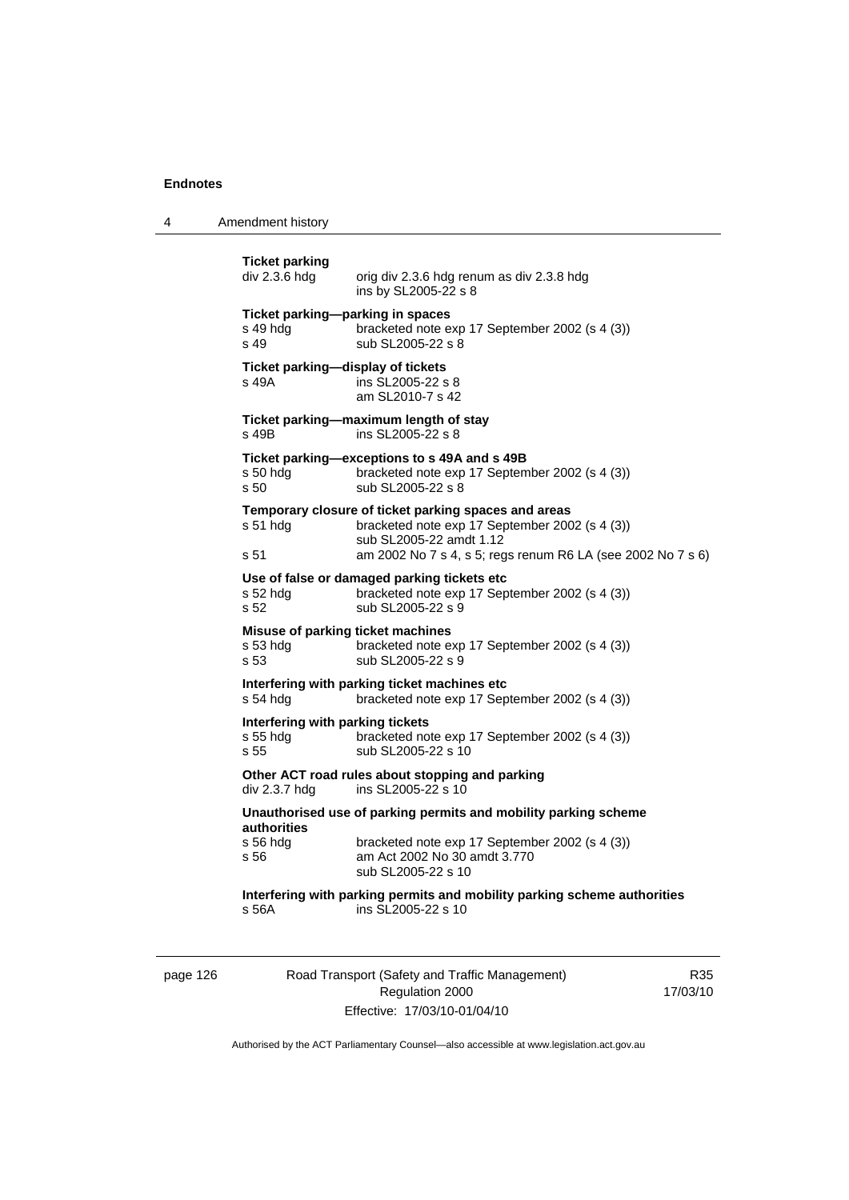**Ticket parking**

div 2.3.6 hdg — orig div 2.3.6 hdg renum as div 2.3.8 hdg
ins by SL2005-22 s 8

**Ticket parking—parking in spaces**

s 49 hdg — bracketed note exp 17 September 2002 (s 4 (3))
s 49 — sub SL2005-22 s 8

**Ticket parking—display of tickets**

s 49A — ins SL2005-22 s 8
am SL2010-7 s 42

**Ticket parking—maximum length of stay**

s 49B — ins SL2005-22 s 8

**Ticket parking—exceptions to s 49A and s 49B**

s 50 hdg — bracketed note exp 17 September 2002 (s 4 (3))
s 50 — sub SL2005-22 s 8

**Temporary closure of ticket parking spaces and areas**

s 51 hdg — bracketed note exp 17 September 2002 (s 4 (3))
sub SL2005-22 amdt 1.12
s 51 — am 2002 No 7 s 4, s 5; regs renum R6 LA (see 2002 No 7 s 6)

**Use of false or damaged parking tickets etc**

s 52 hdg — bracketed note exp 17 September 2002 (s 4 (3))
s 52 — sub SL2005-22 s 9

**Misuse of parking ticket machines**

s 53 hdg — bracketed note exp 17 September 2002 (s 4 (3))
s 53 — sub SL2005-22 s 9

**Interfering with parking ticket machines etc**

s 54 hdg — bracketed note exp 17 September 2002 (s 4 (3))

**Interfering with parking tickets**

s 55 hdg — bracketed note exp 17 September 2002 (s 4 (3))
s 55 — sub SL2005-22 s 10

**Other ACT road rules about stopping and parking**

div 2.3.7 hdg — ins SL2005-22 s 10

**Unauthorised use of parking permits and mobility parking scheme authorities**

s 56 hdg — bracketed note exp 17 September 2002 (s 4 (3))
s 56 — am Act 2002 No 30 amdt 3.770
sub SL2005-22 s 10

**Interfering with parking permits and mobility parking scheme authorities**

s 56A — ins SL2005-22 s 10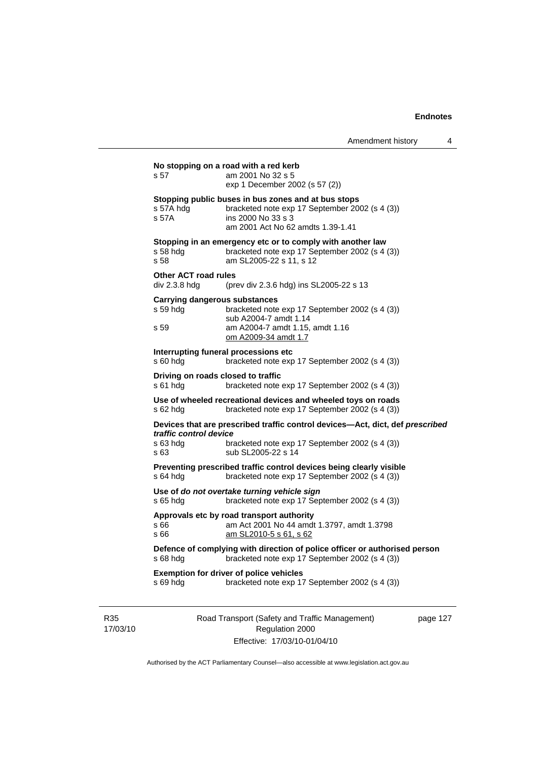**No stopping on a road with a red kerb**

s 57 am 2001 No 32 s 5
exp 1 December 2002 (s 57 (2))

**Stopping public buses in bus zones and at bus stops**

s 57A hdg bracketed note exp 17 September 2002 (s 4 (3))
s 57A ins 2000 No 33 s 3
am 2001 Act No 62 amdts 1.39-1.41

**Stopping in an emergency etc or to comply with another law**

s 58 hdg bracketed note exp 17 September 2002 (s 4 (3))
s 58 am SL2005-22 s 11, s 12

**Other ACT road rules**

div 2.3.8 hdg (prev div 2.3.6 hdg) ins SL2005-22 s 13

**Carrying dangerous substances**

s 59 hdg bracketed note exp 17 September 2002 (s 4 (3))
sub A2004-7 amdt 1.14
s 59 am A2004-7 amdt 1.15, amdt 1.16
om A2009-34 amdt 1.7

**Interrupting funeral processions etc**

s 60 hdg bracketed note exp 17 September 2002 (s 4 (3))

**Driving on roads closed to traffic**

s 61 hdg bracketed note exp 17 September 2002 (s 4 (3))

**Use of wheeled recreational devices and wheeled toys on roads**

s 62 hdg bracketed note exp 17 September 2002 (s 4 (3))

**Devices that are prescribed traffic control devices—Act, dict, def *prescribed traffic control device***

s 63 hdg bracketed note exp 17 September 2002 (s 4 (3))
s 63 sub SL2005-22 s 14

**Preventing prescribed traffic control devices being clearly visible**

s 64 hdg bracketed note exp 17 September 2002 (s 4 (3))

**Use of *do not overtake turning vehicle sign***

s 65 hdg bracketed note exp 17 September 2002 (s 4 (3))

**Approvals etc by road transport authority**

s 66 am Act 2001 No 44 amdt 1.3797, amdt 1.3798
s 66 am SL2010-5 s 61, s 62

**Defence of complying with direction of police officer or authorised person**

s 68 hdg bracketed note exp 17 September 2002 (s 4 (3))

**Exemption for driver of police vehicles**

s 69 hdg bracketed note exp 17 September 2002 (s 4 (3))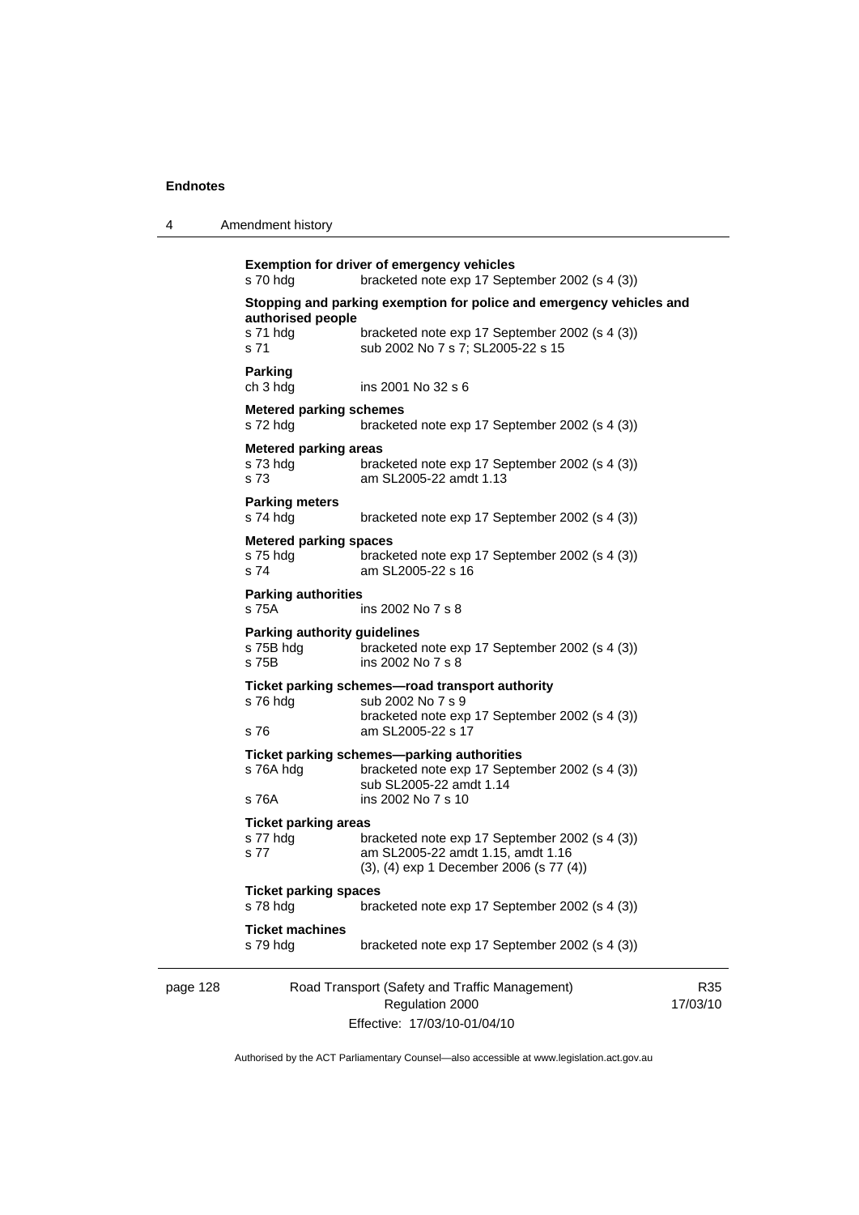**Exemption for driver of emergency vehicles**

s 70 hdg bracketed note exp 17 September 2002 (s 4 (3))

**Stopping and parking exemption for police and emergency vehicles and authorised people**

s 71 hdg bracketed note exp 17 September 2002 (s 4 (3))
s 71 sub 2002 No 7 s 7; SL2005-22 s 15

**Parking**

ch 3 hdg ins 2001 No 32 s 6

**Metered parking schemes**

s 72 hdg bracketed note exp 17 September 2002 (s 4 (3))

**Metered parking areas**

s 73 hdg bracketed note exp 17 September 2002 (s 4 (3))
s 73 am SL2005-22 amdt 1.13

**Parking meters**

s 74 hdg bracketed note exp 17 September 2002 (s 4 (3))

**Metered parking spaces**

s 75 hdg bracketed note exp 17 September 2002 (s 4 (3))
s 74 am SL2005-22 s 16

**Parking authorities**

s 75A ins 2002 No 7 s 8

**Parking authority guidelines**

s 75B hdg bracketed note exp 17 September 2002 (s 4 (3))
s 75B ins 2002 No 7 s 8

**Ticket parking schemes—road transport authority**

s 76 hdg sub 2002 No 7 s 9
bracketed note exp 17 September 2002 (s 4 (3))
s 76 am SL2005-22 s 17

**Ticket parking schemes—parking authorities**

s 76A hdg bracketed note exp 17 September 2002 (s 4 (3))
sub SL2005-22 amdt 1.14
s 76A ins 2002 No 7 s 10

**Ticket parking areas**

s 77 hdg bracketed note exp 17 September 2002 (s 4 (3))
s 77 am SL2005-22 amdt 1.15, amdt 1.16
(3), (4) exp 1 December 2006 (s 77 (4))

**Ticket parking spaces**

s 78 hdg bracketed note exp 17 September 2002 (s 4 (3))

**Ticket machines**

s 79 hdg bracketed note exp 17 September 2002 (s 4 (3))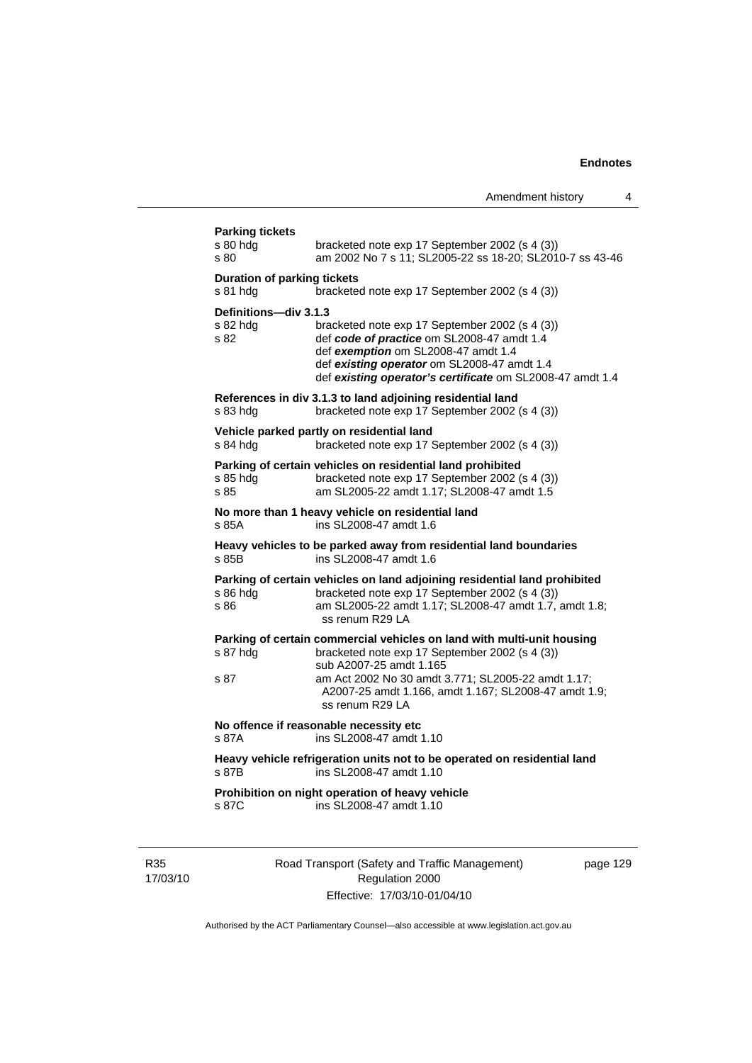**Parking tickets**

| | |
|---|---|
| s 80 hdg | bracketed note exp 17 September 2002 (s 4 (3)) |
| s 80 | am 2002 No 7 s 11; SL2005-22 ss 18-20; SL2010-7 ss 43-46 |

**Duration of parking tickets**

| | |
|---|---|
| s 81 hdg | bracketed note exp 17 September 2002 (s 4 (3)) |

**Definitions—div 3.1.3**

| | |
|---|---|
| s 82 hdg | bracketed note exp 17 September 2002 (s 4 (3)) |
| s 82 | def ***code of practice*** om SL2008-47 amdt 1.4<br>def ***exemption*** om SL2008-47 amdt 1.4<br>def ***existing operator*** om SL2008-47 amdt 1.4<br>def ***existing operator's certificate*** om SL2008-47 amdt 1.4 |

**References in div 3.1.3 to land adjoining residential land**

| | |
|---|---|
| s 83 hdg | bracketed note exp 17 September 2002 (s 4 (3)) |

**Vehicle parked partly on residential land**

| | |
|---|---|
| s 84 hdg | bracketed note exp 17 September 2002 (s 4 (3)) |

**Parking of certain vehicles on residential land prohibited**

| | |
|---|---|
| s 85 hdg | bracketed note exp 17 September 2002 (s 4 (3)) |
| s 85 | am SL2005-22 amdt 1.17; SL2008-47 amdt 1.5 |

**No more than 1 heavy vehicle on residential land**

| | |
|---|---|
| s 85A | ins SL2008-47 amdt 1.6 |

**Heavy vehicles to be parked away from residential land boundaries**

| | |
|---|---|
| s 85B | ins SL2008-47 amdt 1.6 |

**Parking of certain vehicles on land adjoining residential land prohibited**

| | |
|---|---|
| s 86 hdg | bracketed note exp 17 September 2002 (s 4 (3)) |
| s 86 | am SL2005-22 amdt 1.17; SL2008-47 amdt 1.7, amdt 1.8; ss renum R29 LA |

**Parking of certain commercial vehicles on land with multi-unit housing**

| | |
|---|---|
| s 87 hdg | bracketed note exp 17 September 2002 (s 4 (3))<br>sub A2007-25 amdt 1.165 |
| s 87 | am Act 2002 No 30 amdt 3.771; SL2005-22 amdt 1.17; A2007-25 amdt 1.166, amdt 1.167; SL2008-47 amdt 1.9; ss renum R29 LA |

**No offence if reasonable necessity etc**

| | |
|---|---|
| s 87A | ins SL2008-47 amdt 1.10 |

**Heavy vehicle refrigeration units not to be operated on residential land**

| | |
|---|---|
| s 87B | ins SL2008-47 amdt 1.10 |

**Prohibition on night operation of heavy vehicle**

| | |
|---|---|
| s 87C | ins SL2008-47 amdt 1.10 |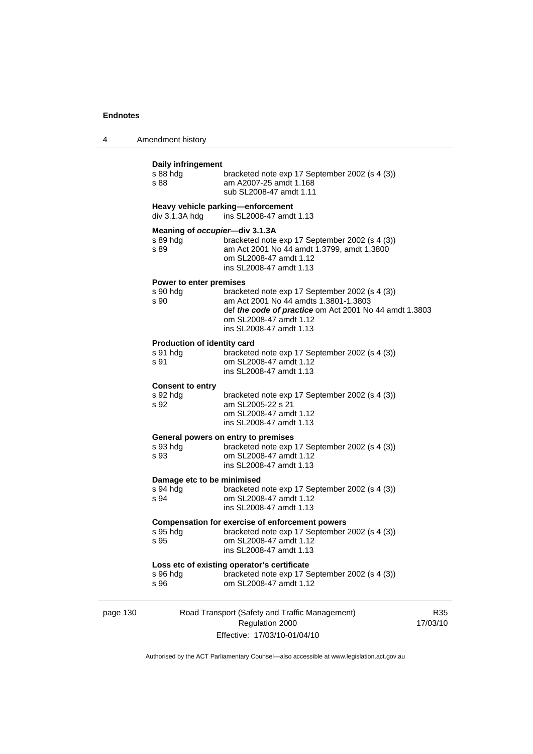**Daily infringement**

| | |
|---|---|
| s 88 hdg | bracketed note exp 17 September 2002 (s 4 (3)) |
| s 88 | am A2007-25 amdt 1.168 |
| | sub SL2008-47 amdt 1.11 |

**Heavy vehicle parking—enforcement**

| | |
|---|---|
| div 3.1.3A hdg | ins SL2008-47 amdt 1.13 |

**Meaning of *occupier*—div 3.1.3A**

| | |
|---|---|
| s 89 hdg | bracketed note exp 17 September 2002 (s 4 (3)) |
| s 89 | am Act 2001 No 44 amdt 1.3799, amdt 1.3800 |
| | om SL2008-47 amdt 1.12 |
| | ins SL2008-47 amdt 1.13 |

**Power to enter premises**

| | |
|---|---|
| s 90 hdg | bracketed note exp 17 September 2002 (s 4 (3)) |
| s 90 | am Act 2001 No 44 amdts 1.3801-1.3803 |
| | def ***the code of practice*** om Act 2001 No 44 amdt 1.3803 |
| | om SL2008-47 amdt 1.12 |
| | ins SL2008-47 amdt 1.13 |

**Production of identity card**

| | |
|---|---|
| s 91 hdg | bracketed note exp 17 September 2002 (s 4 (3)) |
| s 91 | om SL2008-47 amdt 1.12 |
| | ins SL2008-47 amdt 1.13 |

**Consent to entry**

| | |
|---|---|
| s 92 hdg | bracketed note exp 17 September 2002 (s 4 (3)) |
| s 92 | am SL2005-22 s 21 |
| | om SL2008-47 amdt 1.12 |
| | ins SL2008-47 amdt 1.13 |

**General powers on entry to premises**

| | |
|---|---|
| s 93 hdg | bracketed note exp 17 September 2002 (s 4 (3)) |
| s 93 | om SL2008-47 amdt 1.12 |
| | ins SL2008-47 amdt 1.13 |

**Damage etc to be minimised**

| | |
|---|---|
| s 94 hdg | bracketed note exp 17 September 2002 (s 4 (3)) |
| s 94 | om SL2008-47 amdt 1.12 |
| | ins SL2008-47 amdt 1.13 |

**Compensation for exercise of enforcement powers**

| | |
|---|---|
| s 95 hdg | bracketed note exp 17 September 2002 (s 4 (3)) |
| s 95 | om SL2008-47 amdt 1.12 |
| | ins SL2008-47 amdt 1.13 |

**Loss etc of existing operator's certificate**

| | |
|---|---|
| s 96 hdg | bracketed note exp 17 September 2002 (s 4 (3)) |
| s 96 | om SL2008-47 amdt 1.12 |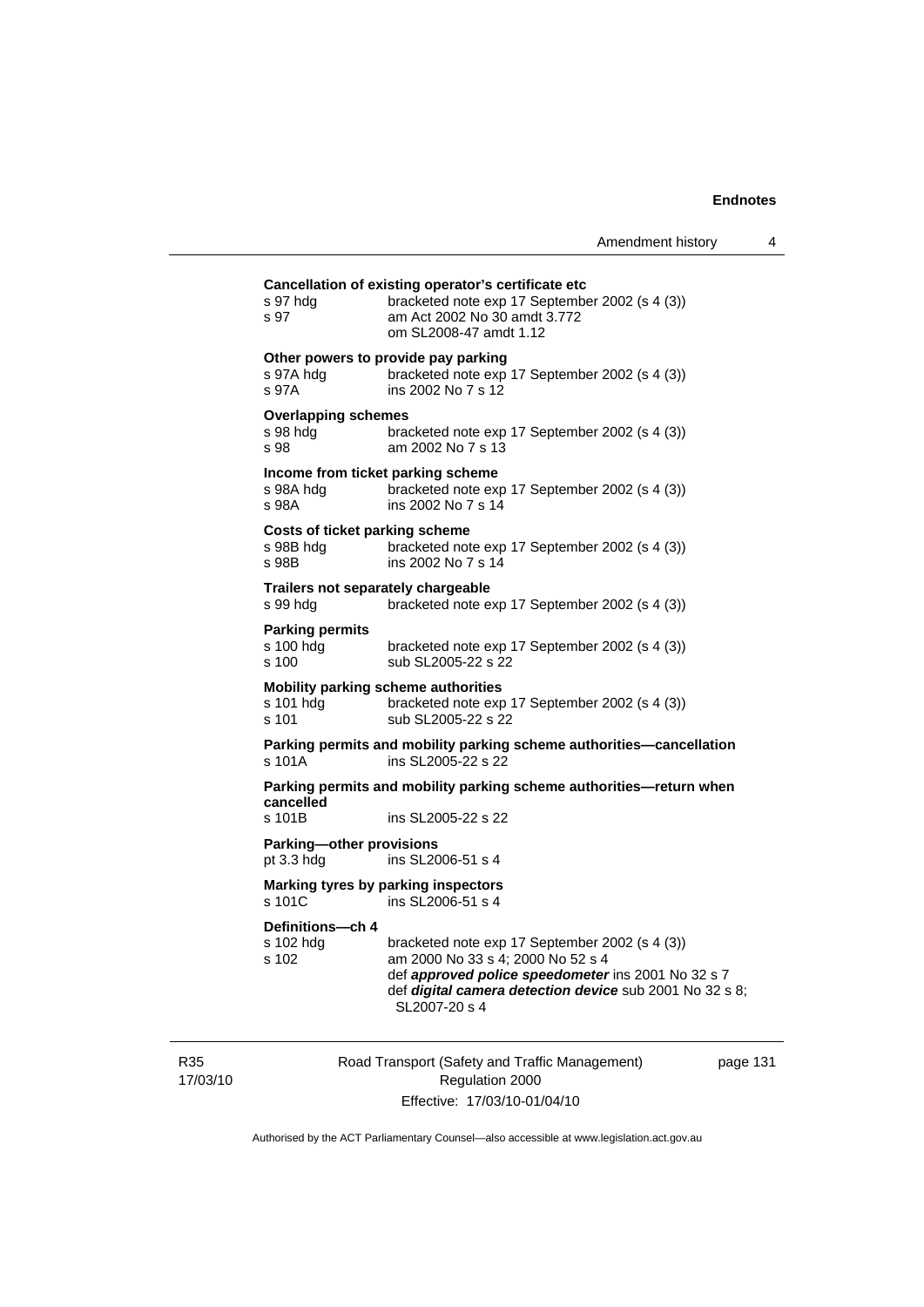**Cancellation of existing operator's certificate etc**

s 97 hdg bracketed note exp 17 September 2002 (s 4 (3))
s 97 am Act 2002 No 30 amdt 3.772
om SL2008-47 amdt 1.12

**Other powers to provide pay parking**

s 97A hdg bracketed note exp 17 September 2002 (s 4 (3))
s 97A ins 2002 No 7 s 12

**Overlapping schemes**

s 98 hdg bracketed note exp 17 September 2002 (s 4 (3))
s 98 am 2002 No 7 s 13

**Income from ticket parking scheme**

s 98A hdg bracketed note exp 17 September 2002 (s 4 (3))
s 98A ins 2002 No 7 s 14

**Costs of ticket parking scheme**

s 98B hdg bracketed note exp 17 September 2002 (s 4 (3))
s 98B ins 2002 No 7 s 14

**Trailers not separately chargeable**

s 99 hdg bracketed note exp 17 September 2002 (s 4 (3))

**Parking permits**

s 100 hdg bracketed note exp 17 September 2002 (s 4 (3))
s 100 sub SL2005-22 s 22

**Mobility parking scheme authorities**

s 101 hdg bracketed note exp 17 September 2002 (s 4 (3))
s 101 sub SL2005-22 s 22

**Parking permits and mobility parking scheme authorities—cancellation**

s 101A ins SL2005-22 s 22

**Parking permits and mobility parking scheme authorities—return when cancelled**

s 101B ins SL2005-22 s 22

**Parking—other provisions**

pt 3.3 hdg ins SL2006-51 s 4

**Marking tyres by parking inspectors**

s 101C ins SL2006-51 s 4

**Definitions—ch 4**

s 102 hdg bracketed note exp 17 September 2002 (s 4 (3))
s 102 am 2000 No 33 s 4; 2000 No 52 s 4
def ***approved police speedometer*** ins 2001 No 32 s 7
def ***digital camera detection device*** sub 2001 No 32 s 8; SL2007-20 s 4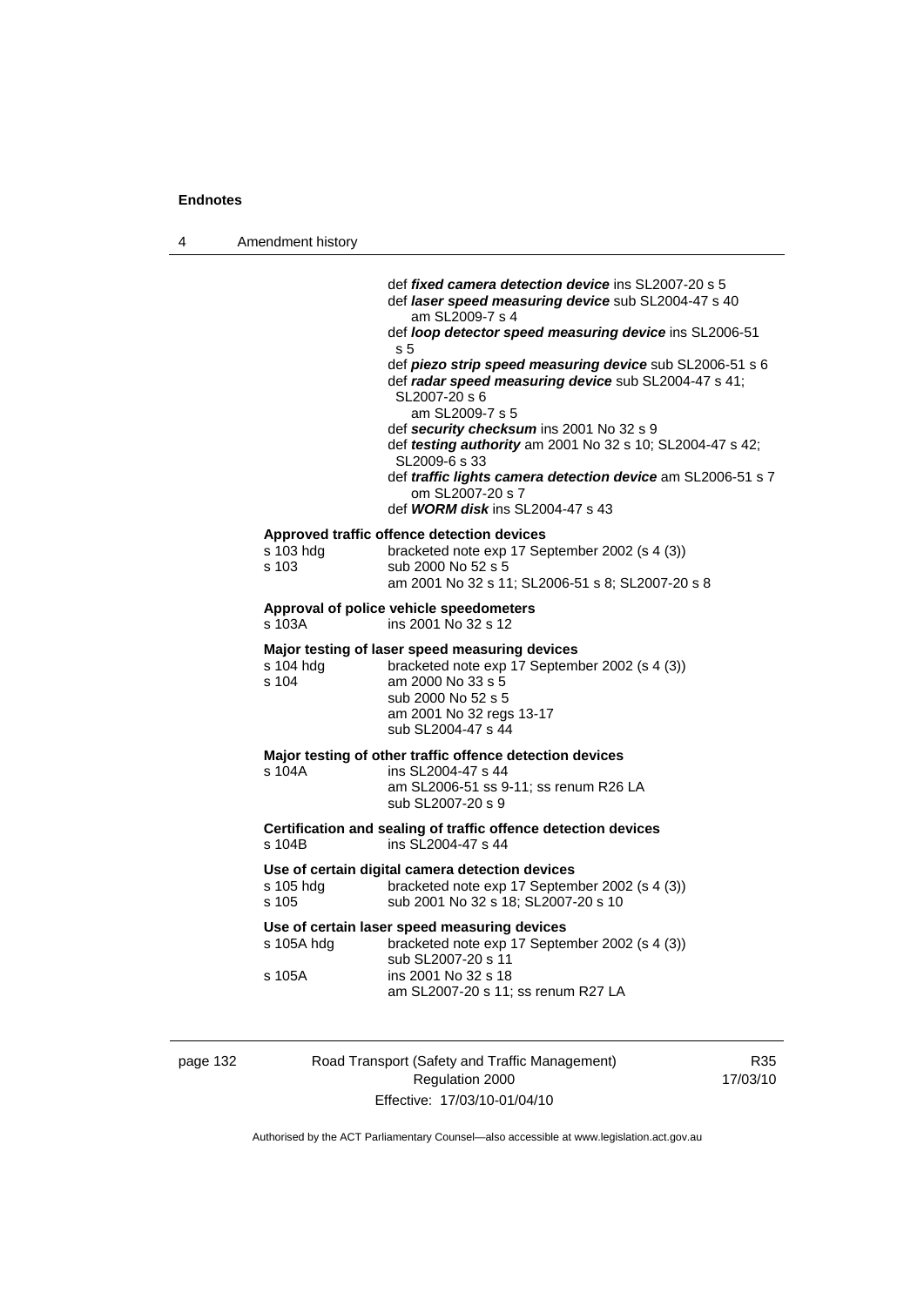def ***fixed camera detection device*** ins SL2007-20 s 5
def ***laser speed measuring device*** sub SL2004-47 s 40
am SL2009-7 s 4
def ***loop detector speed measuring device*** ins SL2006-51 s 5
def ***piezo strip speed measuring device*** sub SL2006-51 s 6
def ***radar speed measuring device*** sub SL2004-47 s 41; SL2007-20 s 6
am SL2009-7 s 5
def ***security checksum*** ins 2001 No 32 s 9
def ***testing authority*** am 2001 No 32 s 10; SL2004-47 s 42; SL2009-6 s 33
def ***traffic lights camera detection device*** am SL2006-51 s 7
om SL2007-20 s 7
def ***WORM disk*** ins SL2004-47 s 43

**Approved traffic offence detection devices**

| | |
|---|---|
| s 103 hdg | bracketed note exp 17 September 2002 (s 4 (3)) |
| s 103 | sub 2000 No 52 s 5<br>am 2001 No 32 s 11; SL2006-51 s 8; SL2007-20 s 8 |

**Approval of police vehicle speedometers**

| | |
|---|---|
| s 103A | ins 2001 No 32 s 12 |

**Major testing of laser speed measuring devices**

| | |
|---|---|
| s 104 hdg | bracketed note exp 17 September 2002 (s 4 (3)) |
| s 104 | am 2000 No 33 s 5<br>sub 2000 No 52 s 5<br>am 2001 No 32 regs 13-17<br>sub SL2004-47 s 44 |

**Major testing of other traffic offence detection devices**

| | |
|---|---|
| s 104A | ins SL2004-47 s 44<br>am SL2006-51 ss 9-11; ss renum R26 LA<br>sub SL2007-20 s 9 |

**Certification and sealing of traffic offence detection devices**

| | |
|---|---|
| s 104B | ins SL2004-47 s 44 |

**Use of certain digital camera detection devices**

| | |
|---|---|
| s 105 hdg | bracketed note exp 17 September 2002 (s 4 (3)) |
| s 105 | sub 2001 No 32 s 18; SL2007-20 s 10 |

**Use of certain laser speed measuring devices**

| | |
|---|---|
| s 105A hdg | bracketed note exp 17 September 2002 (s 4 (3))<br>sub SL2007-20 s 11 |
| s 105A | ins 2001 No 32 s 18<br>am SL2007-20 s 11; ss renum R27 LA |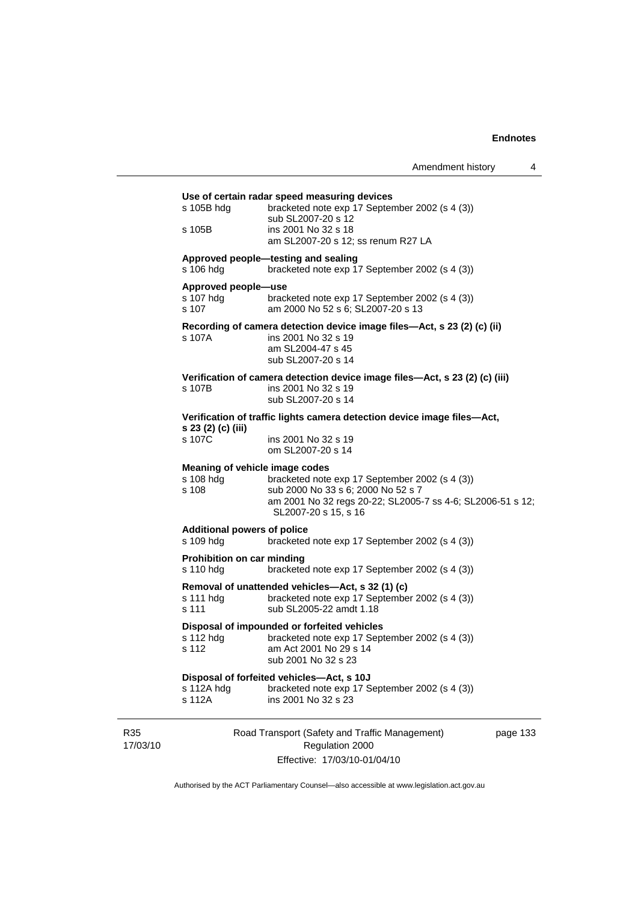**Use of certain radar speed measuring devices**

| | |
|---|---|
| s 105B hdg | bracketed note exp 17 September 2002 (s 4 (3)) sub SL2007-20 s 12 |
| s 105B | ins 2001 No 32 s 18 am SL2007-20 s 12; ss renum R27 LA |

**Approved people—testing and sealing**

| | |
|---|---|
| s 106 hdg | bracketed note exp 17 September 2002 (s 4 (3)) |

**Approved people—use**

| | |
|---|---|
| s 107 hdg | bracketed note exp 17 September 2002 (s 4 (3)) |
| s 107 | am 2000 No 52 s 6; SL2007-20 s 13 |

**Recording of camera detection device image files—Act, s 23 (2) (c) (ii)**

| | |
|---|---|
| s 107A | ins 2001 No 32 s 19 am SL2004-47 s 45 sub SL2007-20 s 14 |

**Verification of camera detection device image files—Act, s 23 (2) (c) (iii)**

| | |
|---|---|
| s 107B | ins 2001 No 32 s 19 sub SL2007-20 s 14 |

**Verification of traffic lights camera detection device image files—Act, s 23 (2) (c) (iii)**

| | |
|---|---|
| s 107C | ins 2001 No 32 s 19 om SL2007-20 s 14 |

**Meaning of vehicle image codes**

| | |
|---|---|
| s 108 hdg | bracketed note exp 17 September 2002 (s 4 (3)) |
| s 108 | sub 2000 No 33 s 6; 2000 No 52 s 7 am 2001 No 32 regs 20-22; SL2005-7 ss 4-6; SL2006-51 s 12; SL2007-20 s 15, s 16 |

**Additional powers of police**

| | |
|---|---|
| s 109 hdg | bracketed note exp 17 September 2002 (s 4 (3)) |

**Prohibition on car minding**

| | |
|---|---|
| s 110 hdg | bracketed note exp 17 September 2002 (s 4 (3)) |

**Removal of unattended vehicles—Act, s 32 (1) (c)**

| | |
|---|---|
| s 111 hdg | bracketed note exp 17 September 2002 (s 4 (3)) |
| s 111 | sub SL2005-22 amdt 1.18 |

**Disposal of impounded or forfeited vehicles**

| | |
|---|---|
| s 112 hdg | bracketed note exp 17 September 2002 (s 4 (3)) |
| s 112 | am Act 2001 No 29 s 14 sub 2001 No 32 s 23 |

**Disposal of forfeited vehicles—Act, s 10J**

| | |
|---|---|
| s 112A hdg | bracketed note exp 17 September 2002 (s 4 (3)) |
| s 112A | ins 2001 No 32 s 23 |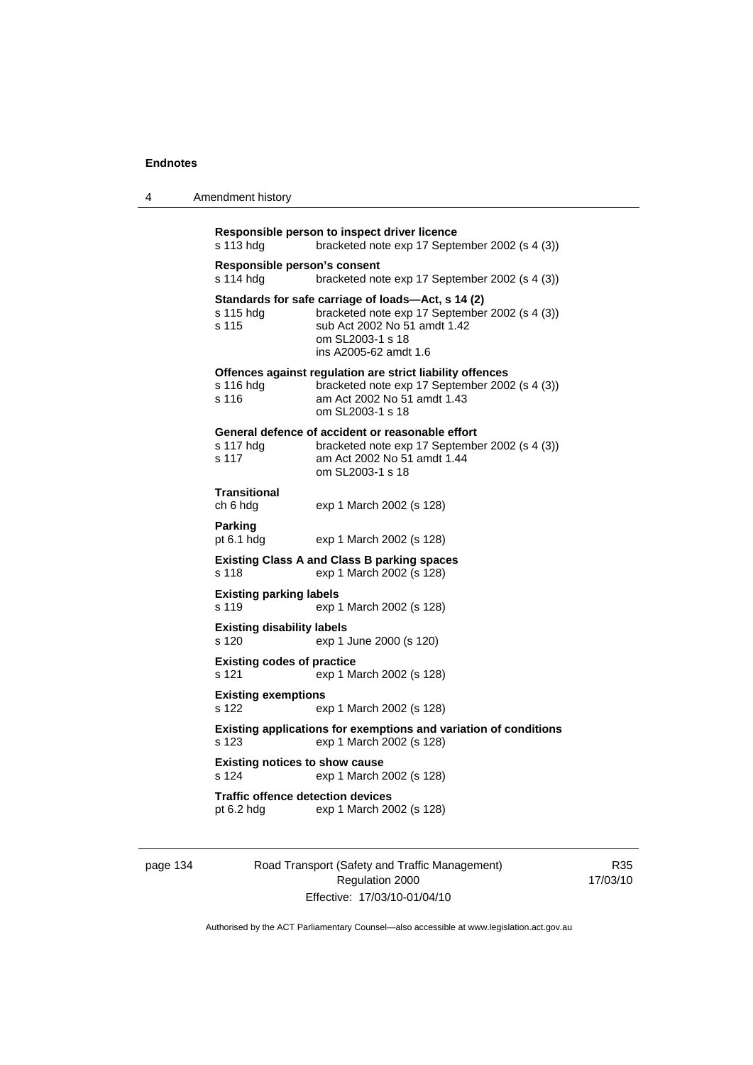**Responsible person to inspect driver licence**
s 113 hdg bracketed note exp 17 September 2002 (s 4 (3))

**Responsible person's consent**
s 114 hdg bracketed note exp 17 September 2002 (s 4 (3))

**Standards for safe carriage of loads—Act, s 14 (2)**
s 115 hdg bracketed note exp 17 September 2002 (s 4 (3))
s 115 sub Act 2002 No 51 amdt 1.42
om SL2003-1 s 18
ins A2005-62 amdt 1.6

**Offences against regulation are strict liability offences**
s 116 hdg bracketed note exp 17 September 2002 (s 4 (3))
s 116 am Act 2002 No 51 amdt 1.43
om SL2003-1 s 18

**General defence of accident or reasonable effort**
s 117 hdg bracketed note exp 17 September 2002 (s 4 (3))
s 117 am Act 2002 No 51 amdt 1.44
om SL2003-1 s 18

**Transitional**
ch 6 hdg exp 1 March 2002 (s 128)

**Parking**
pt 6.1 hdg exp 1 March 2002 (s 128)

**Existing Class A and Class B parking spaces**
s 118 exp 1 March 2002 (s 128)

**Existing parking labels**
s 119 exp 1 March 2002 (s 128)

**Existing disability labels**
s 120 exp 1 June 2000 (s 120)

**Existing codes of practice**
s 121 exp 1 March 2002 (s 128)

**Existing exemptions**
s 122 exp 1 March 2002 (s 128)

**Existing applications for exemptions and variation of conditions**
s 123 exp 1 March 2002 (s 128)

**Existing notices to show cause**
s 124 exp 1 March 2002 (s 128)

**Traffic offence detection devices**
pt 6.2 hdg exp 1 March 2002 (s 128)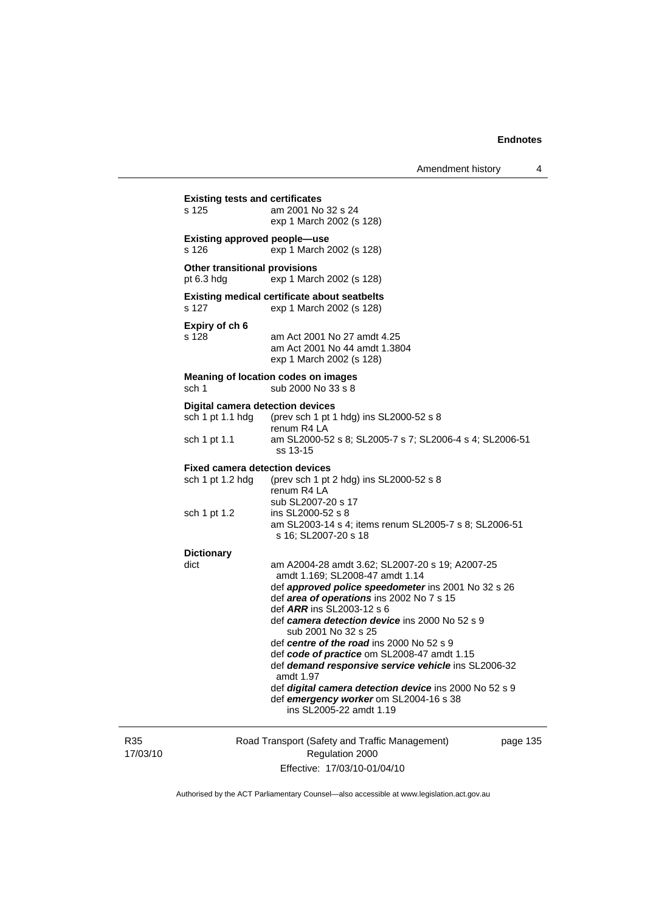**Existing tests and certificates**

| | |
|---|---|
| s 125 | am 2001 No 32 s 24<br>exp 1 March 2002 (s 128) |

**Existing approved people—use**

| | |
|---|---|
| s 126 | exp 1 March 2002 (s 128) |

**Other transitional provisions**

| | |
|---|---|
| pt 6.3 hdg | exp 1 March 2002 (s 128) |

**Existing medical certificate about seatbelts**

| | |
|---|---|
| s 127 | exp 1 March 2002 (s 128) |

**Expiry of ch 6**

| | |
|---|---|
| s 128 | am Act 2001 No 27 amdt 4.25<br>am Act 2001 No 44 amdt 1.3804<br>exp 1 March 2002 (s 128) |

**Meaning of location codes on images**

| | |
|---|---|
| sch 1 | sub 2000 No 33 s 8 |

**Digital camera detection devices**

| | |
|---|---|
| sch 1 pt 1.1 hdg | (prev sch 1 pt 1 hdg) ins SL2000-52 s 8<br>renum R4 LA |
| sch 1 pt 1.1 | am SL2000-52 s 8; SL2005-7 s 7; SL2006-4 s 4; SL2006-51 ss 13-15 |

**Fixed camera detection devices**

| | |
|---|---|
| sch 1 pt 1.2 hdg | (prev sch 1 pt 2 hdg) ins SL2000-52 s 8<br>renum R4 LA<br>sub SL2007-20 s 17 |
| sch 1 pt 1.2 | ins SL2000-52 s 8<br>am SL2003-14 s 4; items renum SL2005-7 s 8; SL2006-51 s 16; SL2007-20 s 18 |

**Dictionary**

| | |
|---|---|
| dict | am A2004-28 amdt 3.62; SL2007-20 s 19; A2007-25 amdt 1.169; SL2008-47 amdt 1.14<br>def ***approved police speedometer*** ins 2001 No 32 s 26<br>def ***area of operations*** ins 2002 No 7 s 15<br>def ***ARR*** ins SL2003-12 s 6<br>def ***camera detection device*** ins 2000 No 52 s 9<br>sub 2001 No 32 s 25<br>def ***centre of the road*** ins 2000 No 52 s 9<br>def ***code of practice*** om SL2008-47 amdt 1.15<br>def ***demand responsive service vehicle*** ins SL2006-32 amdt 1.97<br>def ***digital camera detection device*** ins 2000 No 52 s 9<br>def ***emergency worker*** om SL2004-16 s 38<br>ins SL2005-22 amdt 1.19 |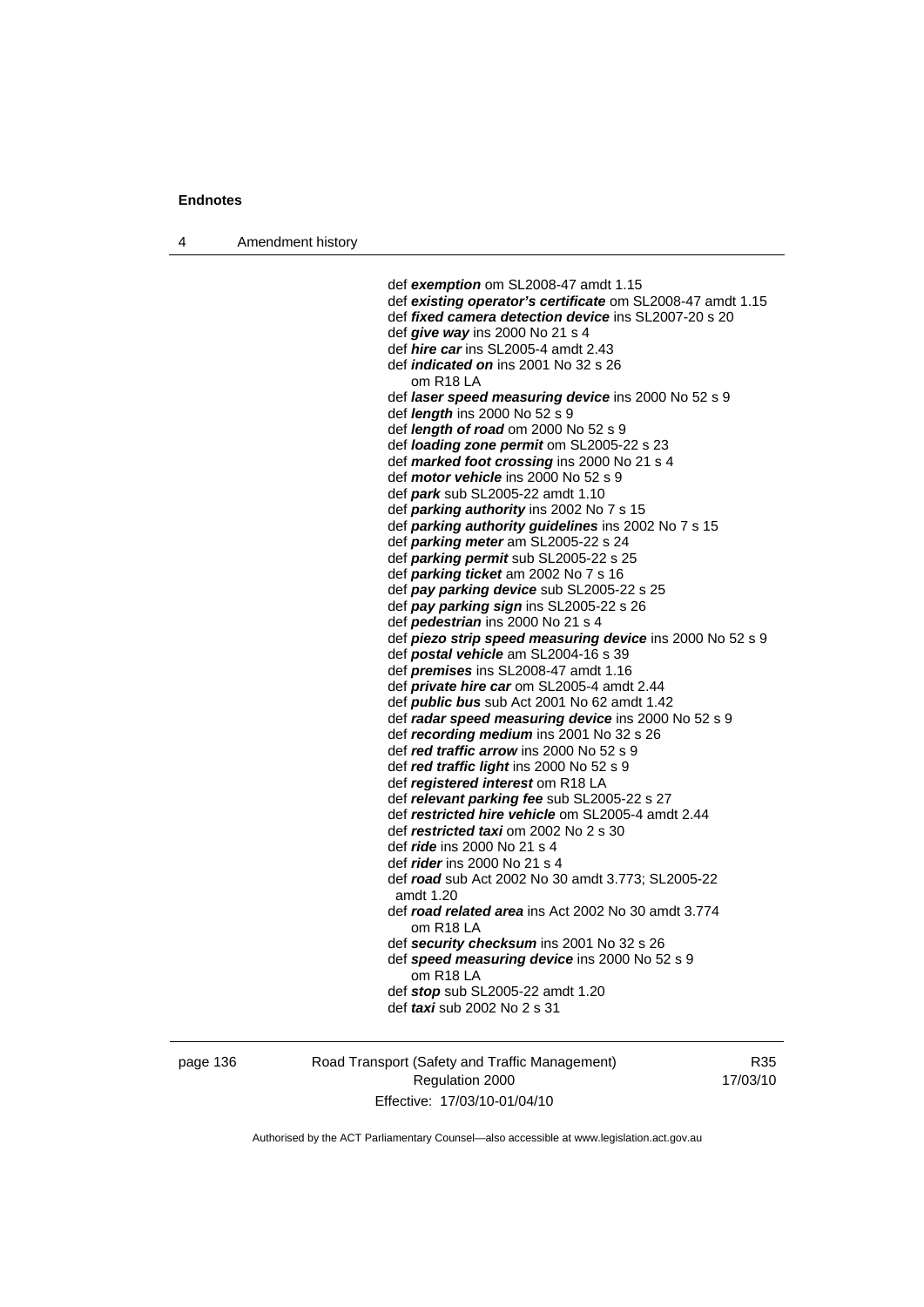def ***exemption*** om SL2008-47 amdt 1.15
def ***existing operator's certificate*** om SL2008-47 amdt 1.15
def ***fixed camera detection device*** ins SL2007-20 s 20
def ***give way*** ins 2000 No 21 s 4
def ***hire car*** ins SL2005-4 amdt 2.43
def ***indicated on*** ins 2001 No 32 s 26
om R18 LA
def ***laser speed measuring device*** ins 2000 No 52 s 9
def ***length*** ins 2000 No 52 s 9
def ***length of road*** om 2000 No 52 s 9
def ***loading zone permit*** om SL2005-22 s 23
def ***marked foot crossing*** ins 2000 No 21 s 4
def ***motor vehicle*** ins 2000 No 52 s 9
def ***park*** sub SL2005-22 amdt 1.10
def ***parking authority*** ins 2002 No 7 s 15
def ***parking authority guidelines*** ins 2002 No 7 s 15
def ***parking meter*** am SL2005-22 s 24
def ***parking permit*** sub SL2005-22 s 25
def ***parking ticket*** am 2002 No 7 s 16
def ***pay parking device*** sub SL2005-22 s 25
def ***pay parking sign*** ins SL2005-22 s 26
def ***pedestrian*** ins 2000 No 21 s 4
def ***piezo strip speed measuring device*** ins 2000 No 52 s 9
def ***postal vehicle*** am SL2004-16 s 39
def ***premises*** ins SL2008-47 amdt 1.16
def ***private hire car*** om SL2005-4 amdt 2.44
def ***public bus*** sub Act 2001 No 62 amdt 1.42
def ***radar speed measuring device*** ins 2000 No 52 s 9
def ***recording medium*** ins 2001 No 32 s 26
def ***red traffic arrow*** ins 2000 No 52 s 9
def ***red traffic light*** ins 2000 No 52 s 9
def ***registered interest*** om R18 LA
def ***relevant parking fee*** sub SL2005-22 s 27
def ***restricted hire vehicle*** om SL2005-4 amdt 2.44
def ***restricted taxi*** om 2002 No 2 s 30
def ***ride*** ins 2000 No 21 s 4
def ***rider*** ins 2000 No 21 s 4
def ***road*** sub Act 2002 No 30 amdt 3.773; SL2005-22 amdt 1.20
def ***road related area*** ins Act 2002 No 30 amdt 3.774
om R18 LA
def ***security checksum*** ins 2001 No 32 s 26
def ***speed measuring device*** ins 2000 No 52 s 9
om R18 LA
def ***stop*** sub SL2005-22 amdt 1.20
def ***taxi*** sub 2002 No 2 s 31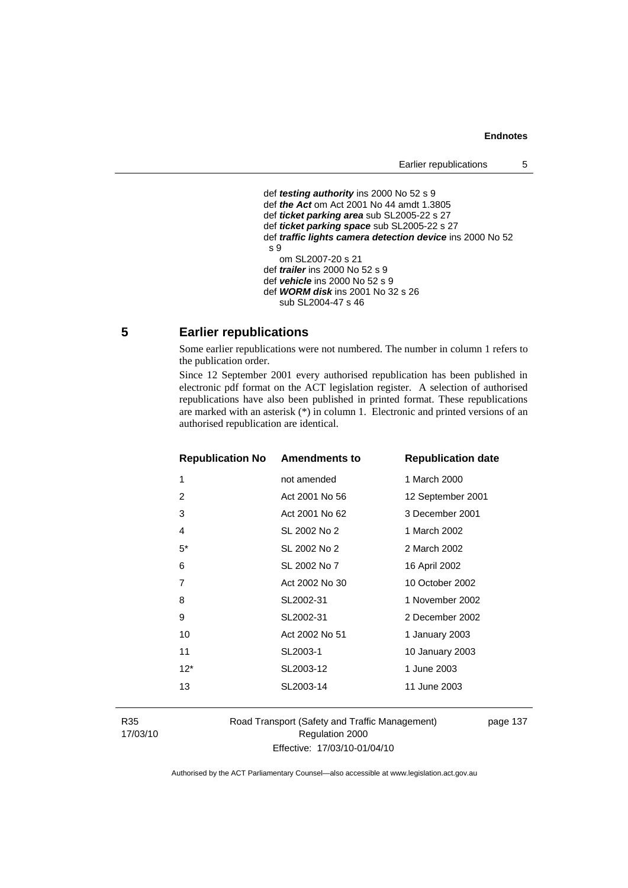def ***testing authority*** ins 2000 No 52 s 9
def ***the Act*** om Act 2001 No 44 amdt 1.3805
def ***ticket parking area*** sub SL2005-22 s 27
def ***ticket parking space*** sub SL2005-22 s 27
def ***traffic lights camera detection device*** ins 2000 No 52 s 9
om SL2007-20 s 21
def ***trailer*** ins 2000 No 52 s 9
def ***vehicle*** ins 2000 No 52 s 9
def ***WORM disk*** ins 2001 No 32 s 26
sub SL2004-47 s 46

## 5 Earlier republications

Some earlier republications were not numbered. The number in column 1 refers to the publication order.

Since 12 September 2001 every authorised republication has been published in electronic pdf format on the ACT legislation register. A selection of authorised republications have also been published in printed format. These republications are marked with an asterisk (*) in column 1. Electronic and printed versions of an authorised republication are identical.

| Republication No | Amendments to | Republication date |
| --- | --- | --- |
| 1 | not amended | 1 March 2000 |
| 2 | Act 2001 No 56 | 12 September 2001 |
| 3 | Act 2001 No 62 | 3 December 2001 |
| 4 | SL 2002 No 2 | 1 March 2002 |
| 5* | SL 2002 No 2 | 2 March 2002 |
| 6 | SL 2002 No 7 | 16 April 2002 |
| 7 | Act 2002 No 30 | 10 October 2002 |
| 8 | SL2002-31 | 1 November 2002 |
| 9 | SL2002-31 | 2 December 2002 |
| 10 | Act 2002 No 51 | 1 January 2003 |
| 11 | SL2003-1 | 10 January 2003 |
| 12* | SL2003-12 | 1 June 2003 |
| 13 | SL2003-14 | 11 June 2003 |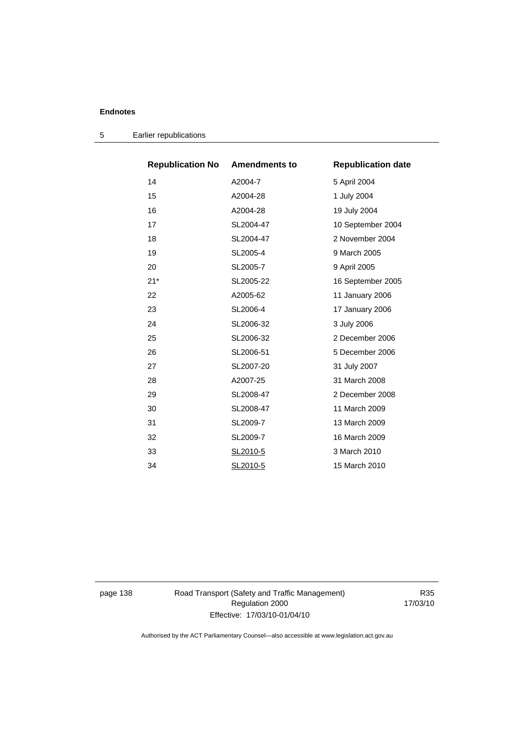## 5 Earlier republications

| Republication No | Amendments to | Republication date |
|---|---|---|
| 14 | A2004-7 | 5 April 2004 |
| 15 | A2004-28 | 1 July 2004 |
| 16 | A2004-28 | 19 July 2004 |
| 17 | SL2004-47 | 10 September 2004 |
| 18 | SL2004-47 | 2 November 2004 |
| 19 | SL2005-4 | 9 March 2005 |
| 20 | SL2005-7 | 9 April 2005 |
| 21* | SL2005-22 | 16 September 2005 |
| 22 | A2005-62 | 11 January 2006 |
| 23 | SL2006-4 | 17 January 2006 |
| 24 | SL2006-32 | 3 July 2006 |
| 25 | SL2006-32 | 2 December 2006 |
| 26 | SL2006-51 | 5 December 2006 |
| 27 | SL2007-20 | 31 July 2007 |
| 28 | A2007-25 | 31 March 2008 |
| 29 | SL2008-47 | 2 December 2008 |
| 30 | SL2008-47 | 11 March 2009 |
| 31 | SL2009-7 | 13 March 2009 |
| 32 | SL2009-7 | 16 March 2009 |
| 33 | SL2010-5 | 3 March 2010 |
| 34 | SL2010-5 | 15 March 2010 |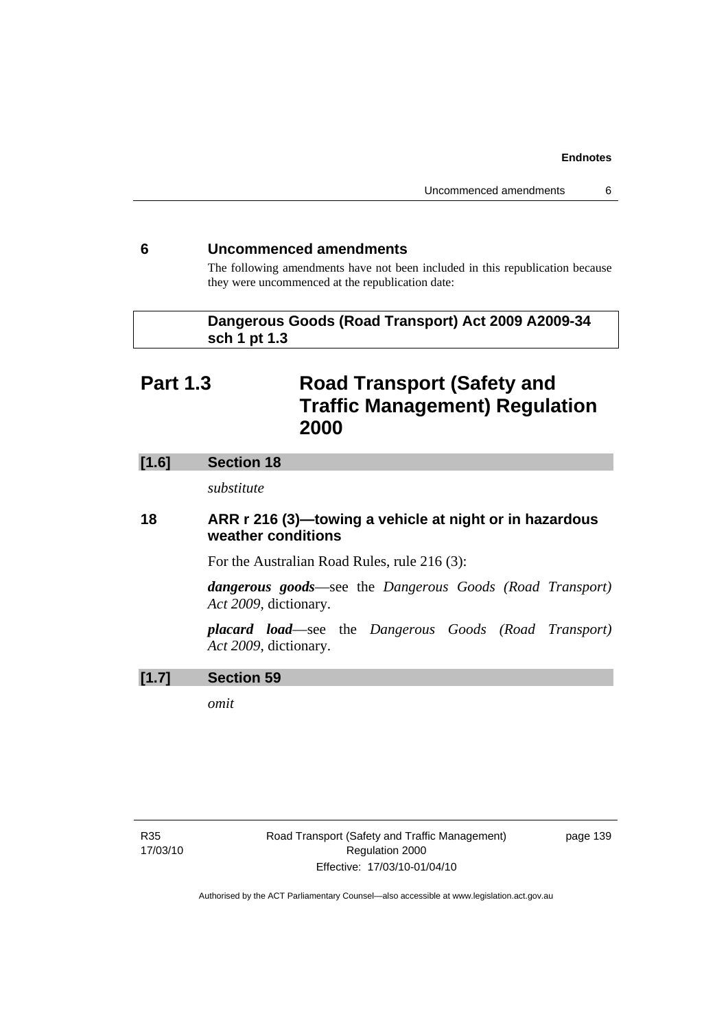## 6 Uncommenced amendments

The following amendments have not been included in this republication because they were uncommenced at the republication date:

**Dangerous Goods (Road Transport) Act 2009 A2009-34 sch 1 pt 1.3**

# Part 1.3 Road Transport (Safety and Traffic Management) Regulation 2000

### [1.6] Section 18

*substitute*

### 18 ARR r 216 (3)—towing a vehicle at night or in hazardous weather conditions

For the Australian Road Rules, rule 216 (3):

***dangerous goods***—see the *Dangerous Goods (Road Transport) Act 2009*, dictionary.

***placard load***—see the *Dangerous Goods (Road Transport) Act 2009*, dictionary.

### [1.7] Section 59

*omit*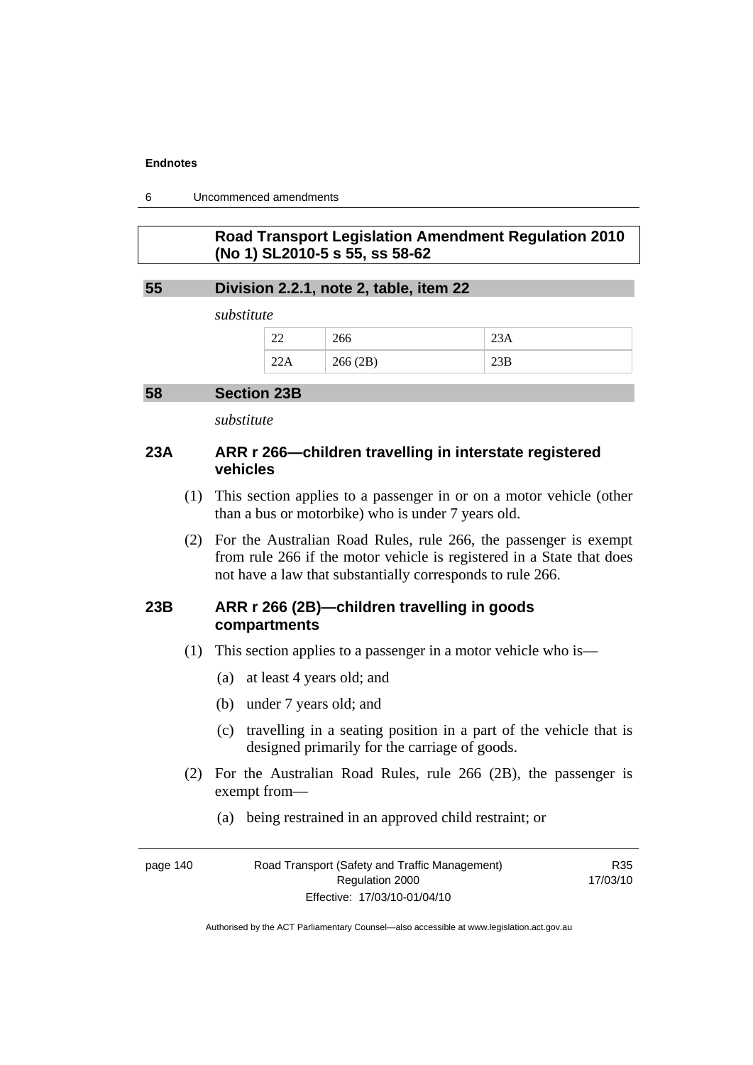**Road Transport Legislation Amendment Regulation 2010 (No 1) SL2010-5 s 55, ss 58-62**

### 55 Division 2.2.1, note 2, table, item 22

*substitute*

| 22 | 266 | 23A |
|---|---|---|
| 22A | 266 (2B) | 23B |

### 58 Section 23B

*substitute*

### 23A ARR r 266—children travelling in interstate registered vehicles

(1) This section applies to a passenger in or on a motor vehicle (other than a bus or motorbike) who is under 7 years old.

(2) For the Australian Road Rules, rule 266, the passenger is exempt from rule 266 if the motor vehicle is registered in a State that does not have a law that substantially corresponds to rule 266.

### 23B ARR r 266 (2B)—children travelling in goods compartments

(1) This section applies to a passenger in a motor vehicle who is—

(a) at least 4 years old; and

(b) under 7 years old; and

(c) travelling in a seating position in a part of the vehicle that is designed primarily for the carriage of goods.

(2) For the Australian Road Rules, rule 266 (2B), the passenger is exempt from—

(a) being restrained in an approved child restraint; or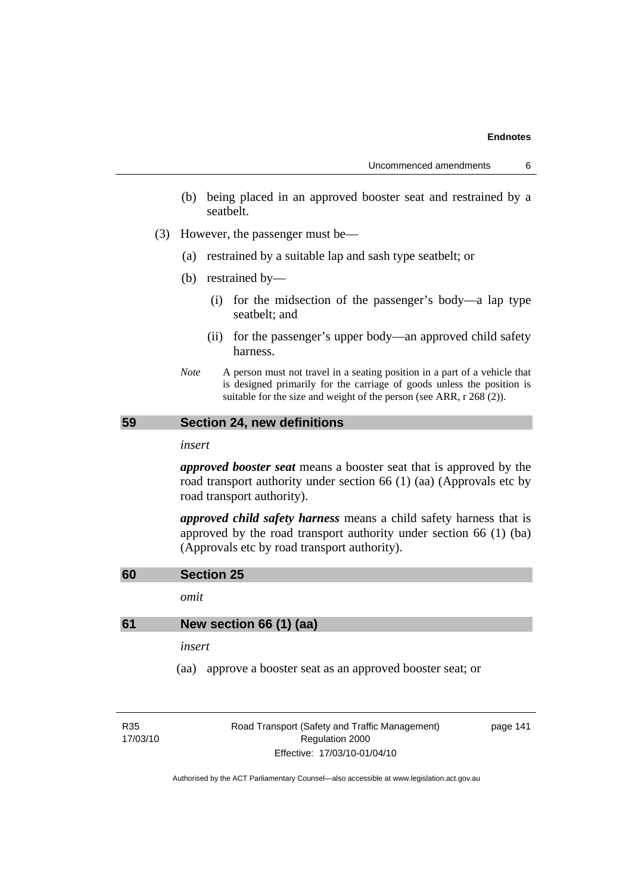(b) being placed in an approved booster seat and restrained by a seatbelt.

(3) However, the passenger must be—

(a) restrained by a suitable lap and sash type seatbelt; or

(b) restrained by—

(i) for the midsection of the passenger's body—a lap type seatbelt; and

(ii) for the passenger's upper body—an approved child safety harness.

*Note* A person must not travel in a seating position in a part of a vehicle that is designed primarily for the carriage of goods unless the position is suitable for the size and weight of the person (see ARR, r 268 (2)).

## 59 Section 24, new definitions

*insert*

***approved booster seat*** means a booster seat that is approved by the road transport authority under section 66 (1) (aa) (Approvals etc by road transport authority).

***approved child safety harness*** means a child safety harness that is approved by the road transport authority under section 66 (1) (ba) (Approvals etc by road transport authority).

## 60 Section 25

*omit*

## 61 New section 66 (1) (aa)

*insert*

(aa) approve a booster seat as an approved booster seat; or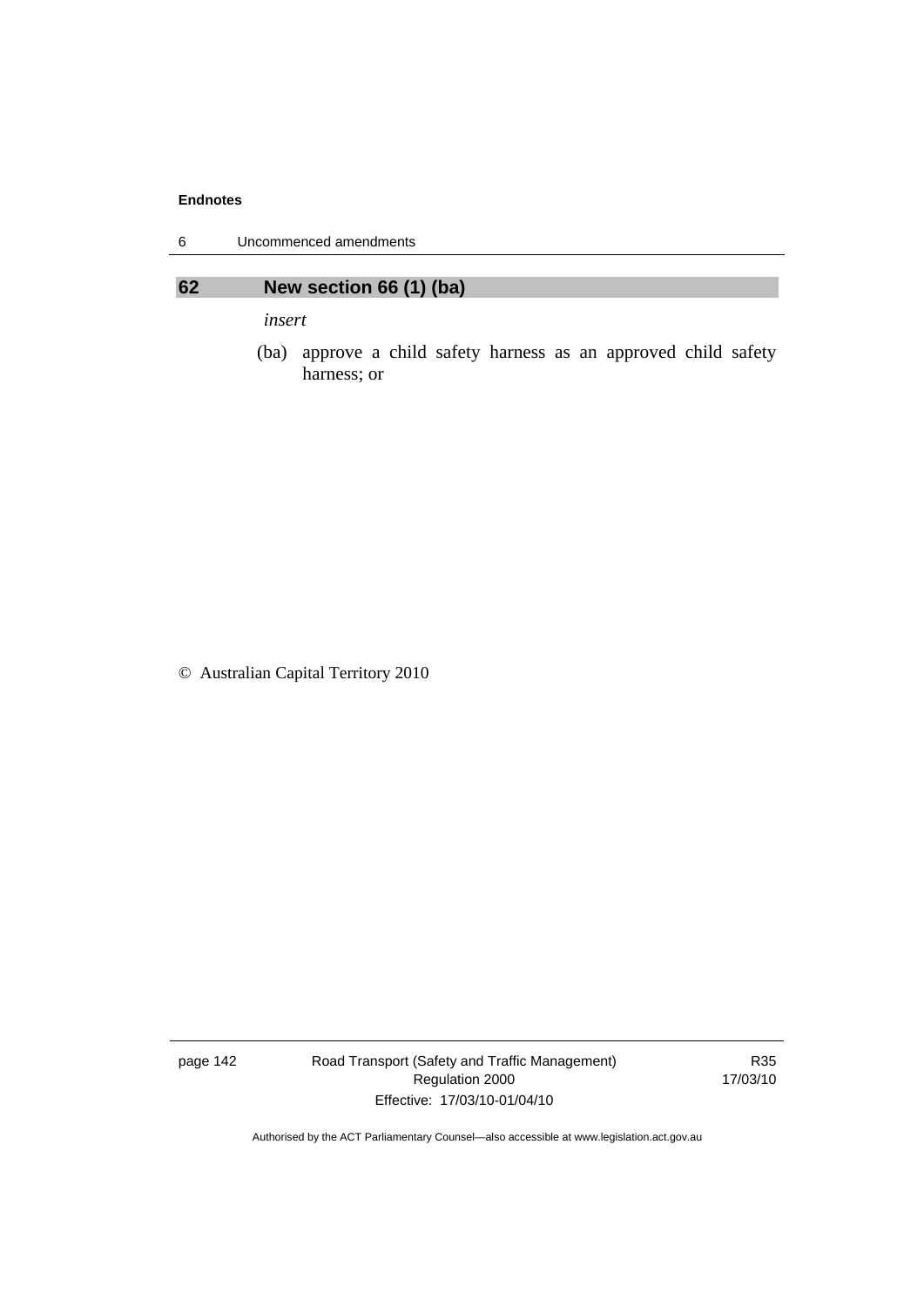## 62 New section 66 (1) (ba)

*insert*

(ba) approve a child safety harness as an approved child safety harness; or

© Australian Capital Territory 2010